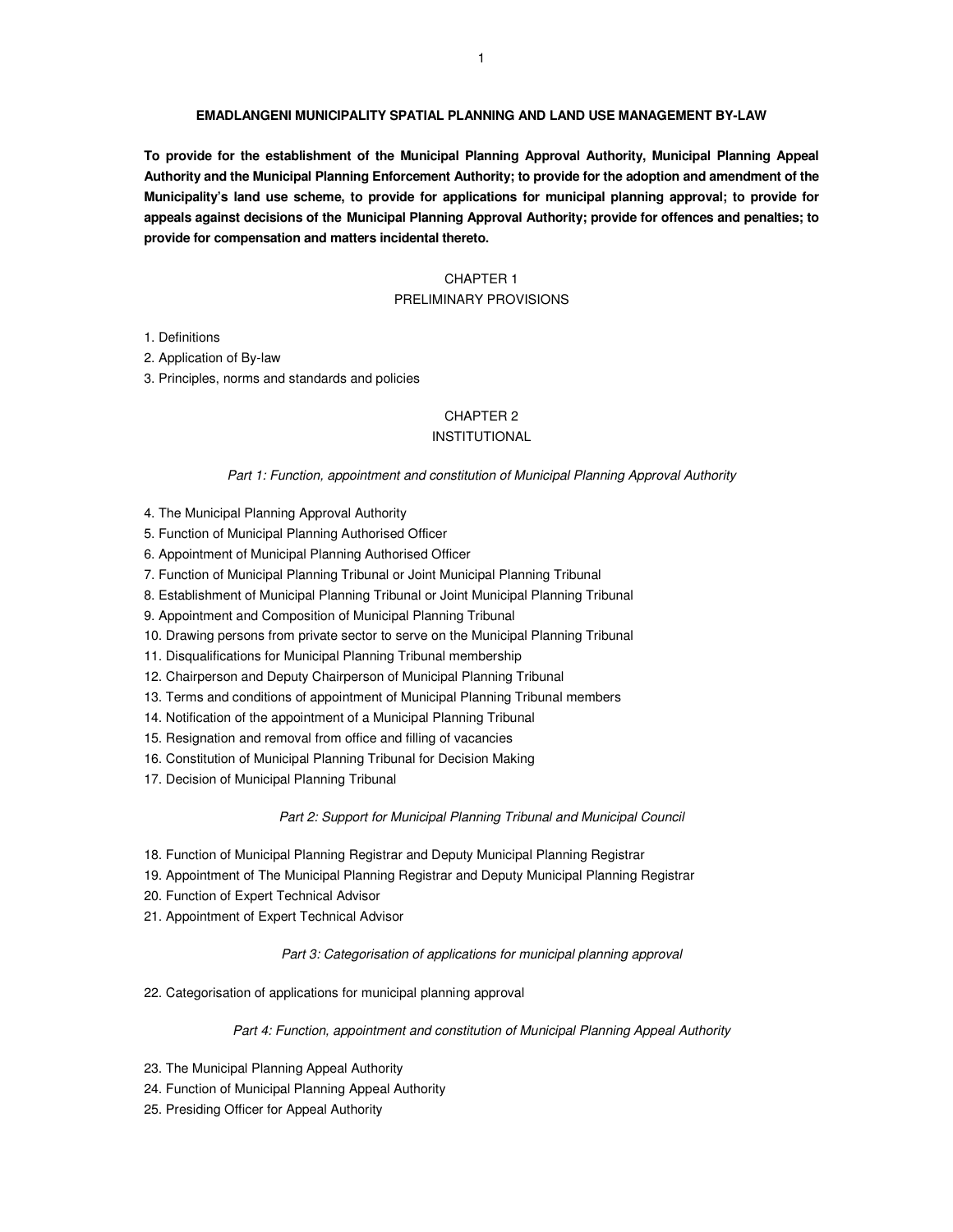# EMADLANGENI MUNICIPALITY SPATIAL PLANNING AND LAND USE MANAGEMENT BY-LAW

**To provide for the establishment of the Municipal Planning Approval Authority, Municipal Planning Appeal Authority and the Municipal Planning Enforcement Authority; to provide for the adoption and amendment of the Municipality's land use scheme, to provide for applications for municipal planning approval; to provide for appeals against decisions of the Municipal Planning Approval Authority; provide for offences and penalties; to provide for compensation and matters incidental thereto.**

## CHAPTER 1
## PRELIMINARY PROVISIONS

1. Definitions
2. Application of By-law
3. Principles, norms and standards and policies

## CHAPTER 2
## INSTITUTIONAL

*Part 1: Function, appointment and constitution of Municipal Planning Approval Authority*

4. The Municipal Planning Approval Authority
5. Function of Municipal Planning Authorised Officer
6. Appointment of Municipal Planning Authorised Officer
7. Function of Municipal Planning Tribunal or Joint Municipal Planning Tribunal
8. Establishment of Municipal Planning Tribunal or Joint Municipal Planning Tribunal
9. Appointment and Composition of Municipal Planning Tribunal
10. Drawing persons from private sector to serve on the Municipal Planning Tribunal
11. Disqualifications for Municipal Planning Tribunal membership
12. Chairperson and Deputy Chairperson of Municipal Planning Tribunal
13. Terms and conditions of appointment of Municipal Planning Tribunal members
14. Notification of the appointment of a Municipal Planning Tribunal
15. Resignation and removal from office and filling of vacancies
16. Constitution of Municipal Planning Tribunal for Decision Making
17. Decision of Municipal Planning Tribunal

*Part 2: Support for Municipal Planning Tribunal and Municipal Council*

18. Function of Municipal Planning Registrar and Deputy Municipal Planning Registrar
19. Appointment of The Municipal Planning Registrar and Deputy Municipal Planning Registrar
20. Function of Expert Technical Advisor
21. Appointment of Expert Technical Advisor

*Part 3: Categorisation of applications for municipal planning approval*

22. Categorisation of applications for municipal planning approval

*Part 4: Function, appointment and constitution of Municipal Planning Appeal Authority*

23. The Municipal Planning Appeal Authority
24. Function of Municipal Planning Appeal Authority
25. Presiding Officer for Appeal Authority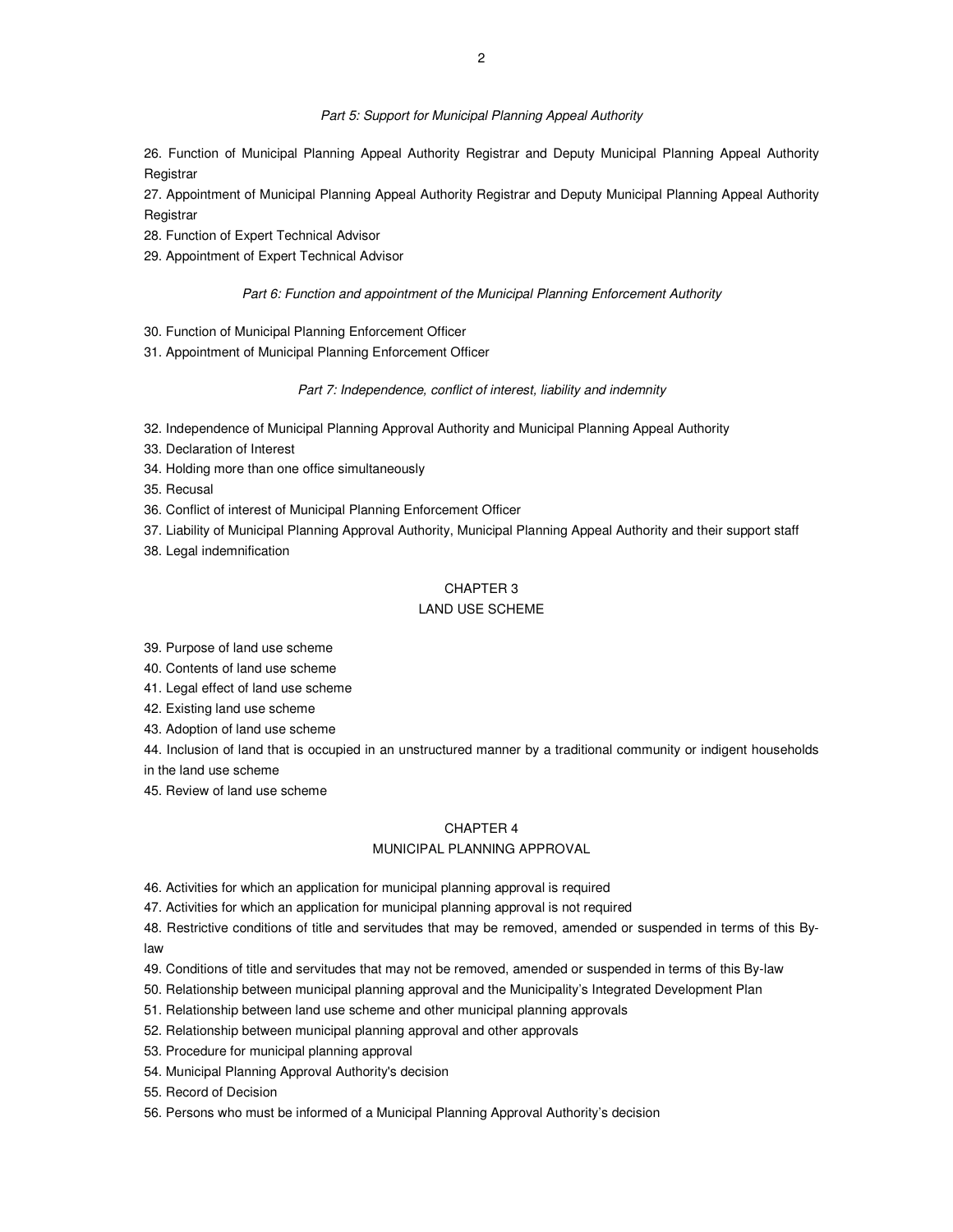*Part 5: Support for Municipal Planning Appeal Authority*

26. Function of Municipal Planning Appeal Authority Registrar and Deputy Municipal Planning Appeal Authority Registrar

27. Appointment of Municipal Planning Appeal Authority Registrar and Deputy Municipal Planning Appeal Authority Registrar

28. Function of Expert Technical Advisor

29. Appointment of Expert Technical Advisor

*Part 6: Function and appointment of the Municipal Planning Enforcement Authority*

30. Function of Municipal Planning Enforcement Officer

31. Appointment of Municipal Planning Enforcement Officer

*Part 7: Independence, conflict of interest, liability and indemnity*

32. Independence of Municipal Planning Approval Authority and Municipal Planning Appeal Authority

33. Declaration of Interest

34. Holding more than one office simultaneously

35. Recusal

36. Conflict of interest of Municipal Planning Enforcement Officer

37. Liability of Municipal Planning Approval Authority, Municipal Planning Appeal Authority and their support staff

38. Legal indemnification

## CHAPTER 3
## LAND USE SCHEME

39. Purpose of land use scheme

40. Contents of land use scheme

41. Legal effect of land use scheme

42. Existing land use scheme

43. Adoption of land use scheme

44. Inclusion of land that is occupied in an unstructured manner by a traditional community or indigent households in the land use scheme

45. Review of land use scheme

## CHAPTER 4
## MUNICIPAL PLANNING APPROVAL

46. Activities for which an application for municipal planning approval is required

47. Activities for which an application for municipal planning approval is not required

48. Restrictive conditions of title and servitudes that may be removed, amended or suspended in terms of this By-law

49. Conditions of title and servitudes that may not be removed, amended or suspended in terms of this By-law

50. Relationship between municipal planning approval and the Municipality's Integrated Development Plan

51. Relationship between land use scheme and other municipal planning approvals

52. Relationship between municipal planning approval and other approvals

53. Procedure for municipal planning approval

54. Municipal Planning Approval Authority's decision

55. Record of Decision

56. Persons who must be informed of a Municipal Planning Approval Authority's decision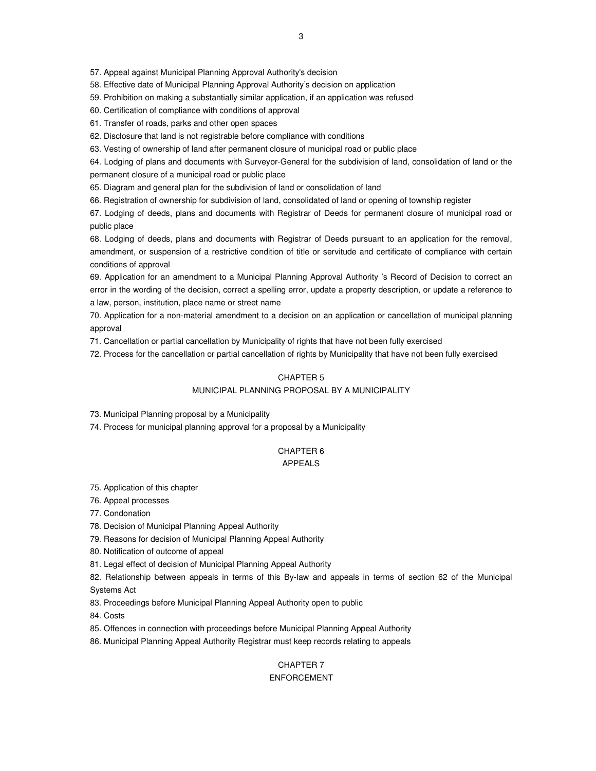57. Appeal against Municipal Planning Approval Authority's decision

58. Effective date of Municipal Planning Approval Authority's decision on application

59. Prohibition on making a substantially similar application, if an application was refused

60. Certification of compliance with conditions of approval

61. Transfer of roads, parks and other open spaces

62. Disclosure that land is not registrable before compliance with conditions

63. Vesting of ownership of land after permanent closure of municipal road or public place

64. Lodging of plans and documents with Surveyor-General for the subdivision of land, consolidation of land or the permanent closure of a municipal road or public place

65. Diagram and general plan for the subdivision of land or consolidation of land

66. Registration of ownership for subdivision of land, consolidated of land or opening of township register

67. Lodging of deeds, plans and documents with Registrar of Deeds for permanent closure of municipal road or public place

68. Lodging of deeds, plans and documents with Registrar of Deeds pursuant to an application for the removal, amendment, or suspension of a restrictive condition of title or servitude and certificate of compliance with certain conditions of approval

69. Application for an amendment to a Municipal Planning Approval Authority 's Record of Decision to correct an error in the wording of the decision, correct a spelling error, update a property description, or update a reference to a law, person, institution, place name or street name

70. Application for a non-material amendment to a decision on an application or cancellation of municipal planning approval

71. Cancellation or partial cancellation by Municipality of rights that have not been fully exercised

72. Process for the cancellation or partial cancellation of rights by Municipality that have not been fully exercised

## CHAPTER 5
## MUNICIPAL PLANNING PROPOSAL BY A MUNICIPALITY

73. Municipal Planning proposal by a Municipality

74. Process for municipal planning approval for a proposal by a Municipality

## CHAPTER 6
## APPEALS

75. Application of this chapter

76. Appeal processes

77. Condonation

78. Decision of Municipal Planning Appeal Authority

79. Reasons for decision of Municipal Planning Appeal Authority

80. Notification of outcome of appeal

81. Legal effect of decision of Municipal Planning Appeal Authority

82. Relationship between appeals in terms of this By-law and appeals in terms of section 62 of the Municipal Systems Act

83. Proceedings before Municipal Planning Appeal Authority open to public

84. Costs

85. Offences in connection with proceedings before Municipal Planning Appeal Authority

86. Municipal Planning Appeal Authority Registrar must keep records relating to appeals

## CHAPTER 7
## ENFORCEMENT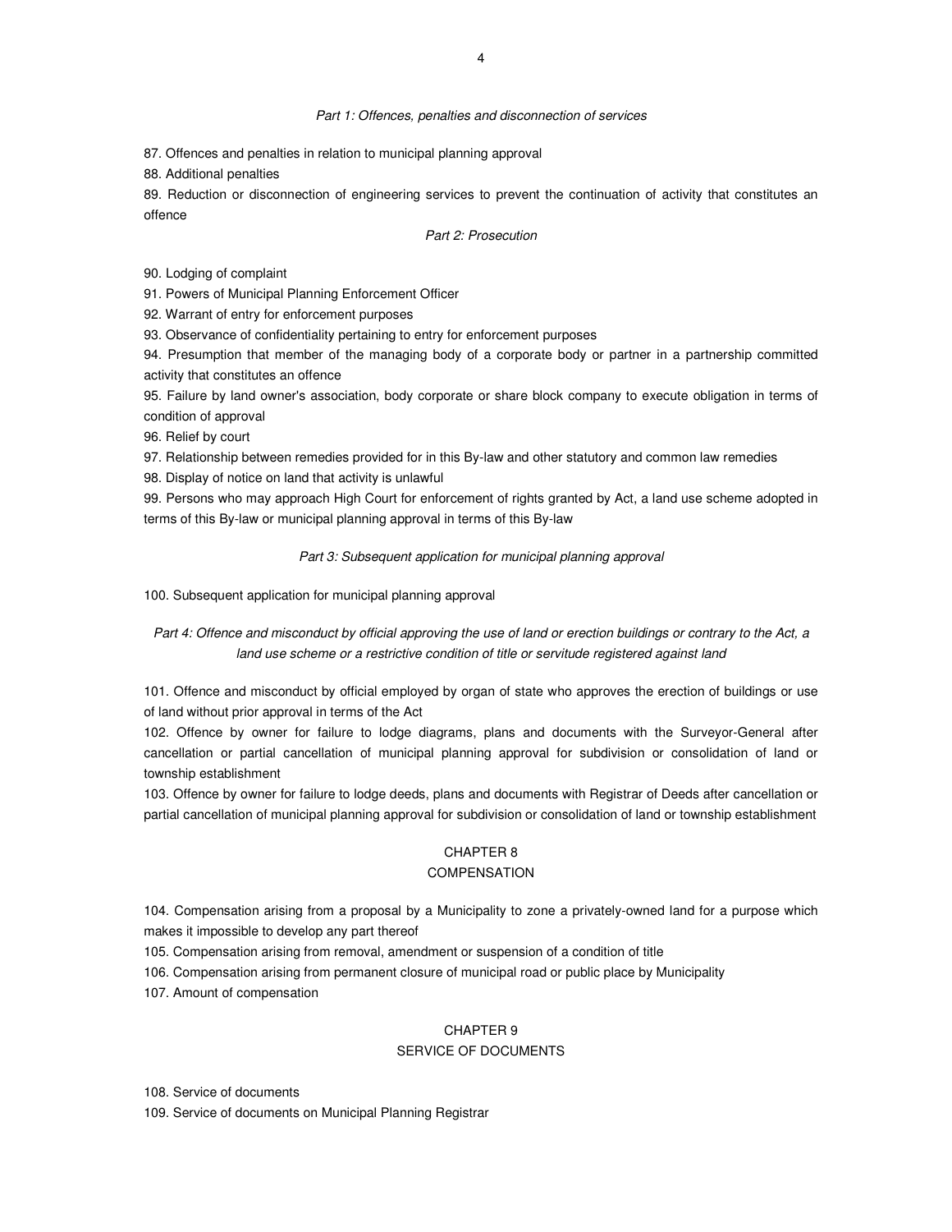*Part 1: Offences, penalties and disconnection of services*

87. Offences and penalties in relation to municipal planning approval

88. Additional penalties

89. Reduction or disconnection of engineering services to prevent the continuation of activity that constitutes an offence

*Part 2: Prosecution*

90. Lodging of complaint

91. Powers of Municipal Planning Enforcement Officer

92. Warrant of entry for enforcement purposes

93. Observance of confidentiality pertaining to entry for enforcement purposes

94. Presumption that member of the managing body of a corporate body or partner in a partnership committed activity that constitutes an offence

95. Failure by land owner's association, body corporate or share block company to execute obligation in terms of condition of approval

96. Relief by court

97. Relationship between remedies provided for in this By-law and other statutory and common law remedies

98. Display of notice on land that activity is unlawful

99. Persons who may approach High Court for enforcement of rights granted by Act, a land use scheme adopted in terms of this By-law or municipal planning approval in terms of this By-law

*Part 3: Subsequent application for municipal planning approval*

100. Subsequent application for municipal planning approval

*Part 4: Offence and misconduct by official approving the use of land or erection buildings or contrary to the Act, a land use scheme or a restrictive condition of title or servitude registered against land*

101. Offence and misconduct by official employed by organ of state who approves the erection of buildings or use of land without prior approval in terms of the Act

102. Offence by owner for failure to lodge diagrams, plans and documents with the Surveyor-General after cancellation or partial cancellation of municipal planning approval for subdivision or consolidation of land or township establishment

103. Offence by owner for failure to lodge deeds, plans and documents with Registrar of Deeds after cancellation or partial cancellation of municipal planning approval for subdivision or consolidation of land or township establishment

## CHAPTER 8
## COMPENSATION

104. Compensation arising from a proposal by a Municipality to zone a privately-owned land for a purpose which makes it impossible to develop any part thereof

105. Compensation arising from removal, amendment or suspension of a condition of title

106. Compensation arising from permanent closure of municipal road or public place by Municipality

107. Amount of compensation

## CHAPTER 9
## SERVICE OF DOCUMENTS

108. Service of documents

109. Service of documents on Municipal Planning Registrar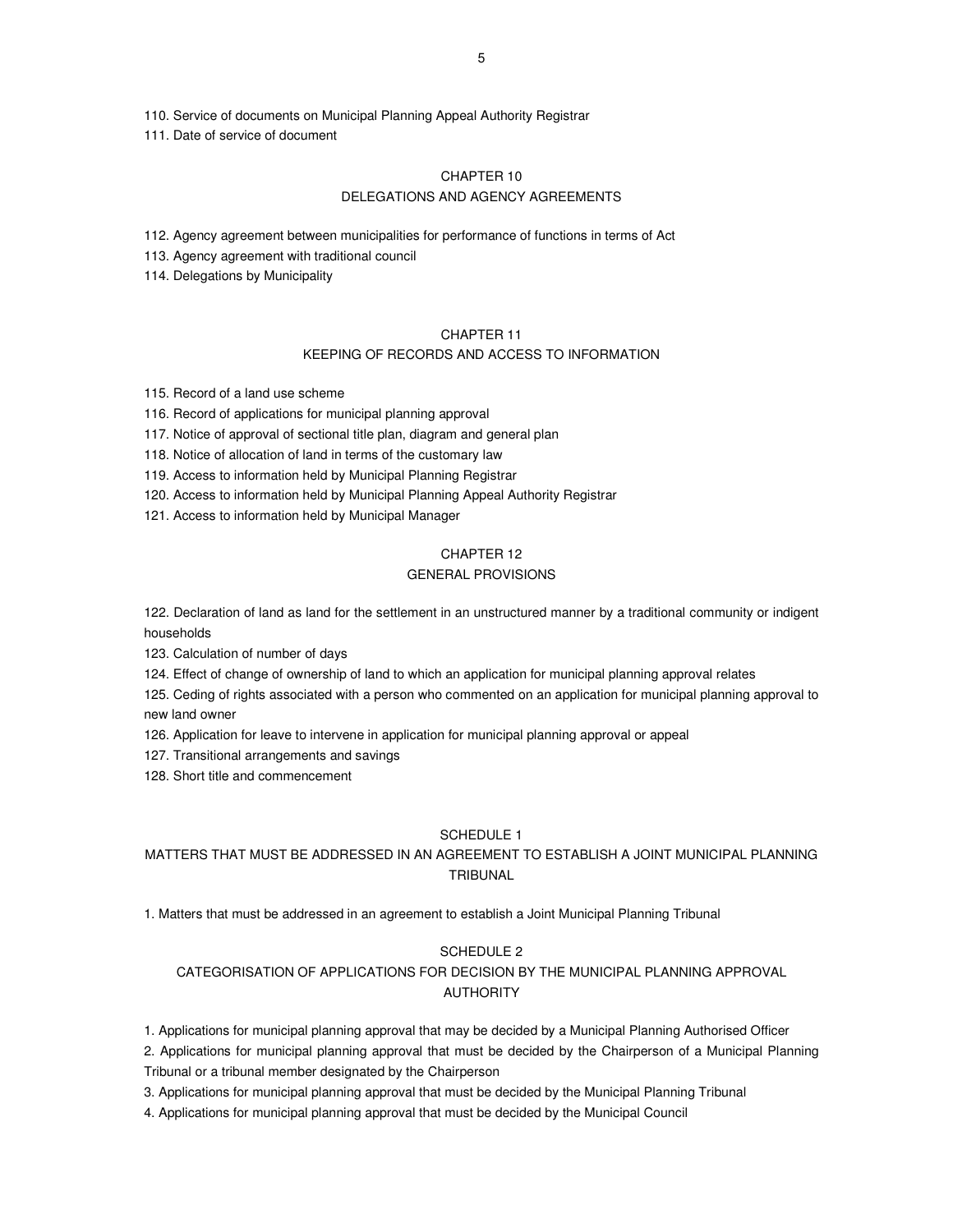110. Service of documents on Municipal Planning Appeal Authority Registrar

111. Date of service of document

## CHAPTER 10
## DELEGATIONS AND AGENCY AGREEMENTS

112. Agency agreement between municipalities for performance of functions in terms of Act

113. Agency agreement with traditional council

114. Delegations by Municipality

## CHAPTER 11
## KEEPING OF RECORDS AND ACCESS TO INFORMATION

115. Record of a land use scheme

116. Record of applications for municipal planning approval

117. Notice of approval of sectional title plan, diagram and general plan

118. Notice of allocation of land in terms of the customary law

119. Access to information held by Municipal Planning Registrar

120. Access to information held by Municipal Planning Appeal Authority Registrar

121. Access to information held by Municipal Manager

## CHAPTER 12
## GENERAL PROVISIONS

122. Declaration of land as land for the settlement in an unstructured manner by a traditional community or indigent households

123. Calculation of number of days

124. Effect of change of ownership of land to which an application for municipal planning approval relates

125. Ceding of rights associated with a person who commented on an application for municipal planning approval to new land owner

126. Application for leave to intervene in application for municipal planning approval or appeal

127. Transitional arrangements and savings

128. Short title and commencement

## SCHEDULE 1
## MATTERS THAT MUST BE ADDRESSED IN AN AGREEMENT TO ESTABLISH A JOINT MUNICIPAL PLANNING TRIBUNAL

1. Matters that must be addressed in an agreement to establish a Joint Municipal Planning Tribunal

## SCHEDULE 2
## CATEGORISATION OF APPLICATIONS FOR DECISION BY THE MUNICIPAL PLANNING APPROVAL AUTHORITY

1. Applications for municipal planning approval that may be decided by a Municipal Planning Authorised Officer
2. Applications for municipal planning approval that must be decided by the Chairperson of a Municipal Planning Tribunal or a tribunal member designated by the Chairperson
3. Applications for municipal planning approval that must be decided by the Municipal Planning Tribunal
4. Applications for municipal planning approval that must be decided by the Municipal Council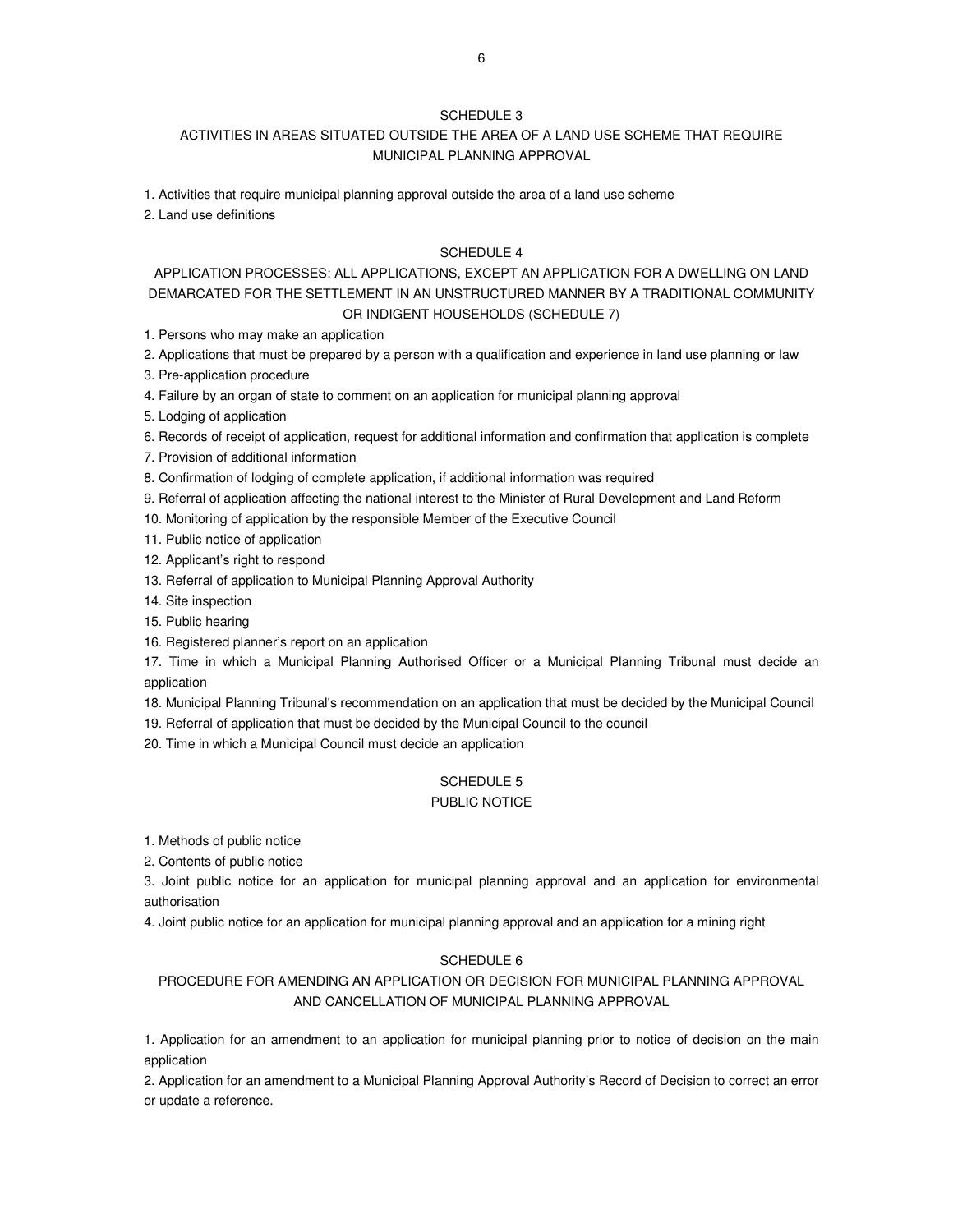## SCHEDULE 3

## ACTIVITIES IN AREAS SITUATED OUTSIDE THE AREA OF A LAND USE SCHEME THAT REQUIRE MUNICIPAL PLANNING APPROVAL

1. Activities that require municipal planning approval outside the area of a land use scheme
2. Land use definitions

## SCHEDULE 4

## APPLICATION PROCESSES: ALL APPLICATIONS, EXCEPT AN APPLICATION FOR A DWELLING ON LAND DEMARCATED FOR THE SETTLEMENT IN AN UNSTRUCTURED MANNER BY A TRADITIONAL COMMUNITY OR INDIGENT HOUSEHOLDS (SCHEDULE 7)

1. Persons who may make an application
2. Applications that must be prepared by a person with a qualification and experience in land use planning or law
3. Pre-application procedure
4. Failure by an organ of state to comment on an application for municipal planning approval
5. Lodging of application
6. Records of receipt of application, request for additional information and confirmation that application is complete
7. Provision of additional information
8. Confirmation of lodging of complete application, if additional information was required
9. Referral of application affecting the national interest to the Minister of Rural Development and Land Reform
10. Monitoring of application by the responsible Member of the Executive Council
11. Public notice of application
12. Applicant's right to respond
13. Referral of application to Municipal Planning Approval Authority
14. Site inspection
15. Public hearing
16. Registered planner's report on an application
17. Time in which a Municipal Planning Authorised Officer or a Municipal Planning Tribunal must decide an application
18. Municipal Planning Tribunal's recommendation on an application that must be decided by the Municipal Council
19. Referral of application that must be decided by the Municipal Council to the council
20. Time in which a Municipal Council must decide an application

## SCHEDULE 5

## PUBLIC NOTICE

1. Methods of public notice
2. Contents of public notice
3. Joint public notice for an application for municipal planning approval and an application for environmental authorisation
4. Joint public notice for an application for municipal planning approval and an application for a mining right

## SCHEDULE 6

## PROCEDURE FOR AMENDING AN APPLICATION OR DECISION FOR MUNICIPAL PLANNING APPROVAL AND CANCELLATION OF MUNICIPAL PLANNING APPROVAL

1. Application for an amendment to an application for municipal planning prior to notice of decision on the main application
2. Application for an amendment to a Municipal Planning Approval Authority's Record of Decision to correct an error or update a reference.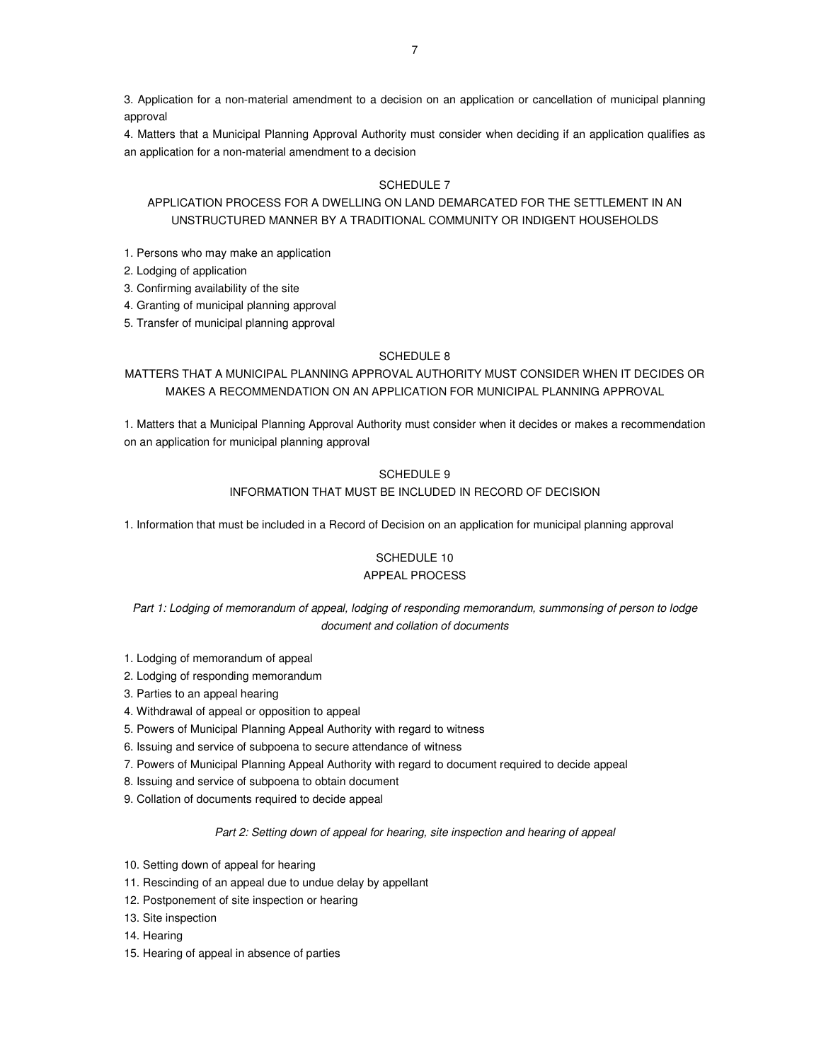3. Application for a non-material amendment to a decision on an application or cancellation of municipal planning approval

4. Matters that a Municipal Planning Approval Authority must consider when deciding if an application qualifies as an application for a non-material amendment to a decision

## SCHEDULE 7

## APPLICATION PROCESS FOR A DWELLING ON LAND DEMARCATED FOR THE SETTLEMENT IN AN UNSTRUCTURED MANNER BY A TRADITIONAL COMMUNITY OR INDIGENT HOUSEHOLDS

1. Persons who may make an application
2. Lodging of application
3. Confirming availability of the site
4. Granting of municipal planning approval
5. Transfer of municipal planning approval

## SCHEDULE 8

## MATTERS THAT A MUNICIPAL PLANNING APPROVAL AUTHORITY MUST CONSIDER WHEN IT DECIDES OR MAKES A RECOMMENDATION ON AN APPLICATION FOR MUNICIPAL PLANNING APPROVAL

1. Matters that a Municipal Planning Approval Authority must consider when it decides or makes a recommendation on an application for municipal planning approval

## SCHEDULE 9

## INFORMATION THAT MUST BE INCLUDED IN RECORD OF DECISION

1. Information that must be included in a Record of Decision on an application for municipal planning approval

## SCHEDULE 10

## APPEAL PROCESS

*Part 1: Lodging of memorandum of appeal, lodging of responding memorandum, summonsing of person to lodge document and collation of documents*

1. Lodging of memorandum of appeal
2. Lodging of responding memorandum
3. Parties to an appeal hearing
4. Withdrawal of appeal or opposition to appeal
5. Powers of Municipal Planning Appeal Authority with regard to witness
6. Issuing and service of subpoena to secure attendance of witness
7. Powers of Municipal Planning Appeal Authority with regard to document required to decide appeal
8. Issuing and service of subpoena to obtain document
9. Collation of documents required to decide appeal

*Part 2: Setting down of appeal for hearing, site inspection and hearing of appeal*

10. Setting down of appeal for hearing
11. Rescinding of an appeal due to undue delay by appellant
12. Postponement of site inspection or hearing
13. Site inspection
14. Hearing
15. Hearing of appeal in absence of parties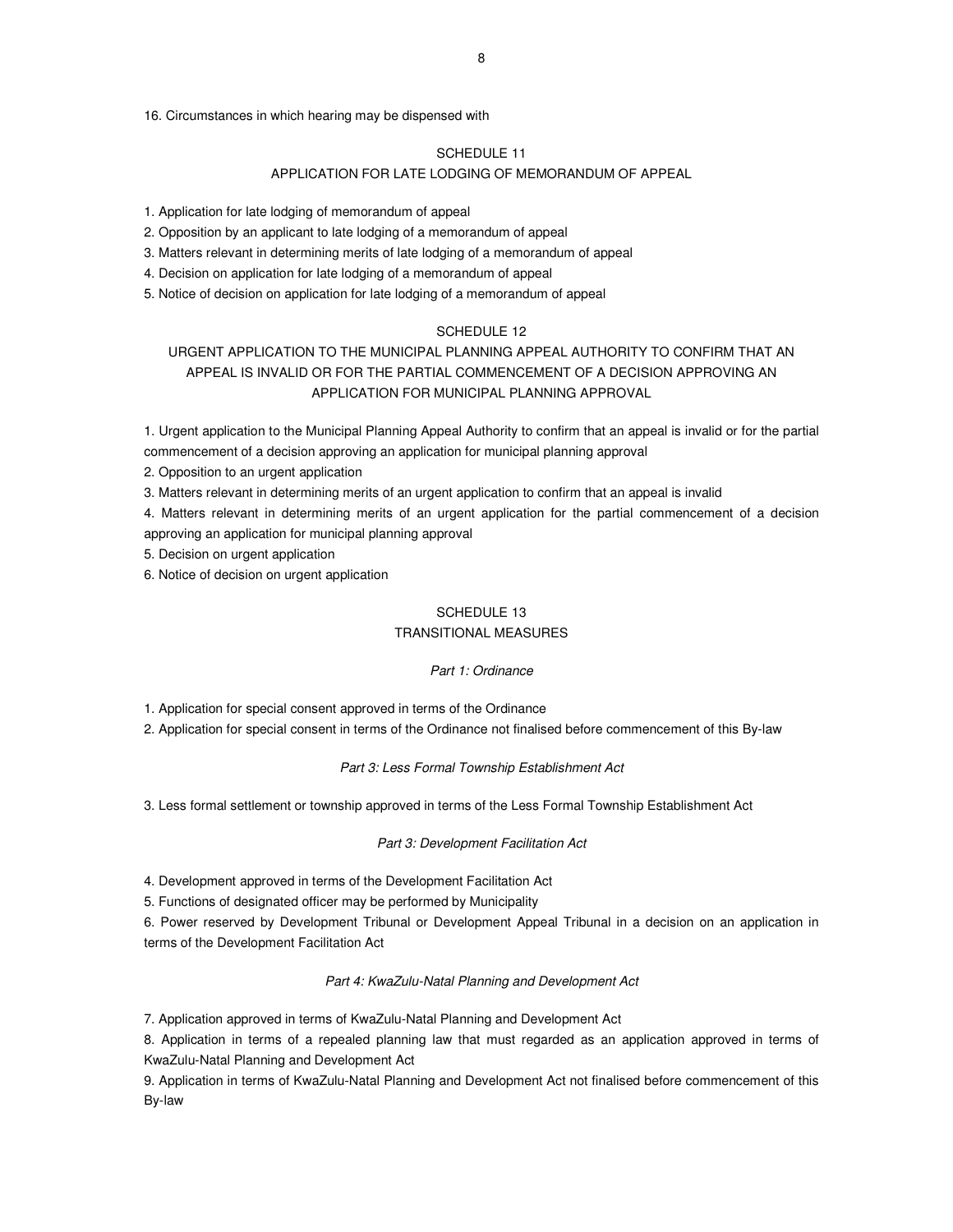16. Circumstances in which hearing may be dispensed with

## SCHEDULE 11
## APPLICATION FOR LATE LODGING OF MEMORANDUM OF APPEAL

1. Application for late lodging of memorandum of appeal
2. Opposition by an applicant to late lodging of a memorandum of appeal
3. Matters relevant in determining merits of late lodging of a memorandum of appeal
4. Decision on application for late lodging of a memorandum of appeal
5. Notice of decision on application for late lodging of a memorandum of appeal

## SCHEDULE 12
## URGENT APPLICATION TO THE MUNICIPAL PLANNING APPEAL AUTHORITY TO CONFIRM THAT AN APPEAL IS INVALID OR FOR THE PARTIAL COMMENCEMENT OF A DECISION APPROVING AN APPLICATION FOR MUNICIPAL PLANNING APPROVAL

1. Urgent application to the Municipal Planning Appeal Authority to confirm that an appeal is invalid or for the partial commencement of a decision approving an application for municipal planning approval
2. Opposition to an urgent application
3. Matters relevant in determining merits of an urgent application to confirm that an appeal is invalid
4. Matters relevant in determining merits of an urgent application for the partial commencement of a decision approving an application for municipal planning approval
5. Decision on urgent application
6. Notice of decision on urgent application

## SCHEDULE 13
## TRANSITIONAL MEASURES

*Part 1: Ordinance*

1. Application for special consent approved in terms of the Ordinance
2. Application for special consent in terms of the Ordinance not finalised before commencement of this By-law

*Part 3: Less Formal Township Establishment Act*

3. Less formal settlement or township approved in terms of the Less Formal Township Establishment Act

*Part 3: Development Facilitation Act*

4. Development approved in terms of the Development Facilitation Act
5. Functions of designated officer may be performed by Municipality
6. Power reserved by Development Tribunal or Development Appeal Tribunal in a decision on an application in terms of the Development Facilitation Act

*Part 4: KwaZulu-Natal Planning and Development Act*

7. Application approved in terms of KwaZulu-Natal Planning and Development Act
8. Application in terms of a repealed planning law that must regarded as an application approved in terms of KwaZulu-Natal Planning and Development Act
9. Application in terms of KwaZulu-Natal Planning and Development Act not finalised before commencement of this By-law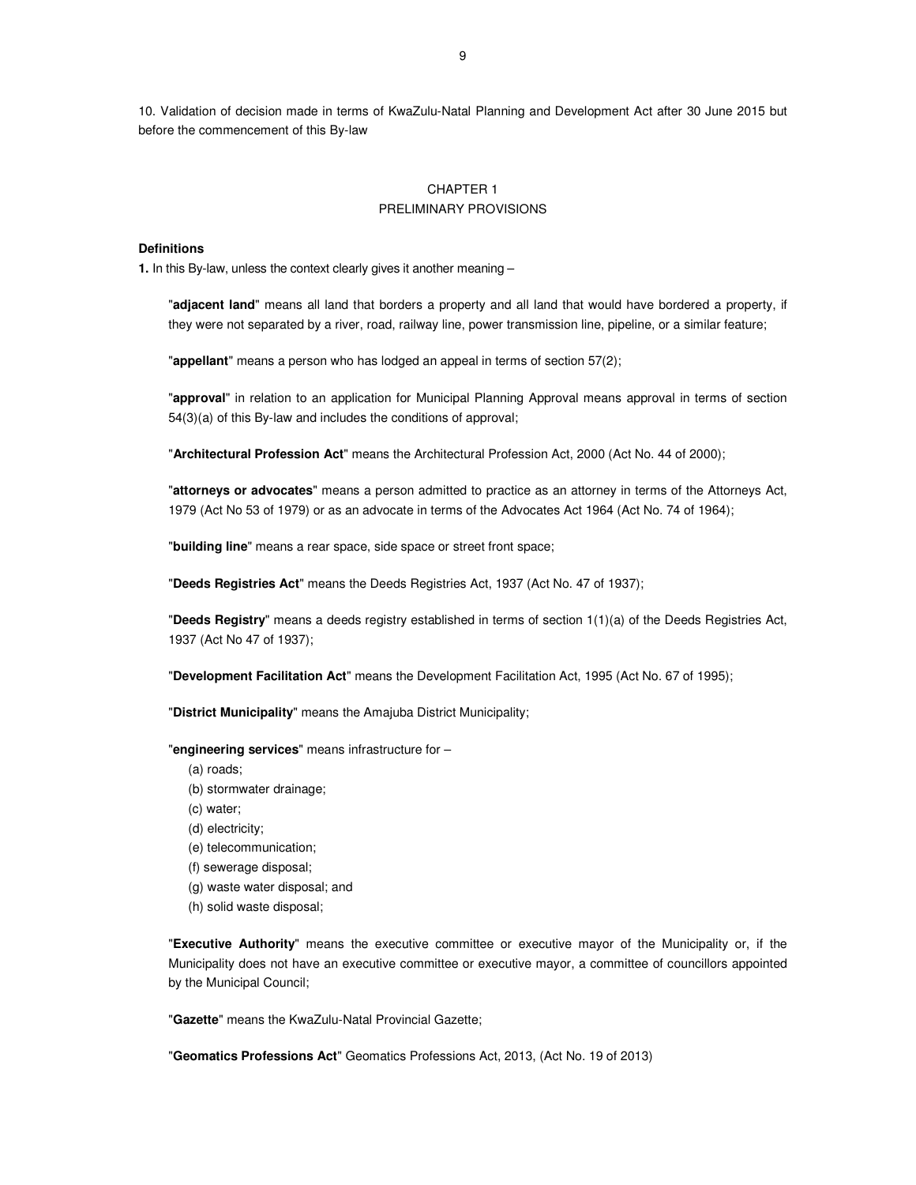10. Validation of decision made in terms of KwaZulu-Natal Planning and Development Act after 30 June 2015 but before the commencement of this By-law

## CHAPTER 1
## PRELIMINARY PROVISIONS

**Definitions**

**1.** In this By-law, unless the context clearly gives it another meaning –

"**adjacent land**" means all land that borders a property and all land that would have bordered a property, if they were not separated by a river, road, railway line, power transmission line, pipeline, or a similar feature;

"**appellant**" means a person who has lodged an appeal in terms of section 57(2);

"**approval**" in relation to an application for Municipal Planning Approval means approval in terms of section 54(3)(a) of this By-law and includes the conditions of approval;

"**Architectural Profession Act**" means the Architectural Profession Act, 2000 (Act No. 44 of 2000);

"**attorneys or advocates**" means a person admitted to practice as an attorney in terms of the Attorneys Act, 1979 (Act No 53 of 1979) or as an advocate in terms of the Advocates Act 1964 (Act No. 74 of 1964);

"**building line**" means a rear space, side space or street front space;

"**Deeds Registries Act**" means the Deeds Registries Act, 1937 (Act No. 47 of 1937);

"**Deeds Registry**" means a deeds registry established in terms of section 1(1)(a) of the Deeds Registries Act, 1937 (Act No 47 of 1937);

"**Development Facilitation Act**" means the Development Facilitation Act, 1995 (Act No. 67 of 1995);

"**District Municipality**" means the Amajuba District Municipality;

"**engineering services**" means infrastructure for –

(a) roads;
(b) stormwater drainage;
(c) water;
(d) electricity;
(e) telecommunication;
(f) sewerage disposal;
(g) waste water disposal; and
(h) solid waste disposal;

"**Executive Authority**" means the executive committee or executive mayor of the Municipality or, if the Municipality does not have an executive committee or executive mayor, a committee of councillors appointed by the Municipal Council;

"**Gazette**" means the KwaZulu-Natal Provincial Gazette;

"**Geomatics Professions Act**" Geomatics Professions Act, 2013, (Act No. 19 of 2013)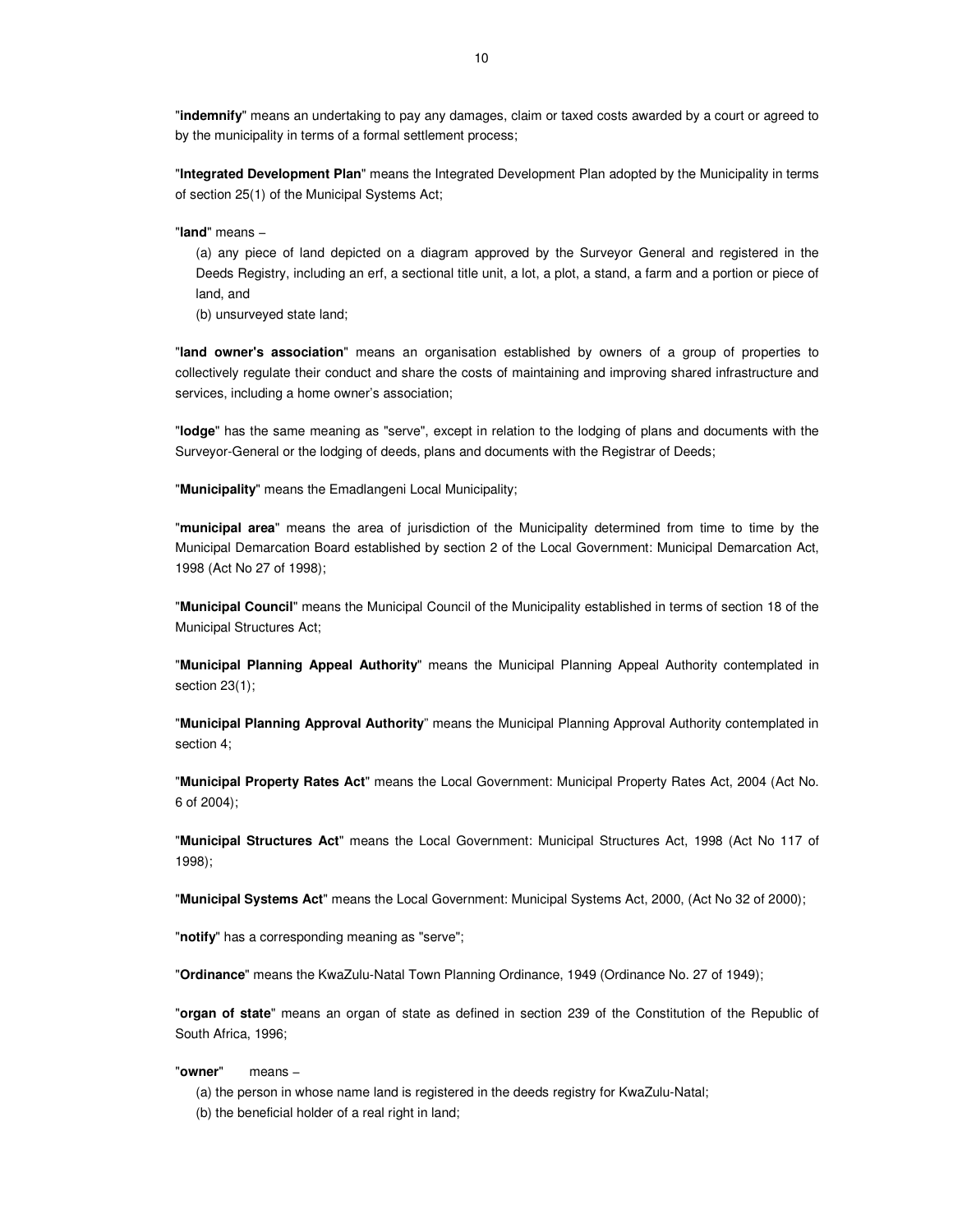"**indemnify**" means an undertaking to pay any damages, claim or taxed costs awarded by a court or agreed to by the municipality in terms of a formal settlement process;

"**Integrated Development Plan**" means the Integrated Development Plan adopted by the Municipality in terms of section 25(1) of the Municipal Systems Act;

"**land**" means –

(a) any piece of land depicted on a diagram approved by the Surveyor General and registered in the Deeds Registry, including an erf, a sectional title unit, a lot, a plot, a stand, a farm and a portion or piece of land, and

(b) unsurveyed state land;

"**land owner's association**" means an organisation established by owners of a group of properties to collectively regulate their conduct and share the costs of maintaining and improving shared infrastructure and services, including a home owner's association;

"**lodge**" has the same meaning as "serve", except in relation to the lodging of plans and documents with the Surveyor-General or the lodging of deeds, plans and documents with the Registrar of Deeds;

"**Municipality**" means the Emadlangeni Local Municipality;

"**municipal area**" means the area of jurisdiction of the Municipality determined from time to time by the Municipal Demarcation Board established by section 2 of the Local Government: Municipal Demarcation Act, 1998 (Act No 27 of 1998);

"**Municipal Council**" means the Municipal Council of the Municipality established in terms of section 18 of the Municipal Structures Act;

"**Municipal Planning Appeal Authority**" means the Municipal Planning Appeal Authority contemplated in section 23(1);

"**Municipal Planning Approval Authority**" means the Municipal Planning Approval Authority contemplated in section 4;

"**Municipal Property Rates Act**" means the Local Government: Municipal Property Rates Act, 2004 (Act No. 6 of 2004);

"**Municipal Structures Act**" means the Local Government: Municipal Structures Act, 1998 (Act No 117 of 1998);

"**Municipal Systems Act**" means the Local Government: Municipal Systems Act, 2000, (Act No 32 of 2000);

"**notify**" has a corresponding meaning as "serve";

"**Ordinance**" means the KwaZulu-Natal Town Planning Ordinance, 1949 (Ordinance No. 27 of 1949);

"**organ of state**" means an organ of state as defined in section 239 of the Constitution of the Republic of South Africa, 1996;

"**owner**" means –

(a) the person in whose name land is registered in the deeds registry for KwaZulu-Natal;

(b) the beneficial holder of a real right in land;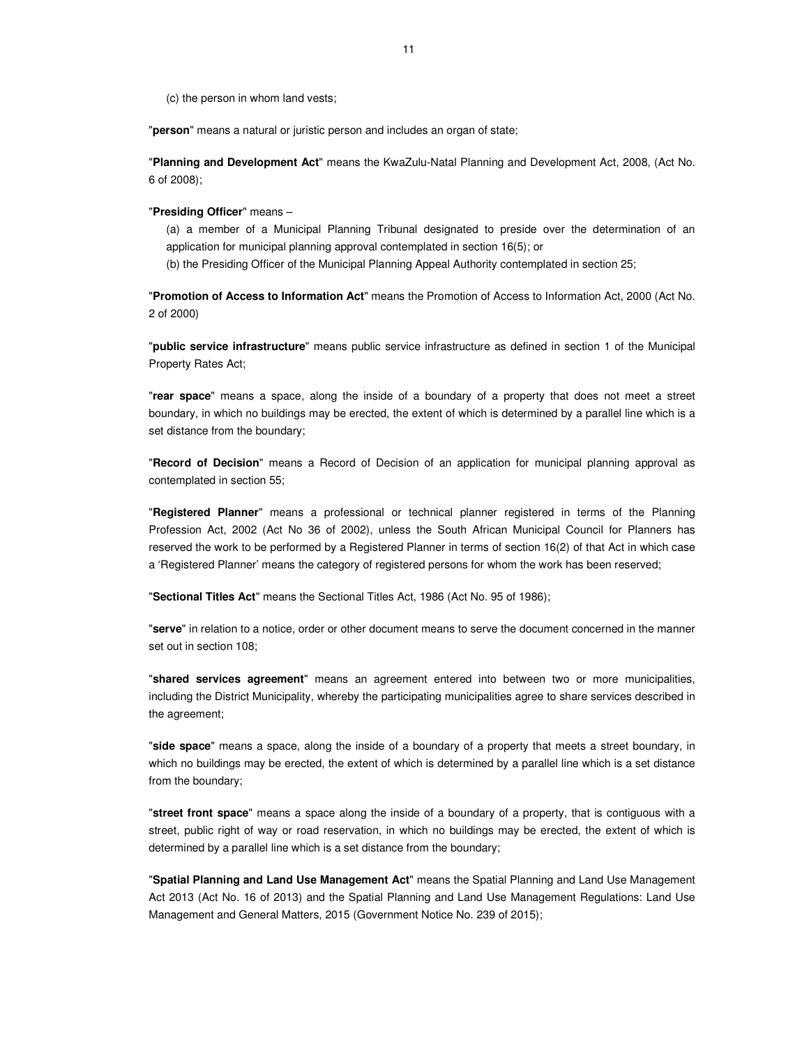(c) the person in whom land vests;

"**person**" means a natural or juristic person and includes an organ of state;

"**Planning and Development Act**" means the KwaZulu-Natal Planning and Development Act, 2008, (Act No. 6 of 2008);

"**Presiding Officer**" means –

(a) a member of a Municipal Planning Tribunal designated to preside over the determination of an application for municipal planning approval contemplated in section 16(5); or

(b) the Presiding Officer of the Municipal Planning Appeal Authority contemplated in section 25;

"**Promotion of Access to Information Act**" means the Promotion of Access to Information Act, 2000 (Act No. 2 of 2000)

"**public service infrastructure**" means public service infrastructure as defined in section 1 of the Municipal Property Rates Act;

"**rear space**" means a space, along the inside of a boundary of a property that does not meet a street boundary, in which no buildings may be erected, the extent of which is determined by a parallel line which is a set distance from the boundary;

"**Record of Decision**" means a Record of Decision of an application for municipal planning approval as contemplated in section 55;

"**Registered Planner**" means a professional or technical planner registered in terms of the Planning Profession Act, 2002 (Act No 36 of 2002), unless the South African Municipal Council for Planners has reserved the work to be performed by a Registered Planner in terms of section 16(2) of that Act in which case a 'Registered Planner' means the category of registered persons for whom the work has been reserved;

"**Sectional Titles Act**" means the Sectional Titles Act, 1986 (Act No. 95 of 1986);

"**serve**" in relation to a notice, order or other document means to serve the document concerned in the manner set out in section 108;

"**shared services agreement**" means an agreement entered into between two or more municipalities, including the District Municipality, whereby the participating municipalities agree to share services described in the agreement;

"**side space**" means a space, along the inside of a boundary of a property that meets a street boundary, in which no buildings may be erected, the extent of which is determined by a parallel line which is a set distance from the boundary;

"**street front space**" means a space along the inside of a boundary of a property, that is contiguous with a street, public right of way or road reservation, in which no buildings may be erected, the extent of which is determined by a parallel line which is a set distance from the boundary;

"**Spatial Planning and Land Use Management Act**" means the Spatial Planning and Land Use Management Act 2013 (Act No. 16 of 2013) and the Spatial Planning and Land Use Management Regulations: Land Use Management and General Matters, 2015 (Government Notice No. 239 of 2015);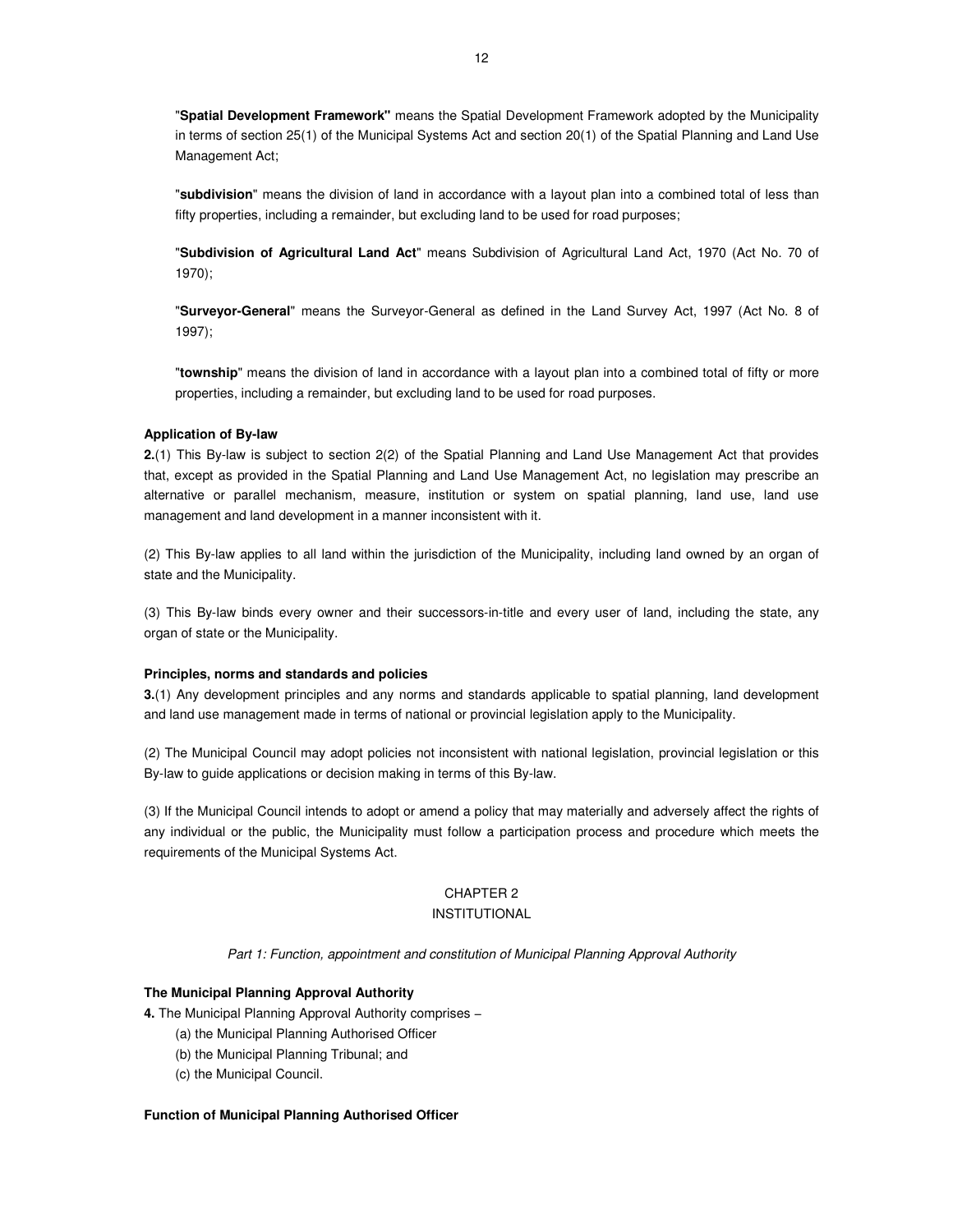"**Spatial Development Framework**" means the Spatial Development Framework adopted by the Municipality in terms of section 25(1) of the Municipal Systems Act and section 20(1) of the Spatial Planning and Land Use Management Act;

"**subdivision**" means the division of land in accordance with a layout plan into a combined total of less than fifty properties, including a remainder, but excluding land to be used for road purposes;

"**Subdivision of Agricultural Land Act**" means Subdivision of Agricultural Land Act, 1970 (Act No. 70 of 1970);

"**Surveyor-General**" means the Surveyor-General as defined in the Land Survey Act, 1997 (Act No. 8 of 1997);

"**township**" means the division of land in accordance with a layout plan into a combined total of fifty or more properties, including a remainder, but excluding land to be used for road purposes.

**Application of By-law**

**2.**(1) This By-law is subject to section 2(2) of the Spatial Planning and Land Use Management Act that provides that, except as provided in the Spatial Planning and Land Use Management Act, no legislation may prescribe an alternative or parallel mechanism, measure, institution or system on spatial planning, land use, land use management and land development in a manner inconsistent with it.

(2) This By-law applies to all land within the jurisdiction of the Municipality, including land owned by an organ of state and the Municipality.

(3) This By-law binds every owner and their successors-in-title and every user of land, including the state, any organ of state or the Municipality.

**Principles, norms and standards and policies**

**3.**(1) Any development principles and any norms and standards applicable to spatial planning, land development and land use management made in terms of national or provincial legislation apply to the Municipality.

(2) The Municipal Council may adopt policies not inconsistent with national legislation, provincial legislation or this By-law to guide applications or decision making in terms of this By-law.

(3) If the Municipal Council intends to adopt or amend a policy that may materially and adversely affect the rights of any individual or the public, the Municipality must follow a participation process and procedure which meets the requirements of the Municipal Systems Act.

## CHAPTER 2
## INSTITUTIONAL

*Part 1: Function, appointment and constitution of Municipal Planning Approval Authority*

**The Municipal Planning Approval Authority**

**4.** The Municipal Planning Approval Authority comprises –

(a) the Municipal Planning Authorised Officer

(b) the Municipal Planning Tribunal; and

(c) the Municipal Council.

**Function of Municipal Planning Authorised Officer**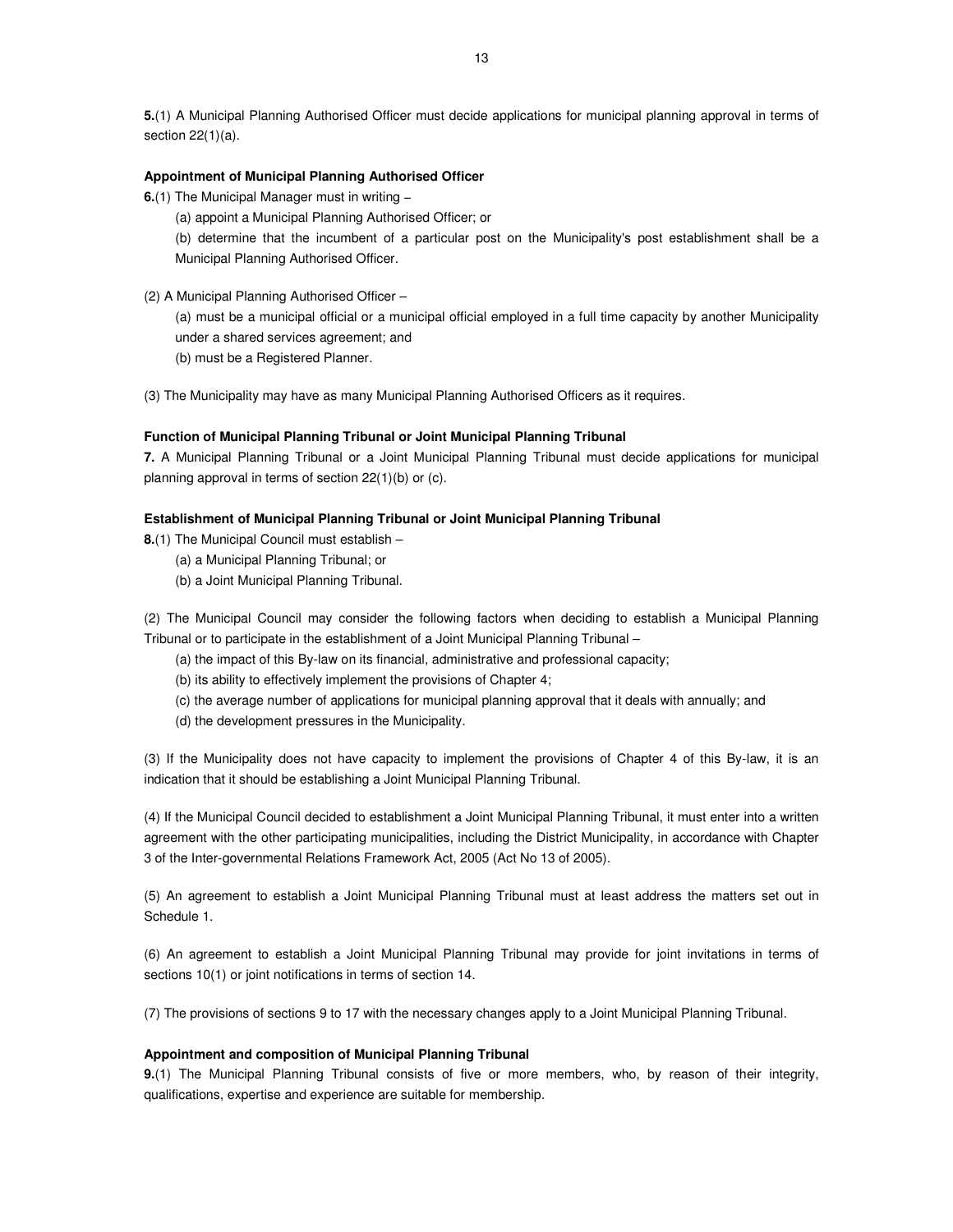**5.**(1) A Municipal Planning Authorised Officer must decide applications for municipal planning approval in terms of section 22(1)(a).

**Appointment of Municipal Planning Authorised Officer**

**6.**(1) The Municipal Manager must in writing –

(a) appoint a Municipal Planning Authorised Officer; or

(b) determine that the incumbent of a particular post on the Municipality's post establishment shall be a Municipal Planning Authorised Officer.

(2) A Municipal Planning Authorised Officer –

(a) must be a municipal official or a municipal official employed in a full time capacity by another Municipality under a shared services agreement; and

(b) must be a Registered Planner.

(3) The Municipality may have as many Municipal Planning Authorised Officers as it requires.

**Function of Municipal Planning Tribunal or Joint Municipal Planning Tribunal**

**7.** A Municipal Planning Tribunal or a Joint Municipal Planning Tribunal must decide applications for municipal planning approval in terms of section 22(1)(b) or (c).

**Establishment of Municipal Planning Tribunal or Joint Municipal Planning Tribunal**

**8.**(1) The Municipal Council must establish –

(a) a Municipal Planning Tribunal; or

(b) a Joint Municipal Planning Tribunal.

(2) The Municipal Council may consider the following factors when deciding to establish a Municipal Planning Tribunal or to participate in the establishment of a Joint Municipal Planning Tribunal –

(a) the impact of this By-law on its financial, administrative and professional capacity;

(b) its ability to effectively implement the provisions of Chapter 4;

(c) the average number of applications for municipal planning approval that it deals with annually; and

(d) the development pressures in the Municipality.

(3) If the Municipality does not have capacity to implement the provisions of Chapter 4 of this By-law, it is an indication that it should be establishing a Joint Municipal Planning Tribunal.

(4) If the Municipal Council decided to establishment a Joint Municipal Planning Tribunal, it must enter into a written agreement with the other participating municipalities, including the District Municipality, in accordance with Chapter 3 of the Inter-governmental Relations Framework Act, 2005 (Act No 13 of 2005).

(5) An agreement to establish a Joint Municipal Planning Tribunal must at least address the matters set out in Schedule 1.

(6) An agreement to establish a Joint Municipal Planning Tribunal may provide for joint invitations in terms of sections 10(1) or joint notifications in terms of section 14.

(7) The provisions of sections 9 to 17 with the necessary changes apply to a Joint Municipal Planning Tribunal.

**Appointment and composition of Municipal Planning Tribunal**

**9.**(1) The Municipal Planning Tribunal consists of five or more members, who, by reason of their integrity, qualifications, expertise and experience are suitable for membership.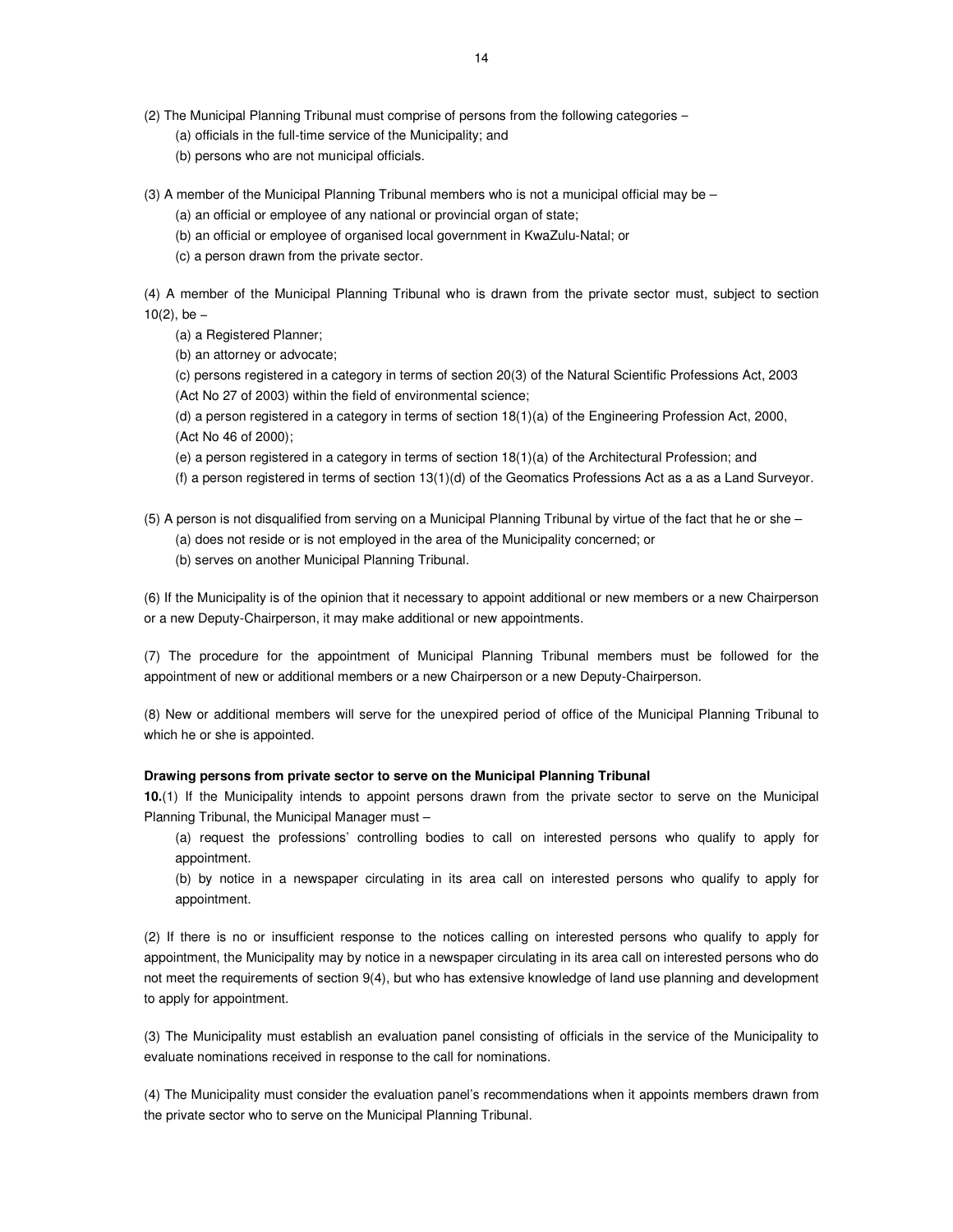(2) The Municipal Planning Tribunal must comprise of persons from the following categories –

(a) officials in the full-time service of the Municipality; and

(b) persons who are not municipal officials.

(3) A member of the Municipal Planning Tribunal members who is not a municipal official may be –

(a) an official or employee of any national or provincial organ of state;

(b) an official or employee of organised local government in KwaZulu-Natal; or

(c) a person drawn from the private sector.

(4) A member of the Municipal Planning Tribunal who is drawn from the private sector must, subject to section 10(2), be –

(a) a Registered Planner;

(b) an attorney or advocate;

(c) persons registered in a category in terms of section 20(3) of the Natural Scientific Professions Act, 2003 (Act No 27 of 2003) within the field of environmental science;

(d) a person registered in a category in terms of section 18(1)(a) of the Engineering Profession Act, 2000, (Act No 46 of 2000);

(e) a person registered in a category in terms of section 18(1)(a) of the Architectural Profession; and

(f) a person registered in terms of section 13(1)(d) of the Geomatics Professions Act as a as a Land Surveyor.

(5) A person is not disqualified from serving on a Municipal Planning Tribunal by virtue of the fact that he or she –

(a) does not reside or is not employed in the area of the Municipality concerned; or

(b) serves on another Municipal Planning Tribunal.

(6) If the Municipality is of the opinion that it necessary to appoint additional or new members or a new Chairperson or a new Deputy-Chairperson, it may make additional or new appointments.

(7) The procedure for the appointment of Municipal Planning Tribunal members must be followed for the appointment of new or additional members or a new Chairperson or a new Deputy-Chairperson.

(8) New or additional members will serve for the unexpired period of office of the Municipal Planning Tribunal to which he or she is appointed.

**Drawing persons from private sector to serve on the Municipal Planning Tribunal**

**10.**(1) If the Municipality intends to appoint persons drawn from the private sector to serve on the Municipal Planning Tribunal, the Municipal Manager must –

(a) request the professions' controlling bodies to call on interested persons who qualify to apply for appointment.

(b) by notice in a newspaper circulating in its area call on interested persons who qualify to apply for appointment.

(2) If there is no or insufficient response to the notices calling on interested persons who qualify to apply for appointment, the Municipality may by notice in a newspaper circulating in its area call on interested persons who do not meet the requirements of section 9(4), but who has extensive knowledge of land use planning and development to apply for appointment.

(3) The Municipality must establish an evaluation panel consisting of officials in the service of the Municipality to evaluate nominations received in response to the call for nominations.

(4) The Municipality must consider the evaluation panel's recommendations when it appoints members drawn from the private sector who to serve on the Municipal Planning Tribunal.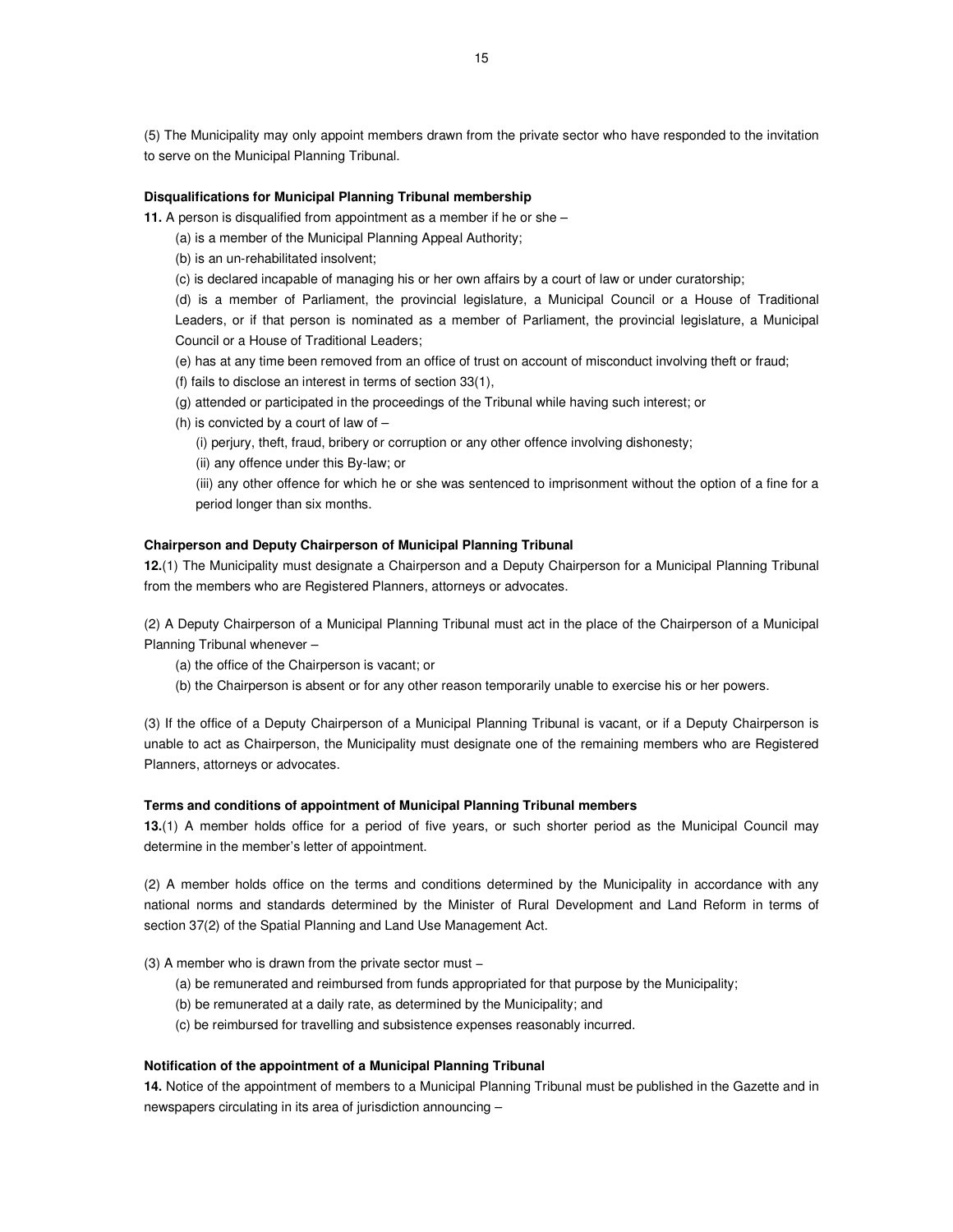(5) The Municipality may only appoint members drawn from the private sector who have responded to the invitation to serve on the Municipal Planning Tribunal.

**Disqualifications for Municipal Planning Tribunal membership**

**11.** A person is disqualified from appointment as a member if he or she –

(a) is a member of the Municipal Planning Appeal Authority;

(b) is an un-rehabilitated insolvent;

(c) is declared incapable of managing his or her own affairs by a court of law or under curatorship;

(d) is a member of Parliament, the provincial legislature, a Municipal Council or a House of Traditional Leaders, or if that person is nominated as a member of Parliament, the provincial legislature, a Municipal Council or a House of Traditional Leaders;

(e) has at any time been removed from an office of trust on account of misconduct involving theft or fraud;

(f) fails to disclose an interest in terms of section 33(1),

(g) attended or participated in the proceedings of the Tribunal while having such interest; or

(h) is convicted by a court of law of –

(i) perjury, theft, fraud, bribery or corruption or any other offence involving dishonesty;

(ii) any offence under this By-law; or

(iii) any other offence for which he or she was sentenced to imprisonment without the option of a fine for a period longer than six months.

**Chairperson and Deputy Chairperson of Municipal Planning Tribunal**

**12.**(1) The Municipality must designate a Chairperson and a Deputy Chairperson for a Municipal Planning Tribunal from the members who are Registered Planners, attorneys or advocates.

(2) A Deputy Chairperson of a Municipal Planning Tribunal must act in the place of the Chairperson of a Municipal Planning Tribunal whenever –

(a) the office of the Chairperson is vacant; or

(b) the Chairperson is absent or for any other reason temporarily unable to exercise his or her powers.

(3) If the office of a Deputy Chairperson of a Municipal Planning Tribunal is vacant, or if a Deputy Chairperson is unable to act as Chairperson, the Municipality must designate one of the remaining members who are Registered Planners, attorneys or advocates.

**Terms and conditions of appointment of Municipal Planning Tribunal members**

**13.**(1) A member holds office for a period of five years, or such shorter period as the Municipal Council may determine in the member's letter of appointment.

(2) A member holds office on the terms and conditions determined by the Municipality in accordance with any national norms and standards determined by the Minister of Rural Development and Land Reform in terms of section 37(2) of the Spatial Planning and Land Use Management Act.

(3) A member who is drawn from the private sector must –

(a) be remunerated and reimbursed from funds appropriated for that purpose by the Municipality;

(b) be remunerated at a daily rate, as determined by the Municipality; and

(c) be reimbursed for travelling and subsistence expenses reasonably incurred.

**Notification of the appointment of a Municipal Planning Tribunal**

**14.** Notice of the appointment of members to a Municipal Planning Tribunal must be published in the Gazette and in newspapers circulating in its area of jurisdiction announcing –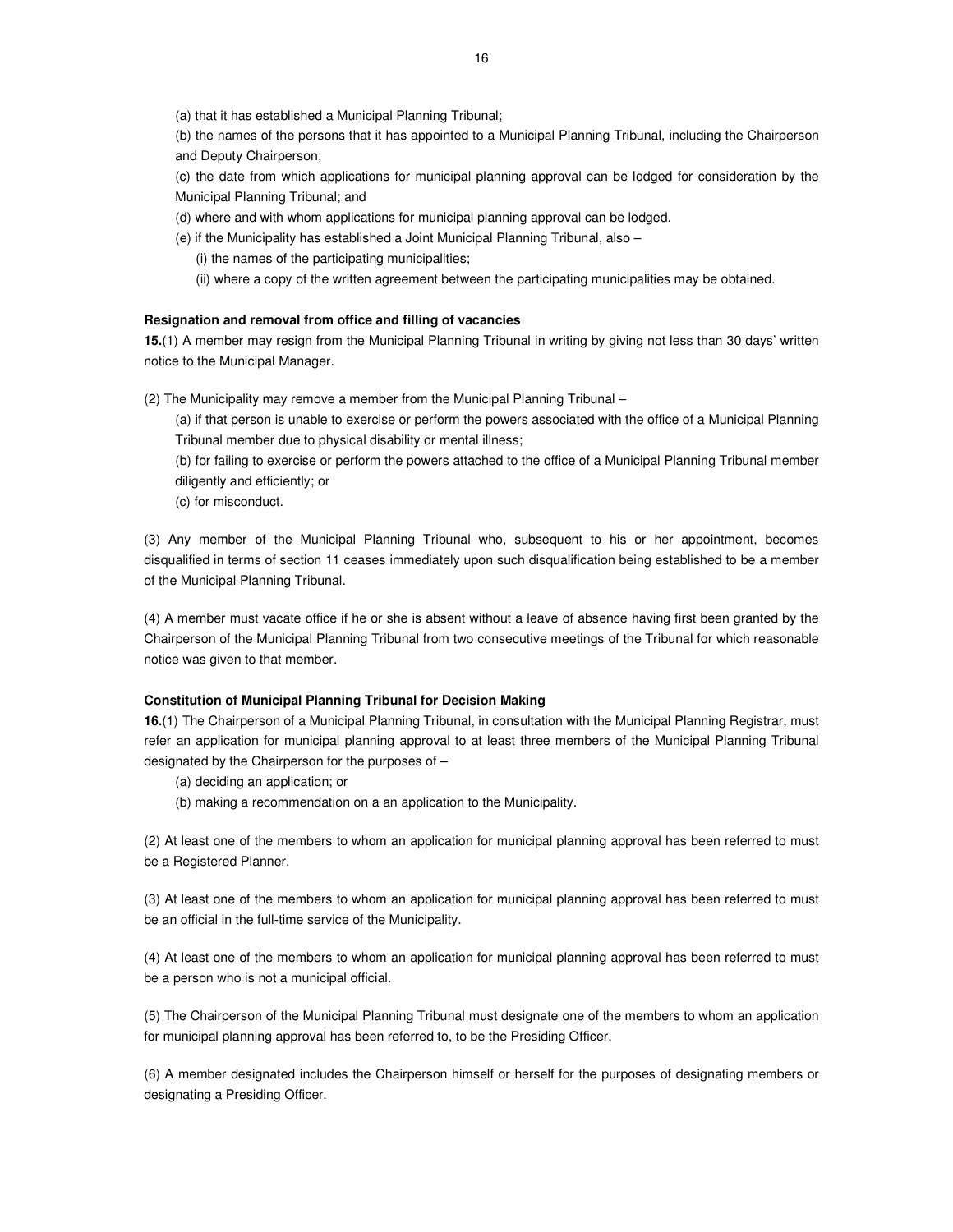(a) that it has established a Municipal Planning Tribunal;

(b) the names of the persons that it has appointed to a Municipal Planning Tribunal, including the Chairperson and Deputy Chairperson;

(c) the date from which applications for municipal planning approval can be lodged for consideration by the Municipal Planning Tribunal; and

(d) where and with whom applications for municipal planning approval can be lodged.

(e) if the Municipality has established a Joint Municipal Planning Tribunal, also –

(i) the names of the participating municipalities;

(ii) where a copy of the written agreement between the participating municipalities may be obtained.

**Resignation and removal from office and filling of vacancies**

**15.**(1) A member may resign from the Municipal Planning Tribunal in writing by giving not less than 30 days' written notice to the Municipal Manager.

(2) The Municipality may remove a member from the Municipal Planning Tribunal –

(a) if that person is unable to exercise or perform the powers associated with the office of a Municipal Planning Tribunal member due to physical disability or mental illness;

(b) for failing to exercise or perform the powers attached to the office of a Municipal Planning Tribunal member diligently and efficiently; or

(c) for misconduct.

(3) Any member of the Municipal Planning Tribunal who, subsequent to his or her appointment, becomes disqualified in terms of section 11 ceases immediately upon such disqualification being established to be a member of the Municipal Planning Tribunal.

(4) A member must vacate office if he or she is absent without a leave of absence having first been granted by the Chairperson of the Municipal Planning Tribunal from two consecutive meetings of the Tribunal for which reasonable notice was given to that member.

**Constitution of Municipal Planning Tribunal for Decision Making**

**16.**(1) The Chairperson of a Municipal Planning Tribunal, in consultation with the Municipal Planning Registrar, must refer an application for municipal planning approval to at least three members of the Municipal Planning Tribunal designated by the Chairperson for the purposes of –

(a) deciding an application; or

(b) making a recommendation on a an application to the Municipality.

(2) At least one of the members to whom an application for municipal planning approval has been referred to must be a Registered Planner.

(3) At least one of the members to whom an application for municipal planning approval has been referred to must be an official in the full-time service of the Municipality.

(4) At least one of the members to whom an application for municipal planning approval has been referred to must be a person who is not a municipal official.

(5) The Chairperson of the Municipal Planning Tribunal must designate one of the members to whom an application for municipal planning approval has been referred to, to be the Presiding Officer.

(6) A member designated includes the Chairperson himself or herself for the purposes of designating members or designating a Presiding Officer.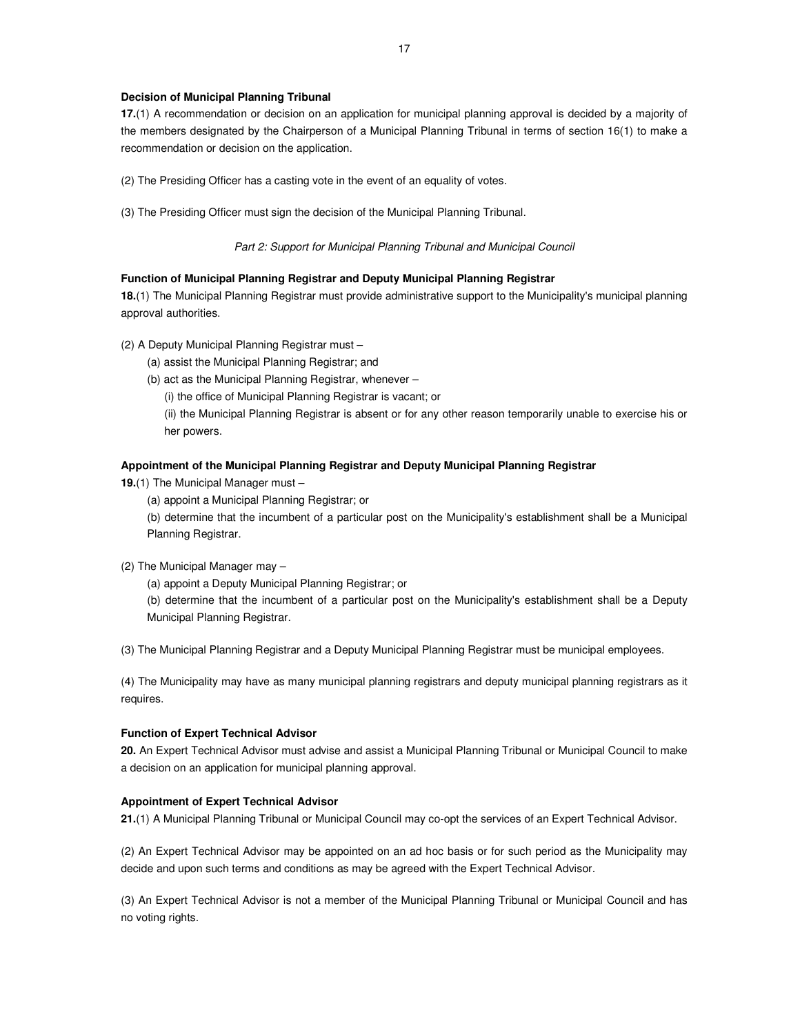**Decision of Municipal Planning Tribunal**

**17.**(1) A recommendation or decision on an application for municipal planning approval is decided by a majority of the members designated by the Chairperson of a Municipal Planning Tribunal in terms of section 16(1) to make a recommendation or decision on the application.

(2) The Presiding Officer has a casting vote in the event of an equality of votes.

(3) The Presiding Officer must sign the decision of the Municipal Planning Tribunal.

*Part 2: Support for Municipal Planning Tribunal and Municipal Council*

**Function of Municipal Planning Registrar and Deputy Municipal Planning Registrar**

**18.**(1) The Municipal Planning Registrar must provide administrative support to the Municipality's municipal planning approval authorities.

(2) A Deputy Municipal Planning Registrar must –

(a) assist the Municipal Planning Registrar; and

(b) act as the Municipal Planning Registrar, whenever –

(i) the office of Municipal Planning Registrar is vacant; or

(ii) the Municipal Planning Registrar is absent or for any other reason temporarily unable to exercise his or her powers.

**Appointment of the Municipal Planning Registrar and Deputy Municipal Planning Registrar**

**19.**(1) The Municipal Manager must –

(a) appoint a Municipal Planning Registrar; or

(b) determine that the incumbent of a particular post on the Municipality's establishment shall be a Municipal Planning Registrar.

(2) The Municipal Manager may –

(a) appoint a Deputy Municipal Planning Registrar; or

(b) determine that the incumbent of a particular post on the Municipality's establishment shall be a Deputy Municipal Planning Registrar.

(3) The Municipal Planning Registrar and a Deputy Municipal Planning Registrar must be municipal employees.

(4) The Municipality may have as many municipal planning registrars and deputy municipal planning registrars as it requires.

**Function of Expert Technical Advisor**

**20.** An Expert Technical Advisor must advise and assist a Municipal Planning Tribunal or Municipal Council to make a decision on an application for municipal planning approval.

**Appointment of Expert Technical Advisor**

**21.**(1) A Municipal Planning Tribunal or Municipal Council may co-opt the services of an Expert Technical Advisor.

(2) An Expert Technical Advisor may be appointed on an ad hoc basis or for such period as the Municipality may decide and upon such terms and conditions as may be agreed with the Expert Technical Advisor.

(3) An Expert Technical Advisor is not a member of the Municipal Planning Tribunal or Municipal Council and has no voting rights.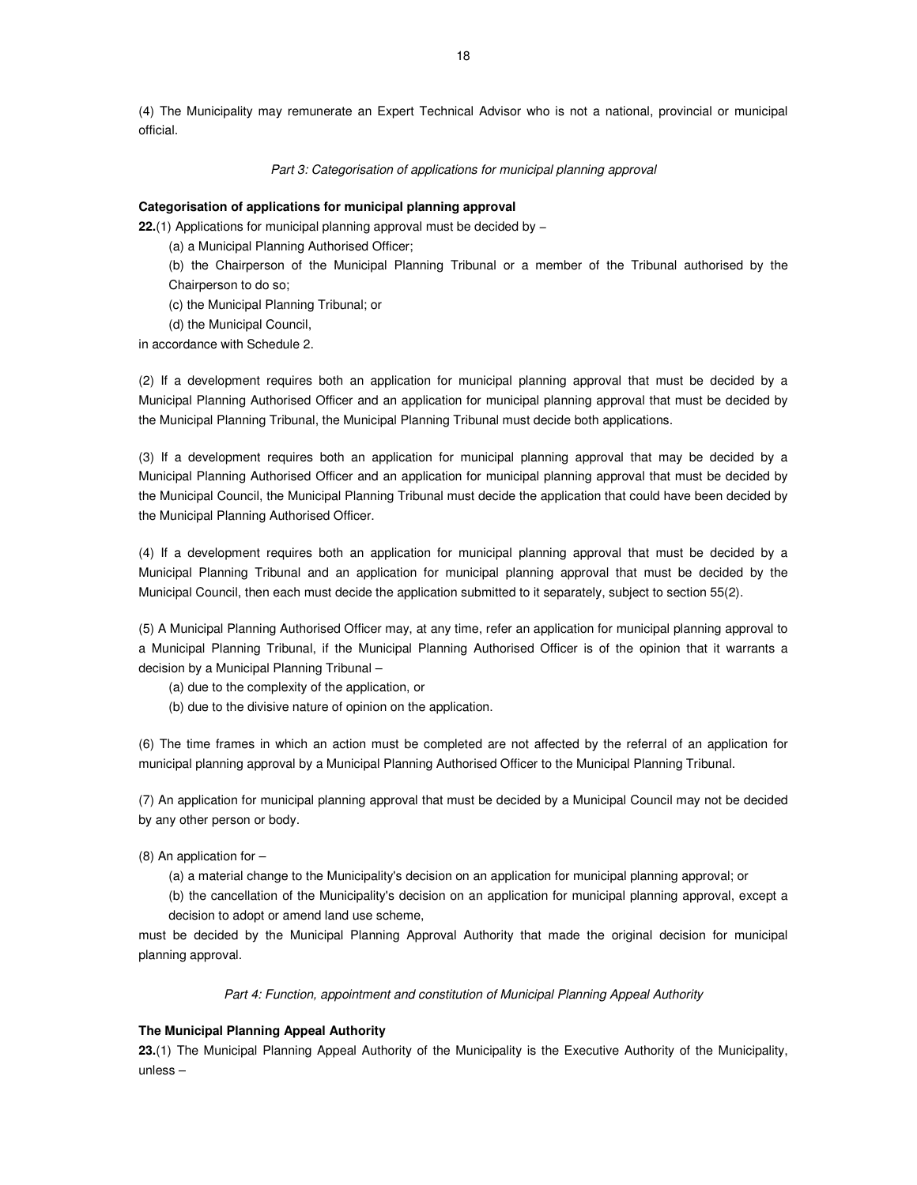(4) The Municipality may remunerate an Expert Technical Advisor who is not a national, provincial or municipal official.

*Part 3: Categorisation of applications for municipal planning approval*

**Categorisation of applications for municipal planning approval**

**22.**(1) Applications for municipal planning approval must be decided by –

(a) a Municipal Planning Authorised Officer;

(b) the Chairperson of the Municipal Planning Tribunal or a member of the Tribunal authorised by the Chairperson to do so;

(c) the Municipal Planning Tribunal; or

(d) the Municipal Council,

in accordance with Schedule 2.

(2) If a development requires both an application for municipal planning approval that must be decided by a Municipal Planning Authorised Officer and an application for municipal planning approval that must be decided by the Municipal Planning Tribunal, the Municipal Planning Tribunal must decide both applications.

(3) If a development requires both an application for municipal planning approval that may be decided by a Municipal Planning Authorised Officer and an application for municipal planning approval that must be decided by the Municipal Council, the Municipal Planning Tribunal must decide the application that could have been decided by the Municipal Planning Authorised Officer.

(4) If a development requires both an application for municipal planning approval that must be decided by a Municipal Planning Tribunal and an application for municipal planning approval that must be decided by the Municipal Council, then each must decide the application submitted to it separately, subject to section 55(2).

(5) A Municipal Planning Authorised Officer may, at any time, refer an application for municipal planning approval to a Municipal Planning Tribunal, if the Municipal Planning Authorised Officer is of the opinion that it warrants a decision by a Municipal Planning Tribunal –

(a) due to the complexity of the application, or

(b) due to the divisive nature of opinion on the application.

(6) The time frames in which an action must be completed are not affected by the referral of an application for municipal planning approval by a Municipal Planning Authorised Officer to the Municipal Planning Tribunal.

(7) An application for municipal planning approval that must be decided by a Municipal Council may not be decided by any other person or body.

(8) An application for –

(a) a material change to the Municipality's decision on an application for municipal planning approval; or

(b) the cancellation of the Municipality's decision on an application for municipal planning approval, except a decision to adopt or amend land use scheme,

must be decided by the Municipal Planning Approval Authority that made the original decision for municipal planning approval.

*Part 4: Function, appointment and constitution of Municipal Planning Appeal Authority*

**The Municipal Planning Appeal Authority**

**23.**(1) The Municipal Planning Appeal Authority of the Municipality is the Executive Authority of the Municipality, unless –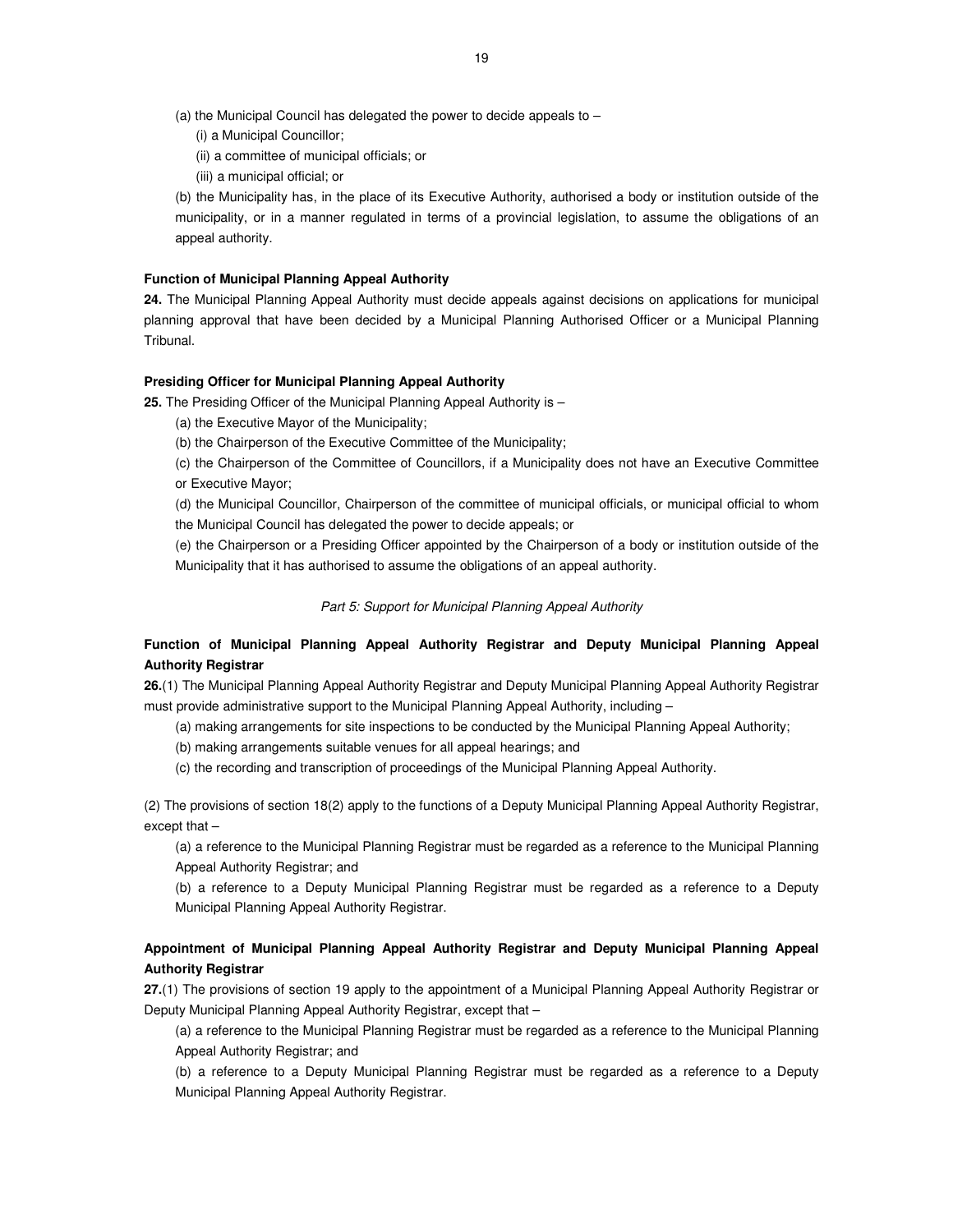(a) the Municipal Council has delegated the power to decide appeals to –

(i) a Municipal Councillor;

(ii) a committee of municipal officials; or

(iii) a municipal official; or

(b) the Municipality has, in the place of its Executive Authority, authorised a body or institution outside of the municipality, or in a manner regulated in terms of a provincial legislation, to assume the obligations of an appeal authority.

**Function of Municipal Planning Appeal Authority**

**24.** The Municipal Planning Appeal Authority must decide appeals against decisions on applications for municipal planning approval that have been decided by a Municipal Planning Authorised Officer or a Municipal Planning Tribunal.

**Presiding Officer for Municipal Planning Appeal Authority**

**25.** The Presiding Officer of the Municipal Planning Appeal Authority is –

(a) the Executive Mayor of the Municipality;

(b) the Chairperson of the Executive Committee of the Municipality;

(c) the Chairperson of the Committee of Councillors, if a Municipality does not have an Executive Committee or Executive Mayor;

(d) the Municipal Councillor, Chairperson of the committee of municipal officials, or municipal official to whom the Municipal Council has delegated the power to decide appeals; or

(e) the Chairperson or a Presiding Officer appointed by the Chairperson of a body or institution outside of the Municipality that it has authorised to assume the obligations of an appeal authority.

*Part 5: Support for Municipal Planning Appeal Authority*

**Function of Municipal Planning Appeal Authority Registrar and Deputy Municipal Planning Appeal Authority Registrar**

**26.**(1) The Municipal Planning Appeal Authority Registrar and Deputy Municipal Planning Appeal Authority Registrar must provide administrative support to the Municipal Planning Appeal Authority, including –

(a) making arrangements for site inspections to be conducted by the Municipal Planning Appeal Authority;

(b) making arrangements suitable venues for all appeal hearings; and

(c) the recording and transcription of proceedings of the Municipal Planning Appeal Authority.

(2) The provisions of section 18(2) apply to the functions of a Deputy Municipal Planning Appeal Authority Registrar, except that –

(a) a reference to the Municipal Planning Registrar must be regarded as a reference to the Municipal Planning Appeal Authority Registrar; and

(b) a reference to a Deputy Municipal Planning Registrar must be regarded as a reference to a Deputy Municipal Planning Appeal Authority Registrar.

**Appointment of Municipal Planning Appeal Authority Registrar and Deputy Municipal Planning Appeal Authority Registrar**

**27.**(1) The provisions of section 19 apply to the appointment of a Municipal Planning Appeal Authority Registrar or Deputy Municipal Planning Appeal Authority Registrar, except that –

(a) a reference to the Municipal Planning Registrar must be regarded as a reference to the Municipal Planning Appeal Authority Registrar; and

(b) a reference to a Deputy Municipal Planning Registrar must be regarded as a reference to a Deputy Municipal Planning Appeal Authority Registrar.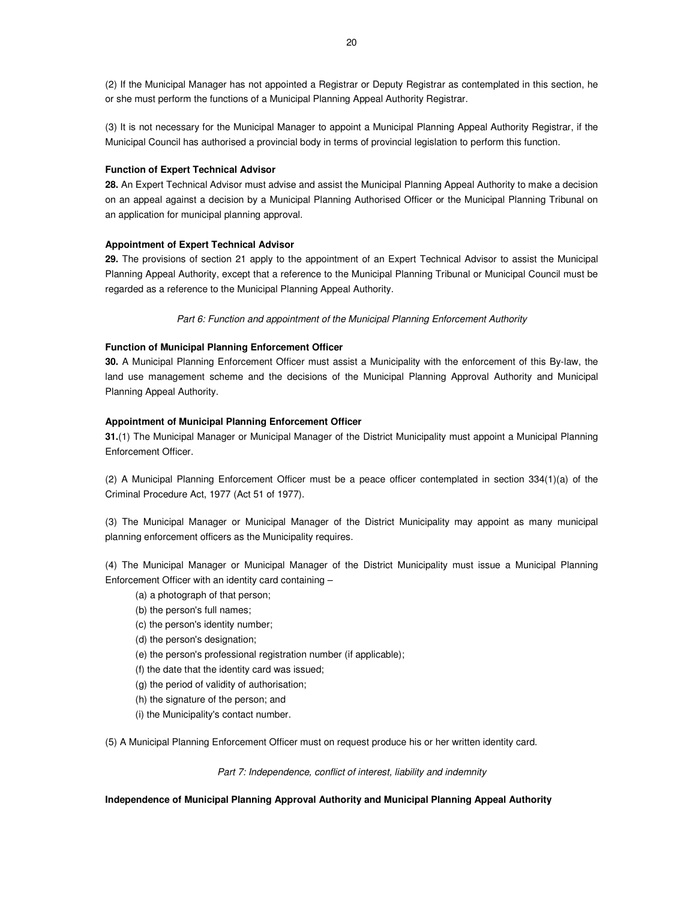(2) If the Municipal Manager has not appointed a Registrar or Deputy Registrar as contemplated in this section, he or she must perform the functions of a Municipal Planning Appeal Authority Registrar.

(3) It is not necessary for the Municipal Manager to appoint a Municipal Planning Appeal Authority Registrar, if the Municipal Council has authorised a provincial body in terms of provincial legislation to perform this function.

**Function of Expert Technical Advisor**

**28.** An Expert Technical Advisor must advise and assist the Municipal Planning Appeal Authority to make a decision on an appeal against a decision by a Municipal Planning Authorised Officer or the Municipal Planning Tribunal on an application for municipal planning approval.

**Appointment of Expert Technical Advisor**

**29.** The provisions of section 21 apply to the appointment of an Expert Technical Advisor to assist the Municipal Planning Appeal Authority, except that a reference to the Municipal Planning Tribunal or Municipal Council must be regarded as a reference to the Municipal Planning Appeal Authority.

*Part 6: Function and appointment of the Municipal Planning Enforcement Authority*

**Function of Municipal Planning Enforcement Officer**

**30.** A Municipal Planning Enforcement Officer must assist a Municipality with the enforcement of this By-law, the land use management scheme and the decisions of the Municipal Planning Approval Authority and Municipal Planning Appeal Authority.

**Appointment of Municipal Planning Enforcement Officer**

**31.**(1) The Municipal Manager or Municipal Manager of the District Municipality must appoint a Municipal Planning Enforcement Officer.

(2) A Municipal Planning Enforcement Officer must be a peace officer contemplated in section 334(1)(a) of the Criminal Procedure Act, 1977 (Act 51 of 1977).

(3) The Municipal Manager or Municipal Manager of the District Municipality may appoint as many municipal planning enforcement officers as the Municipality requires.

(4) The Municipal Manager or Municipal Manager of the District Municipality must issue a Municipal Planning Enforcement Officer with an identity card containing –

(a) a photograph of that person;
(b) the person's full names;
(c) the person's identity number;
(d) the person's designation;
(e) the person's professional registration number (if applicable);
(f) the date that the identity card was issued;
(g) the period of validity of authorisation;
(h) the signature of the person; and
(i) the Municipality's contact number.

(5) A Municipal Planning Enforcement Officer must on request produce his or her written identity card.

*Part 7: Independence, conflict of interest, liability and indemnity*

**Independence of Municipal Planning Approval Authority and Municipal Planning Appeal Authority**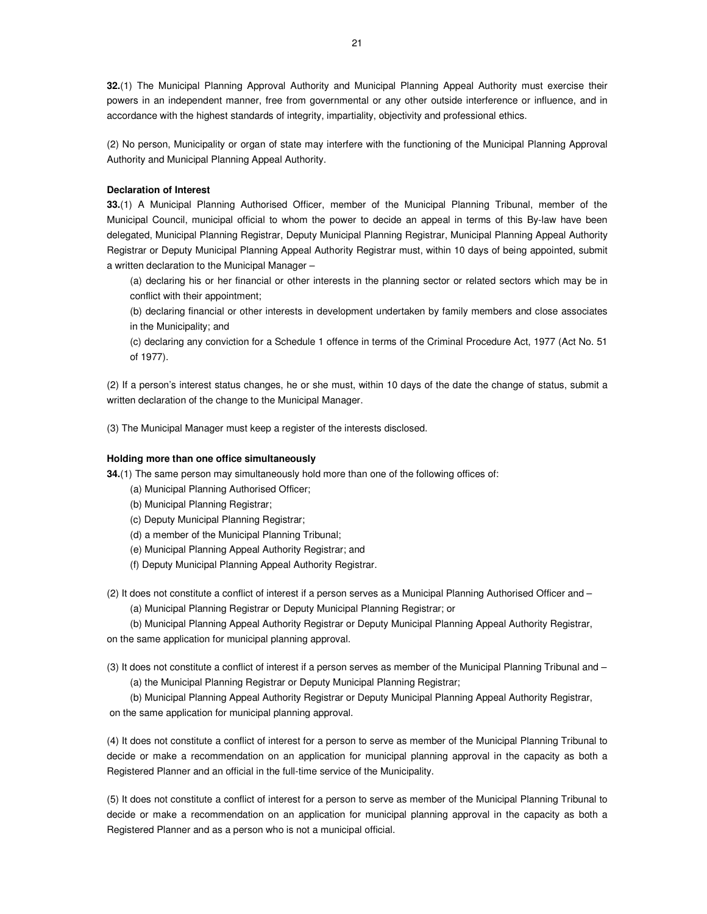**32.**(1) The Municipal Planning Approval Authority and Municipal Planning Appeal Authority must exercise their powers in an independent manner, free from governmental or any other outside interference or influence, and in accordance with the highest standards of integrity, impartiality, objectivity and professional ethics.

(2) No person, Municipality or organ of state may interfere with the functioning of the Municipal Planning Approval Authority and Municipal Planning Appeal Authority.

**Declaration of Interest**

**33.**(1) A Municipal Planning Authorised Officer, member of the Municipal Planning Tribunal, member of the Municipal Council, municipal official to whom the power to decide an appeal in terms of this By-law have been delegated, Municipal Planning Registrar, Deputy Municipal Planning Registrar, Municipal Planning Appeal Authority Registrar or Deputy Municipal Planning Appeal Authority Registrar must, within 10 days of being appointed, submit a written declaration to the Municipal Manager –

(a) declaring his or her financial or other interests in the planning sector or related sectors which may be in conflict with their appointment;

(b) declaring financial or other interests in development undertaken by family members and close associates in the Municipality; and

(c) declaring any conviction for a Schedule 1 offence in terms of the Criminal Procedure Act, 1977 (Act No. 51 of 1977).

(2) If a person's interest status changes, he or she must, within 10 days of the date the change of status, submit a written declaration of the change to the Municipal Manager.

(3) The Municipal Manager must keep a register of the interests disclosed.

**Holding more than one office simultaneously**

**34.**(1) The same person may simultaneously hold more than one of the following offices of:

(a) Municipal Planning Authorised Officer;

(b) Municipal Planning Registrar;

(c) Deputy Municipal Planning Registrar;

(d) a member of the Municipal Planning Tribunal;

(e) Municipal Planning Appeal Authority Registrar; and

(f) Deputy Municipal Planning Appeal Authority Registrar.

(2) It does not constitute a conflict of interest if a person serves as a Municipal Planning Authorised Officer and –

(a) Municipal Planning Registrar or Deputy Municipal Planning Registrar; or

(b) Municipal Planning Appeal Authority Registrar or Deputy Municipal Planning Appeal Authority Registrar,

on the same application for municipal planning approval.

(3) It does not constitute a conflict of interest if a person serves as member of the Municipal Planning Tribunal and –

(a) the Municipal Planning Registrar or Deputy Municipal Planning Registrar;

(b) Municipal Planning Appeal Authority Registrar or Deputy Municipal Planning Appeal Authority Registrar,

on the same application for municipal planning approval.

(4) It does not constitute a conflict of interest for a person to serve as member of the Municipal Planning Tribunal to decide or make a recommendation on an application for municipal planning approval in the capacity as both a Registered Planner and an official in the full-time service of the Municipality.

(5) It does not constitute a conflict of interest for a person to serve as member of the Municipal Planning Tribunal to decide or make a recommendation on an application for municipal planning approval in the capacity as both a Registered Planner and as a person who is not a municipal official.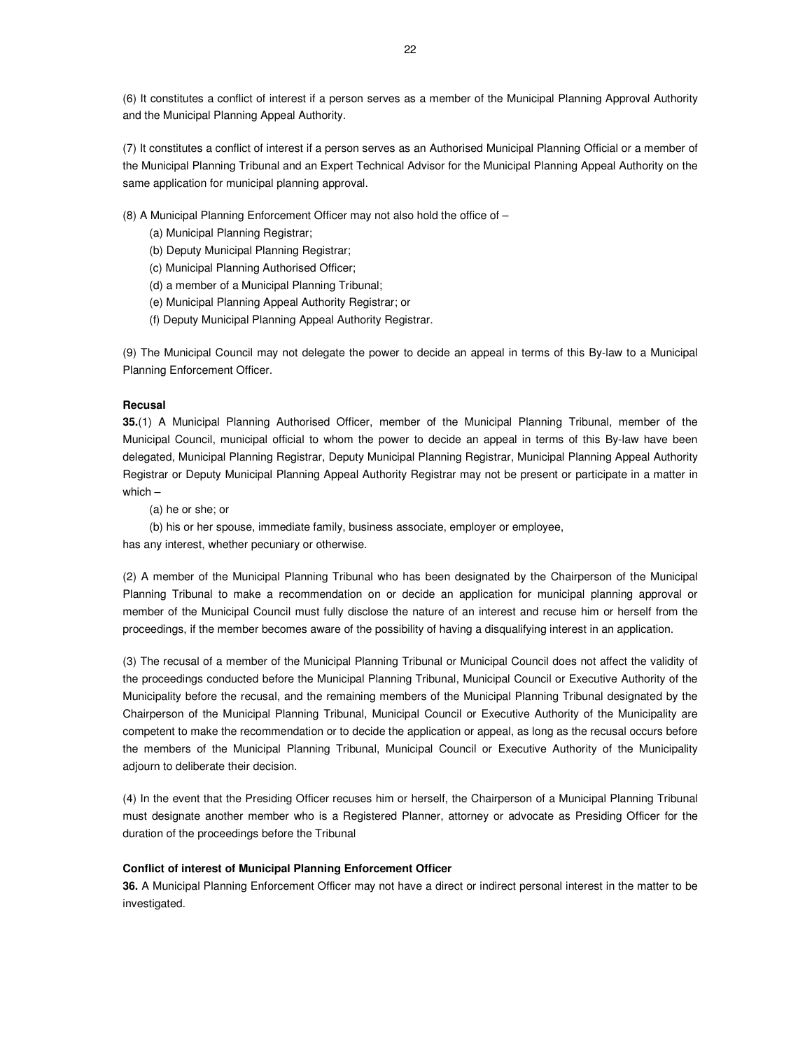(6) It constitutes a conflict of interest if a person serves as a member of the Municipal Planning Approval Authority and the Municipal Planning Appeal Authority.

(7) It constitutes a conflict of interest if a person serves as an Authorised Municipal Planning Official or a member of the Municipal Planning Tribunal and an Expert Technical Advisor for the Municipal Planning Appeal Authority on the same application for municipal planning approval.

(8) A Municipal Planning Enforcement Officer may not also hold the office of –

(a) Municipal Planning Registrar;

(b) Deputy Municipal Planning Registrar;

(c) Municipal Planning Authorised Officer;

(d) a member of a Municipal Planning Tribunal;

(e) Municipal Planning Appeal Authority Registrar; or

(f) Deputy Municipal Planning Appeal Authority Registrar.

(9) The Municipal Council may not delegate the power to decide an appeal in terms of this By-law to a Municipal Planning Enforcement Officer.

**Recusal**

**35.**(1) A Municipal Planning Authorised Officer, member of the Municipal Planning Tribunal, member of the Municipal Council, municipal official to whom the power to decide an appeal in terms of this By-law have been delegated, Municipal Planning Registrar, Deputy Municipal Planning Registrar, Municipal Planning Appeal Authority Registrar or Deputy Municipal Planning Appeal Authority Registrar may not be present or participate in a matter in which –

(a) he or she; or

(b) his or her spouse, immediate family, business associate, employer or employee,

has any interest, whether pecuniary or otherwise.

(2) A member of the Municipal Planning Tribunal who has been designated by the Chairperson of the Municipal Planning Tribunal to make a recommendation on or decide an application for municipal planning approval or member of the Municipal Council must fully disclose the nature of an interest and recuse him or herself from the proceedings, if the member becomes aware of the possibility of having a disqualifying interest in an application.

(3) The recusal of a member of the Municipal Planning Tribunal or Municipal Council does not affect the validity of the proceedings conducted before the Municipal Planning Tribunal, Municipal Council or Executive Authority of the Municipality before the recusal, and the remaining members of the Municipal Planning Tribunal designated by the Chairperson of the Municipal Planning Tribunal, Municipal Council or Executive Authority of the Municipality are competent to make the recommendation or to decide the application or appeal, as long as the recusal occurs before the members of the Municipal Planning Tribunal, Municipal Council or Executive Authority of the Municipality adjourn to deliberate their decision.

(4) In the event that the Presiding Officer recuses him or herself, the Chairperson of a Municipal Planning Tribunal must designate another member who is a Registered Planner, attorney or advocate as Presiding Officer for the duration of the proceedings before the Tribunal

**Conflict of interest of Municipal Planning Enforcement Officer**

**36.** A Municipal Planning Enforcement Officer may not have a direct or indirect personal interest in the matter to be investigated.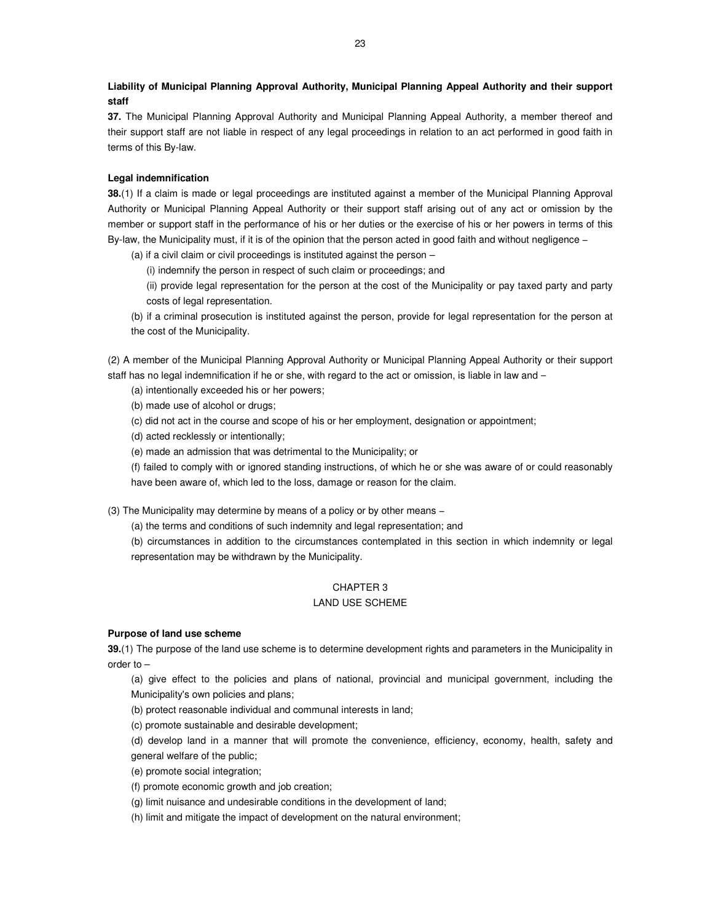**Liability of Municipal Planning Approval Authority, Municipal Planning Appeal Authority and their support staff**

**37.** The Municipal Planning Approval Authority and Municipal Planning Appeal Authority, a member thereof and their support staff are not liable in respect of any legal proceedings in relation to an act performed in good faith in terms of this By-law.

**Legal indemnification**

**38.**(1) If a claim is made or legal proceedings are instituted against a member of the Municipal Planning Approval Authority or Municipal Planning Appeal Authority or their support staff arising out of any act or omission by the member or support staff in the performance of his or her duties or the exercise of his or her powers in terms of this By-law, the Municipality must, if it is of the opinion that the person acted in good faith and without negligence –

(a) if a civil claim or civil proceedings is instituted against the person –

(i) indemnify the person in respect of such claim or proceedings; and

(ii) provide legal representation for the person at the cost of the Municipality or pay taxed party and party costs of legal representation.

(b) if a criminal prosecution is instituted against the person, provide for legal representation for the person at the cost of the Municipality.

(2) A member of the Municipal Planning Approval Authority or Municipal Planning Appeal Authority or their support staff has no legal indemnification if he or she, with regard to the act or omission, is liable in law and –

(a) intentionally exceeded his or her powers;

(b) made use of alcohol or drugs;

(c) did not act in the course and scope of his or her employment, designation or appointment;

(d) acted recklessly or intentionally;

(e) made an admission that was detrimental to the Municipality; or

(f) failed to comply with or ignored standing instructions, of which he or she was aware of or could reasonably have been aware of, which led to the loss, damage or reason for the claim.

(3) The Municipality may determine by means of a policy or by other means –

(a) the terms and conditions of such indemnity and legal representation; and

(b) circumstances in addition to the circumstances contemplated in this section in which indemnity or legal representation may be withdrawn by the Municipality.

## CHAPTER 3
## LAND USE SCHEME

**Purpose of land use scheme**

**39.**(1) The purpose of the land use scheme is to determine development rights and parameters in the Municipality in order to –

(a) give effect to the policies and plans of national, provincial and municipal government, including the Municipality's own policies and plans;

(b) protect reasonable individual and communal interests in land;

(c) promote sustainable and desirable development;

(d) develop land in a manner that will promote the convenience, efficiency, economy, health, safety and general welfare of the public;

(e) promote social integration;

(f) promote economic growth and job creation;

(g) limit nuisance and undesirable conditions in the development of land;

(h) limit and mitigate the impact of development on the natural environment;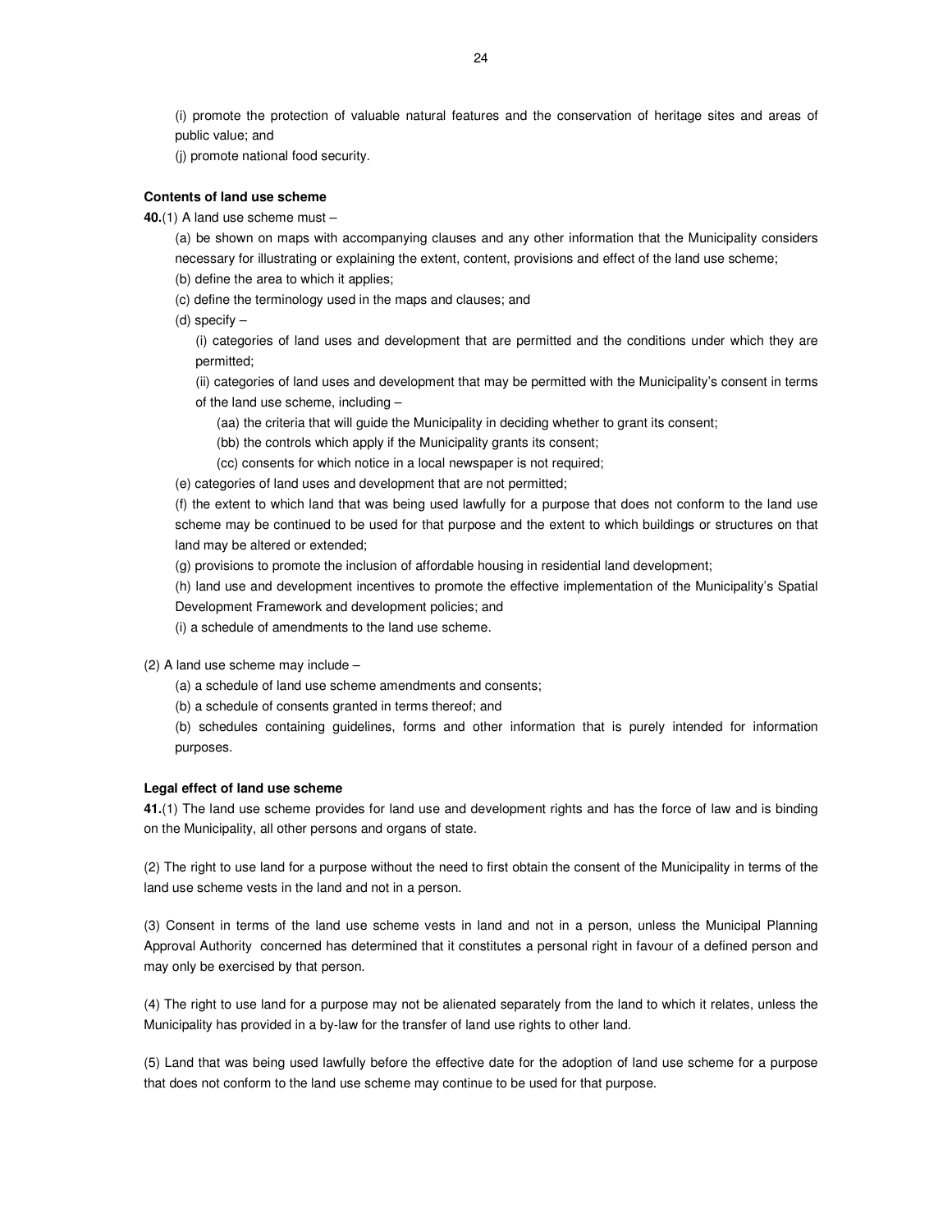(i) promote the protection of valuable natural features and the conservation of heritage sites and areas of public value; and

(j) promote national food security.

**Contents of land use scheme**

**40.**(1) A land use scheme must –

(a) be shown on maps with accompanying clauses and any other information that the Municipality considers necessary for illustrating or explaining the extent, content, provisions and effect of the land use scheme;

(b) define the area to which it applies;

(c) define the terminology used in the maps and clauses; and

(d) specify –

(i) categories of land uses and development that are permitted and the conditions under which they are permitted;

(ii) categories of land uses and development that may be permitted with the Municipality's consent in terms of the land use scheme, including –

(aa) the criteria that will guide the Municipality in deciding whether to grant its consent;

(bb) the controls which apply if the Municipality grants its consent;

(cc) consents for which notice in a local newspaper is not required;

(e) categories of land uses and development that are not permitted;

(f) the extent to which land that was being used lawfully for a purpose that does not conform to the land use scheme may be continued to be used for that purpose and the extent to which buildings or structures on that land may be altered or extended;

(g) provisions to promote the inclusion of affordable housing in residential land development;

(h) land use and development incentives to promote the effective implementation of the Municipality's Spatial Development Framework and development policies; and

(i) a schedule of amendments to the land use scheme.

(2) A land use scheme may include –

(a) a schedule of land use scheme amendments and consents;

(b) a schedule of consents granted in terms thereof; and

(b) schedules containing guidelines, forms and other information that is purely intended for information purposes.

**Legal effect of land use scheme**

**41.**(1) The land use scheme provides for land use and development rights and has the force of law and is binding on the Municipality, all other persons and organs of state.

(2) The right to use land for a purpose without the need to first obtain the consent of the Municipality in terms of the land use scheme vests in the land and not in a person.

(3) Consent in terms of the land use scheme vests in land and not in a person, unless the Municipal Planning Approval Authority concerned has determined that it constitutes a personal right in favour of a defined person and may only be exercised by that person.

(4) The right to use land for a purpose may not be alienated separately from the land to which it relates, unless the Municipality has provided in a by-law for the transfer of land use rights to other land.

(5) Land that was being used lawfully before the effective date for the adoption of land use scheme for a purpose that does not conform to the land use scheme may continue to be used for that purpose.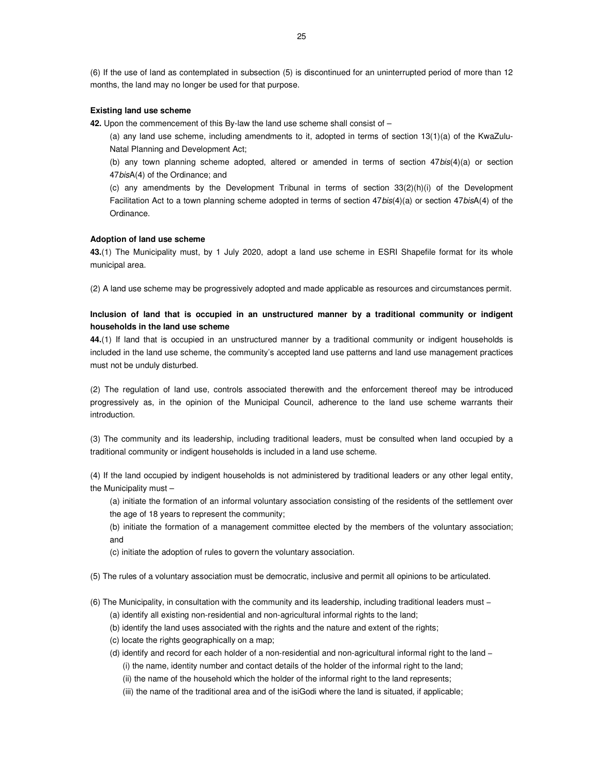(6) If the use of land as contemplated in subsection (5) is discontinued for an uninterrupted period of more than 12 months, the land may no longer be used for that purpose.

**Existing land use scheme**

**42.** Upon the commencement of this By-law the land use scheme shall consist of –

(a) any land use scheme, including amendments to it, adopted in terms of section 13(1)(a) of the KwaZulu-Natal Planning and Development Act;

(b) any town planning scheme adopted, altered or amended in terms of section 47*bis*(4)(a) or section 47*bis*A(4) of the Ordinance; and

(c) any amendments by the Development Tribunal in terms of section 33(2)(h)(i) of the Development Facilitation Act to a town planning scheme adopted in terms of section 47*bis*(4)(a) or section 47*bis*A(4) of the Ordinance.

**Adoption of land use scheme**

**43.**(1) The Municipality must, by 1 July 2020, adopt a land use scheme in ESRI Shapefile format for its whole municipal area.

(2) A land use scheme may be progressively adopted and made applicable as resources and circumstances permit.

**Inclusion of land that is occupied in an unstructured manner by a traditional community or indigent households in the land use scheme**

**44.**(1) If land that is occupied in an unstructured manner by a traditional community or indigent households is included in the land use scheme, the community's accepted land use patterns and land use management practices must not be unduly disturbed.

(2) The regulation of land use, controls associated therewith and the enforcement thereof may be introduced progressively as, in the opinion of the Municipal Council, adherence to the land use scheme warrants their introduction.

(3) The community and its leadership, including traditional leaders, must be consulted when land occupied by a traditional community or indigent households is included in a land use scheme.

(4) If the land occupied by indigent households is not administered by traditional leaders or any other legal entity, the Municipality must –

(a) initiate the formation of an informal voluntary association consisting of the residents of the settlement over the age of 18 years to represent the community;

(b) initiate the formation of a management committee elected by the members of the voluntary association; and

(c) initiate the adoption of rules to govern the voluntary association.

(5) The rules of a voluntary association must be democratic, inclusive and permit all opinions to be articulated.

(6) The Municipality, in consultation with the community and its leadership, including traditional leaders must –

(a) identify all existing non-residential and non-agricultural informal rights to the land;

(b) identify the land uses associated with the rights and the nature and extent of the rights;

(c) locate the rights geographically on a map;

(d) identify and record for each holder of a non-residential and non-agricultural informal right to the land –

(i) the name, identity number and contact details of the holder of the informal right to the land;

(ii) the name of the household which the holder of the informal right to the land represents;

(iii) the name of the traditional area and of the isiGodi where the land is situated, if applicable;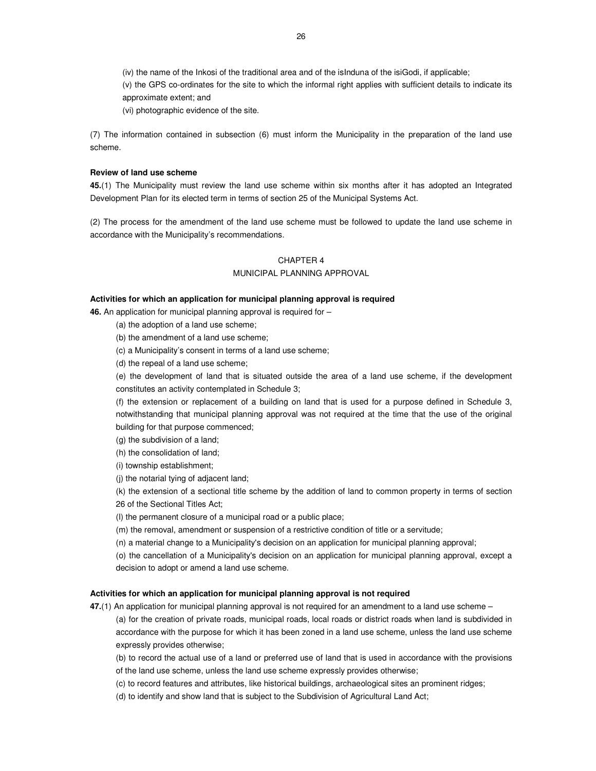(iv) the name of the Inkosi of the traditional area and of the isInduna of the isiGodi, if applicable;

(v) the GPS co-ordinates for the site to which the informal right applies with sufficient details to indicate its approximate extent; and

(vi) photographic evidence of the site.

(7) The information contained in subsection (6) must inform the Municipality in the preparation of the land use scheme.

**Review of land use scheme**

**45.**(1) The Municipality must review the land use scheme within six months after it has adopted an Integrated Development Plan for its elected term in terms of section 25 of the Municipal Systems Act.

(2) The process for the amendment of the land use scheme must be followed to update the land use scheme in accordance with the Municipality's recommendations.

## CHAPTER 4
## MUNICIPAL PLANNING APPROVAL

**Activities for which an application for municipal planning approval is required**

**46.** An application for municipal planning approval is required for –

(a) the adoption of a land use scheme;

(b) the amendment of a land use scheme;

(c) a Municipality's consent in terms of a land use scheme;

(d) the repeal of a land use scheme;

(e) the development of land that is situated outside the area of a land use scheme, if the development constitutes an activity contemplated in Schedule 3;

(f) the extension or replacement of a building on land that is used for a purpose defined in Schedule 3, notwithstanding that municipal planning approval was not required at the time that the use of the original building for that purpose commenced;

(g) the subdivision of a land;

(h) the consolidation of land;

(i) township establishment;

(j) the notarial tying of adjacent land;

(k) the extension of a sectional title scheme by the addition of land to common property in terms of section 26 of the Sectional Titles Act;

(l) the permanent closure of a municipal road or a public place;

(m) the removal, amendment or suspension of a restrictive condition of title or a servitude;

(n) a material change to a Municipality's decision on an application for municipal planning approval;

(o) the cancellation of a Municipality's decision on an application for municipal planning approval, except a decision to adopt or amend a land use scheme.

**Activities for which an application for municipal planning approval is not required**

**47.**(1) An application for municipal planning approval is not required for an amendment to a land use scheme –

(a) for the creation of private roads, municipal roads, local roads or district roads when land is subdivided in accordance with the purpose for which it has been zoned in a land use scheme, unless the land use scheme expressly provides otherwise;

(b) to record the actual use of a land or preferred use of land that is used in accordance with the provisions of the land use scheme, unless the land use scheme expressly provides otherwise;

(c) to record features and attributes, like historical buildings, archaeological sites an prominent ridges;

(d) to identify and show land that is subject to the Subdivision of Agricultural Land Act;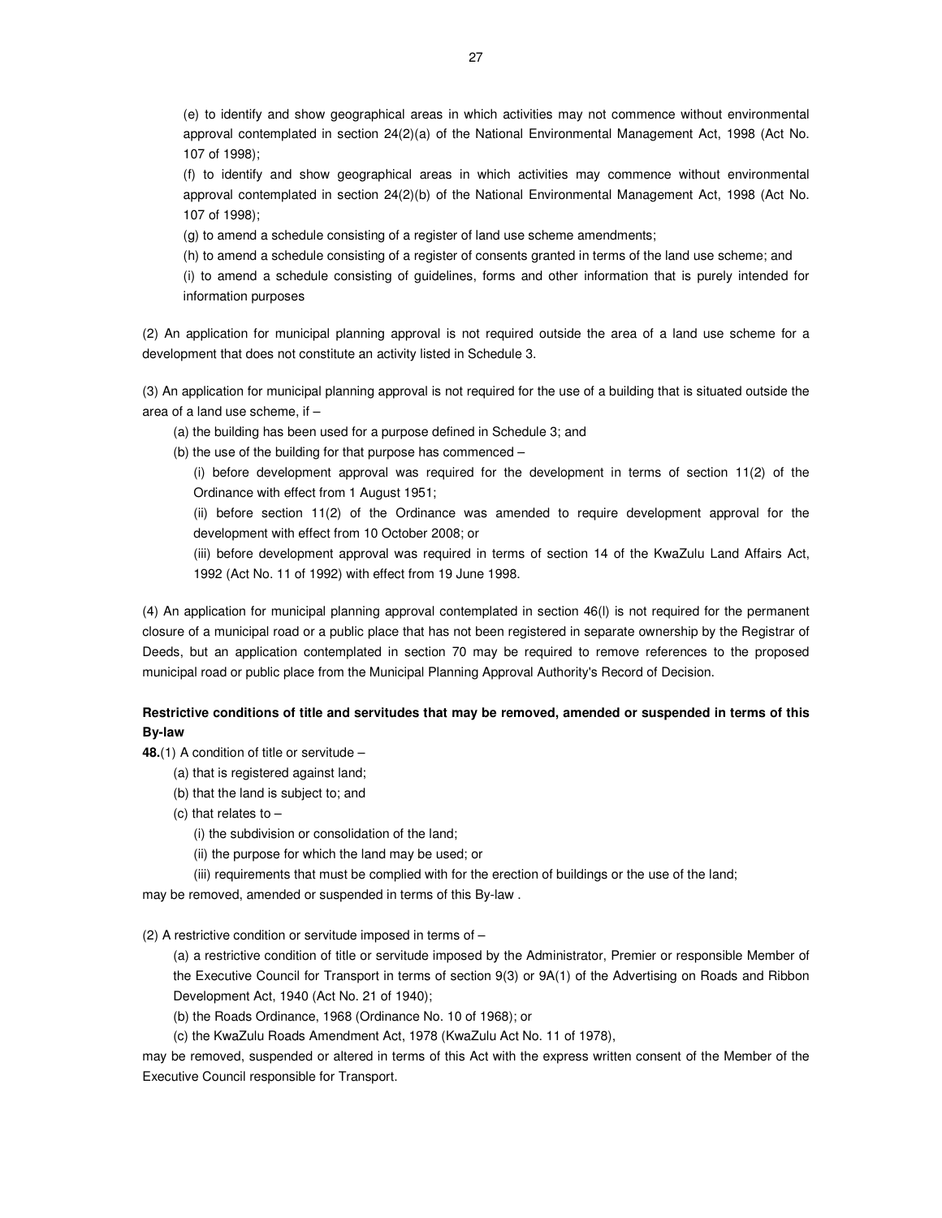(e) to identify and show geographical areas in which activities may not commence without environmental approval contemplated in section 24(2)(a) of the National Environmental Management Act, 1998 (Act No. 107 of 1998);

(f) to identify and show geographical areas in which activities may commence without environmental approval contemplated in section 24(2)(b) of the National Environmental Management Act, 1998 (Act No. 107 of 1998);

(g) to amend a schedule consisting of a register of land use scheme amendments;

(h) to amend a schedule consisting of a register of consents granted in terms of the land use scheme; and

(i) to amend a schedule consisting of guidelines, forms and other information that is purely intended for information purposes

(2) An application for municipal planning approval is not required outside the area of a land use scheme for a development that does not constitute an activity listed in Schedule 3.

(3) An application for municipal planning approval is not required for the use of a building that is situated outside the area of a land use scheme, if –

(a) the building has been used for a purpose defined in Schedule 3; and

(b) the use of the building for that purpose has commenced –

(i) before development approval was required for the development in terms of section 11(2) of the Ordinance with effect from 1 August 1951;

(ii) before section 11(2) of the Ordinance was amended to require development approval for the development with effect from 10 October 2008; or

(iii) before development approval was required in terms of section 14 of the KwaZulu Land Affairs Act, 1992 (Act No. 11 of 1992) with effect from 19 June 1998.

(4) An application for municipal planning approval contemplated in section 46(l) is not required for the permanent closure of a municipal road or a public place that has not been registered in separate ownership by the Registrar of Deeds, but an application contemplated in section 70 may be required to remove references to the proposed municipal road or public place from the Municipal Planning Approval Authority's Record of Decision.

**Restrictive conditions of title and servitudes that may be removed, amended or suspended in terms of this By-law**

**48.**(1) A condition of title or servitude –

(a) that is registered against land;

(b) that the land is subject to; and

(c) that relates to –

(i) the subdivision or consolidation of the land;

(ii) the purpose for which the land may be used; or

(iii) requirements that must be complied with for the erection of buildings or the use of the land;

may be removed, amended or suspended in terms of this By-law .

(2) A restrictive condition or servitude imposed in terms of –

(a) a restrictive condition of title or servitude imposed by the Administrator, Premier or responsible Member of the Executive Council for Transport in terms of section 9(3) or 9A(1) of the Advertising on Roads and Ribbon Development Act, 1940 (Act No. 21 of 1940);

(b) the Roads Ordinance, 1968 (Ordinance No. 10 of 1968); or

(c) the KwaZulu Roads Amendment Act, 1978 (KwaZulu Act No. 11 of 1978),

may be removed, suspended or altered in terms of this Act with the express written consent of the Member of the Executive Council responsible for Transport.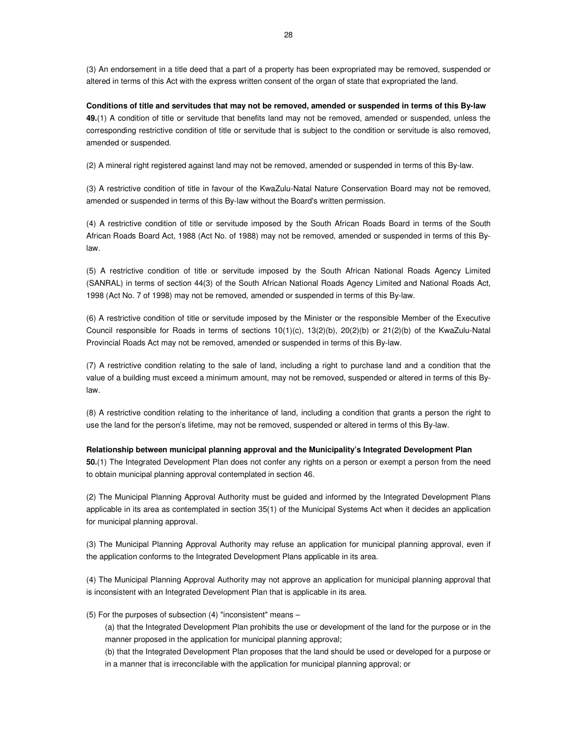(3) An endorsement in a title deed that a part of a property has been expropriated may be removed, suspended or altered in terms of this Act with the express written consent of the organ of state that expropriated the land.

**Conditions of title and servitudes that may not be removed, amended or suspended in terms of this By-law**

**49.**(1) A condition of title or servitude that benefits land may not be removed, amended or suspended, unless the corresponding restrictive condition of title or servitude that is subject to the condition or servitude is also removed, amended or suspended.

(2) A mineral right registered against land may not be removed, amended or suspended in terms of this By-law.

(3) A restrictive condition of title in favour of the KwaZulu-Natal Nature Conservation Board may not be removed, amended or suspended in terms of this By-law without the Board's written permission.

(4) A restrictive condition of title or servitude imposed by the South African Roads Board in terms of the South African Roads Board Act, 1988 (Act No. of 1988) may not be removed, amended or suspended in terms of this By-law.

(5) A restrictive condition of title or servitude imposed by the South African National Roads Agency Limited (SANRAL) in terms of section 44(3) of the South African National Roads Agency Limited and National Roads Act, 1998 (Act No. 7 of 1998) may not be removed, amended or suspended in terms of this By-law.

(6) A restrictive condition of title or servitude imposed by the Minister or the responsible Member of the Executive Council responsible for Roads in terms of sections 10(1)(c), 13(2)(b), 20(2)(b) or 21(2)(b) of the KwaZulu-Natal Provincial Roads Act may not be removed, amended or suspended in terms of this By-law.

(7) A restrictive condition relating to the sale of land, including a right to purchase land and a condition that the value of a building must exceed a minimum amount, may not be removed, suspended or altered in terms of this By-law.

(8) A restrictive condition relating to the inheritance of land, including a condition that grants a person the right to use the land for the person's lifetime, may not be removed, suspended or altered in terms of this By-law.

**Relationship between municipal planning approval and the Municipality's Integrated Development Plan**

**50.**(1) The Integrated Development Plan does not confer any rights on a person or exempt a person from the need to obtain municipal planning approval contemplated in section 46.

(2) The Municipal Planning Approval Authority must be guided and informed by the Integrated Development Plans applicable in its area as contemplated in section 35(1) of the Municipal Systems Act when it decides an application for municipal planning approval.

(3) The Municipal Planning Approval Authority may refuse an application for municipal planning approval, even if the application conforms to the Integrated Development Plans applicable in its area.

(4) The Municipal Planning Approval Authority may not approve an application for municipal planning approval that is inconsistent with an Integrated Development Plan that is applicable in its area.

(5) For the purposes of subsection (4) "inconsistent" means –

(a) that the Integrated Development Plan prohibits the use or development of the land for the purpose or in the manner proposed in the application for municipal planning approval;

(b) that the Integrated Development Plan proposes that the land should be used or developed for a purpose or in a manner that is irreconcilable with the application for municipal planning approval; or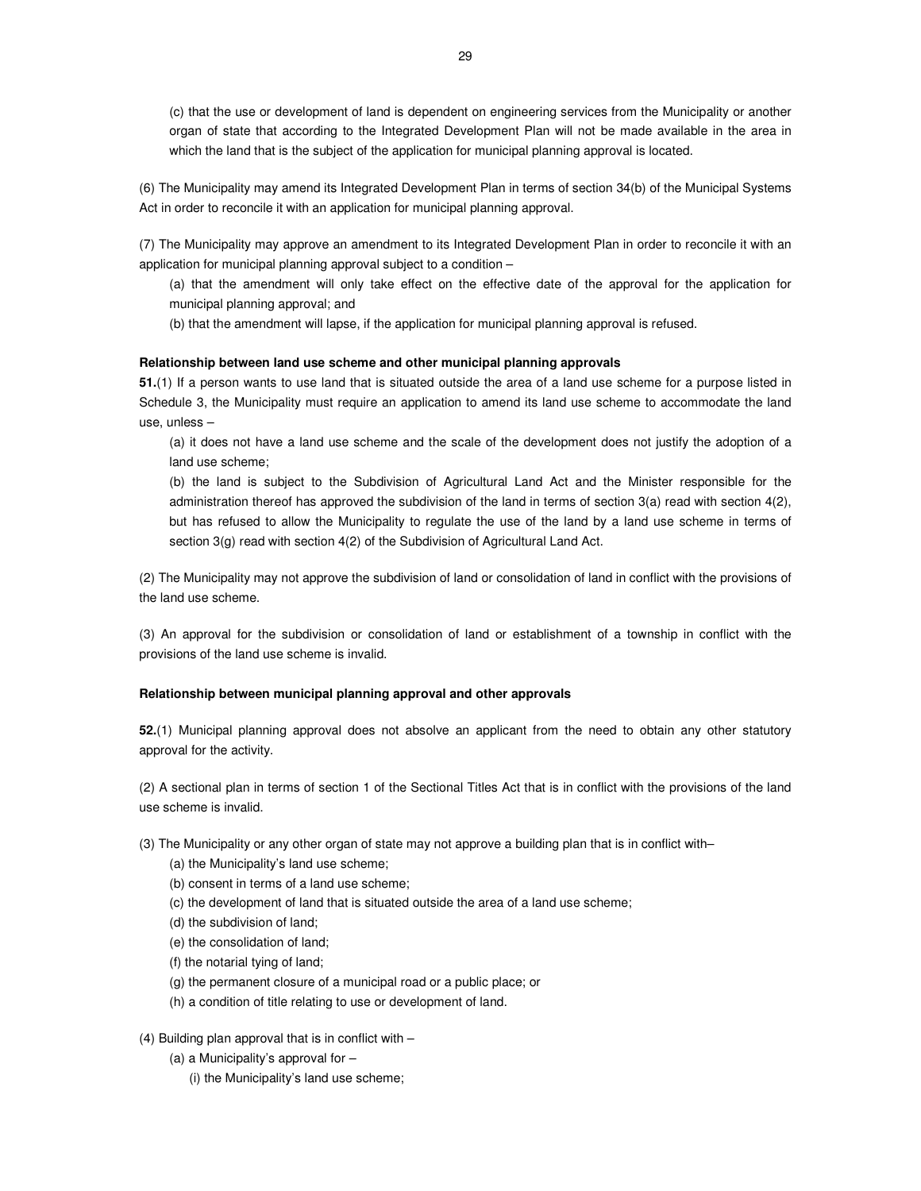(c) that the use or development of land is dependent on engineering services from the Municipality or another organ of state that according to the Integrated Development Plan will not be made available in the area in which the land that is the subject of the application for municipal planning approval is located.

(6) The Municipality may amend its Integrated Development Plan in terms of section 34(b) of the Municipal Systems Act in order to reconcile it with an application for municipal planning approval.

(7) The Municipality may approve an amendment to its Integrated Development Plan in order to reconcile it with an application for municipal planning approval subject to a condition –

(a) that the amendment will only take effect on the effective date of the approval for the application for municipal planning approval; and

(b) that the amendment will lapse, if the application for municipal planning approval is refused.

**Relationship between land use scheme and other municipal planning approvals**

**51.**(1) If a person wants to use land that is situated outside the area of a land use scheme for a purpose listed in Schedule 3, the Municipality must require an application to amend its land use scheme to accommodate the land use, unless –

(a) it does not have a land use scheme and the scale of the development does not justify the adoption of a land use scheme;

(b) the land is subject to the Subdivision of Agricultural Land Act and the Minister responsible for the administration thereof has approved the subdivision of the land in terms of section 3(a) read with section 4(2), but has refused to allow the Municipality to regulate the use of the land by a land use scheme in terms of section 3(g) read with section 4(2) of the Subdivision of Agricultural Land Act.

(2) The Municipality may not approve the subdivision of land or consolidation of land in conflict with the provisions of the land use scheme.

(3) An approval for the subdivision or consolidation of land or establishment of a township in conflict with the provisions of the land use scheme is invalid.

**Relationship between municipal planning approval and other approvals**

**52.**(1) Municipal planning approval does not absolve an applicant from the need to obtain any other statutory approval for the activity.

(2) A sectional plan in terms of section 1 of the Sectional Titles Act that is in conflict with the provisions of the land use scheme is invalid.

(3) The Municipality or any other organ of state may not approve a building plan that is in conflict with–

(a) the Municipality's land use scheme;

(b) consent in terms of a land use scheme;

(c) the development of land that is situated outside the area of a land use scheme;

(d) the subdivision of land;

(e) the consolidation of land;

(f) the notarial tying of land;

(g) the permanent closure of a municipal road or a public place; or

(h) a condition of title relating to use or development of land.

(4) Building plan approval that is in conflict with –

(a) a Municipality's approval for –

(i) the Municipality's land use scheme;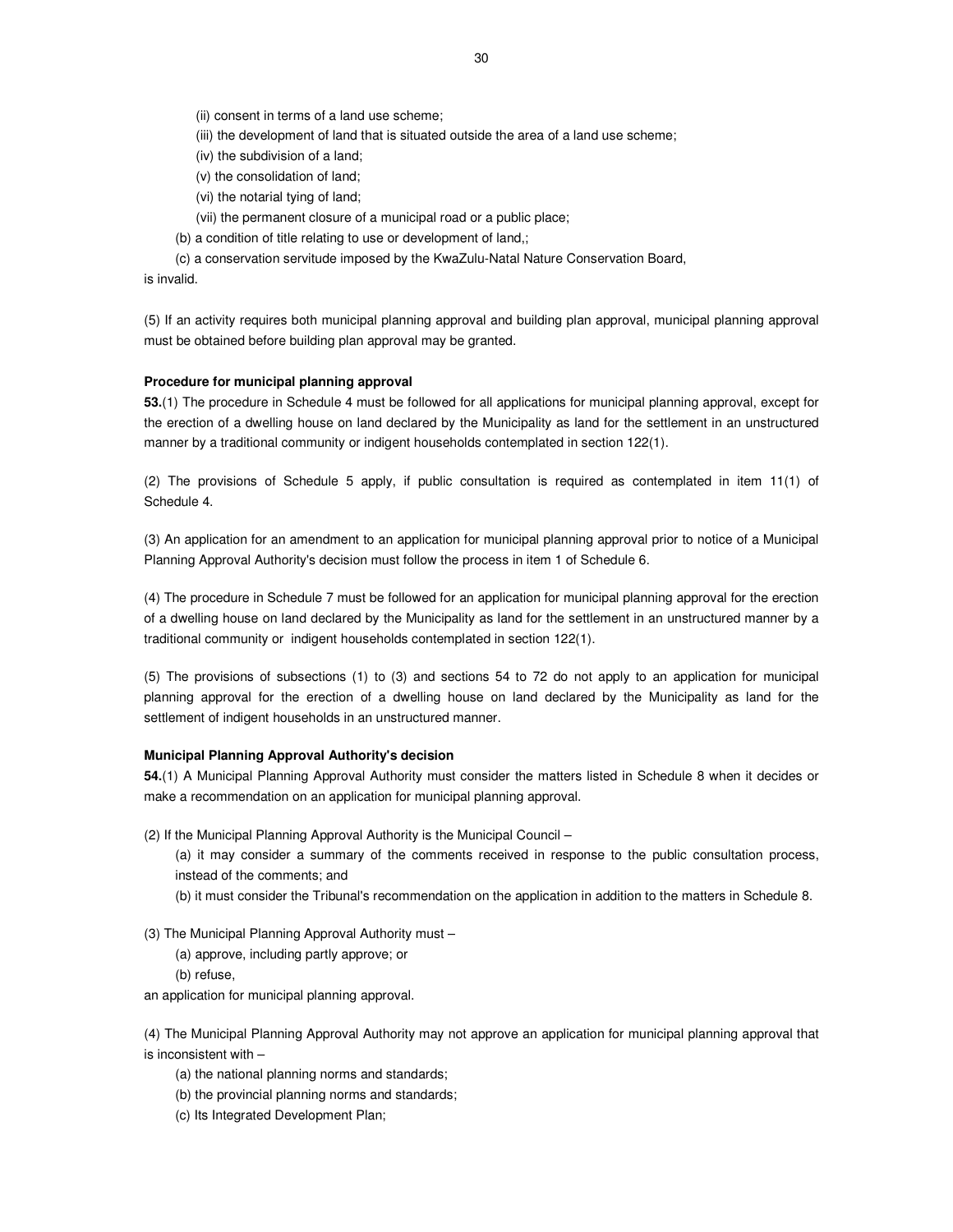(ii) consent in terms of a land use scheme;

(iii) the development of land that is situated outside the area of a land use scheme;

(iv) the subdivision of a land;

(v) the consolidation of land;

(vi) the notarial tying of land;

(vii) the permanent closure of a municipal road or a public place;

(b) a condition of title relating to use or development of land,;

(c) a conservation servitude imposed by the KwaZulu-Natal Nature Conservation Board,

is invalid.

(5) If an activity requires both municipal planning approval and building plan approval, municipal planning approval must be obtained before building plan approval may be granted.

**Procedure for municipal planning approval**

**53.**(1) The procedure in Schedule 4 must be followed for all applications for municipal planning approval, except for the erection of a dwelling house on land declared by the Municipality as land for the settlement in an unstructured manner by a traditional community or indigent households contemplated in section 122(1).

(2) The provisions of Schedule 5 apply, if public consultation is required as contemplated in item 11(1) of Schedule 4.

(3) An application for an amendment to an application for municipal planning approval prior to notice of a Municipal Planning Approval Authority's decision must follow the process in item 1 of Schedule 6.

(4) The procedure in Schedule 7 must be followed for an application for municipal planning approval for the erection of a dwelling house on land declared by the Municipality as land for the settlement in an unstructured manner by a traditional community or indigent households contemplated in section 122(1).

(5) The provisions of subsections (1) to (3) and sections 54 to 72 do not apply to an application for municipal planning approval for the erection of a dwelling house on land declared by the Municipality as land for the settlement of indigent households in an unstructured manner.

**Municipal Planning Approval Authority's decision**

**54.**(1) A Municipal Planning Approval Authority must consider the matters listed in Schedule 8 when it decides or make a recommendation on an application for municipal planning approval.

(2) If the Municipal Planning Approval Authority is the Municipal Council –

(a) it may consider a summary of the comments received in response to the public consultation process, instead of the comments; and

(b) it must consider the Tribunal's recommendation on the application in addition to the matters in Schedule 8.

(3) The Municipal Planning Approval Authority must –

(a) approve, including partly approve; or

(b) refuse,

an application for municipal planning approval.

(4) The Municipal Planning Approval Authority may not approve an application for municipal planning approval that is inconsistent with –

(a) the national planning norms and standards;

(b) the provincial planning norms and standards;

(c) Its Integrated Development Plan;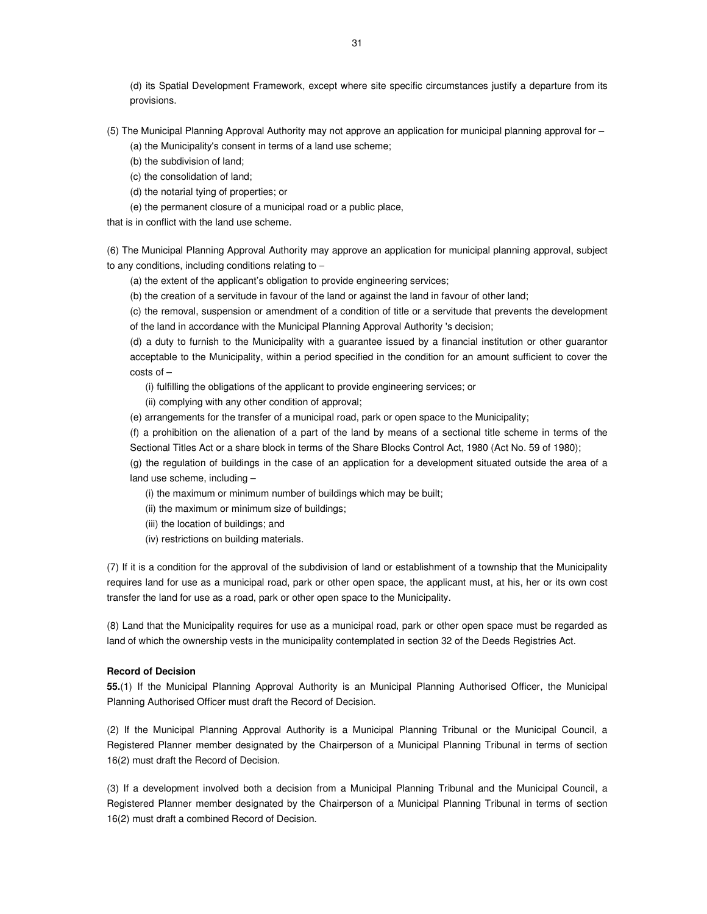(d) its Spatial Development Framework, except where site specific circumstances justify a departure from its provisions.

(5) The Municipal Planning Approval Authority may not approve an application for municipal planning approval for –

(a) the Municipality's consent in terms of a land use scheme;

(b) the subdivision of land;

(c) the consolidation of land;

(d) the notarial tying of properties; or

(e) the permanent closure of a municipal road or a public place,

that is in conflict with the land use scheme.

(6) The Municipal Planning Approval Authority may approve an application for municipal planning approval, subject to any conditions, including conditions relating to –

(a) the extent of the applicant's obligation to provide engineering services;

(b) the creation of a servitude in favour of the land or against the land in favour of other land;

(c) the removal, suspension or amendment of a condition of title or a servitude that prevents the development of the land in accordance with the Municipal Planning Approval Authority 's decision;

(d) a duty to furnish to the Municipality with a guarantee issued by a financial institution or other guarantor acceptable to the Municipality, within a period specified in the condition for an amount sufficient to cover the costs of –

(i) fulfilling the obligations of the applicant to provide engineering services; or

(ii) complying with any other condition of approval;

(e) arrangements for the transfer of a municipal road, park or open space to the Municipality;

(f) a prohibition on the alienation of a part of the land by means of a sectional title scheme in terms of the Sectional Titles Act or a share block in terms of the Share Blocks Control Act, 1980 (Act No. 59 of 1980);

(g) the regulation of buildings in the case of an application for a development situated outside the area of a land use scheme, including –

(i) the maximum or minimum number of buildings which may be built;

(ii) the maximum or minimum size of buildings;

(iii) the location of buildings; and

(iv) restrictions on building materials.

(7) If it is a condition for the approval of the subdivision of land or establishment of a township that the Municipality requires land for use as a municipal road, park or other open space, the applicant must, at his, her or its own cost transfer the land for use as a road, park or other open space to the Municipality.

(8) Land that the Municipality requires for use as a municipal road, park or other open space must be regarded as land of which the ownership vests in the municipality contemplated in section 32 of the Deeds Registries Act.

**Record of Decision**

**55.**(1) If the Municipal Planning Approval Authority is an Municipal Planning Authorised Officer, the Municipal Planning Authorised Officer must draft the Record of Decision.

(2) If the Municipal Planning Approval Authority is a Municipal Planning Tribunal or the Municipal Council, a Registered Planner member designated by the Chairperson of a Municipal Planning Tribunal in terms of section 16(2) must draft the Record of Decision.

(3) If a development involved both a decision from a Municipal Planning Tribunal and the Municipal Council, a Registered Planner member designated by the Chairperson of a Municipal Planning Tribunal in terms of section 16(2) must draft a combined Record of Decision.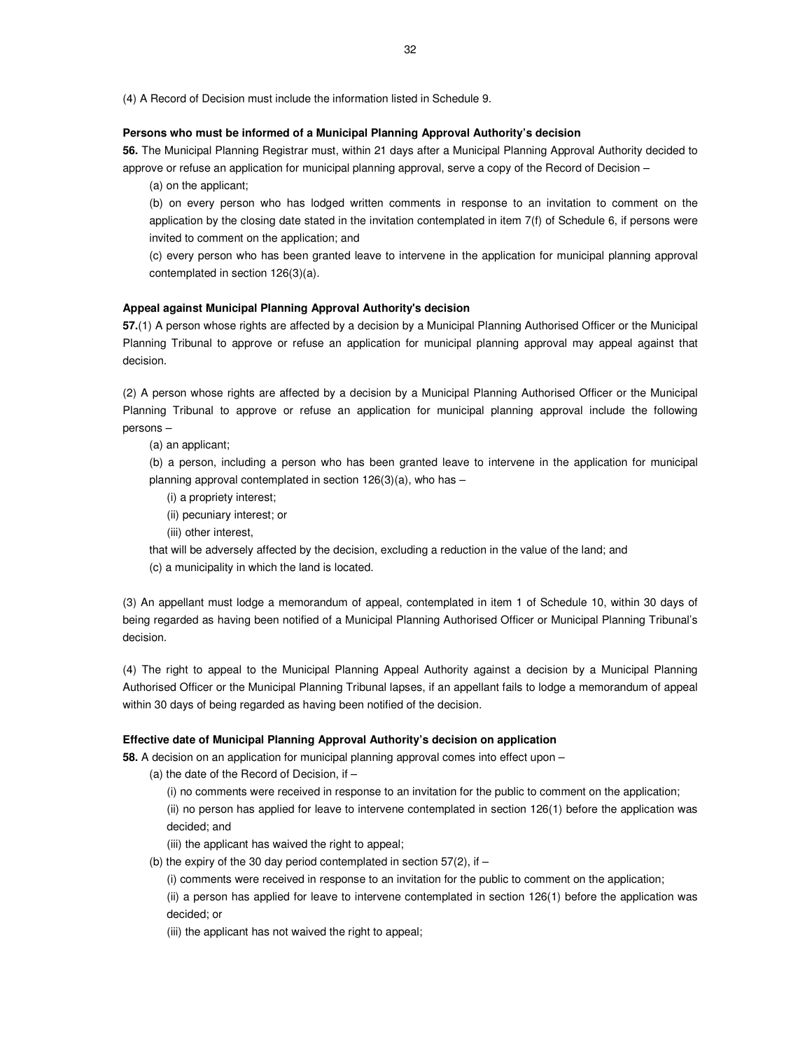(4) A Record of Decision must include the information listed in Schedule 9.

**Persons who must be informed of a Municipal Planning Approval Authority's decision**

**56.** The Municipal Planning Registrar must, within 21 days after a Municipal Planning Approval Authority decided to approve or refuse an application for municipal planning approval, serve a copy of the Record of Decision –

(a) on the applicant;

(b) on every person who has lodged written comments in response to an invitation to comment on the application by the closing date stated in the invitation contemplated in item 7(f) of Schedule 6, if persons were invited to comment on the application; and

(c) every person who has been granted leave to intervene in the application for municipal planning approval contemplated in section 126(3)(a).

**Appeal against Municipal Planning Approval Authority's decision**

**57.**(1) A person whose rights are affected by a decision by a Municipal Planning Authorised Officer or the Municipal Planning Tribunal to approve or refuse an application for municipal planning approval may appeal against that decision.

(2) A person whose rights are affected by a decision by a Municipal Planning Authorised Officer or the Municipal Planning Tribunal to approve or refuse an application for municipal planning approval include the following persons –

(a) an applicant;

(b) a person, including a person who has been granted leave to intervene in the application for municipal planning approval contemplated in section 126(3)(a), who has –

(i) a propriety interest;

(ii) pecuniary interest; or

(iii) other interest,

that will be adversely affected by the decision, excluding a reduction in the value of the land; and

(c) a municipality in which the land is located.

(3) An appellant must lodge a memorandum of appeal, contemplated in item 1 of Schedule 10, within 30 days of being regarded as having been notified of a Municipal Planning Authorised Officer or Municipal Planning Tribunal's decision.

(4) The right to appeal to the Municipal Planning Appeal Authority against a decision by a Municipal Planning Authorised Officer or the Municipal Planning Tribunal lapses, if an appellant fails to lodge a memorandum of appeal within 30 days of being regarded as having been notified of the decision.

**Effective date of Municipal Planning Approval Authority's decision on application**

**58.** A decision on an application for municipal planning approval comes into effect upon –

(a) the date of the Record of Decision, if –

(i) no comments were received in response to an invitation for the public to comment on the application;

(ii) no person has applied for leave to intervene contemplated in section 126(1) before the application was decided; and

(iii) the applicant has waived the right to appeal;

(b) the expiry of the 30 day period contemplated in section 57(2), if –

(i) comments were received in response to an invitation for the public to comment on the application;

(ii) a person has applied for leave to intervene contemplated in section 126(1) before the application was decided; or

(iii) the applicant has not waived the right to appeal;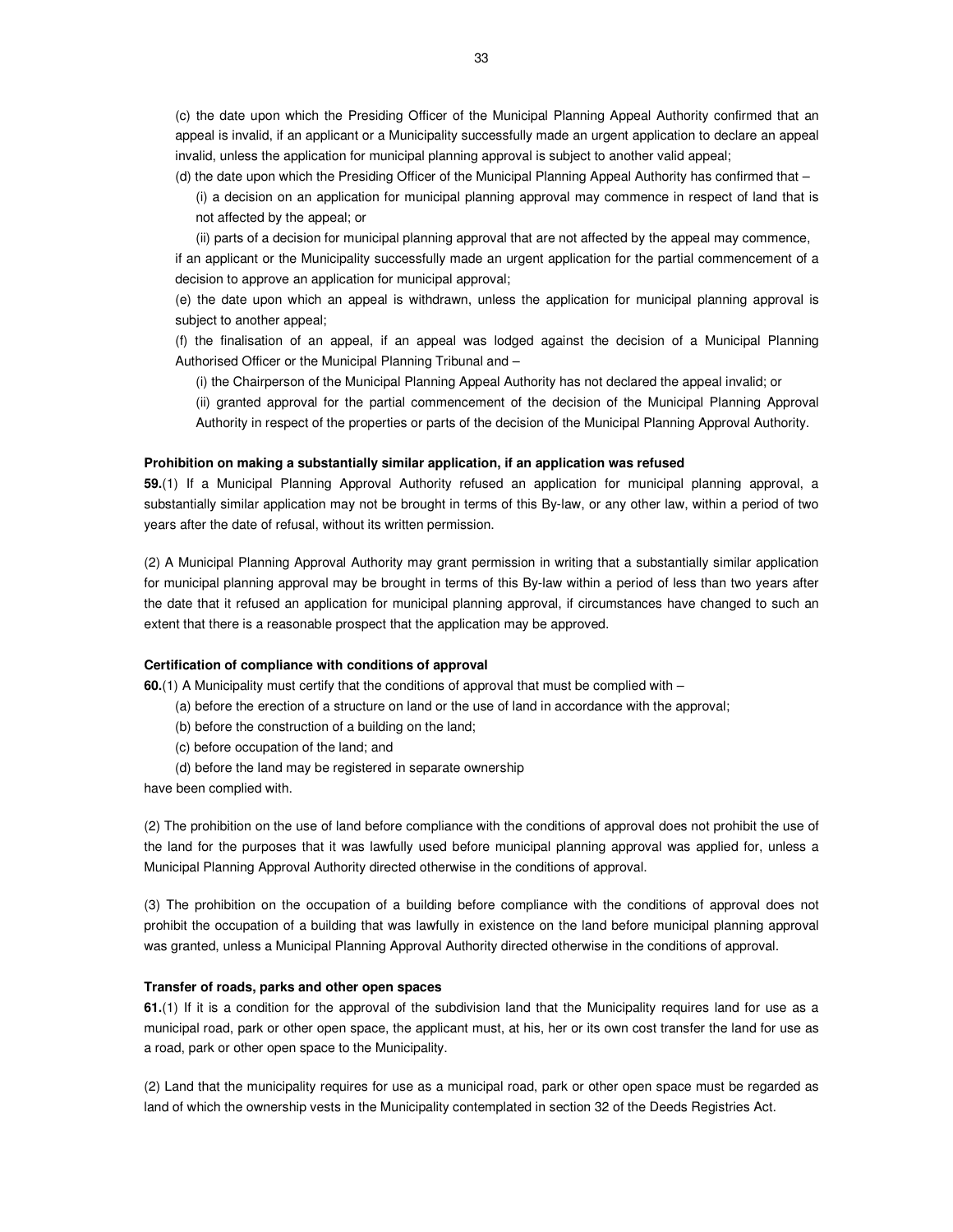(c) the date upon which the Presiding Officer of the Municipal Planning Appeal Authority confirmed that an appeal is invalid, if an applicant or a Municipality successfully made an urgent application to declare an appeal invalid, unless the application for municipal planning approval is subject to another valid appeal;

(d) the date upon which the Presiding Officer of the Municipal Planning Appeal Authority has confirmed that –

(i) a decision on an application for municipal planning approval may commence in respect of land that is not affected by the appeal; or

(ii) parts of a decision for municipal planning approval that are not affected by the appeal may commence,

if an applicant or the Municipality successfully made an urgent application for the partial commencement of a decision to approve an application for municipal approval;

(e) the date upon which an appeal is withdrawn, unless the application for municipal planning approval is subject to another appeal;

(f) the finalisation of an appeal, if an appeal was lodged against the decision of a Municipal Planning Authorised Officer or the Municipal Planning Tribunal and –

(i) the Chairperson of the Municipal Planning Appeal Authority has not declared the appeal invalid; or

(ii) granted approval for the partial commencement of the decision of the Municipal Planning Approval Authority in respect of the properties or parts of the decision of the Municipal Planning Approval Authority.

**Prohibition on making a substantially similar application, if an application was refused**

**59.**(1) If a Municipal Planning Approval Authority refused an application for municipal planning approval, a substantially similar application may not be brought in terms of this By-law, or any other law, within a period of two years after the date of refusal, without its written permission.

(2) A Municipal Planning Approval Authority may grant permission in writing that a substantially similar application for municipal planning approval may be brought in terms of this By-law within a period of less than two years after the date that it refused an application for municipal planning approval, if circumstances have changed to such an extent that there is a reasonable prospect that the application may be approved.

**Certification of compliance with conditions of approval**

**60.**(1) A Municipality must certify that the conditions of approval that must be complied with –

(a) before the erection of a structure on land or the use of land in accordance with the approval;

(b) before the construction of a building on the land;

(c) before occupation of the land; and

(d) before the land may be registered in separate ownership

have been complied with.

(2) The prohibition on the use of land before compliance with the conditions of approval does not prohibit the use of the land for the purposes that it was lawfully used before municipal planning approval was applied for, unless a Municipal Planning Approval Authority directed otherwise in the conditions of approval.

(3) The prohibition on the occupation of a building before compliance with the conditions of approval does not prohibit the occupation of a building that was lawfully in existence on the land before municipal planning approval was granted, unless a Municipal Planning Approval Authority directed otherwise in the conditions of approval.

**Transfer of roads, parks and other open spaces**

**61.**(1) If it is a condition for the approval of the subdivision land that the Municipality requires land for use as a municipal road, park or other open space, the applicant must, at his, her or its own cost transfer the land for use as a road, park or other open space to the Municipality.

(2) Land that the municipality requires for use as a municipal road, park or other open space must be regarded as land of which the ownership vests in the Municipality contemplated in section 32 of the Deeds Registries Act.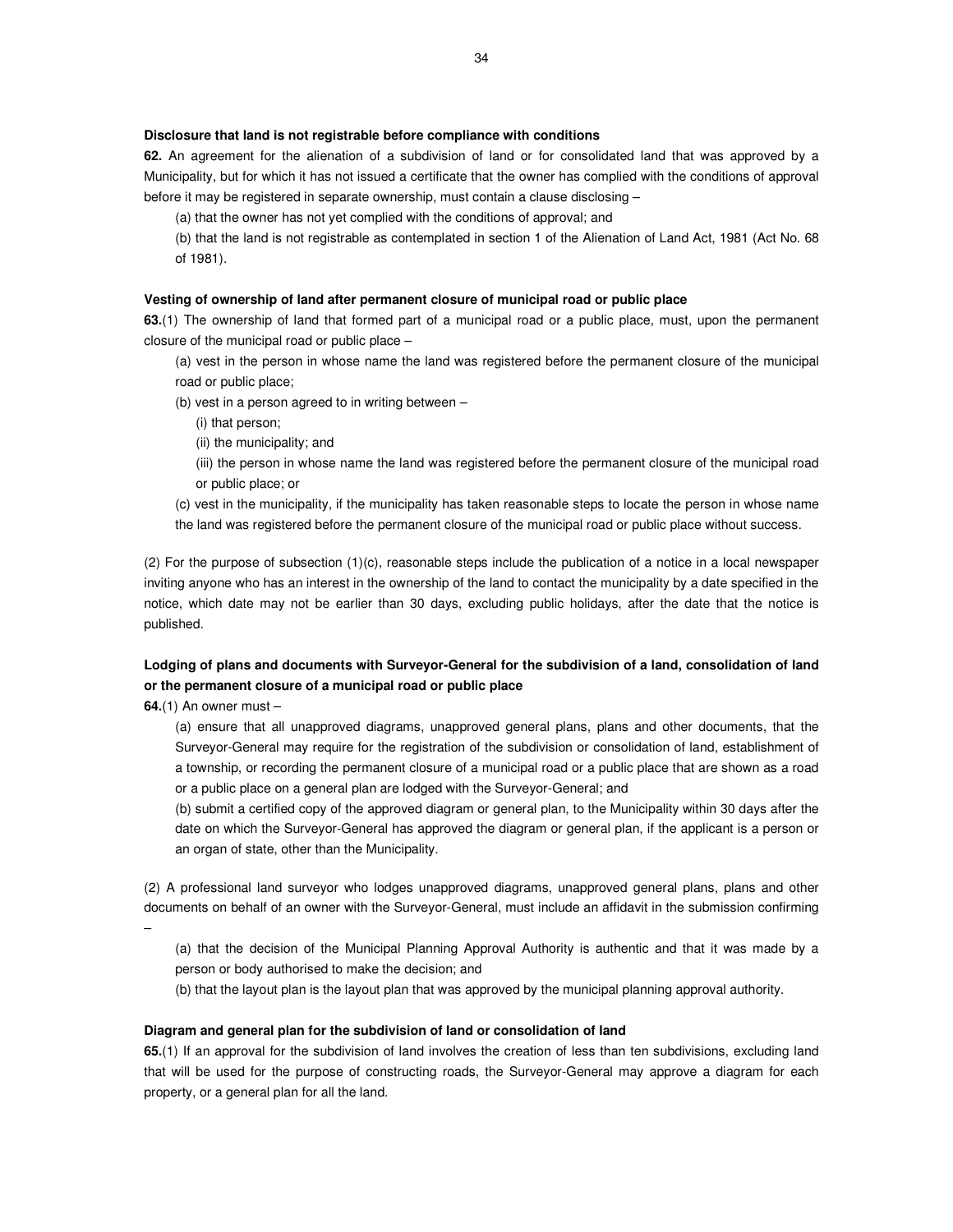**Disclosure that land is not registrable before compliance with conditions**

**62.** An agreement for the alienation of a subdivision of land or for consolidated land that was approved by a Municipality, but for which it has not issued a certificate that the owner has complied with the conditions of approval before it may be registered in separate ownership, must contain a clause disclosing –

(a) that the owner has not yet complied with the conditions of approval; and

(b) that the land is not registrable as contemplated in section 1 of the Alienation of Land Act, 1981 (Act No. 68 of 1981).

**Vesting of ownership of land after permanent closure of municipal road or public place**

**63.**(1) The ownership of land that formed part of a municipal road or a public place, must, upon the permanent closure of the municipal road or public place –

(a) vest in the person in whose name the land was registered before the permanent closure of the municipal road or public place;

(b) vest in a person agreed to in writing between –

(i) that person;

(ii) the municipality; and

(iii) the person in whose name the land was registered before the permanent closure of the municipal road or public place; or

(c) vest in the municipality, if the municipality has taken reasonable steps to locate the person in whose name the land was registered before the permanent closure of the municipal road or public place without success.

(2) For the purpose of subsection (1)(c), reasonable steps include the publication of a notice in a local newspaper inviting anyone who has an interest in the ownership of the land to contact the municipality by a date specified in the notice, which date may not be earlier than 30 days, excluding public holidays, after the date that the notice is published.

**Lodging of plans and documents with Surveyor-General for the subdivision of a land, consolidation of land or the permanent closure of a municipal road or public place**

**64.**(1) An owner must –

(a) ensure that all unapproved diagrams, unapproved general plans, plans and other documents, that the Surveyor-General may require for the registration of the subdivision or consolidation of land, establishment of a township, or recording the permanent closure of a municipal road or a public place that are shown as a road or a public place on a general plan are lodged with the Surveyor-General; and

(b) submit a certified copy of the approved diagram or general plan, to the Municipality within 30 days after the date on which the Surveyor-General has approved the diagram or general plan, if the applicant is a person or an organ of state, other than the Municipality.

(2) A professional land surveyor who lodges unapproved diagrams, unapproved general plans, plans and other documents on behalf of an owner with the Surveyor-General, must include an affidavit in the submission confirming –

(a) that the decision of the Municipal Planning Approval Authority is authentic and that it was made by a person or body authorised to make the decision; and

(b) that the layout plan is the layout plan that was approved by the municipal planning approval authority.

**Diagram and general plan for the subdivision of land or consolidation of land**

**65.**(1) If an approval for the subdivision of land involves the creation of less than ten subdivisions, excluding land that will be used for the purpose of constructing roads, the Surveyor-General may approve a diagram for each property, or a general plan for all the land.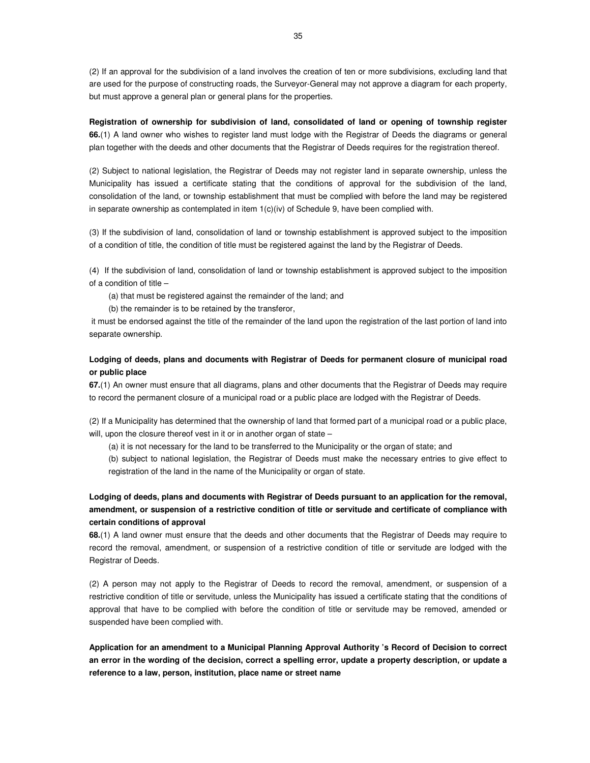(2) If an approval for the subdivision of a land involves the creation of ten or more subdivisions, excluding land that are used for the purpose of constructing roads, the Surveyor-General may not approve a diagram for each property, but must approve a general plan or general plans for the properties.

**Registration of ownership for subdivision of land, consolidated of land or opening of township register**

**66.**(1) A land owner who wishes to register land must lodge with the Registrar of Deeds the diagrams or general plan together with the deeds and other documents that the Registrar of Deeds requires for the registration thereof.

(2) Subject to national legislation, the Registrar of Deeds may not register land in separate ownership, unless the Municipality has issued a certificate stating that the conditions of approval for the subdivision of the land, consolidation of the land, or township establishment that must be complied with before the land may be registered in separate ownership as contemplated in item 1(c)(iv) of Schedule 9, have been complied with.

(3) If the subdivision of land, consolidation of land or township establishment is approved subject to the imposition of a condition of title, the condition of title must be registered against the land by the Registrar of Deeds.

(4) If the subdivision of land, consolidation of land or township establishment is approved subject to the imposition of a condition of title –

(a) that must be registered against the remainder of the land; and

(b) the remainder is to be retained by the transferor,

it must be endorsed against the title of the remainder of the land upon the registration of the last portion of land into separate ownership.

**Lodging of deeds, plans and documents with Registrar of Deeds for permanent closure of municipal road or public place**

**67.**(1) An owner must ensure that all diagrams, plans and other documents that the Registrar of Deeds may require to record the permanent closure of a municipal road or a public place are lodged with the Registrar of Deeds.

(2) If a Municipality has determined that the ownership of land that formed part of a municipal road or a public place, will, upon the closure thereof vest in it or in another organ of state –

(a) it is not necessary for the land to be transferred to the Municipality or the organ of state; and

(b) subject to national legislation, the Registrar of Deeds must make the necessary entries to give effect to registration of the land in the name of the Municipality or organ of state.

**Lodging of deeds, plans and documents with Registrar of Deeds pursuant to an application for the removal, amendment, or suspension of a restrictive condition of title or servitude and certificate of compliance with certain conditions of approval**

**68.**(1) A land owner must ensure that the deeds and other documents that the Registrar of Deeds may require to record the removal, amendment, or suspension of a restrictive condition of title or servitude are lodged with the Registrar of Deeds.

(2) A person may not apply to the Registrar of Deeds to record the removal, amendment, or suspension of a restrictive condition of title or servitude, unless the Municipality has issued a certificate stating that the conditions of approval that have to be complied with before the condition of title or servitude may be removed, amended or suspended have been complied with.

**Application for an amendment to a Municipal Planning Approval Authority 's Record of Decision to correct an error in the wording of the decision, correct a spelling error, update a property description, or update a reference to a law, person, institution, place name or street name**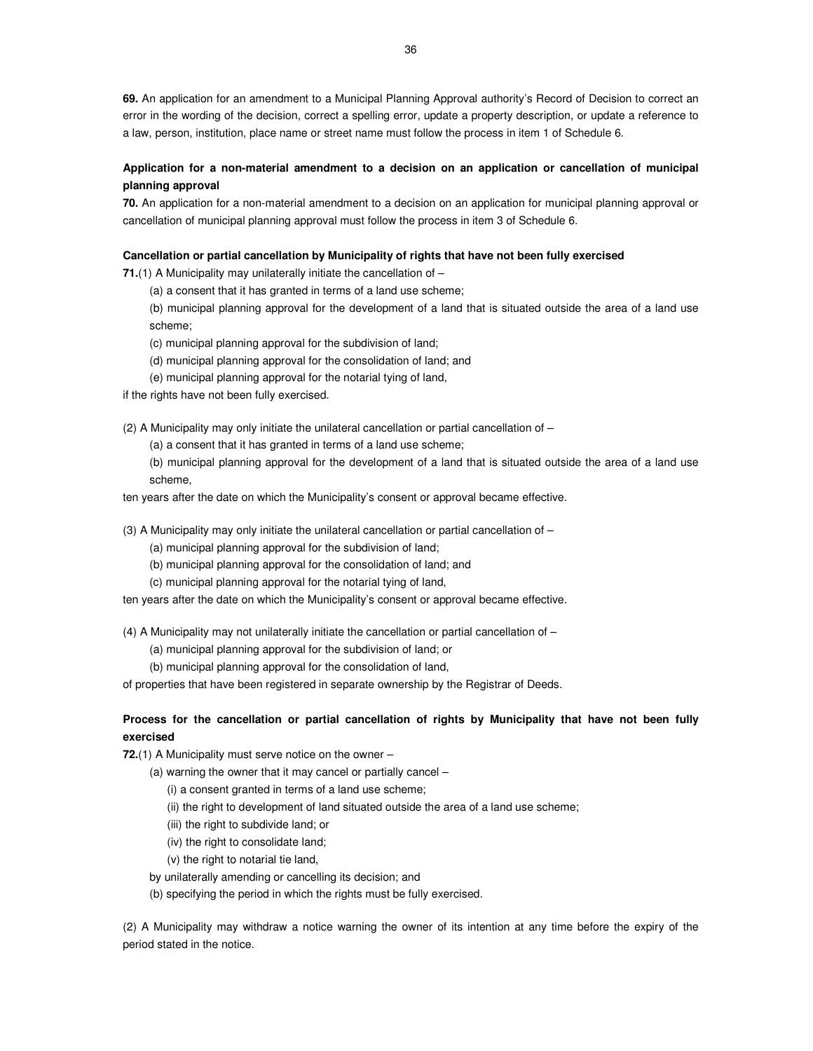**69.** An application for an amendment to a Municipal Planning Approval authority's Record of Decision to correct an error in the wording of the decision, correct a spelling error, update a property description, or update a reference to a law, person, institution, place name or street name must follow the process in item 1 of Schedule 6.

**Application for a non-material amendment to a decision on an application or cancellation of municipal planning approval**

**70.** An application for a non-material amendment to a decision on an application for municipal planning approval or cancellation of municipal planning approval must follow the process in item 3 of Schedule 6.

**Cancellation or partial cancellation by Municipality of rights that have not been fully exercised**

**71.**(1) A Municipality may unilaterally initiate the cancellation of –

(a) a consent that it has granted in terms of a land use scheme;

(b) municipal planning approval for the development of a land that is situated outside the area of a land use scheme;

(c) municipal planning approval for the subdivision of land;

(d) municipal planning approval for the consolidation of land; and

(e) municipal planning approval for the notarial tying of land,

if the rights have not been fully exercised.

(2) A Municipality may only initiate the unilateral cancellation or partial cancellation of –

(a) a consent that it has granted in terms of a land use scheme;

(b) municipal planning approval for the development of a land that is situated outside the area of a land use scheme,

ten years after the date on which the Municipality's consent or approval became effective.

(3) A Municipality may only initiate the unilateral cancellation or partial cancellation of –

(a) municipal planning approval for the subdivision of land;

(b) municipal planning approval for the consolidation of land; and

(c) municipal planning approval for the notarial tying of land,

ten years after the date on which the Municipality's consent or approval became effective.

(4) A Municipality may not unilaterally initiate the cancellation or partial cancellation of –

(a) municipal planning approval for the subdivision of land; or

(b) municipal planning approval for the consolidation of land,

of properties that have been registered in separate ownership by the Registrar of Deeds.

**Process for the cancellation or partial cancellation of rights by Municipality that have not been fully exercised**

**72.**(1) A Municipality must serve notice on the owner –

(a) warning the owner that it may cancel or partially cancel –

(i) a consent granted in terms of a land use scheme;

(ii) the right to development of land situated outside the area of a land use scheme;

(iii) the right to subdivide land; or

(iv) the right to consolidate land;

(v) the right to notarial tie land,

by unilaterally amending or cancelling its decision; and

(b) specifying the period in which the rights must be fully exercised.

(2) A Municipality may withdraw a notice warning the owner of its intention at any time before the expiry of the period stated in the notice.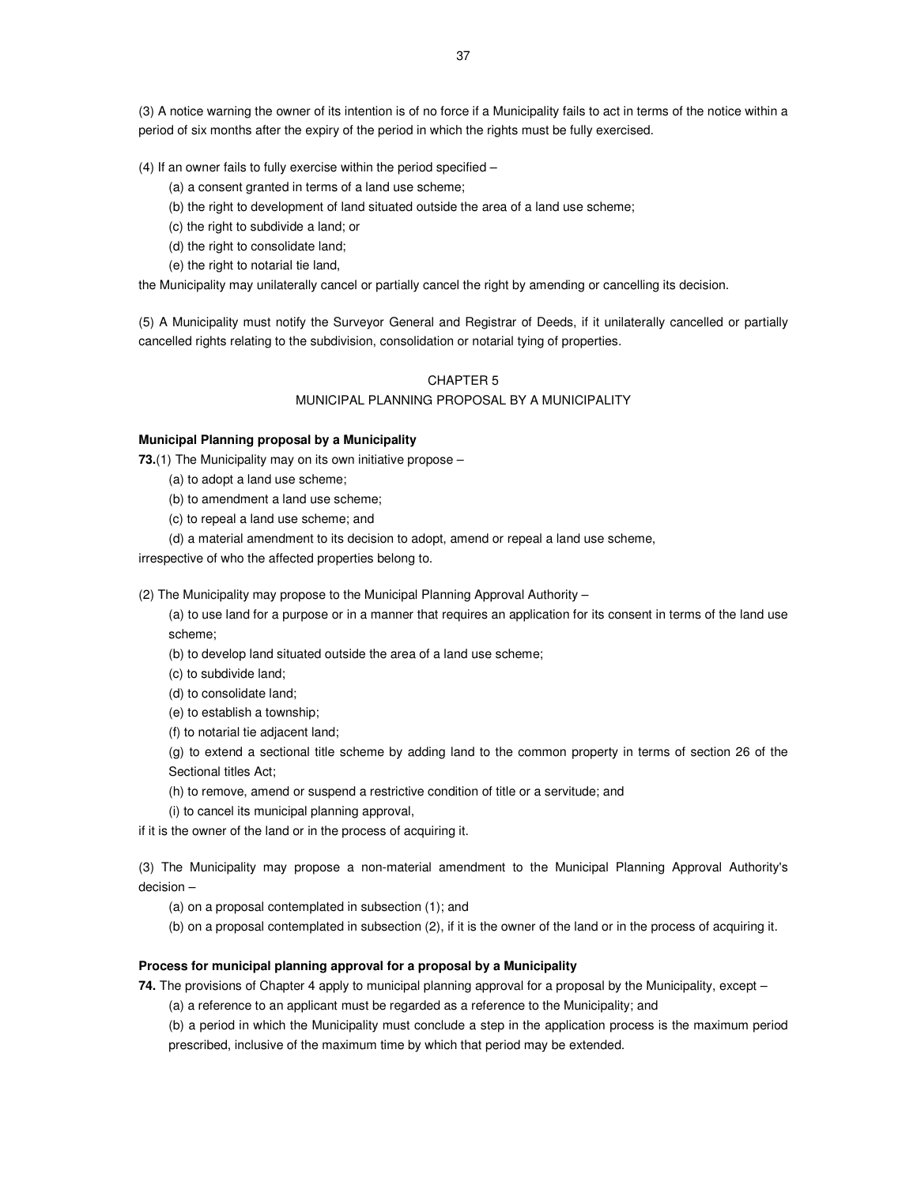(3) A notice warning the owner of its intention is of no force if a Municipality fails to act in terms of the notice within a period of six months after the expiry of the period in which the rights must be fully exercised.

(4) If an owner fails to fully exercise within the period specified –

(a) a consent granted in terms of a land use scheme;

(b) the right to development of land situated outside the area of a land use scheme;

(c) the right to subdivide a land; or

(d) the right to consolidate land;

(e) the right to notarial tie land,

the Municipality may unilaterally cancel or partially cancel the right by amending or cancelling its decision.

(5) A Municipality must notify the Surveyor General and Registrar of Deeds, if it unilaterally cancelled or partially cancelled rights relating to the subdivision, consolidation or notarial tying of properties.

## CHAPTER 5
## MUNICIPAL PLANNING PROPOSAL BY A MUNICIPALITY

**Municipal Planning proposal by a Municipality**

**73.**(1) The Municipality may on its own initiative propose –

(a) to adopt a land use scheme;

(b) to amendment a land use scheme;

(c) to repeal a land use scheme; and

(d) a material amendment to its decision to adopt, amend or repeal a land use scheme,

irrespective of who the affected properties belong to.

(2) The Municipality may propose to the Municipal Planning Approval Authority –

(a) to use land for a purpose or in a manner that requires an application for its consent in terms of the land use scheme;

(b) to develop land situated outside the area of a land use scheme;

(c) to subdivide land;

(d) to consolidate land;

(e) to establish a township;

(f) to notarial tie adjacent land;

(g) to extend a sectional title scheme by adding land to the common property in terms of section 26 of the Sectional titles Act;

(h) to remove, amend or suspend a restrictive condition of title or a servitude; and

(i) to cancel its municipal planning approval,

if it is the owner of the land or in the process of acquiring it.

(3) The Municipality may propose a non-material amendment to the Municipal Planning Approval Authority's decision –

(a) on a proposal contemplated in subsection (1); and

(b) on a proposal contemplated in subsection (2), if it is the owner of the land or in the process of acquiring it.

**Process for municipal planning approval for a proposal by a Municipality**

**74.** The provisions of Chapter 4 apply to municipal planning approval for a proposal by the Municipality, except –

(a) a reference to an applicant must be regarded as a reference to the Municipality; and

(b) a period in which the Municipality must conclude a step in the application process is the maximum period prescribed, inclusive of the maximum time by which that period may be extended.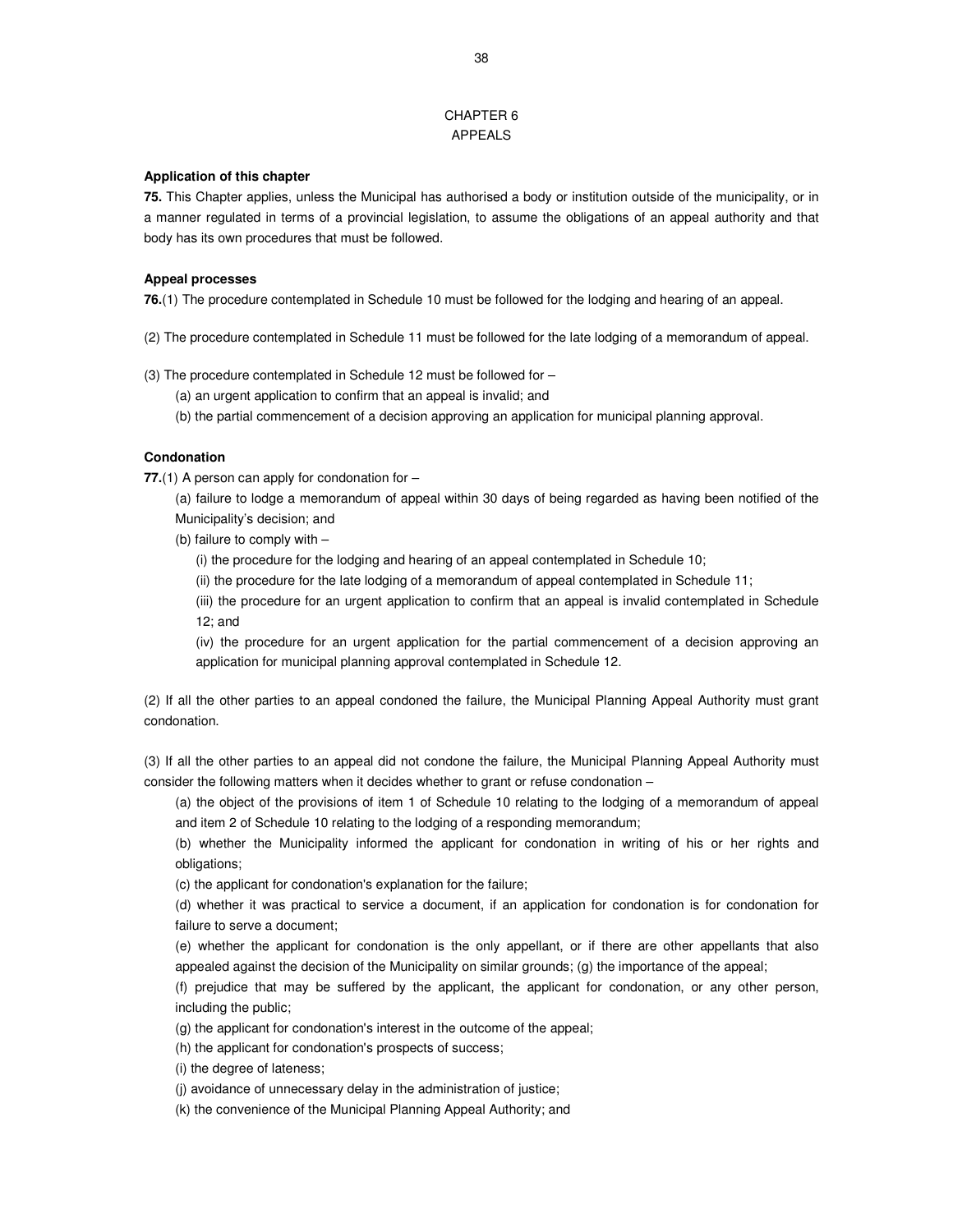# CHAPTER 6
# APPEALS

**Application of this chapter**

**75.** This Chapter applies, unless the Municipal has authorised a body or institution outside of the municipality, or in a manner regulated in terms of a provincial legislation, to assume the obligations of an appeal authority and that body has its own procedures that must be followed.

**Appeal processes**

**76.**(1) The procedure contemplated in Schedule 10 must be followed for the lodging and hearing of an appeal.

(2) The procedure contemplated in Schedule 11 must be followed for the late lodging of a memorandum of appeal.

(3) The procedure contemplated in Schedule 12 must be followed for –

(a) an urgent application to confirm that an appeal is invalid; and

(b) the partial commencement of a decision approving an application for municipal planning approval.

**Condonation**

**77.**(1) A person can apply for condonation for –

(a) failure to lodge a memorandum of appeal within 30 days of being regarded as having been notified of the Municipality's decision; and

(b) failure to comply with –

(i) the procedure for the lodging and hearing of an appeal contemplated in Schedule 10;

(ii) the procedure for the late lodging of a memorandum of appeal contemplated in Schedule 11;

(iii) the procedure for an urgent application to confirm that an appeal is invalid contemplated in Schedule 12; and

(iv) the procedure for an urgent application for the partial commencement of a decision approving an application for municipal planning approval contemplated in Schedule 12.

(2) If all the other parties to an appeal condoned the failure, the Municipal Planning Appeal Authority must grant condonation.

(3) If all the other parties to an appeal did not condone the failure, the Municipal Planning Appeal Authority must consider the following matters when it decides whether to grant or refuse condonation –

(a) the object of the provisions of item 1 of Schedule 10 relating to the lodging of a memorandum of appeal and item 2 of Schedule 10 relating to the lodging of a responding memorandum;

(b) whether the Municipality informed the applicant for condonation in writing of his or her rights and obligations;

(c) the applicant for condonation's explanation for the failure;

(d) whether it was practical to service a document, if an application for condonation is for condonation for failure to serve a document;

(e) whether the applicant for condonation is the only appellant, or if there are other appellants that also appealed against the decision of the Municipality on similar grounds; (g) the importance of the appeal;

(f) prejudice that may be suffered by the applicant, the applicant for condonation, or any other person, including the public;

(g) the applicant for condonation's interest in the outcome of the appeal;

(h) the applicant for condonation's prospects of success;

(i) the degree of lateness;

(j) avoidance of unnecessary delay in the administration of justice;

(k) the convenience of the Municipal Planning Appeal Authority; and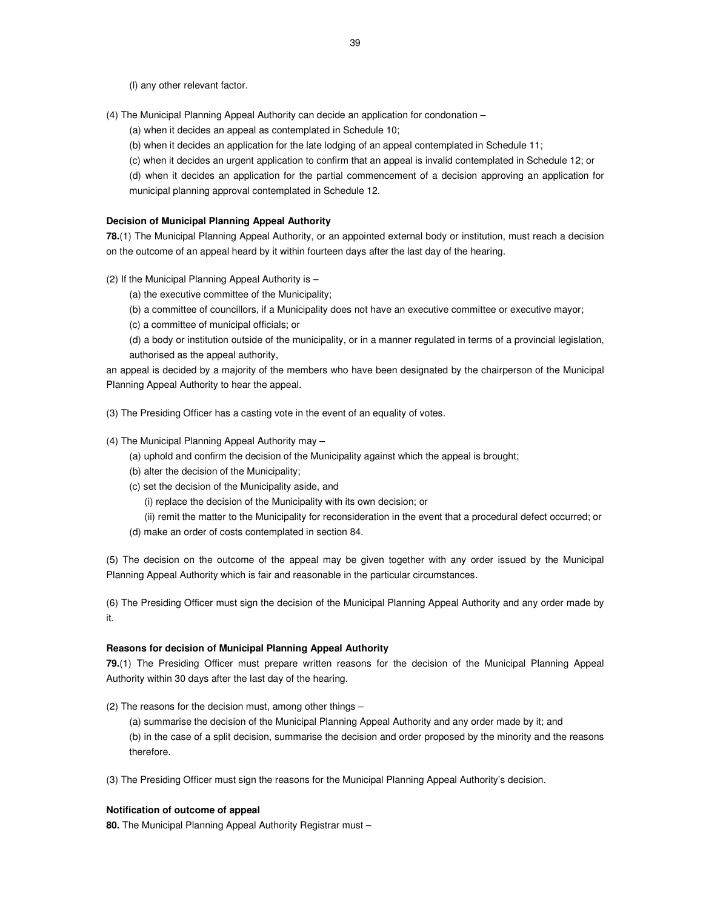(l) any other relevant factor.

(4) The Municipal Planning Appeal Authority can decide an application for condonation –

(a) when it decides an appeal as contemplated in Schedule 10;

(b) when it decides an application for the late lodging of an appeal contemplated in Schedule 11;

(c) when it decides an urgent application to confirm that an appeal is invalid contemplated in Schedule 12; or

(d) when it decides an application for the partial commencement of a decision approving an application for municipal planning approval contemplated in Schedule 12.

**Decision of Municipal Planning Appeal Authority**

**78.**(1) The Municipal Planning Appeal Authority, or an appointed external body or institution, must reach a decision on the outcome of an appeal heard by it within fourteen days after the last day of the hearing.

(2) If the Municipal Planning Appeal Authority is –

(a) the executive committee of the Municipality;

(b) a committee of councillors, if a Municipality does not have an executive committee or executive mayor;

(c) a committee of municipal officials; or

(d) a body or institution outside of the municipality, or in a manner regulated in terms of a provincial legislation, authorised as the appeal authority,

an appeal is decided by a majority of the members who have been designated by the chairperson of the Municipal Planning Appeal Authority to hear the appeal.

(3) The Presiding Officer has a casting vote in the event of an equality of votes.

(4) The Municipal Planning Appeal Authority may –

(a) uphold and confirm the decision of the Municipality against which the appeal is brought;

(b) alter the decision of the Municipality;

(c) set the decision of the Municipality aside, and

(i) replace the decision of the Municipality with its own decision; or

(ii) remit the matter to the Municipality for reconsideration in the event that a procedural defect occurred; or

(d) make an order of costs contemplated in section 84.

(5) The decision on the outcome of the appeal may be given together with any order issued by the Municipal Planning Appeal Authority which is fair and reasonable in the particular circumstances.

(6) The Presiding Officer must sign the decision of the Municipal Planning Appeal Authority and any order made by it.

**Reasons for decision of Municipal Planning Appeal Authority**

**79.**(1) The Presiding Officer must prepare written reasons for the decision of the Municipal Planning Appeal Authority within 30 days after the last day of the hearing.

(2) The reasons for the decision must, among other things –

(a) summarise the decision of the Municipal Planning Appeal Authority and any order made by it; and

(b) in the case of a split decision, summarise the decision and order proposed by the minority and the reasons therefore.

(3) The Presiding Officer must sign the reasons for the Municipal Planning Appeal Authority's decision.

**Notification of outcome of appeal**

**80.** The Municipal Planning Appeal Authority Registrar must –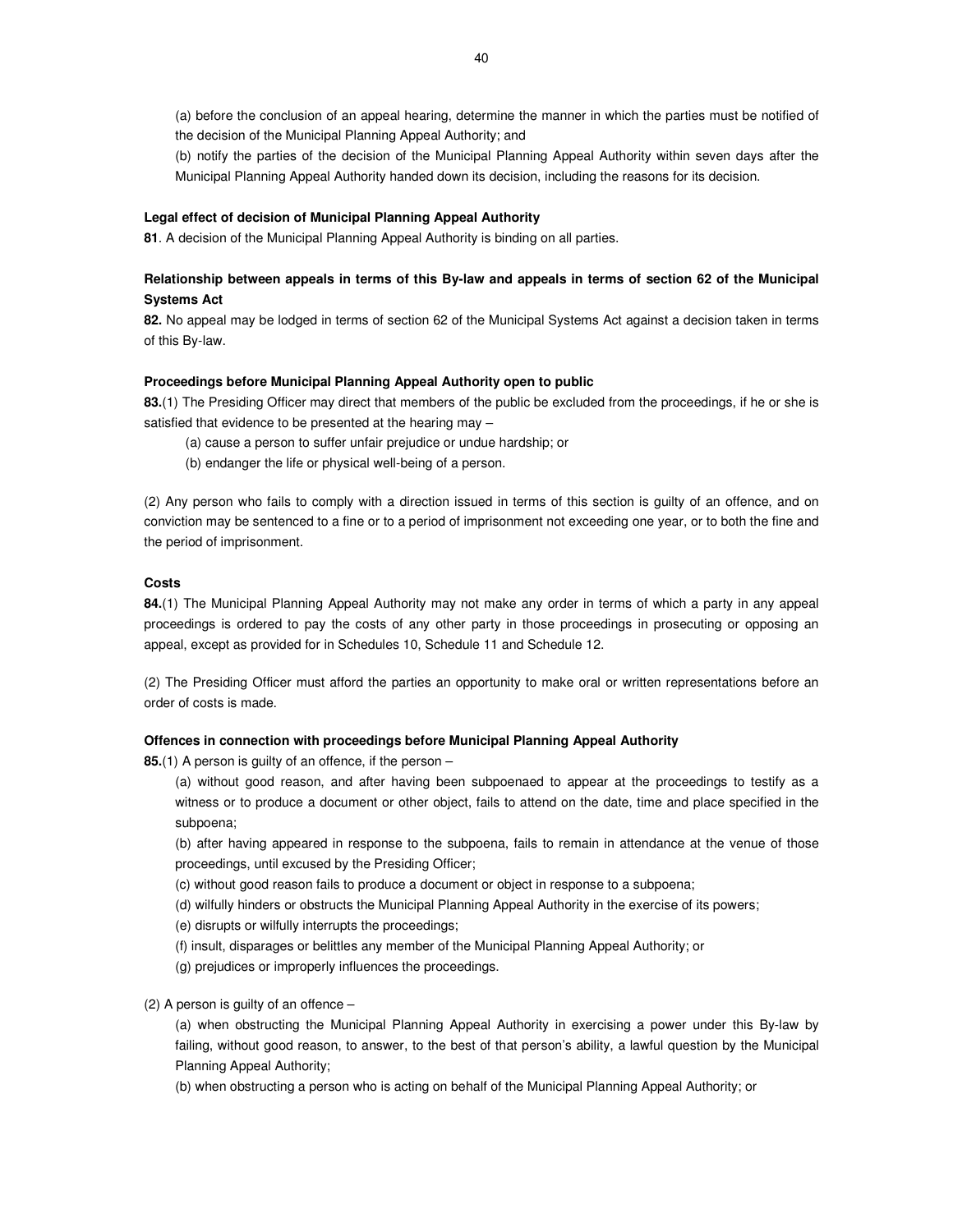(a) before the conclusion of an appeal hearing, determine the manner in which the parties must be notified of the decision of the Municipal Planning Appeal Authority; and

(b) notify the parties of the decision of the Municipal Planning Appeal Authority within seven days after the Municipal Planning Appeal Authority handed down its decision, including the reasons for its decision.

**Legal effect of decision of Municipal Planning Appeal Authority**

**81**. A decision of the Municipal Planning Appeal Authority is binding on all parties.

**Relationship between appeals in terms of this By-law and appeals in terms of section 62 of the Municipal Systems Act**

**82.** No appeal may be lodged in terms of section 62 of the Municipal Systems Act against a decision taken in terms of this By-law.

**Proceedings before Municipal Planning Appeal Authority open to public**

**83.**(1) The Presiding Officer may direct that members of the public be excluded from the proceedings, if he or she is satisfied that evidence to be presented at the hearing may –

(a) cause a person to suffer unfair prejudice or undue hardship; or

(b) endanger the life or physical well-being of a person.

(2) Any person who fails to comply with a direction issued in terms of this section is guilty of an offence, and on conviction may be sentenced to a fine or to a period of imprisonment not exceeding one year, or to both the fine and the period of imprisonment.

**Costs**

**84.**(1) The Municipal Planning Appeal Authority may not make any order in terms of which a party in any appeal proceedings is ordered to pay the costs of any other party in those proceedings in prosecuting or opposing an appeal, except as provided for in Schedules 10, Schedule 11 and Schedule 12.

(2) The Presiding Officer must afford the parties an opportunity to make oral or written representations before an order of costs is made.

**Offences in connection with proceedings before Municipal Planning Appeal Authority**

**85.**(1) A person is guilty of an offence, if the person –

(a) without good reason, and after having been subpoenaed to appear at the proceedings to testify as a witness or to produce a document or other object, fails to attend on the date, time and place specified in the subpoena;

(b) after having appeared in response to the subpoena, fails to remain in attendance at the venue of those proceedings, until excused by the Presiding Officer;

(c) without good reason fails to produce a document or object in response to a subpoena;

(d) wilfully hinders or obstructs the Municipal Planning Appeal Authority in the exercise of its powers;

(e) disrupts or wilfully interrupts the proceedings;

(f) insult, disparages or belittles any member of the Municipal Planning Appeal Authority; or

(g) prejudices or improperly influences the proceedings.

(2) A person is guilty of an offence –

(a) when obstructing the Municipal Planning Appeal Authority in exercising a power under this By-law by failing, without good reason, to answer, to the best of that person's ability, a lawful question by the Municipal Planning Appeal Authority;

(b) when obstructing a person who is acting on behalf of the Municipal Planning Appeal Authority; or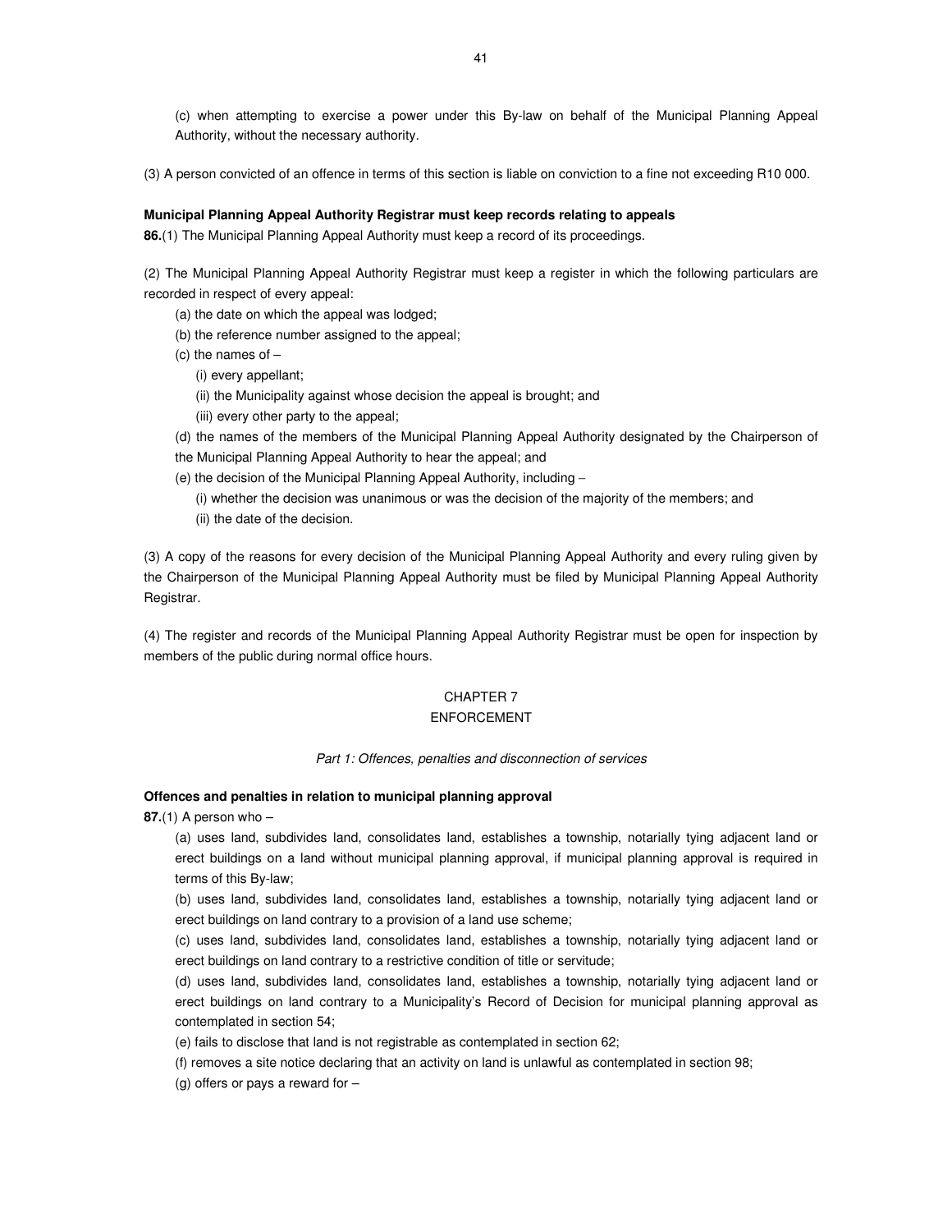(c) when attempting to exercise a power under this By-law on behalf of the Municipal Planning Appeal Authority, without the necessary authority.

(3) A person convicted of an offence in terms of this section is liable on conviction to a fine not exceeding R10 000.

**Municipal Planning Appeal Authority Registrar must keep records relating to appeals**

**86.**(1) The Municipal Planning Appeal Authority must keep a record of its proceedings.

(2) The Municipal Planning Appeal Authority Registrar must keep a register in which the following particulars are recorded in respect of every appeal:

(a) the date on which the appeal was lodged;

(b) the reference number assigned to the appeal;

(c) the names of –

(i) every appellant;

(ii) the Municipality against whose decision the appeal is brought; and

(iii) every other party to the appeal;

(d) the names of the members of the Municipal Planning Appeal Authority designated by the Chairperson of the Municipal Planning Appeal Authority to hear the appeal; and

(e) the decision of the Municipal Planning Appeal Authority, including –

(i) whether the decision was unanimous or was the decision of the majority of the members; and

(ii) the date of the decision.

(3) A copy of the reasons for every decision of the Municipal Planning Appeal Authority and every ruling given by the Chairperson of the Municipal Planning Appeal Authority must be filed by Municipal Planning Appeal Authority Registrar.

(4) The register and records of the Municipal Planning Appeal Authority Registrar must be open for inspection by members of the public during normal office hours.

## CHAPTER 7
## ENFORCEMENT

*Part 1: Offences, penalties and disconnection of services*

**Offences and penalties in relation to municipal planning approval**

**87.**(1) A person who –

(a) uses land, subdivides land, consolidates land, establishes a township, notarially tying adjacent land or erect buildings on a land without municipal planning approval, if municipal planning approval is required in terms of this By-law;

(b) uses land, subdivides land, consolidates land, establishes a township, notarially tying adjacent land or erect buildings on land contrary to a provision of a land use scheme;

(c) uses land, subdivides land, consolidates land, establishes a township, notarially tying adjacent land or erect buildings on land contrary to a restrictive condition of title or servitude;

(d) uses land, subdivides land, consolidates land, establishes a township, notarially tying adjacent land or erect buildings on land contrary to a Municipality's Record of Decision for municipal planning approval as contemplated in section 54;

(e) fails to disclose that land is not registrable as contemplated in section 62;

(f) removes a site notice declaring that an activity on land is unlawful as contemplated in section 98;

(g) offers or pays a reward for –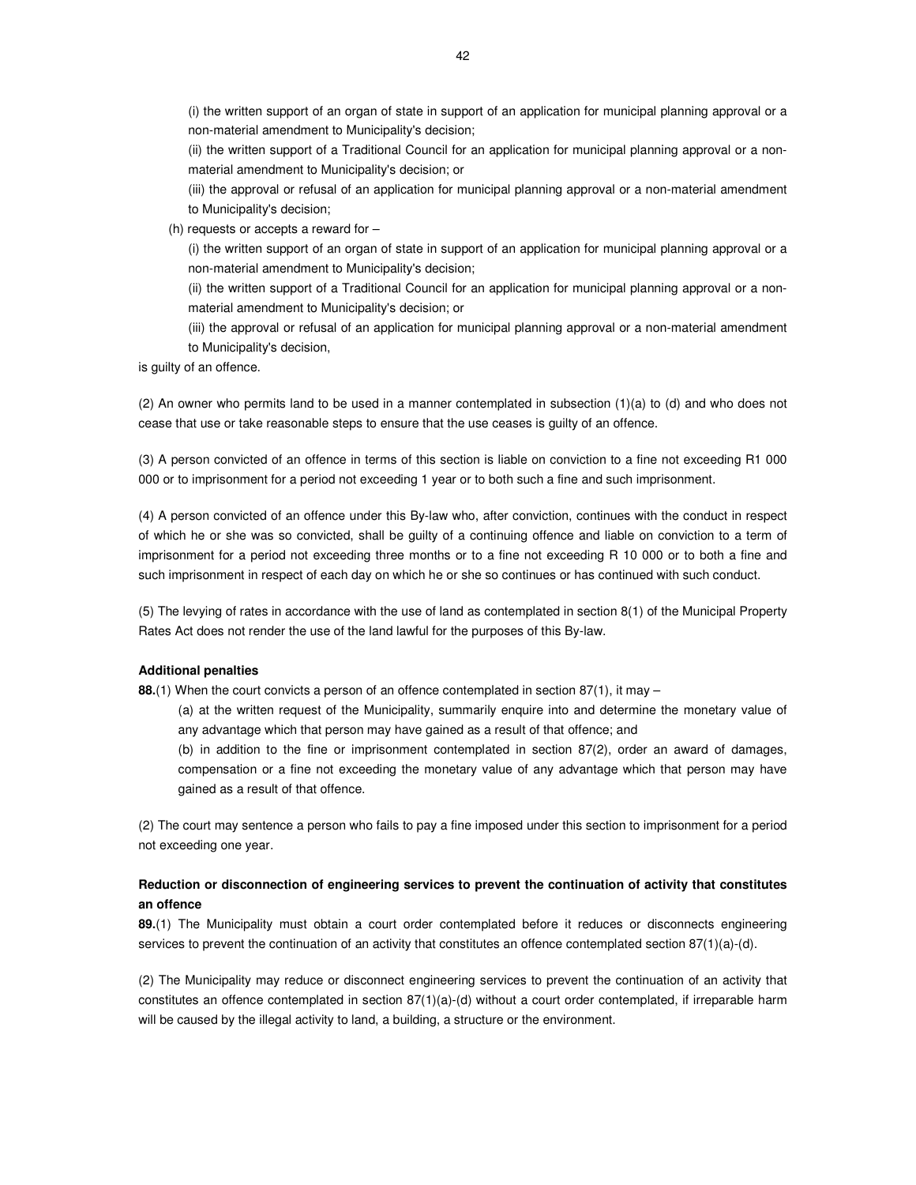(i) the written support of an organ of state in support of an application for municipal planning approval or a non-material amendment to Municipality's decision;

(ii) the written support of a Traditional Council for an application for municipal planning approval or a non-material amendment to Municipality's decision; or

(iii) the approval or refusal of an application for municipal planning approval or a non-material amendment to Municipality's decision;

(h) requests or accepts a reward for –

(i) the written support of an organ of state in support of an application for municipal planning approval or a non-material amendment to Municipality's decision;

(ii) the written support of a Traditional Council for an application for municipal planning approval or a non-material amendment to Municipality's decision; or

(iii) the approval or refusal of an application for municipal planning approval or a non-material amendment to Municipality's decision,

is guilty of an offence.

(2) An owner who permits land to be used in a manner contemplated in subsection (1)(a) to (d) and who does not cease that use or take reasonable steps to ensure that the use ceases is guilty of an offence.

(3) A person convicted of an offence in terms of this section is liable on conviction to a fine not exceeding R1 000 000 or to imprisonment for a period not exceeding 1 year or to both such a fine and such imprisonment.

(4) A person convicted of an offence under this By-law who, after conviction, continues with the conduct in respect of which he or she was so convicted, shall be guilty of a continuing offence and liable on conviction to a term of imprisonment for a period not exceeding three months or to a fine not exceeding R 10 000 or to both a fine and such imprisonment in respect of each day on which he or she so continues or has continued with such conduct.

(5) The levying of rates in accordance with the use of land as contemplated in section 8(1) of the Municipal Property Rates Act does not render the use of the land lawful for the purposes of this By-law.

**Additional penalties**

**88.**(1) When the court convicts a person of an offence contemplated in section 87(1), it may –

(a) at the written request of the Municipality, summarily enquire into and determine the monetary value of any advantage which that person may have gained as a result of that offence; and

(b) in addition to the fine or imprisonment contemplated in section 87(2), order an award of damages, compensation or a fine not exceeding the monetary value of any advantage which that person may have gained as a result of that offence.

(2) The court may sentence a person who fails to pay a fine imposed under this section to imprisonment for a period not exceeding one year.

**Reduction or disconnection of engineering services to prevent the continuation of activity that constitutes an offence**

**89.**(1) The Municipality must obtain a court order contemplated before it reduces or disconnects engineering services to prevent the continuation of an activity that constitutes an offence contemplated section 87(1)(a)-(d).

(2) The Municipality may reduce or disconnect engineering services to prevent the continuation of an activity that constitutes an offence contemplated in section 87(1)(a)-(d) without a court order contemplated, if irreparable harm will be caused by the illegal activity to land, a building, a structure or the environment.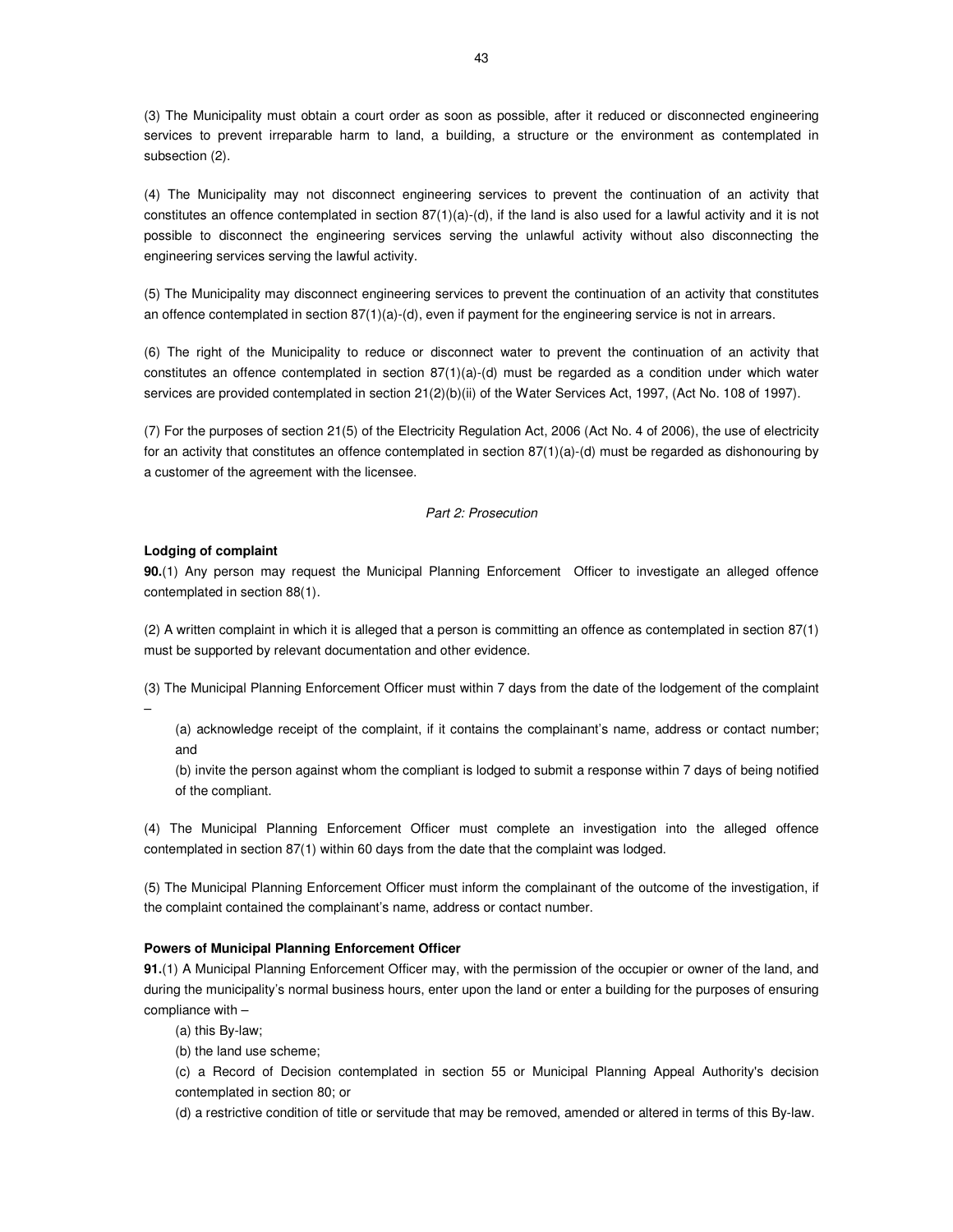(3) The Municipality must obtain a court order as soon as possible, after it reduced or disconnected engineering services to prevent irreparable harm to land, a building, a structure or the environment as contemplated in subsection (2).

(4) The Municipality may not disconnect engineering services to prevent the continuation of an activity that constitutes an offence contemplated in section 87(1)(a)-(d), if the land is also used for a lawful activity and it is not possible to disconnect the engineering services serving the unlawful activity without also disconnecting the engineering services serving the lawful activity.

(5) The Municipality may disconnect engineering services to prevent the continuation of an activity that constitutes an offence contemplated in section 87(1)(a)-(d), even if payment for the engineering service is not in arrears.

(6) The right of the Municipality to reduce or disconnect water to prevent the continuation of an activity that constitutes an offence contemplated in section 87(1)(a)-(d) must be regarded as a condition under which water services are provided contemplated in section 21(2)(b)(ii) of the Water Services Act, 1997, (Act No. 108 of 1997).

(7) For the purposes of section 21(5) of the Electricity Regulation Act, 2006 (Act No. 4 of 2006), the use of electricity for an activity that constitutes an offence contemplated in section 87(1)(a)-(d) must be regarded as dishonouring by a customer of the agreement with the licensee.

*Part 2: Prosecution*

**Lodging of complaint**

**90.**(1) Any person may request the Municipal Planning Enforcement Officer to investigate an alleged offence contemplated in section 88(1).

(2) A written complaint in which it is alleged that a person is committing an offence as contemplated in section 87(1) must be supported by relevant documentation and other evidence.

(3) The Municipal Planning Enforcement Officer must within 7 days from the date of the lodgement of the complaint –

(a) acknowledge receipt of the complaint, if it contains the complainant's name, address or contact number; and

(b) invite the person against whom the compliant is lodged to submit a response within 7 days of being notified of the compliant.

(4) The Municipal Planning Enforcement Officer must complete an investigation into the alleged offence contemplated in section 87(1) within 60 days from the date that the complaint was lodged.

(5) The Municipal Planning Enforcement Officer must inform the complainant of the outcome of the investigation, if the complaint contained the complainant's name, address or contact number.

**Powers of Municipal Planning Enforcement Officer**

**91.**(1) A Municipal Planning Enforcement Officer may, with the permission of the occupier or owner of the land, and during the municipality's normal business hours, enter upon the land or enter a building for the purposes of ensuring compliance with –

(a) this By-law;

(b) the land use scheme;

(c) a Record of Decision contemplated in section 55 or Municipal Planning Appeal Authority's decision contemplated in section 80; or

(d) a restrictive condition of title or servitude that may be removed, amended or altered in terms of this By-law.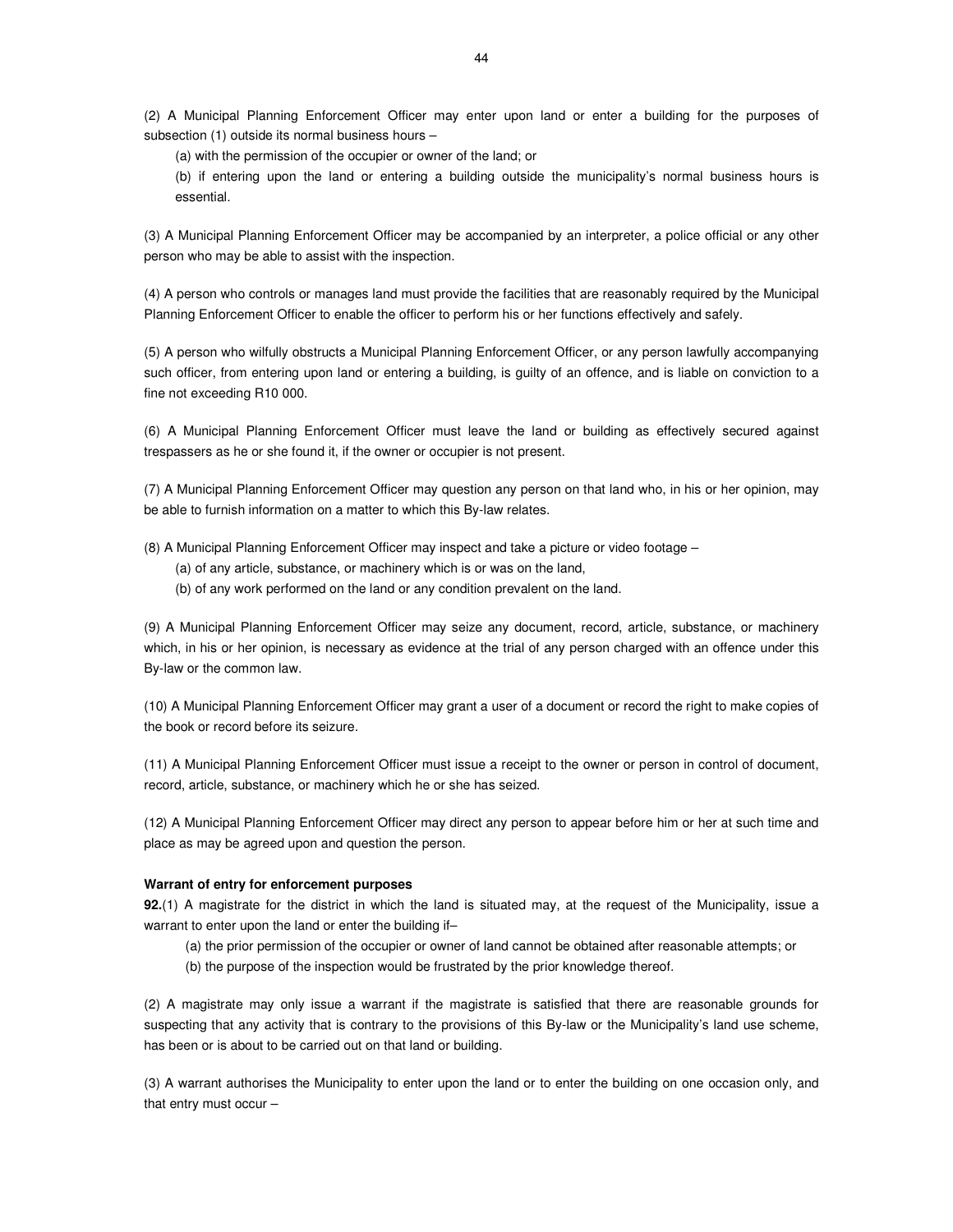(2) A Municipal Planning Enforcement Officer may enter upon land or enter a building for the purposes of subsection (1) outside its normal business hours –

(a) with the permission of the occupier or owner of the land; or

(b) if entering upon the land or entering a building outside the municipality's normal business hours is essential.

(3) A Municipal Planning Enforcement Officer may be accompanied by an interpreter, a police official or any other person who may be able to assist with the inspection.

(4) A person who controls or manages land must provide the facilities that are reasonably required by the Municipal Planning Enforcement Officer to enable the officer to perform his or her functions effectively and safely.

(5) A person who wilfully obstructs a Municipal Planning Enforcement Officer, or any person lawfully accompanying such officer, from entering upon land or entering a building, is guilty of an offence, and is liable on conviction to a fine not exceeding R10 000.

(6) A Municipal Planning Enforcement Officer must leave the land or building as effectively secured against trespassers as he or she found it, if the owner or occupier is not present.

(7) A Municipal Planning Enforcement Officer may question any person on that land who, in his or her opinion, may be able to furnish information on a matter to which this By-law relates.

(8) A Municipal Planning Enforcement Officer may inspect and take a picture or video footage –

(a) of any article, substance, or machinery which is or was on the land,

(b) of any work performed on the land or any condition prevalent on the land.

(9) A Municipal Planning Enforcement Officer may seize any document, record, article, substance, or machinery which, in his or her opinion, is necessary as evidence at the trial of any person charged with an offence under this By-law or the common law.

(10) A Municipal Planning Enforcement Officer may grant a user of a document or record the right to make copies of the book or record before its seizure.

(11) A Municipal Planning Enforcement Officer must issue a receipt to the owner or person in control of document, record, article, substance, or machinery which he or she has seized.

(12) A Municipal Planning Enforcement Officer may direct any person to appear before him or her at such time and place as may be agreed upon and question the person.

**Warrant of entry for enforcement purposes**

**92.**(1) A magistrate for the district in which the land is situated may, at the request of the Municipality, issue a warrant to enter upon the land or enter the building if–

(a) the prior permission of the occupier or owner of land cannot be obtained after reasonable attempts; or

(b) the purpose of the inspection would be frustrated by the prior knowledge thereof.

(2) A magistrate may only issue a warrant if the magistrate is satisfied that there are reasonable grounds for suspecting that any activity that is contrary to the provisions of this By-law or the Municipality's land use scheme, has been or is about to be carried out on that land or building.

(3) A warrant authorises the Municipality to enter upon the land or to enter the building on one occasion only, and that entry must occur –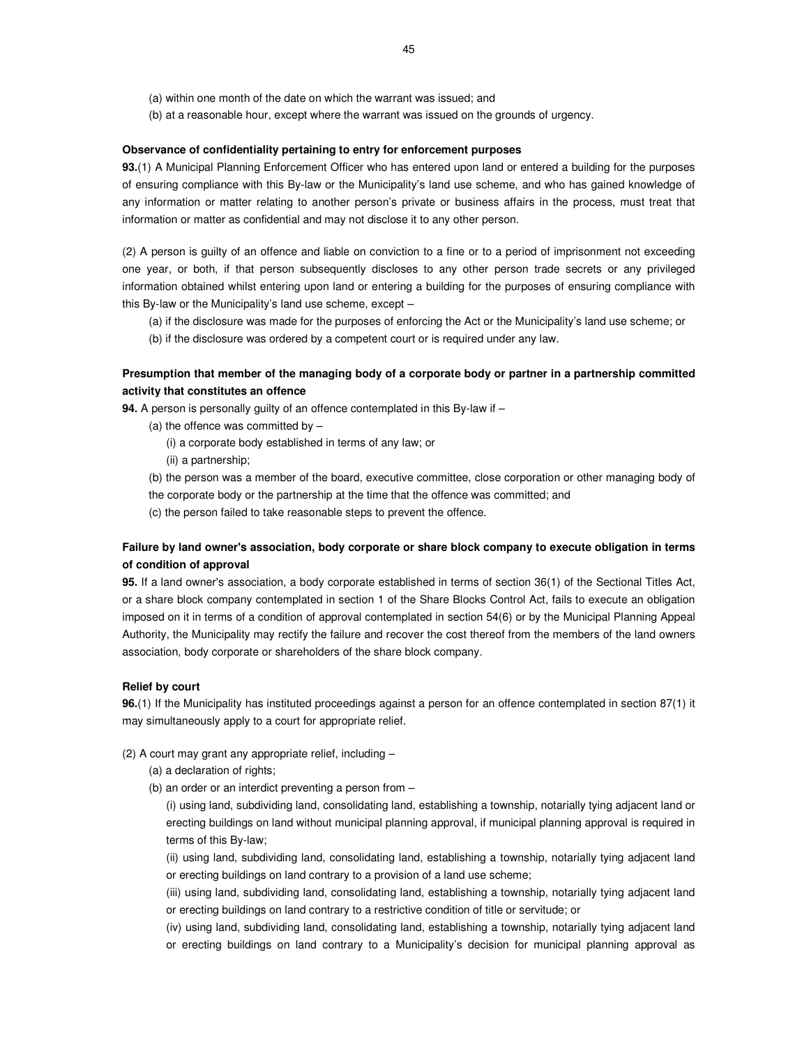(a) within one month of the date on which the warrant was issued; and

(b) at a reasonable hour, except where the warrant was issued on the grounds of urgency.

**Observance of confidentiality pertaining to entry for enforcement purposes**

**93.**(1) A Municipal Planning Enforcement Officer who has entered upon land or entered a building for the purposes of ensuring compliance with this By-law or the Municipality's land use scheme, and who has gained knowledge of any information or matter relating to another person's private or business affairs in the process, must treat that information or matter as confidential and may not disclose it to any other person.

(2) A person is guilty of an offence and liable on conviction to a fine or to a period of imprisonment not exceeding one year, or both, if that person subsequently discloses to any other person trade secrets or any privileged information obtained whilst entering upon land or entering a building for the purposes of ensuring compliance with this By-law or the Municipality's land use scheme, except –

(a) if the disclosure was made for the purposes of enforcing the Act or the Municipality's land use scheme; or

(b) if the disclosure was ordered by a competent court or is required under any law.

**Presumption that member of the managing body of a corporate body or partner in a partnership committed activity that constitutes an offence**

**94.** A person is personally guilty of an offence contemplated in this By-law if –

(a) the offence was committed by –

(i) a corporate body established in terms of any law; or

(ii) a partnership;

(b) the person was a member of the board, executive committee, close corporation or other managing body of the corporate body or the partnership at the time that the offence was committed; and

(c) the person failed to take reasonable steps to prevent the offence.

**Failure by land owner's association, body corporate or share block company to execute obligation in terms of condition of approval**

**95.** If a land owner's association, a body corporate established in terms of section 36(1) of the Sectional Titles Act, or a share block company contemplated in section 1 of the Share Blocks Control Act, fails to execute an obligation imposed on it in terms of a condition of approval contemplated in section 54(6) or by the Municipal Planning Appeal Authority, the Municipality may rectify the failure and recover the cost thereof from the members of the land owners association, body corporate or shareholders of the share block company.

**Relief by court**

**96.**(1) If the Municipality has instituted proceedings against a person for an offence contemplated in section 87(1) it may simultaneously apply to a court for appropriate relief.

(2) A court may grant any appropriate relief, including –

(a) a declaration of rights;

(b) an order or an interdict preventing a person from –

(i) using land, subdividing land, consolidating land, establishing a township, notarially tying adjacent land or erecting buildings on land without municipal planning approval, if municipal planning approval is required in terms of this By-law;

(ii) using land, subdividing land, consolidating land, establishing a township, notarially tying adjacent land or erecting buildings on land contrary to a provision of a land use scheme;

(iii) using land, subdividing land, consolidating land, establishing a township, notarially tying adjacent land or erecting buildings on land contrary to a restrictive condition of title or servitude; or

(iv) using land, subdividing land, consolidating land, establishing a township, notarially tying adjacent land or erecting buildings on land contrary to a Municipality's decision for municipal planning approval as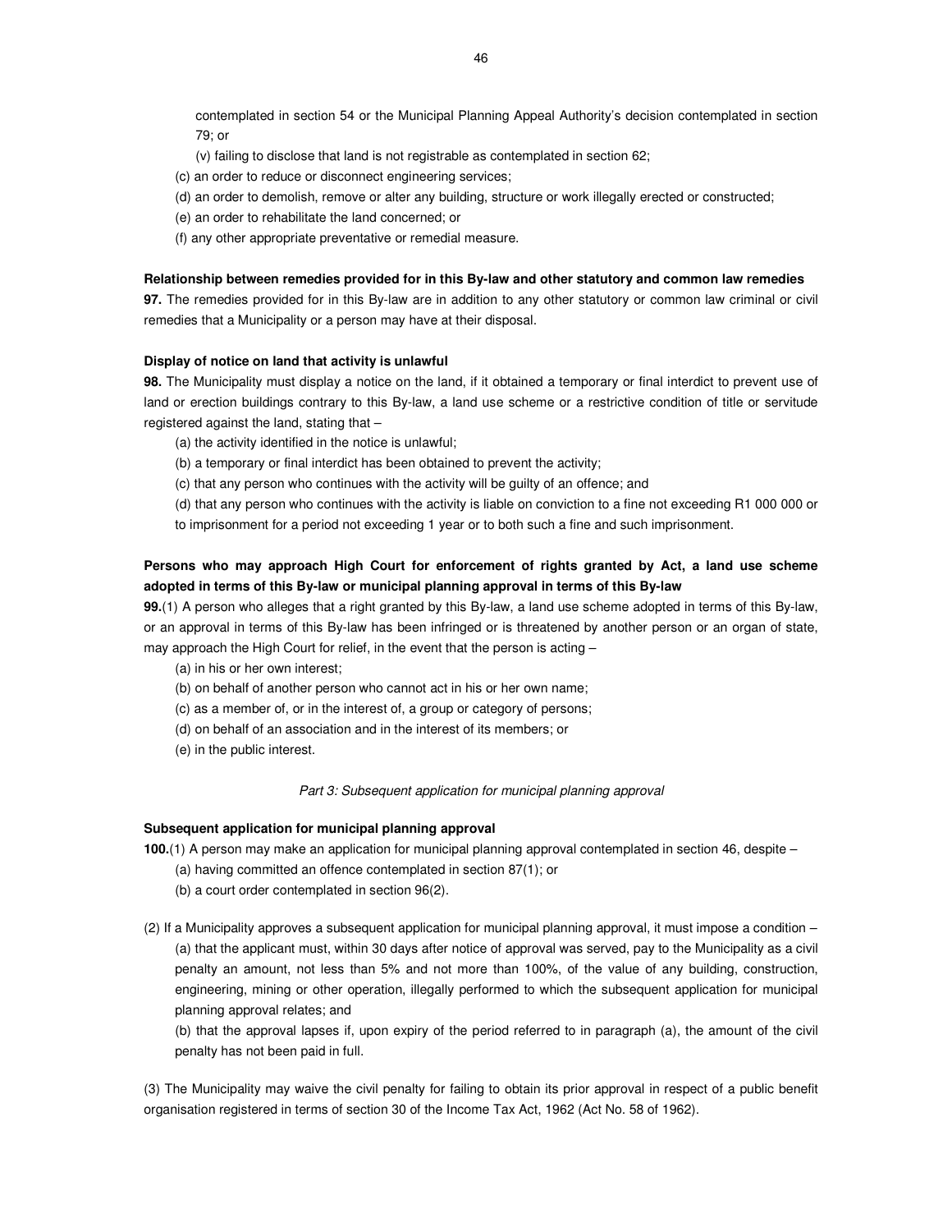contemplated in section 54 or the Municipal Planning Appeal Authority's decision contemplated in section 79; or

(v) failing to disclose that land is not registrable as contemplated in section 62;

(c) an order to reduce or disconnect engineering services;

(d) an order to demolish, remove or alter any building, structure or work illegally erected or constructed;

(e) an order to rehabilitate the land concerned; or

(f) any other appropriate preventative or remedial measure.

**Relationship between remedies provided for in this By-law and other statutory and common law remedies**

**97.** The remedies provided for in this By-law are in addition to any other statutory or common law criminal or civil remedies that a Municipality or a person may have at their disposal.

**Display of notice on land that activity is unlawful**

**98.** The Municipality must display a notice on the land, if it obtained a temporary or final interdict to prevent use of land or erection buildings contrary to this By-law, a land use scheme or a restrictive condition of title or servitude registered against the land, stating that –

(a) the activity identified in the notice is unlawful;

(b) a temporary or final interdict has been obtained to prevent the activity;

(c) that any person who continues with the activity will be guilty of an offence; and

(d) that any person who continues with the activity is liable on conviction to a fine not exceeding R1 000 000 or to imprisonment for a period not exceeding 1 year or to both such a fine and such imprisonment.

**Persons who may approach High Court for enforcement of rights granted by Act, a land use scheme adopted in terms of this By-law or municipal planning approval in terms of this By-law**

**99.**(1) A person who alleges that a right granted by this By-law, a land use scheme adopted in terms of this By-law, or an approval in terms of this By-law has been infringed or is threatened by another person or an organ of state, may approach the High Court for relief, in the event that the person is acting –

(a) in his or her own interest;

(b) on behalf of another person who cannot act in his or her own name;

(c) as a member of, or in the interest of, a group or category of persons;

(d) on behalf of an association and in the interest of its members; or

(e) in the public interest.

*Part 3: Subsequent application for municipal planning approval*

**Subsequent application for municipal planning approval**

**100.**(1) A person may make an application for municipal planning approval contemplated in section 46, despite –

(a) having committed an offence contemplated in section 87(1); or

(b) a court order contemplated in section 96(2).

(2) If a Municipality approves a subsequent application for municipal planning approval, it must impose a condition –

(a) that the applicant must, within 30 days after notice of approval was served, pay to the Municipality as a civil penalty an amount, not less than 5% and not more than 100%, of the value of any building, construction, engineering, mining or other operation, illegally performed to which the subsequent application for municipal planning approval relates; and

(b) that the approval lapses if, upon expiry of the period referred to in paragraph (a), the amount of the civil penalty has not been paid in full.

(3) The Municipality may waive the civil penalty for failing to obtain its prior approval in respect of a public benefit organisation registered in terms of section 30 of the Income Tax Act, 1962 (Act No. 58 of 1962).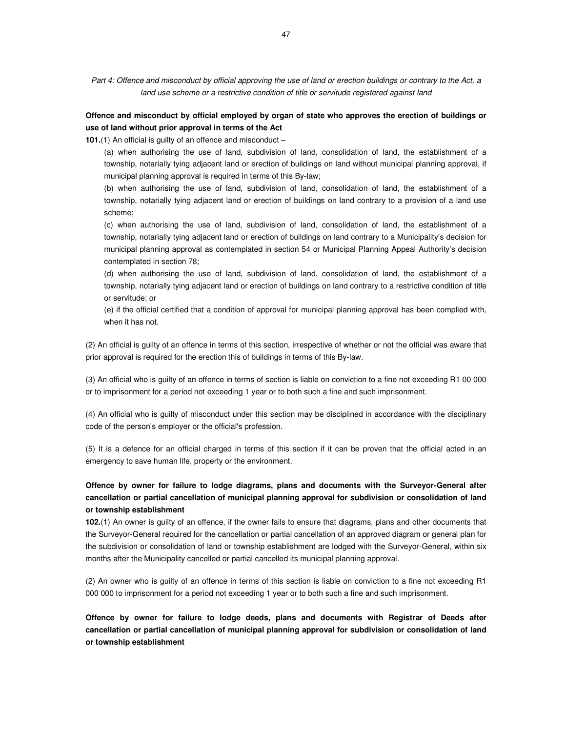*Part 4: Offence and misconduct by official approving the use of land or erection buildings or contrary to the Act, a land use scheme or a restrictive condition of title or servitude registered against land*

**Offence and misconduct by official employed by organ of state who approves the erection of buildings or use of land without prior approval in terms of the Act**

**101.**(1) An official is guilty of an offence and misconduct –

(a) when authorising the use of land, subdivision of land, consolidation of land, the establishment of a township, notarially tying adjacent land or erection of buildings on land without municipal planning approval, if municipal planning approval is required in terms of this By-law;

(b) when authorising the use of land, subdivision of land, consolidation of land, the establishment of a township, notarially tying adjacent land or erection of buildings on land contrary to a provision of a land use scheme;

(c) when authorising the use of land, subdivision of land, consolidation of land, the establishment of a township, notarially tying adjacent land or erection of buildings on land contrary to a Municipality's decision for municipal planning approval as contemplated in section 54 or Municipal Planning Appeal Authority's decision contemplated in section 78;

(d) when authorising the use of land, subdivision of land, consolidation of land, the establishment of a township, notarially tying adjacent land or erection of buildings on land contrary to a restrictive condition of title or servitude; or

(e) if the official certified that a condition of approval for municipal planning approval has been complied with, when it has not.

(2) An official is guilty of an offence in terms of this section, irrespective of whether or not the official was aware that prior approval is required for the erection this of buildings in terms of this By-law.

(3) An official who is guilty of an offence in terms of section is liable on conviction to a fine not exceeding R1 00 000 or to imprisonment for a period not exceeding 1 year or to both such a fine and such imprisonment.

(4) An official who is guilty of misconduct under this section may be disciplined in accordance with the disciplinary code of the person's employer or the official's profession.

(5) It is a defence for an official charged in terms of this section if it can be proven that the official acted in an emergency to save human life, property or the environment.

**Offence by owner for failure to lodge diagrams, plans and documents with the Surveyor-General after cancellation or partial cancellation of municipal planning approval for subdivision or consolidation of land or township establishment**

**102.**(1) An owner is guilty of an offence, if the owner fails to ensure that diagrams, plans and other documents that the Surveyor-General required for the cancellation or partial cancellation of an approved diagram or general plan for the subdivision or consolidation of land or township establishment are lodged with the Surveyor-General, within six months after the Municipality cancelled or partial cancelled its municipal planning approval.

(2) An owner who is guilty of an offence in terms of this section is liable on conviction to a fine not exceeding R1 000 000 to imprisonment for a period not exceeding 1 year or to both such a fine and such imprisonment.

**Offence by owner for failure to lodge deeds, plans and documents with Registrar of Deeds after cancellation or partial cancellation of municipal planning approval for subdivision or consolidation of land or township establishment**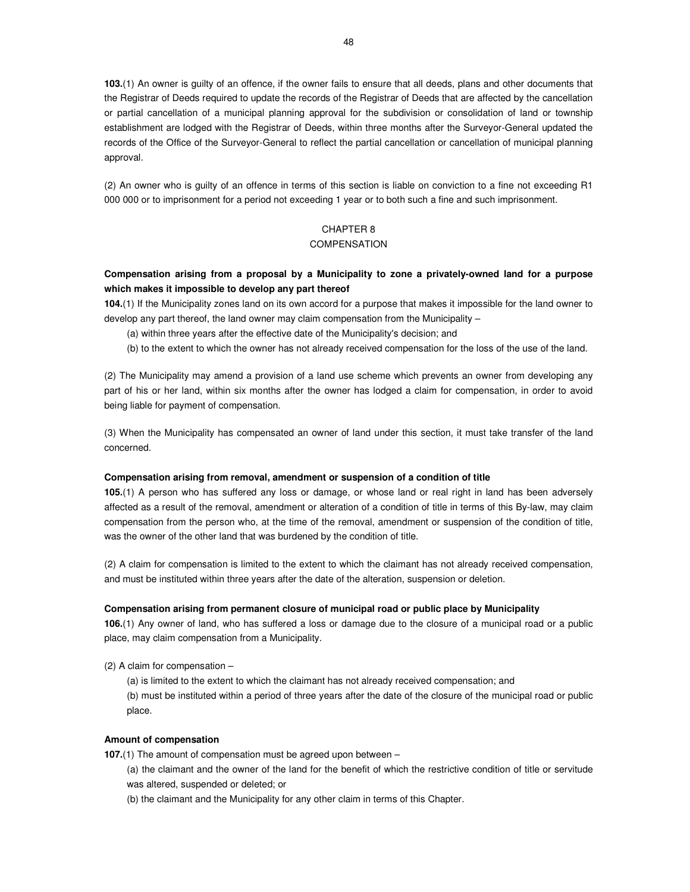**103.**(1) An owner is guilty of an offence, if the owner fails to ensure that all deeds, plans and other documents that the Registrar of Deeds required to update the records of the Registrar of Deeds that are affected by the cancellation or partial cancellation of a municipal planning approval for the subdivision or consolidation of land or township establishment are lodged with the Registrar of Deeds, within three months after the Surveyor-General updated the records of the Office of the Surveyor-General to reflect the partial cancellation or cancellation of municipal planning approval.

(2) An owner who is guilty of an offence in terms of this section is liable on conviction to a fine not exceeding R1 000 000 or to imprisonment for a period not exceeding 1 year or to both such a fine and such imprisonment.

## CHAPTER 8
## COMPENSATION

**Compensation arising from a proposal by a Municipality to zone a privately-owned land for a purpose which makes it impossible to develop any part thereof**

**104.**(1) If the Municipality zones land on its own accord for a purpose that makes it impossible for the land owner to develop any part thereof, the land owner may claim compensation from the Municipality –

(a) within three years after the effective date of the Municipality's decision; and

(b) to the extent to which the owner has not already received compensation for the loss of the use of the land.

(2) The Municipality may amend a provision of a land use scheme which prevents an owner from developing any part of his or her land, within six months after the owner has lodged a claim for compensation, in order to avoid being liable for payment of compensation.

(3) When the Municipality has compensated an owner of land under this section, it must take transfer of the land concerned.

**Compensation arising from removal, amendment or suspension of a condition of title**

**105.**(1) A person who has suffered any loss or damage, or whose land or real right in land has been adversely affected as a result of the removal, amendment or alteration of a condition of title in terms of this By-law, may claim compensation from the person who, at the time of the removal, amendment or suspension of the condition of title, was the owner of the other land that was burdened by the condition of title.

(2) A claim for compensation is limited to the extent to which the claimant has not already received compensation, and must be instituted within three years after the date of the alteration, suspension or deletion.

**Compensation arising from permanent closure of municipal road or public place by Municipality**

**106.**(1) Any owner of land, who has suffered a loss or damage due to the closure of a municipal road or a public place, may claim compensation from a Municipality.

(2) A claim for compensation –

(a) is limited to the extent to which the claimant has not already received compensation; and

(b) must be instituted within a period of three years after the date of the closure of the municipal road or public place.

**Amount of compensation**

**107.**(1) The amount of compensation must be agreed upon between –

(a) the claimant and the owner of the land for the benefit of which the restrictive condition of title or servitude was altered, suspended or deleted; or

(b) the claimant and the Municipality for any other claim in terms of this Chapter.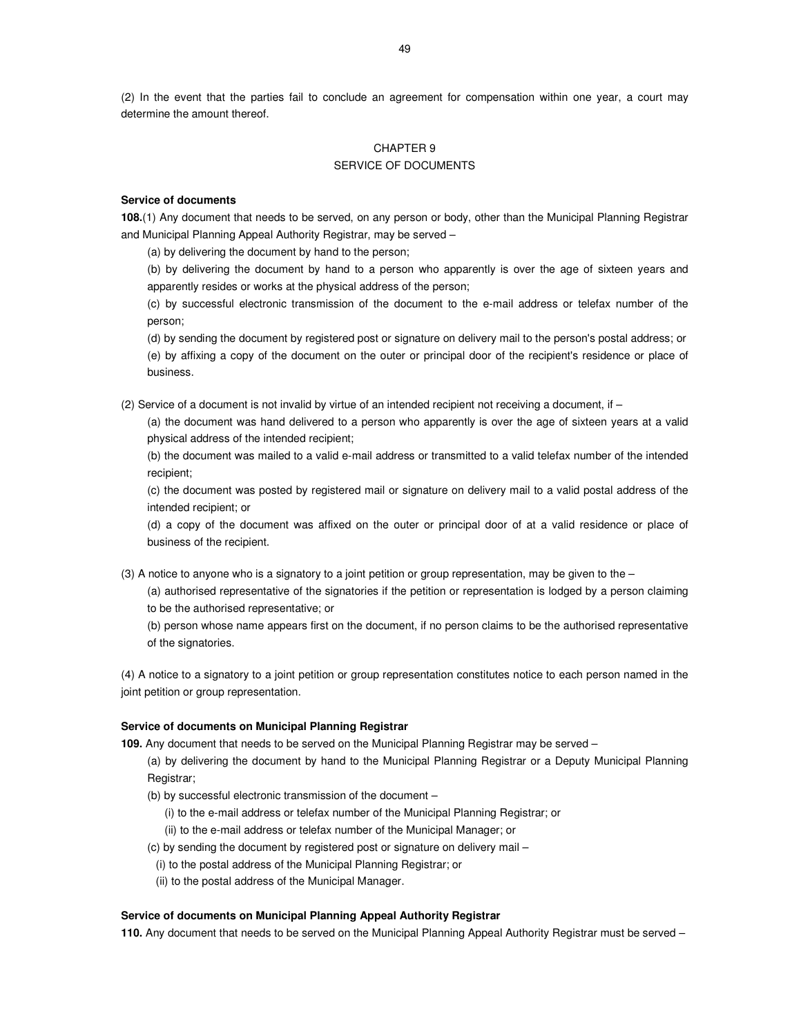(2) In the event that the parties fail to conclude an agreement for compensation within one year, a court may determine the amount thereof.

## CHAPTER 9
## SERVICE OF DOCUMENTS

**Service of documents**

**108.**(1) Any document that needs to be served, on any person or body, other than the Municipal Planning Registrar and Municipal Planning Appeal Authority Registrar, may be served –

(a) by delivering the document by hand to the person;

(b) by delivering the document by hand to a person who apparently is over the age of sixteen years and apparently resides or works at the physical address of the person;

(c) by successful electronic transmission of the document to the e-mail address or telefax number of the person;

(d) by sending the document by registered post or signature on delivery mail to the person's postal address; or

(e) by affixing a copy of the document on the outer or principal door of the recipient's residence or place of business.

(2) Service of a document is not invalid by virtue of an intended recipient not receiving a document, if –

(a) the document was hand delivered to a person who apparently is over the age of sixteen years at a valid physical address of the intended recipient;

(b) the document was mailed to a valid e-mail address or transmitted to a valid telefax number of the intended recipient;

(c) the document was posted by registered mail or signature on delivery mail to a valid postal address of the intended recipient; or

(d) a copy of the document was affixed on the outer or principal door of at a valid residence or place of business of the recipient.

(3) A notice to anyone who is a signatory to a joint petition or group representation, may be given to the –

(a) authorised representative of the signatories if the petition or representation is lodged by a person claiming to be the authorised representative; or

(b) person whose name appears first on the document, if no person claims to be the authorised representative of the signatories.

(4) A notice to a signatory to a joint petition or group representation constitutes notice to each person named in the joint petition or group representation.

**Service of documents on Municipal Planning Registrar**

**109.** Any document that needs to be served on the Municipal Planning Registrar may be served –

(a) by delivering the document by hand to the Municipal Planning Registrar or a Deputy Municipal Planning Registrar;

(b) by successful electronic transmission of the document –

(i) to the e-mail address or telefax number of the Municipal Planning Registrar; or

(ii) to the e-mail address or telefax number of the Municipal Manager; or

(c) by sending the document by registered post or signature on delivery mail –

(i) to the postal address of the Municipal Planning Registrar; or

(ii) to the postal address of the Municipal Manager.

**Service of documents on Municipal Planning Appeal Authority Registrar**

**110.** Any document that needs to be served on the Municipal Planning Appeal Authority Registrar must be served –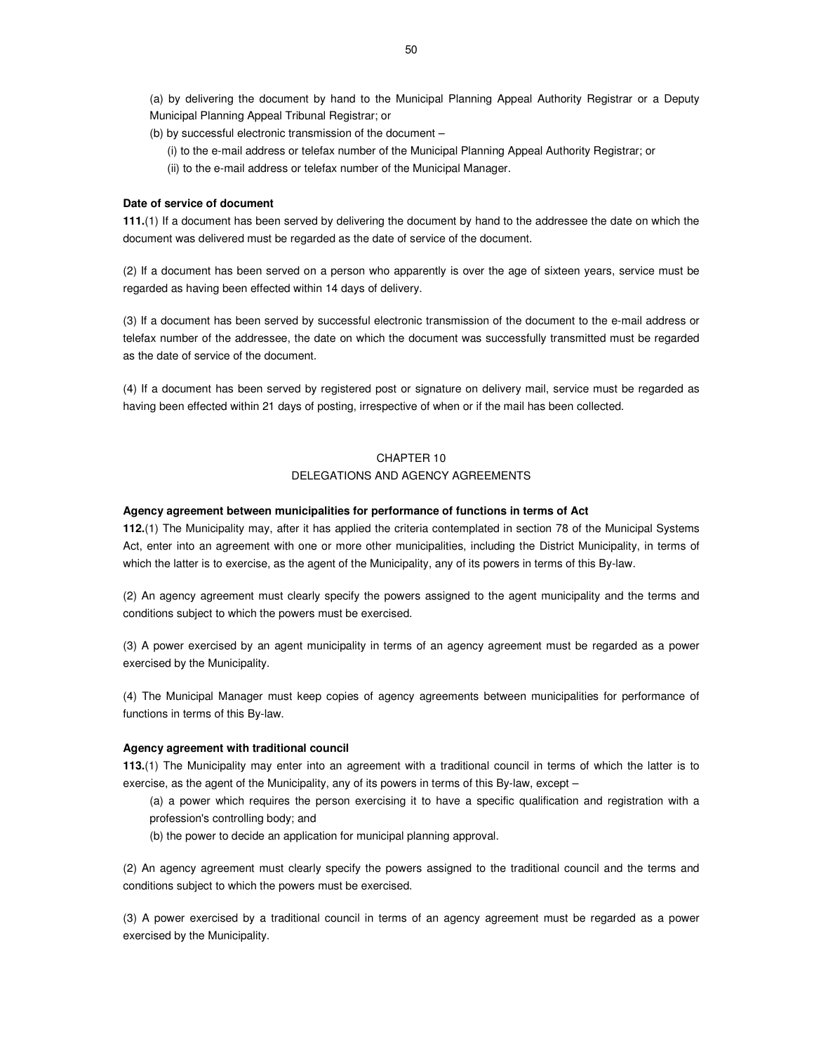(a) by delivering the document by hand to the Municipal Planning Appeal Authority Registrar or a Deputy Municipal Planning Appeal Tribunal Registrar; or

(b) by successful electronic transmission of the document –

(i) to the e-mail address or telefax number of the Municipal Planning Appeal Authority Registrar; or

(ii) to the e-mail address or telefax number of the Municipal Manager.

**Date of service of document**

**111.**(1) If a document has been served by delivering the document by hand to the addressee the date on which the document was delivered must be regarded as the date of service of the document.

(2) If a document has been served on a person who apparently is over the age of sixteen years, service must be regarded as having been effected within 14 days of delivery.

(3) If a document has been served by successful electronic transmission of the document to the e-mail address or telefax number of the addressee, the date on which the document was successfully transmitted must be regarded as the date of service of the document.

(4) If a document has been served by registered post or signature on delivery mail, service must be regarded as having been effected within 21 days of posting, irrespective of when or if the mail has been collected.

## CHAPTER 10
## DELEGATIONS AND AGENCY AGREEMENTS

**Agency agreement between municipalities for performance of functions in terms of Act**

**112.**(1) The Municipality may, after it has applied the criteria contemplated in section 78 of the Municipal Systems Act, enter into an agreement with one or more other municipalities, including the District Municipality, in terms of which the latter is to exercise, as the agent of the Municipality, any of its powers in terms of this By-law.

(2) An agency agreement must clearly specify the powers assigned to the agent municipality and the terms and conditions subject to which the powers must be exercised.

(3) A power exercised by an agent municipality in terms of an agency agreement must be regarded as a power exercised by the Municipality.

(4) The Municipal Manager must keep copies of agency agreements between municipalities for performance of functions in terms of this By-law.

**Agency agreement with traditional council**

**113.**(1) The Municipality may enter into an agreement with a traditional council in terms of which the latter is to exercise, as the agent of the Municipality, any of its powers in terms of this By-law, except –

(a) a power which requires the person exercising it to have a specific qualification and registration with a profession's controlling body; and

(b) the power to decide an application for municipal planning approval.

(2) An agency agreement must clearly specify the powers assigned to the traditional council and the terms and conditions subject to which the powers must be exercised.

(3) A power exercised by a traditional council in terms of an agency agreement must be regarded as a power exercised by the Municipality.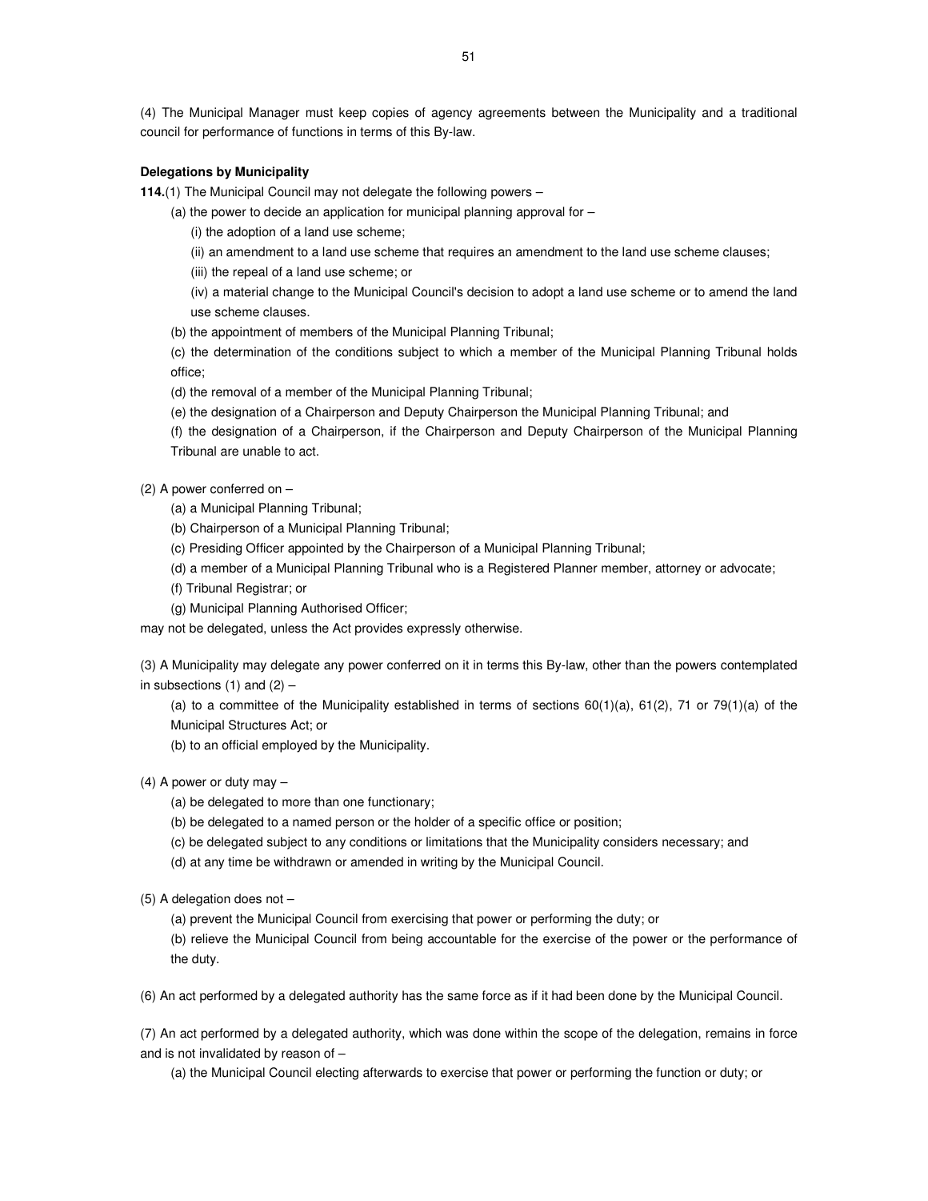(4) The Municipal Manager must keep copies of agency agreements between the Municipality and a traditional council for performance of functions in terms of this By-law.

**Delegations by Municipality**

**114.**(1) The Municipal Council may not delegate the following powers –

(a) the power to decide an application for municipal planning approval for –

(i) the adoption of a land use scheme;

(ii) an amendment to a land use scheme that requires an amendment to the land use scheme clauses;

(iii) the repeal of a land use scheme; or

(iv) a material change to the Municipal Council's decision to adopt a land use scheme or to amend the land use scheme clauses.

(b) the appointment of members of the Municipal Planning Tribunal;

(c) the determination of the conditions subject to which a member of the Municipal Planning Tribunal holds office;

(d) the removal of a member of the Municipal Planning Tribunal;

(e) the designation of a Chairperson and Deputy Chairperson the Municipal Planning Tribunal; and

(f) the designation of a Chairperson, if the Chairperson and Deputy Chairperson of the Municipal Planning Tribunal are unable to act.

(2) A power conferred on –

(a) a Municipal Planning Tribunal;

(b) Chairperson of a Municipal Planning Tribunal;

(c) Presiding Officer appointed by the Chairperson of a Municipal Planning Tribunal;

(d) a member of a Municipal Planning Tribunal who is a Registered Planner member, attorney or advocate;

(f) Tribunal Registrar; or

(g) Municipal Planning Authorised Officer;

may not be delegated, unless the Act provides expressly otherwise.

(3) A Municipality may delegate any power conferred on it in terms this By-law, other than the powers contemplated in subsections (1) and (2) –

(a) to a committee of the Municipality established in terms of sections 60(1)(a), 61(2), 71 or 79(1)(a) of the Municipal Structures Act; or

(b) to an official employed by the Municipality.

(4) A power or duty may –

(a) be delegated to more than one functionary;

(b) be delegated to a named person or the holder of a specific office or position;

(c) be delegated subject to any conditions or limitations that the Municipality considers necessary; and

(d) at any time be withdrawn or amended in writing by the Municipal Council.

(5) A delegation does not –

(a) prevent the Municipal Council from exercising that power or performing the duty; or

(b) relieve the Municipal Council from being accountable for the exercise of the power or the performance of the duty.

(6) An act performed by a delegated authority has the same force as if it had been done by the Municipal Council.

(7) An act performed by a delegated authority, which was done within the scope of the delegation, remains in force and is not invalidated by reason of –

(a) the Municipal Council electing afterwards to exercise that power or performing the function or duty; or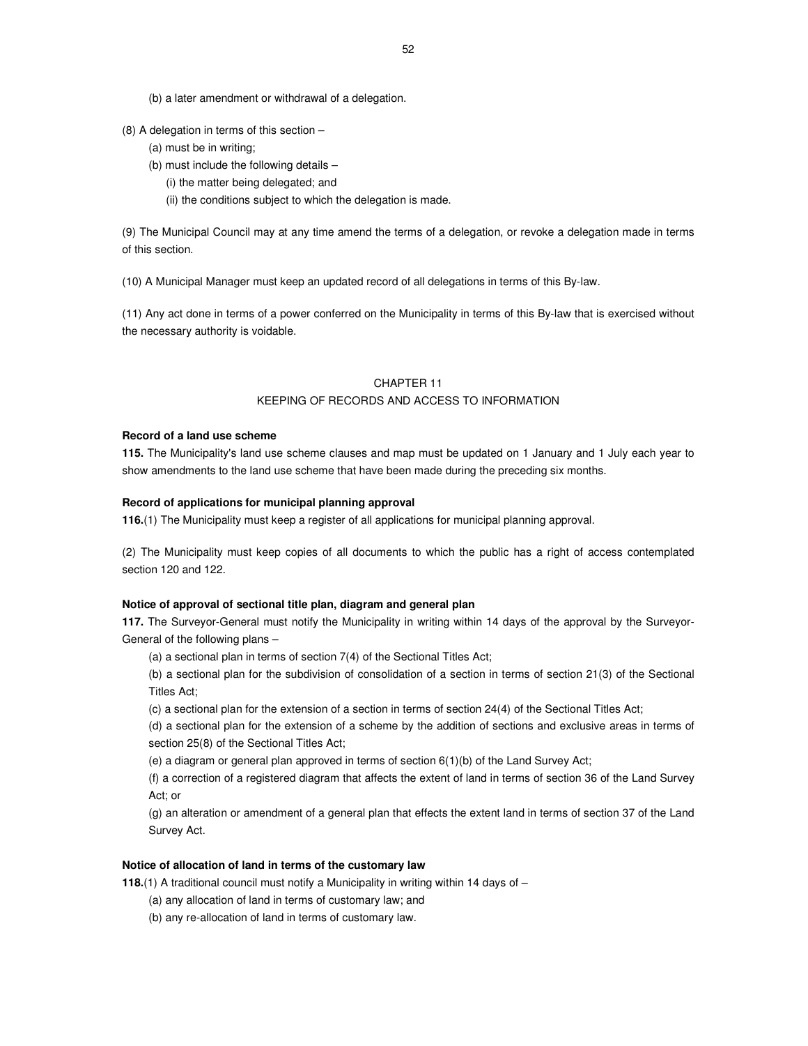(b) a later amendment or withdrawal of a delegation.

(8) A delegation in terms of this section –

(a) must be in writing;

(b) must include the following details –

(i) the matter being delegated; and

(ii) the conditions subject to which the delegation is made.

(9) The Municipal Council may at any time amend the terms of a delegation, or revoke a delegation made in terms of this section.

(10) A Municipal Manager must keep an updated record of all delegations in terms of this By-law.

(11) Any act done in terms of a power conferred on the Municipality in terms of this By-law that is exercised without the necessary authority is voidable.

## CHAPTER 11
## KEEPING OF RECORDS AND ACCESS TO INFORMATION

**Record of a land use scheme**

**115.** The Municipality's land use scheme clauses and map must be updated on 1 January and 1 July each year to show amendments to the land use scheme that have been made during the preceding six months.

**Record of applications for municipal planning approval**

**116.**(1) The Municipality must keep a register of all applications for municipal planning approval.

(2) The Municipality must keep copies of all documents to which the public has a right of access contemplated section 120 and 122.

**Notice of approval of sectional title plan, diagram and general plan**

**117.** The Surveyor-General must notify the Municipality in writing within 14 days of the approval by the Surveyor-General of the following plans –

(a) a sectional plan in terms of section 7(4) of the Sectional Titles Act;

(b) a sectional plan for the subdivision of consolidation of a section in terms of section 21(3) of the Sectional Titles Act;

(c) a sectional plan for the extension of a section in terms of section 24(4) of the Sectional Titles Act;

(d) a sectional plan for the extension of a scheme by the addition of sections and exclusive areas in terms of section 25(8) of the Sectional Titles Act;

(e) a diagram or general plan approved in terms of section 6(1)(b) of the Land Survey Act;

(f) a correction of a registered diagram that affects the extent of land in terms of section 36 of the Land Survey Act; or

(g) an alteration or amendment of a general plan that effects the extent land in terms of section 37 of the Land Survey Act.

**Notice of allocation of land in terms of the customary law**

**118.**(1) A traditional council must notify a Municipality in writing within 14 days of –

(a) any allocation of land in terms of customary law; and

(b) any re-allocation of land in terms of customary law.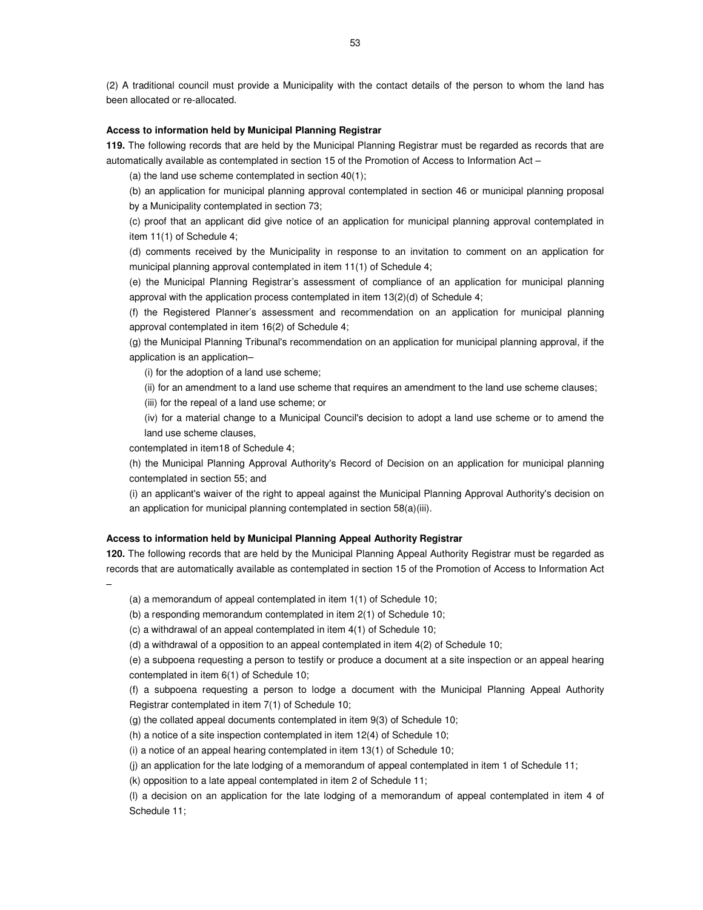(2) A traditional council must provide a Municipality with the contact details of the person to whom the land has been allocated or re-allocated.

**Access to information held by Municipal Planning Registrar**

**119.** The following records that are held by the Municipal Planning Registrar must be regarded as records that are automatically available as contemplated in section 15 of the Promotion of Access to Information Act –

(a) the land use scheme contemplated in section 40(1);

(b) an application for municipal planning approval contemplated in section 46 or municipal planning proposal by a Municipality contemplated in section 73;

(c) proof that an applicant did give notice of an application for municipal planning approval contemplated in item 11(1) of Schedule 4;

(d) comments received by the Municipality in response to an invitation to comment on an application for municipal planning approval contemplated in item 11(1) of Schedule 4;

(e) the Municipal Planning Registrar's assessment of compliance of an application for municipal planning approval with the application process contemplated in item 13(2)(d) of Schedule 4;

(f) the Registered Planner's assessment and recommendation on an application for municipal planning approval contemplated in item 16(2) of Schedule 4;

(g) the Municipal Planning Tribunal's recommendation on an application for municipal planning approval, if the application is an application–

(i) for the adoption of a land use scheme;

(ii) for an amendment to a land use scheme that requires an amendment to the land use scheme clauses;

(iii) for the repeal of a land use scheme; or

(iv) for a material change to a Municipal Council's decision to adopt a land use scheme or to amend the land use scheme clauses,

contemplated in item18 of Schedule 4;

(h) the Municipal Planning Approval Authority's Record of Decision on an application for municipal planning contemplated in section 55; and

(i) an applicant's waiver of the right to appeal against the Municipal Planning Approval Authority's decision on an application for municipal planning contemplated in section 58(a)(iii).

**Access to information held by Municipal Planning Appeal Authority Registrar**

**120.** The following records that are held by the Municipal Planning Appeal Authority Registrar must be regarded as records that are automatically available as contemplated in section 15 of the Promotion of Access to Information Act –

(a) a memorandum of appeal contemplated in item 1(1) of Schedule 10;

(b) a responding memorandum contemplated in item 2(1) of Schedule 10;

(c) a withdrawal of an appeal contemplated in item 4(1) of Schedule 10;

(d) a withdrawal of a opposition to an appeal contemplated in item 4(2) of Schedule 10;

(e) a subpoena requesting a person to testify or produce a document at a site inspection or an appeal hearing contemplated in item 6(1) of Schedule 10;

(f) a subpoena requesting a person to lodge a document with the Municipal Planning Appeal Authority Registrar contemplated in item 7(1) of Schedule 10;

(g) the collated appeal documents contemplated in item 9(3) of Schedule 10;

(h) a notice of a site inspection contemplated in item 12(4) of Schedule 10;

(i) a notice of an appeal hearing contemplated in item 13(1) of Schedule 10;

(j) an application for the late lodging of a memorandum of appeal contemplated in item 1 of Schedule 11;

(k) opposition to a late appeal contemplated in item 2 of Schedule 11;

(l) a decision on an application for the late lodging of a memorandum of appeal contemplated in item 4 of Schedule 11;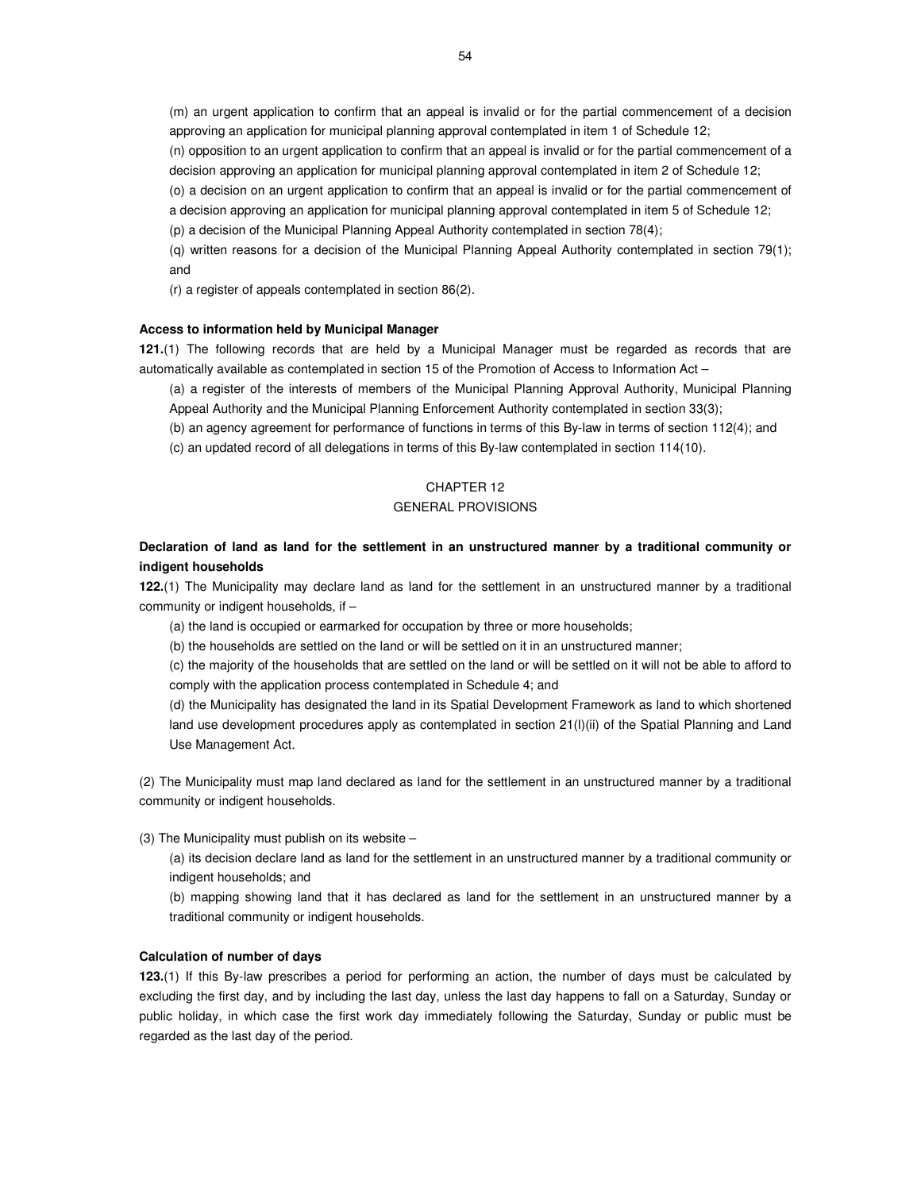(m) an urgent application to confirm that an appeal is invalid or for the partial commencement of a decision approving an application for municipal planning approval contemplated in item 1 of Schedule 12;

(n) opposition to an urgent application to confirm that an appeal is invalid or for the partial commencement of a decision approving an application for municipal planning approval contemplated in item 2 of Schedule 12;

(o) a decision on an urgent application to confirm that an appeal is invalid or for the partial commencement of a decision approving an application for municipal planning approval contemplated in item 5 of Schedule 12;

(p) a decision of the Municipal Planning Appeal Authority contemplated in section 78(4);

(q) written reasons for a decision of the Municipal Planning Appeal Authority contemplated in section 79(1); and

(r) a register of appeals contemplated in section 86(2).

**Access to information held by Municipal Manager**

**121.**(1) The following records that are held by a Municipal Manager must be regarded as records that are automatically available as contemplated in section 15 of the Promotion of Access to Information Act –

(a) a register of the interests of members of the Municipal Planning Approval Authority, Municipal Planning Appeal Authority and the Municipal Planning Enforcement Authority contemplated in section 33(3);

(b) an agency agreement for performance of functions in terms of this By-law in terms of section 112(4); and

(c) an updated record of all delegations in terms of this By-law contemplated in section 114(10).

## CHAPTER 12
## GENERAL PROVISIONS

**Declaration of land as land for the settlement in an unstructured manner by a traditional community or indigent households**

**122.**(1) The Municipality may declare land as land for the settlement in an unstructured manner by a traditional community or indigent households, if –

(a) the land is occupied or earmarked for occupation by three or more households;

(b) the households are settled on the land or will be settled on it in an unstructured manner;

(c) the majority of the households that are settled on the land or will be settled on it will not be able to afford to comply with the application process contemplated in Schedule 4; and

(d) the Municipality has designated the land in its Spatial Development Framework as land to which shortened land use development procedures apply as contemplated in section 21(l)(ii) of the Spatial Planning and Land Use Management Act.

(2) The Municipality must map land declared as land for the settlement in an unstructured manner by a traditional community or indigent households.

(3) The Municipality must publish on its website –

(a) its decision declare land as land for the settlement in an unstructured manner by a traditional community or indigent households; and

(b) mapping showing land that it has declared as land for the settlement in an unstructured manner by a traditional community or indigent households.

**Calculation of number of days**

**123.**(1) If this By-law prescribes a period for performing an action, the number of days must be calculated by excluding the first day, and by including the last day, unless the last day happens to fall on a Saturday, Sunday or public holiday, in which case the first work day immediately following the Saturday, Sunday or public must be regarded as the last day of the period.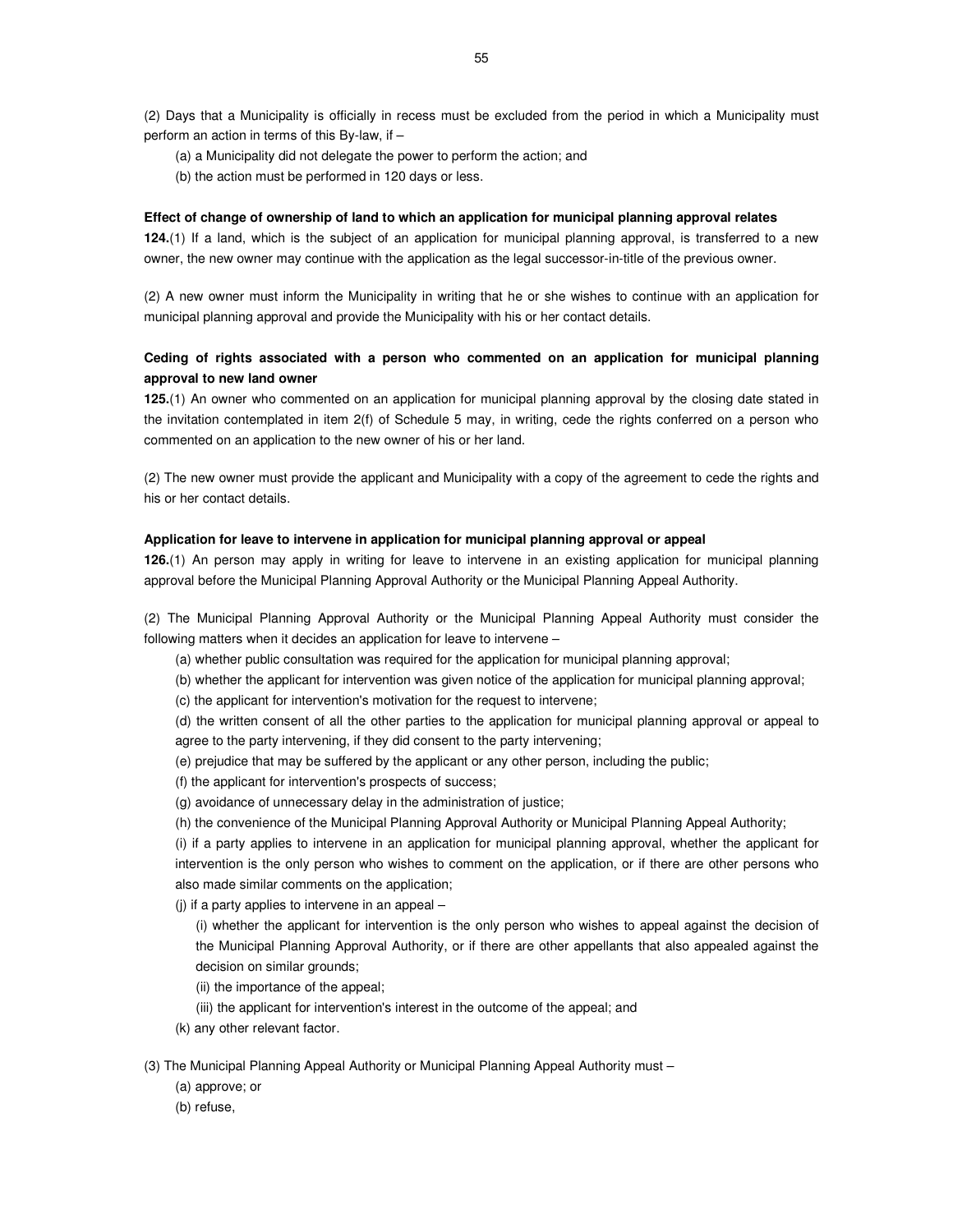(2) Days that a Municipality is officially in recess must be excluded from the period in which a Municipality must perform an action in terms of this By-law, if –

(a) a Municipality did not delegate the power to perform the action; and

(b) the action must be performed in 120 days or less.

**Effect of change of ownership of land to which an application for municipal planning approval relates**

**124.**(1) If a land, which is the subject of an application for municipal planning approval, is transferred to a new owner, the new owner may continue with the application as the legal successor-in-title of the previous owner.

(2) A new owner must inform the Municipality in writing that he or she wishes to continue with an application for municipal planning approval and provide the Municipality with his or her contact details.

**Ceding of rights associated with a person who commented on an application for municipal planning approval to new land owner**

**125.**(1) An owner who commented on an application for municipal planning approval by the closing date stated in the invitation contemplated in item 2(f) of Schedule 5 may, in writing, cede the rights conferred on a person who commented on an application to the new owner of his or her land.

(2) The new owner must provide the applicant and Municipality with a copy of the agreement to cede the rights and his or her contact details.

**Application for leave to intervene in application for municipal planning approval or appeal**

**126.**(1) An person may apply in writing for leave to intervene in an existing application for municipal planning approval before the Municipal Planning Approval Authority or the Municipal Planning Appeal Authority.

(2) The Municipal Planning Approval Authority or the Municipal Planning Appeal Authority must consider the following matters when it decides an application for leave to intervene –

(a) whether public consultation was required for the application for municipal planning approval;

(b) whether the applicant for intervention was given notice of the application for municipal planning approval;

(c) the applicant for intervention's motivation for the request to intervene;

(d) the written consent of all the other parties to the application for municipal planning approval or appeal to agree to the party intervening, if they did consent to the party intervening;

(e) prejudice that may be suffered by the applicant or any other person, including the public;

(f) the applicant for intervention's prospects of success;

(g) avoidance of unnecessary delay in the administration of justice;

(h) the convenience of the Municipal Planning Approval Authority or Municipal Planning Appeal Authority;

(i) if a party applies to intervene in an application for municipal planning approval, whether the applicant for intervention is the only person who wishes to comment on the application, or if there are other persons who also made similar comments on the application;

(j) if a party applies to intervene in an appeal –

(i) whether the applicant for intervention is the only person who wishes to appeal against the decision of the Municipal Planning Approval Authority, or if there are other appellants that also appealed against the decision on similar grounds;

(ii) the importance of the appeal;

(iii) the applicant for intervention's interest in the outcome of the appeal; and

(k) any other relevant factor.

(3) The Municipal Planning Appeal Authority or Municipal Planning Appeal Authority must –

(a) approve; or

(b) refuse,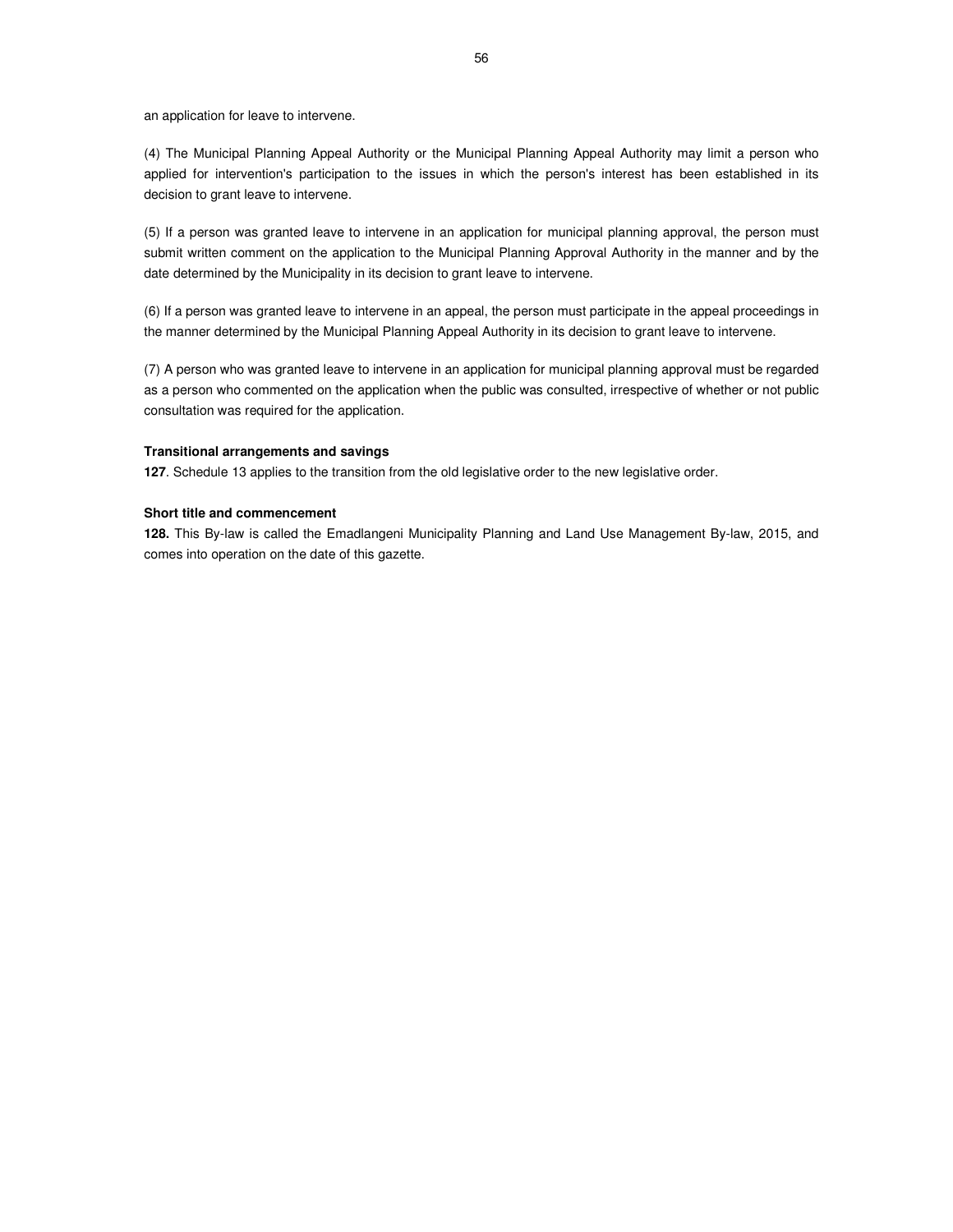an application for leave to intervene.

(4) The Municipal Planning Appeal Authority or the Municipal Planning Appeal Authority may limit a person who applied for intervention's participation to the issues in which the person's interest has been established in its decision to grant leave to intervene.

(5) If a person was granted leave to intervene in an application for municipal planning approval, the person must submit written comment on the application to the Municipal Planning Approval Authority in the manner and by the date determined by the Municipality in its decision to grant leave to intervene.

(6) If a person was granted leave to intervene in an appeal, the person must participate in the appeal proceedings in the manner determined by the Municipal Planning Appeal Authority in its decision to grant leave to intervene.

(7) A person who was granted leave to intervene in an application for municipal planning approval must be regarded as a person who commented on the application when the public was consulted, irrespective of whether or not public consultation was required for the application.

**Transitional arrangements and savings**

**127**. Schedule 13 applies to the transition from the old legislative order to the new legislative order.

**Short title and commencement**

**128.** This By-law is called the Emadlangeni Municipality Planning and Land Use Management By-law, 2015, and comes into operation on the date of this gazette.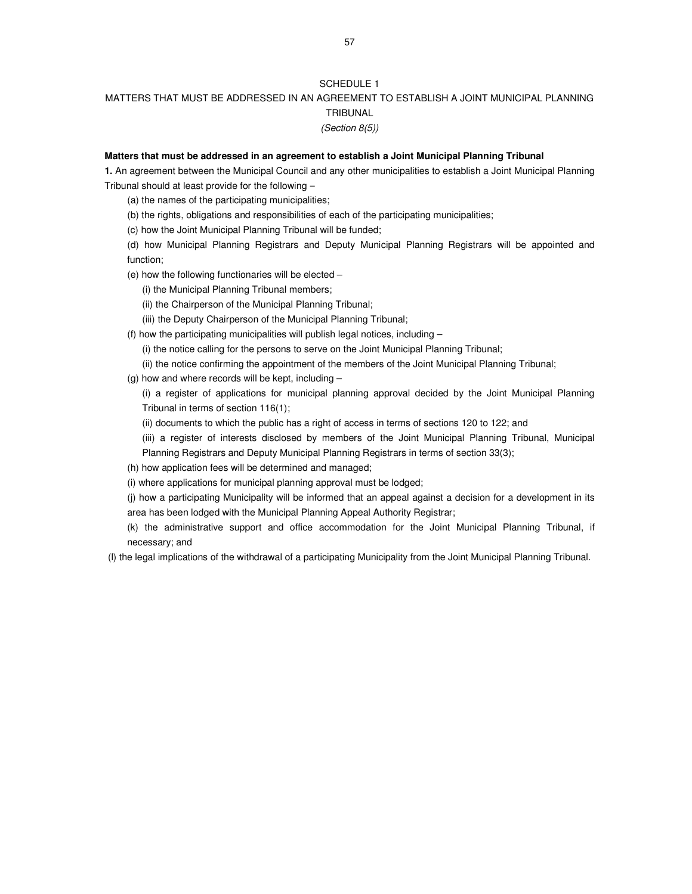# SCHEDULE 1

## MATTERS THAT MUST BE ADDRESSED IN AN AGREEMENT TO ESTABLISH A JOINT MUNICIPAL PLANNING TRIBUNAL

*(Section 8(5))*

**Matters that must be addressed in an agreement to establish a Joint Municipal Planning Tribunal**

**1.** An agreement between the Municipal Council and any other municipalities to establish a Joint Municipal Planning Tribunal should at least provide for the following –

(a) the names of the participating municipalities;

(b) the rights, obligations and responsibilities of each of the participating municipalities;

(c) how the Joint Municipal Planning Tribunal will be funded;

(d) how Municipal Planning Registrars and Deputy Municipal Planning Registrars will be appointed and function;

(e) how the following functionaries will be elected –

(i) the Municipal Planning Tribunal members;

(ii) the Chairperson of the Municipal Planning Tribunal;

(iii) the Deputy Chairperson of the Municipal Planning Tribunal;

(f) how the participating municipalities will publish legal notices, including –

(i) the notice calling for the persons to serve on the Joint Municipal Planning Tribunal;

(ii) the notice confirming the appointment of the members of the Joint Municipal Planning Tribunal;

(g) how and where records will be kept, including –

(i) a register of applications for municipal planning approval decided by the Joint Municipal Planning Tribunal in terms of section 116(1);

(ii) documents to which the public has a right of access in terms of sections 120 to 122; and

(iii) a register of interests disclosed by members of the Joint Municipal Planning Tribunal, Municipal Planning Registrars and Deputy Municipal Planning Registrars in terms of section 33(3);

(h) how application fees will be determined and managed;

(i) where applications for municipal planning approval must be lodged;

(j) how a participating Municipality will be informed that an appeal against a decision for a development in its area has been lodged with the Municipal Planning Appeal Authority Registrar;

(k) the administrative support and office accommodation for the Joint Municipal Planning Tribunal, if necessary; and

(l) the legal implications of the withdrawal of a participating Municipality from the Joint Municipal Planning Tribunal.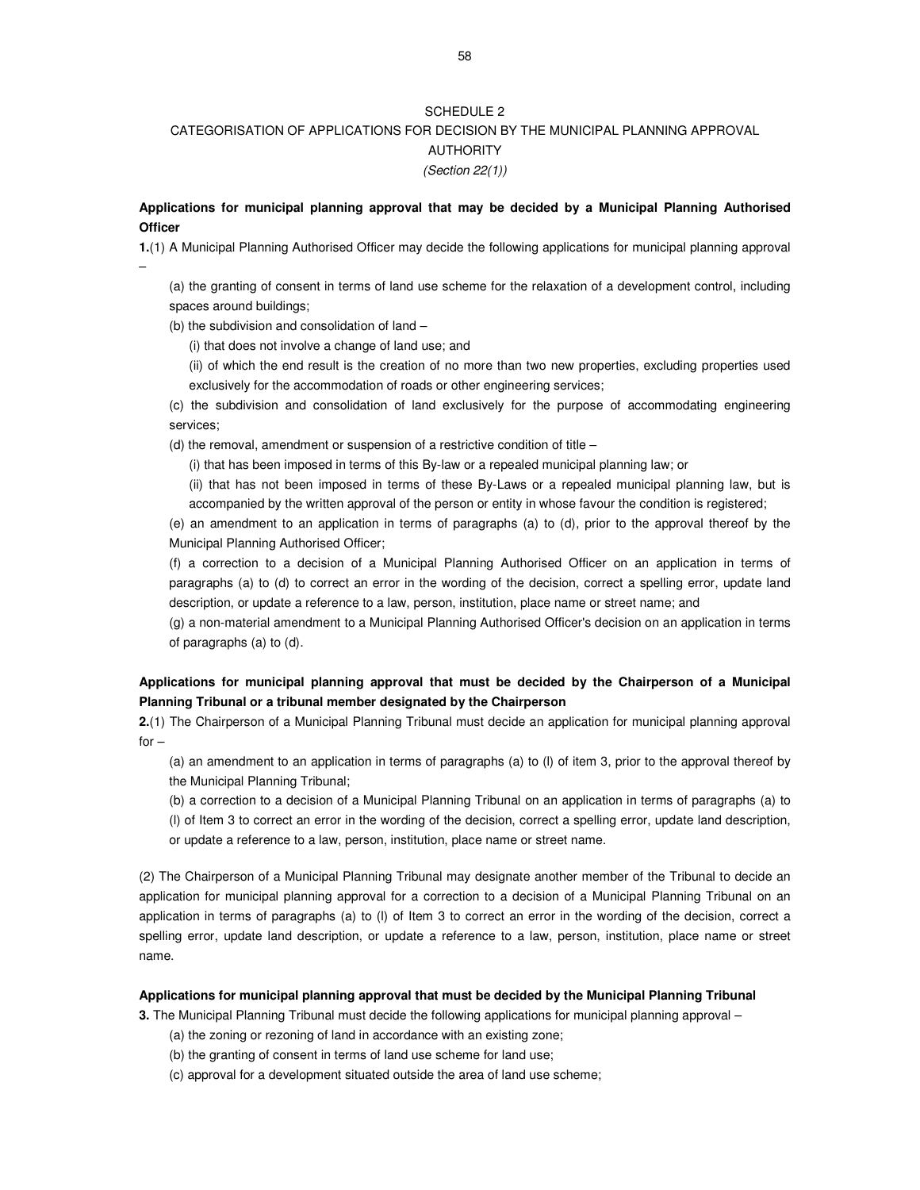# SCHEDULE 2

## CATEGORISATION OF APPLICATIONS FOR DECISION BY THE MUNICIPAL PLANNING APPROVAL AUTHORITY

*(Section 22(1))*

**Applications for municipal planning approval that may be decided by a Municipal Planning Authorised Officer**

**1.**(1) A Municipal Planning Authorised Officer may decide the following applications for municipal planning approval –

(a) the granting of consent in terms of land use scheme for the relaxation of a development control, including spaces around buildings;

(b) the subdivision and consolidation of land –

(i) that does not involve a change of land use; and

(ii) of which the end result is the creation of no more than two new properties, excluding properties used exclusively for the accommodation of roads or other engineering services;

(c) the subdivision and consolidation of land exclusively for the purpose of accommodating engineering services;

(d) the removal, amendment or suspension of a restrictive condition of title –

(i) that has been imposed in terms of this By-law or a repealed municipal planning law; or

(ii) that has not been imposed in terms of these By-Laws or a repealed municipal planning law, but is accompanied by the written approval of the person or entity in whose favour the condition is registered;

(e) an amendment to an application in terms of paragraphs (a) to (d), prior to the approval thereof by the Municipal Planning Authorised Officer;

(f) a correction to a decision of a Municipal Planning Authorised Officer on an application in terms of paragraphs (a) to (d) to correct an error in the wording of the decision, correct a spelling error, update land description, or update a reference to a law, person, institution, place name or street name; and

(g) a non-material amendment to a Municipal Planning Authorised Officer's decision on an application in terms of paragraphs (a) to (d).

**Applications for municipal planning approval that must be decided by the Chairperson of a Municipal Planning Tribunal or a tribunal member designated by the Chairperson**

**2.**(1) The Chairperson of a Municipal Planning Tribunal must decide an application for municipal planning approval for –

(a) an amendment to an application in terms of paragraphs (a) to (l) of item 3, prior to the approval thereof by the Municipal Planning Tribunal;

(b) a correction to a decision of a Municipal Planning Tribunal on an application in terms of paragraphs (a) to (l) of Item 3 to correct an error in the wording of the decision, correct a spelling error, update land description, or update a reference to a law, person, institution, place name or street name.

(2) The Chairperson of a Municipal Planning Tribunal may designate another member of the Tribunal to decide an application for municipal planning approval for a correction to a decision of a Municipal Planning Tribunal on an application in terms of paragraphs (a) to (l) of Item 3 to correct an error in the wording of the decision, correct a spelling error, update land description, or update a reference to a law, person, institution, place name or street name.

**Applications for municipal planning approval that must be decided by the Municipal Planning Tribunal**

**3.** The Municipal Planning Tribunal must decide the following applications for municipal planning approval –

(a) the zoning or rezoning of land in accordance with an existing zone;

(b) the granting of consent in terms of land use scheme for land use;

(c) approval for a development situated outside the area of land use scheme;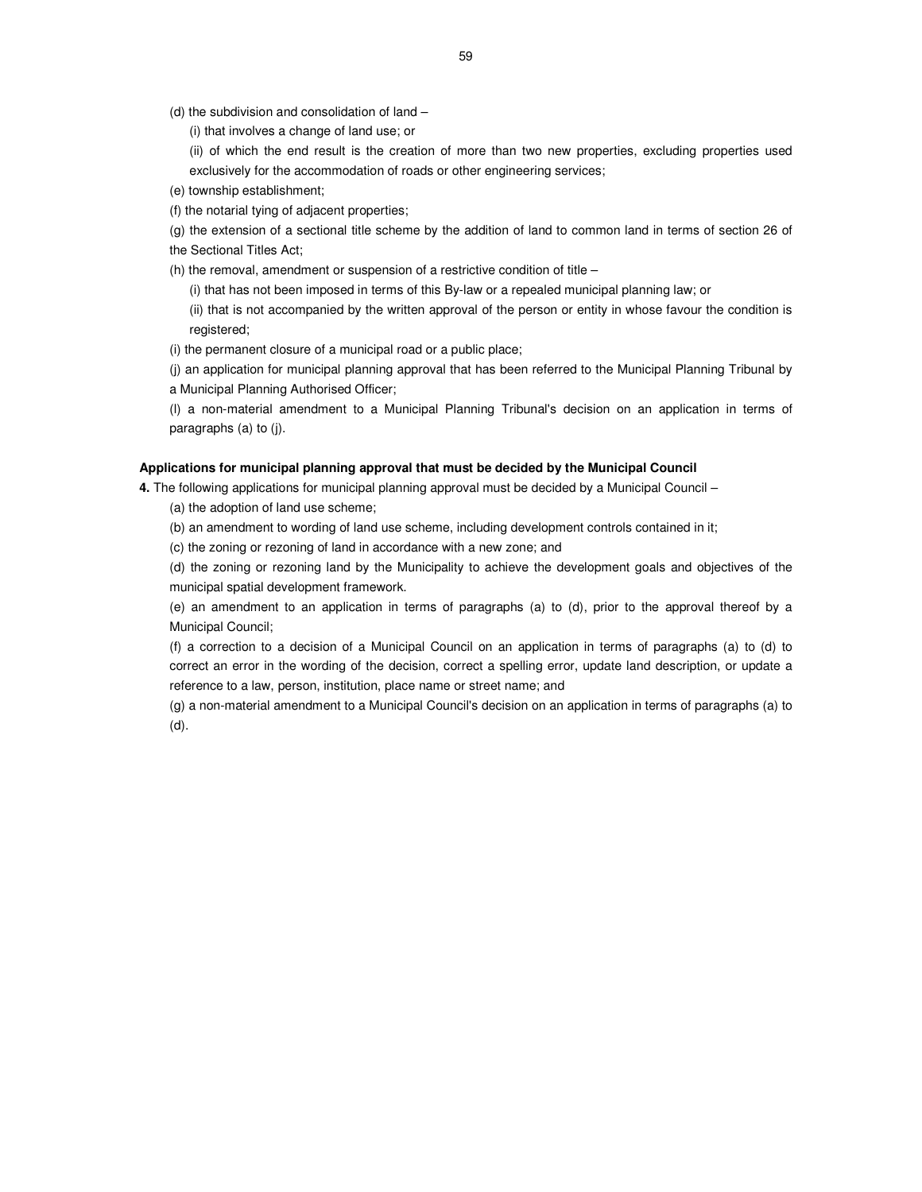(d) the subdivision and consolidation of land –

(i) that involves a change of land use; or

(ii) of which the end result is the creation of more than two new properties, excluding properties used exclusively for the accommodation of roads or other engineering services;

(e) township establishment;

(f) the notarial tying of adjacent properties;

(g) the extension of a sectional title scheme by the addition of land to common land in terms of section 26 of the Sectional Titles Act;

(h) the removal, amendment or suspension of a restrictive condition of title –

(i) that has not been imposed in terms of this By-law or a repealed municipal planning law; or

(ii) that is not accompanied by the written approval of the person or entity in whose favour the condition is registered;

(i) the permanent closure of a municipal road or a public place;

(j) an application for municipal planning approval that has been referred to the Municipal Planning Tribunal by a Municipal Planning Authorised Officer;

(l) a non-material amendment to a Municipal Planning Tribunal's decision on an application in terms of paragraphs (a) to (j).

**Applications for municipal planning approval that must be decided by the Municipal Council**

**4.** The following applications for municipal planning approval must be decided by a Municipal Council –

(a) the adoption of land use scheme;

(b) an amendment to wording of land use scheme, including development controls contained in it;

(c) the zoning or rezoning of land in accordance with a new zone; and

(d) the zoning or rezoning land by the Municipality to achieve the development goals and objectives of the municipal spatial development framework.

(e) an amendment to an application in terms of paragraphs (a) to (d), prior to the approval thereof by a Municipal Council;

(f) a correction to a decision of a Municipal Council on an application in terms of paragraphs (a) to (d) to correct an error in the wording of the decision, correct a spelling error, update land description, or update a reference to a law, person, institution, place name or street name; and

(g) a non-material amendment to a Municipal Council's decision on an application in terms of paragraphs (a) to (d).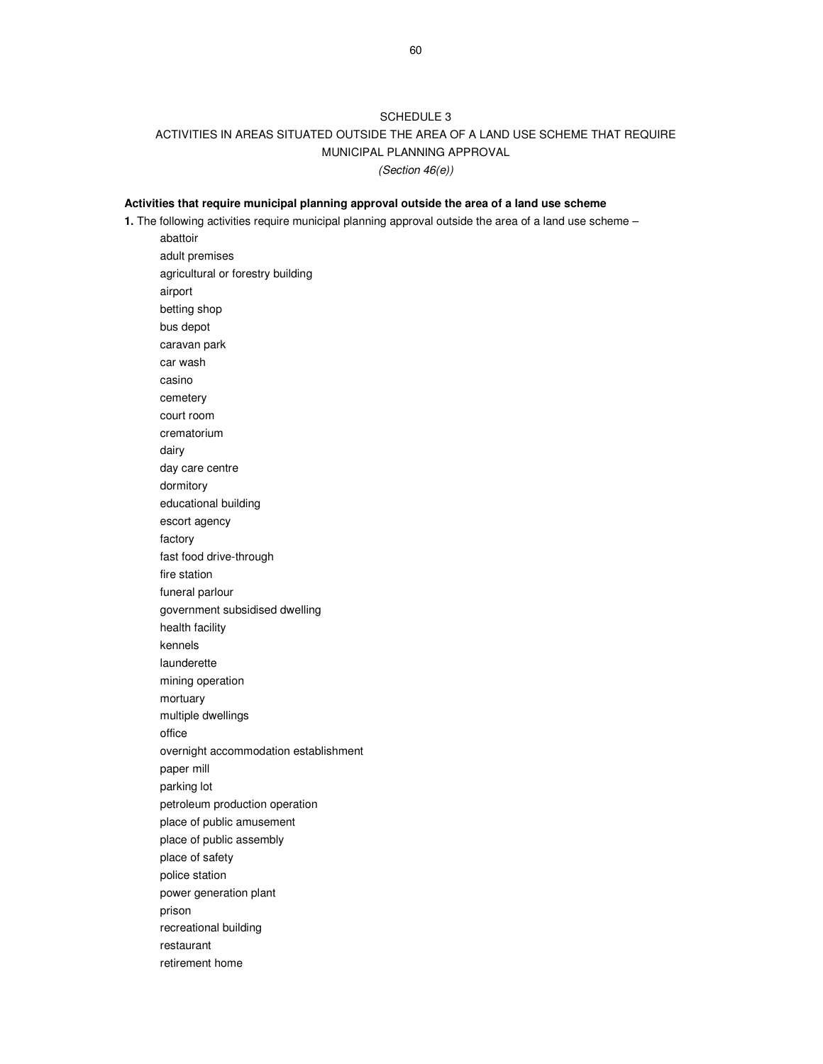# SCHEDULE 3

## ACTIVITIES IN AREAS SITUATED OUTSIDE THE AREA OF A LAND USE SCHEME THAT REQUIRE MUNICIPAL PLANNING APPROVAL

*(Section 46(e))*

**Activities that require municipal planning approval outside the area of a land use scheme**

**1.** The following activities require municipal planning approval outside the area of a land use scheme –

abattoir
adult premises
agricultural or forestry building
airport
betting shop
bus depot
caravan park
car wash
casino
cemetery
court room
crematorium
dairy
day care centre
dormitory
educational building
escort agency
factory
fast food drive-through
fire station
funeral parlour
government subsidised dwelling
health facility
kennels
launderette
mining operation
mortuary
multiple dwellings
office
overnight accommodation establishment
paper mill
parking lot
petroleum production operation
place of public amusement
place of public assembly
place of safety
police station
power generation plant
prison
recreational building
restaurant
retirement home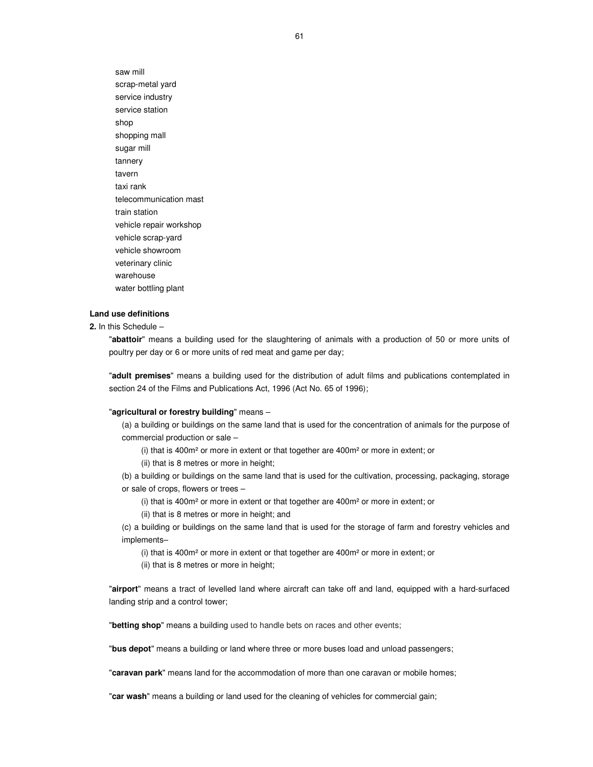saw mill
scrap-metal yard
service industry
service station
shop
shopping mall
sugar mill
tannery
tavern
taxi rank
telecommunication mast
train station
vehicle repair workshop
vehicle scrap-yard
vehicle showroom
veterinary clinic
warehouse
water bottling plant

**Land use definitions**

**2.** In this Schedule –

"**abattoir**" means a building used for the slaughtering of animals with a production of 50 or more units of poultry per day or 6 or more units of red meat and game per day;

"**adult premises**" means a building used for the distribution of adult films and publications contemplated in section 24 of the Films and Publications Act, 1996 (Act No. 65 of 1996);

"**agricultural or forestry building**" means –

(a) a building or buildings on the same land that is used for the concentration of animals for the purpose of commercial production or sale –

(i) that is 400m² or more in extent or that together are 400m² or more in extent; or

(ii) that is 8 metres or more in height;

(b) a building or buildings on the same land that is used for the cultivation, processing, packaging, storage or sale of crops, flowers or trees –

(i) that is 400m² or more in extent or that together are 400m² or more in extent; or

(ii) that is 8 metres or more in height; and

(c) a building or buildings on the same land that is used for the storage of farm and forestry vehicles and implements–

(i) that is 400m² or more in extent or that together are 400m² or more in extent; or

(ii) that is 8 metres or more in height;

"**airport**" means a tract of levelled land where aircraft can take off and land, equipped with a hard-surfaced landing strip and a control tower;

"**betting shop**" means a building used to handle bets on races and other events;

"**bus depot**" means a building or land where three or more buses load and unload passengers;

"**caravan park**" means land for the accommodation of more than one caravan or mobile homes;

"**car wash**" means a building or land used for the cleaning of vehicles for commercial gain;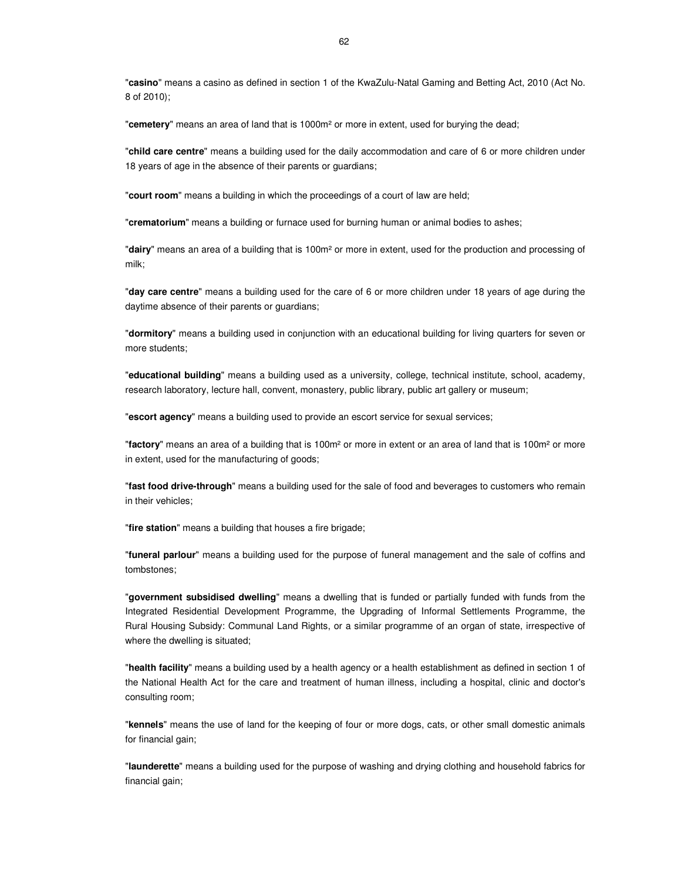"**casino**" means a casino as defined in section 1 of the KwaZulu-Natal Gaming and Betting Act, 2010 (Act No. 8 of 2010);

"**cemetery**" means an area of land that is 1000m² or more in extent, used for burying the dead;

"**child care centre**" means a building used for the daily accommodation and care of 6 or more children under 18 years of age in the absence of their parents or guardians;

"**court room**" means a building in which the proceedings of a court of law are held;

"**crematorium**" means a building or furnace used for burning human or animal bodies to ashes;

"**dairy**" means an area of a building that is 100m² or more in extent, used for the production and processing of milk;

"**day care centre**" means a building used for the care of 6 or more children under 18 years of age during the daytime absence of their parents or guardians;

"**dormitory**" means a building used in conjunction with an educational building for living quarters for seven or more students;

"**educational building**" means a building used as a university, college, technical institute, school, academy, research laboratory, lecture hall, convent, monastery, public library, public art gallery or museum;

"**escort agency**" means a building used to provide an escort service for sexual services;

"**factory**" means an area of a building that is 100m² or more in extent or an area of land that is 100m² or more in extent, used for the manufacturing of goods;

"**fast food drive-through**" means a building used for the sale of food and beverages to customers who remain in their vehicles;

"**fire station**" means a building that houses a fire brigade;

"**funeral parlour**" means a building used for the purpose of funeral management and the sale of coffins and tombstones;

"**government subsidised dwelling**" means a dwelling that is funded or partially funded with funds from the Integrated Residential Development Programme, the Upgrading of Informal Settlements Programme, the Rural Housing Subsidy: Communal Land Rights, or a similar programme of an organ of state, irrespective of where the dwelling is situated;

"**health facility**" means a building used by a health agency or a health establishment as defined in section 1 of the National Health Act for the care and treatment of human illness, including a hospital, clinic and doctor's consulting room;

"**kennels**" means the use of land for the keeping of four or more dogs, cats, or other small domestic animals for financial gain;

"**launderette**" means a building used for the purpose of washing and drying clothing and household fabrics for financial gain;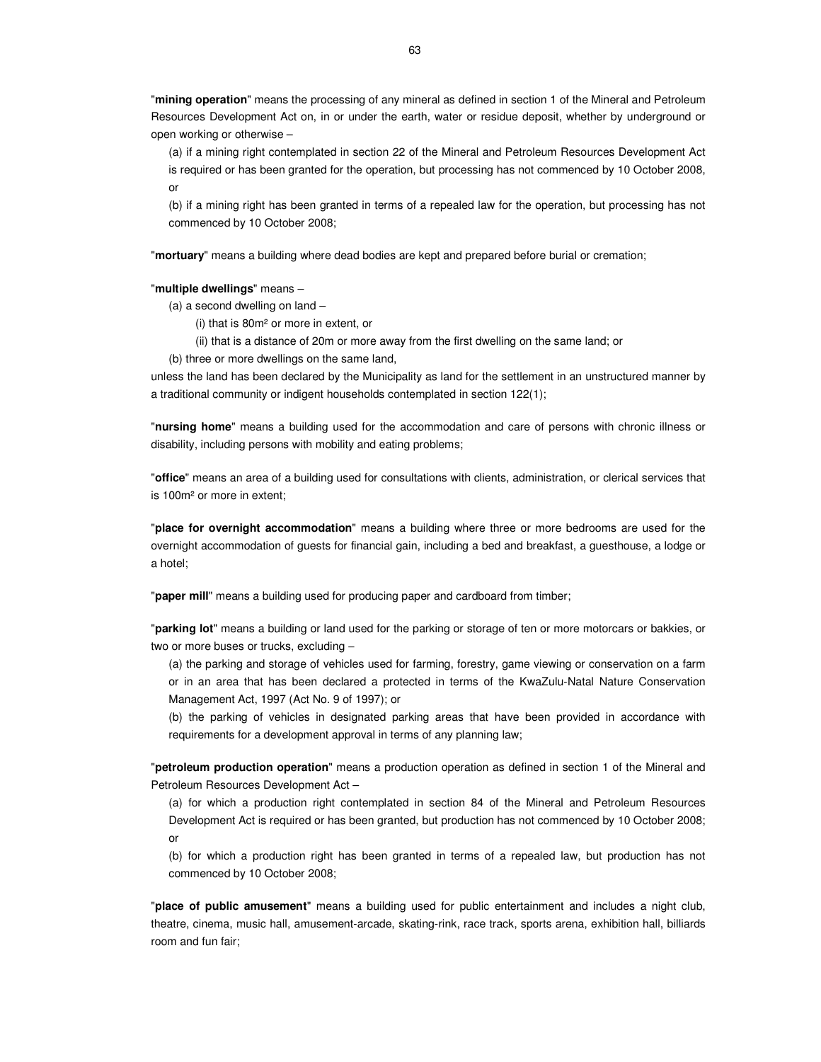"**mining operation**" means the processing of any mineral as defined in section 1 of the Mineral and Petroleum Resources Development Act on, in or under the earth, water or residue deposit, whether by underground or open working or otherwise –

(a) if a mining right contemplated in section 22 of the Mineral and Petroleum Resources Development Act is required or has been granted for the operation, but processing has not commenced by 10 October 2008, or

(b) if a mining right has been granted in terms of a repealed law for the operation, but processing has not commenced by 10 October 2008;

"**mortuary**" means a building where dead bodies are kept and prepared before burial or cremation;

"**multiple dwellings**" means –

(a) a second dwelling on land –

(i) that is 80m² or more in extent, or

(ii) that is a distance of 20m or more away from the first dwelling on the same land; or

(b) three or more dwellings on the same land,

unless the land has been declared by the Municipality as land for the settlement in an unstructured manner by a traditional community or indigent households contemplated in section 122(1);

"**nursing home**" means a building used for the accommodation and care of persons with chronic illness or disability, including persons with mobility and eating problems;

"**office**" means an area of a building used for consultations with clients, administration, or clerical services that is 100m² or more in extent;

"**place for overnight accommodation**" means a building where three or more bedrooms are used for the overnight accommodation of guests for financial gain, including a bed and breakfast, a guesthouse, a lodge or a hotel;

"**paper mill**" means a building used for producing paper and cardboard from timber;

"**parking lot**" means a building or land used for the parking or storage of ten or more motorcars or bakkies, or two or more buses or trucks, excluding –

(a) the parking and storage of vehicles used for farming, forestry, game viewing or conservation on a farm or in an area that has been declared a protected in terms of the KwaZulu-Natal Nature Conservation Management Act, 1997 (Act No. 9 of 1997); or

(b) the parking of vehicles in designated parking areas that have been provided in accordance with requirements for a development approval in terms of any planning law;

"**petroleum production operation**" means a production operation as defined in section 1 of the Mineral and Petroleum Resources Development Act –

(a) for which a production right contemplated in section 84 of the Mineral and Petroleum Resources Development Act is required or has been granted, but production has not commenced by 10 October 2008; or

(b) for which a production right has been granted in terms of a repealed law, but production has not commenced by 10 October 2008;

"**place of public amusement**" means a building used for public entertainment and includes a night club, theatre, cinema, music hall, amusement-arcade, skating-rink, race track, sports arena, exhibition hall, billiards room and fun fair;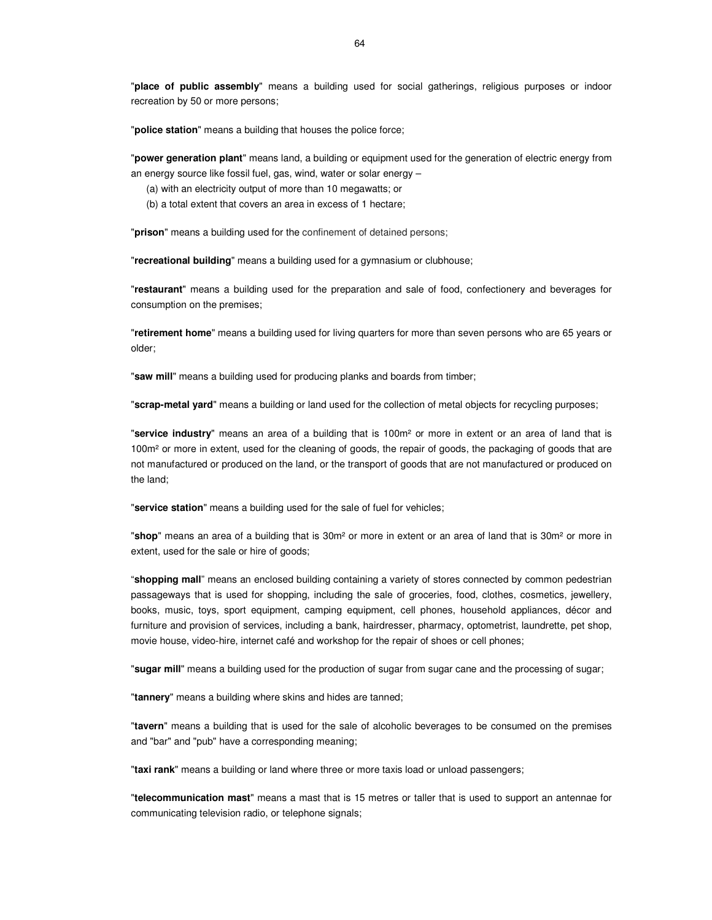"**place of public assembly**" means a building used for social gatherings, religious purposes or indoor recreation by 50 or more persons;

"**police station**" means a building that houses the police force;

"**power generation plant**" means land, a building or equipment used for the generation of electric energy from an energy source like fossil fuel, gas, wind, water or solar energy –

(a) with an electricity output of more than 10 megawatts; or

(b) a total extent that covers an area in excess of 1 hectare;

"**prison**" means a building used for the confinement of detained persons;

"**recreational building**" means a building used for a gymnasium or clubhouse;

"**restaurant**" means a building used for the preparation and sale of food, confectionery and beverages for consumption on the premises;

"**retirement home**" means a building used for living quarters for more than seven persons who are 65 years or older;

"**saw mill**" means a building used for producing planks and boards from timber;

"**scrap-metal yard**" means a building or land used for the collection of metal objects for recycling purposes;

"**service industry**" means an area of a building that is 100m² or more in extent or an area of land that is 100m² or more in extent, used for the cleaning of goods, the repair of goods, the packaging of goods that are not manufactured or produced on the land, or the transport of goods that are not manufactured or produced on the land;

"**service station**" means a building used for the sale of fuel for vehicles;

"**shop**" means an area of a building that is 30m² or more in extent or an area of land that is 30m² or more in extent, used for the sale or hire of goods;

"**shopping mall**" means an enclosed building containing a variety of stores connected by common pedestrian passageways that is used for shopping, including the sale of groceries, food, clothes, cosmetics, jewellery, books, music, toys, sport equipment, camping equipment, cell phones, household appliances, décor and furniture and provision of services, including a bank, hairdresser, pharmacy, optometrist, laundrette, pet shop, movie house, video-hire, internet café and workshop for the repair of shoes or cell phones;

"**sugar mill**" means a building used for the production of sugar from sugar cane and the processing of sugar;

"**tannery**" means a building where skins and hides are tanned;

"**tavern**" means a building that is used for the sale of alcoholic beverages to be consumed on the premises and "bar" and "pub" have a corresponding meaning;

"**taxi rank**" means a building or land where three or more taxis load or unload passengers;

"**telecommunication mast**" means a mast that is 15 metres or taller that is used to support an antennae for communicating television radio, or telephone signals;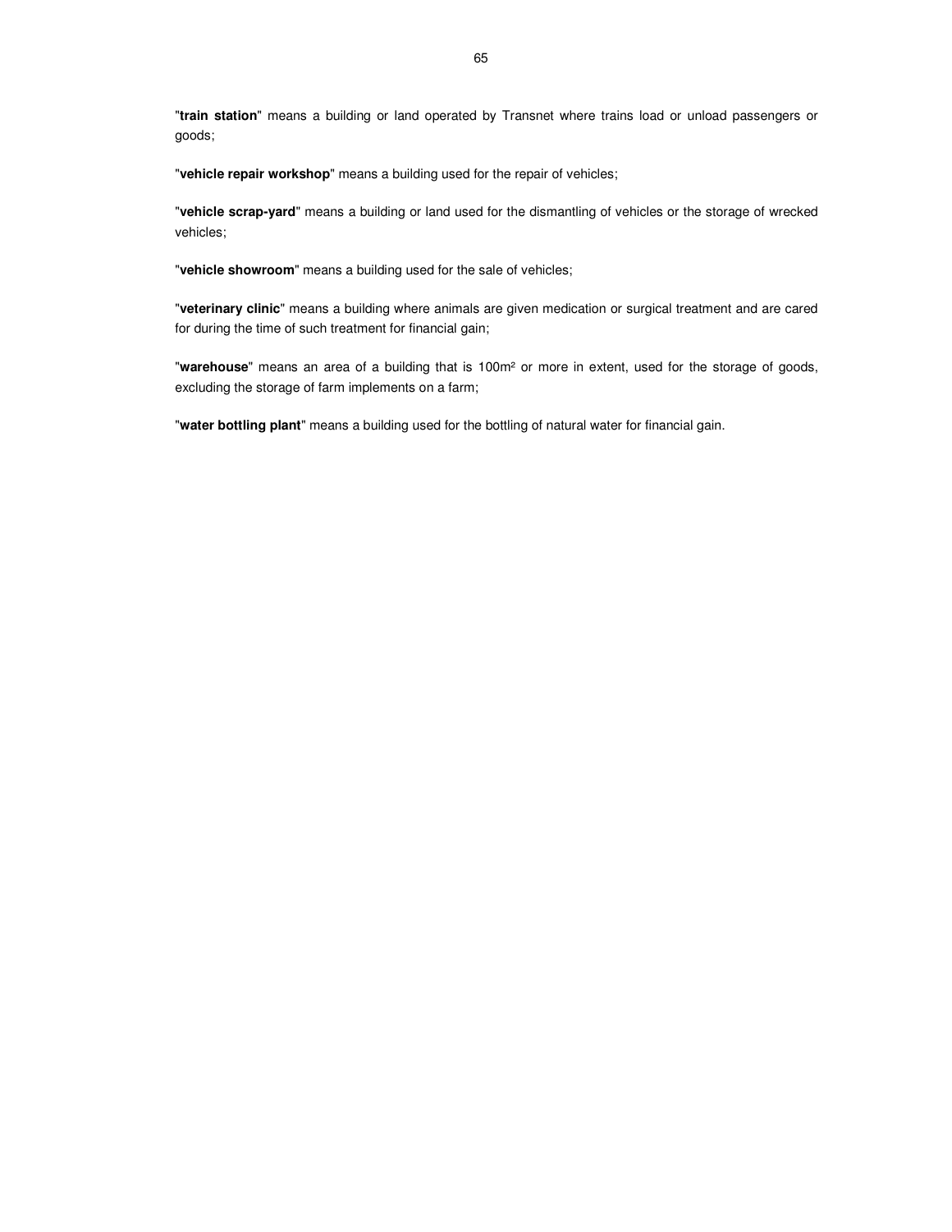"**train station**" means a building or land operated by Transnet where trains load or unload passengers or goods;

"**vehicle repair workshop**" means a building used for the repair of vehicles;

"**vehicle scrap-yard**" means a building or land used for the dismantling of vehicles or the storage of wrecked vehicles;

"**vehicle showroom**" means a building used for the sale of vehicles;

"**veterinary clinic**" means a building where animals are given medication or surgical treatment and are cared for during the time of such treatment for financial gain;

"**warehouse**" means an area of a building that is $100m^2$ or more in extent, used for the storage of goods, excluding the storage of farm implements on a farm;

"**water bottling plant**" means a building used for the bottling of natural water for financial gain.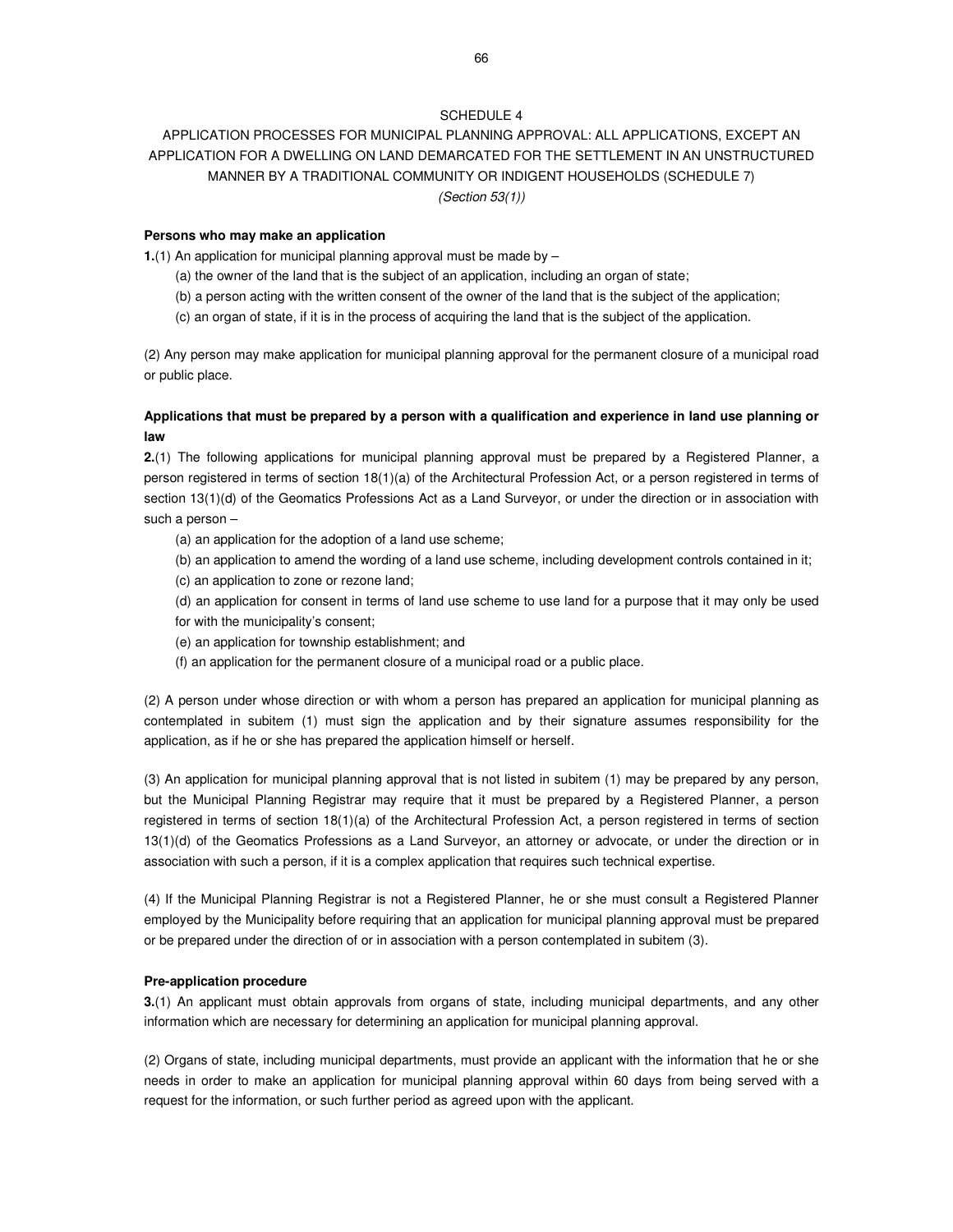# SCHEDULE 4

## APPLICATION PROCESSES FOR MUNICIPAL PLANNING APPROVAL: ALL APPLICATIONS, EXCEPT AN APPLICATION FOR A DWELLING ON LAND DEMARCATED FOR THE SETTLEMENT IN AN UNSTRUCTURED MANNER BY A TRADITIONAL COMMUNITY OR INDIGENT HOUSEHOLDS (SCHEDULE 7)

*(Section 53(1))*

**Persons who may make an application**

**1.**(1) An application for municipal planning approval must be made by –

- (a) the owner of the land that is the subject of an application, including an organ of state;
- (b) a person acting with the written consent of the owner of the land that is the subject of the application;
- (c) an organ of state, if it is in the process of acquiring the land that is the subject of the application.

(2) Any person may make application for municipal planning approval for the permanent closure of a municipal road or public place.

**Applications that must be prepared by a person with a qualification and experience in land use planning or law**

**2.**(1) The following applications for municipal planning approval must be prepared by a Registered Planner, a person registered in terms of section 18(1)(a) of the Architectural Profession Act, or a person registered in terms of section 13(1)(d) of the Geomatics Professions Act as a Land Surveyor, or under the direction or in association with such a person –

- (a) an application for the adoption of a land use scheme;
- (b) an application to amend the wording of a land use scheme, including development controls contained in it;
- (c) an application to zone or rezone land;
- (d) an application for consent in terms of land use scheme to use land for a purpose that it may only be used for with the municipality's consent;
- (e) an application for township establishment; and
- (f) an application for the permanent closure of a municipal road or a public place.

(2) A person under whose direction or with whom a person has prepared an application for municipal planning as contemplated in subitem (1) must sign the application and by their signature assumes responsibility for the application, as if he or she has prepared the application himself or herself.

(3) An application for municipal planning approval that is not listed in subitem (1) may be prepared by any person, but the Municipal Planning Registrar may require that it must be prepared by a Registered Planner, a person registered in terms of section 18(1)(a) of the Architectural Profession Act, a person registered in terms of section 13(1)(d) of the Geomatics Professions as a Land Surveyor, an attorney or advocate, or under the direction or in association with such a person, if it is a complex application that requires such technical expertise.

(4) If the Municipal Planning Registrar is not a Registered Planner, he or she must consult a Registered Planner employed by the Municipality before requiring that an application for municipal planning approval must be prepared or be prepared under the direction of or in association with a person contemplated in subitem (3).

**Pre-application procedure**

**3.**(1) An applicant must obtain approvals from organs of state, including municipal departments, and any other information which are necessary for determining an application for municipal planning approval.

(2) Organs of state, including municipal departments, must provide an applicant with the information that he or she needs in order to make an application for municipal planning approval within 60 days from being served with a request for the information, or such further period as agreed upon with the applicant.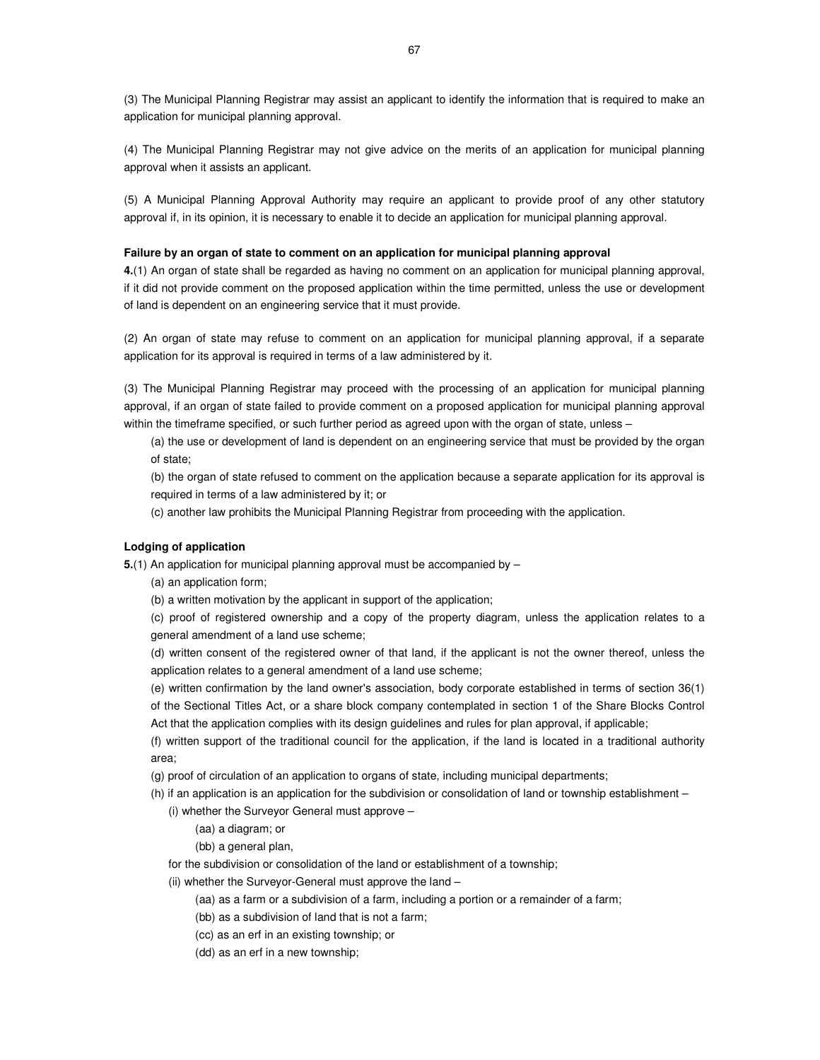(3) The Municipal Planning Registrar may assist an applicant to identify the information that is required to make an application for municipal planning approval.

(4) The Municipal Planning Registrar may not give advice on the merits of an application for municipal planning approval when it assists an applicant.

(5) A Municipal Planning Approval Authority may require an applicant to provide proof of any other statutory approval if, in its opinion, it is necessary to enable it to decide an application for municipal planning approval.

**Failure by an organ of state to comment on an application for municipal planning approval**

**4.**(1) An organ of state shall be regarded as having no comment on an application for municipal planning approval, if it did not provide comment on the proposed application within the time permitted, unless the use or development of land is dependent on an engineering service that it must provide.

(2) An organ of state may refuse to comment on an application for municipal planning approval, if a separate application for its approval is required in terms of a law administered by it.

(3) The Municipal Planning Registrar may proceed with the processing of an application for municipal planning approval, if an organ of state failed to provide comment on a proposed application for municipal planning approval within the timeframe specified, or such further period as agreed upon with the organ of state, unless –

(a) the use or development of land is dependent on an engineering service that must be provided by the organ of state;

(b) the organ of state refused to comment on the application because a separate application for its approval is required in terms of a law administered by it; or

(c) another law prohibits the Municipal Planning Registrar from proceeding with the application.

**Lodging of application**

**5.**(1) An application for municipal planning approval must be accompanied by –

(a) an application form;

(b) a written motivation by the applicant in support of the application;

(c) proof of registered ownership and a copy of the property diagram, unless the application relates to a general amendment of a land use scheme;

(d) written consent of the registered owner of that land, if the applicant is not the owner thereof, unless the application relates to a general amendment of a land use scheme;

(e) written confirmation by the land owner's association, body corporate established in terms of section 36(1) of the Sectional Titles Act, or a share block company contemplated in section 1 of the Share Blocks Control Act that the application complies with its design guidelines and rules for plan approval, if applicable;

(f) written support of the traditional council for the application, if the land is located in a traditional authority area;

(g) proof of circulation of an application to organs of state, including municipal departments;

(h) if an application is an application for the subdivision or consolidation of land or township establishment –

(i) whether the Surveyor General must approve –

(aa) a diagram; or

(bb) a general plan,

for the subdivision or consolidation of the land or establishment of a township;

(ii) whether the Surveyor-General must approve the land –

(aa) as a farm or a subdivision of a farm, including a portion or a remainder of a farm;

(bb) as a subdivision of land that is not a farm;

(cc) as an erf in an existing township; or

(dd) as an erf in a new township;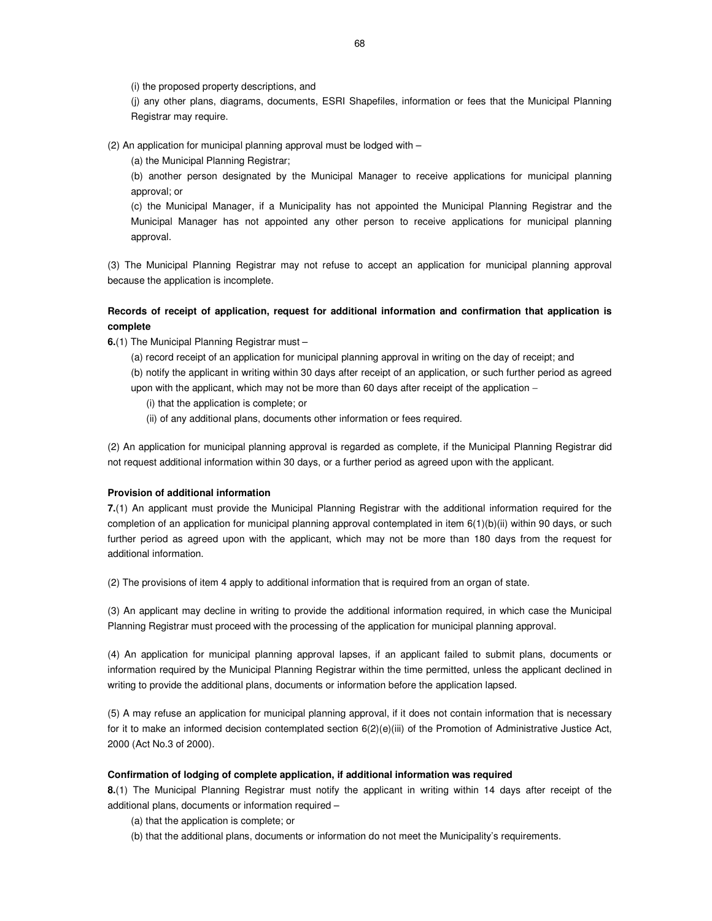(i) the proposed property descriptions, and

(j) any other plans, diagrams, documents, ESRI Shapefiles, information or fees that the Municipal Planning Registrar may require.

(2) An application for municipal planning approval must be lodged with –

(a) the Municipal Planning Registrar;

(b) another person designated by the Municipal Manager to receive applications for municipal planning approval; or

(c) the Municipal Manager, if a Municipality has not appointed the Municipal Planning Registrar and the Municipal Manager has not appointed any other person to receive applications for municipal planning approval.

(3) The Municipal Planning Registrar may not refuse to accept an application for municipal planning approval because the application is incomplete.

**Records of receipt of application, request for additional information and confirmation that application is complete**

**6.**(1) The Municipal Planning Registrar must –

(a) record receipt of an application for municipal planning approval in writing on the day of receipt; and

(b) notify the applicant in writing within 30 days after receipt of an application, or such further period as agreed upon with the applicant, which may not be more than 60 days after receipt of the application –

(i) that the application is complete; or

(ii) of any additional plans, documents other information or fees required.

(2) An application for municipal planning approval is regarded as complete, if the Municipal Planning Registrar did not request additional information within 30 days, or a further period as agreed upon with the applicant.

**Provision of additional information**

**7.**(1) An applicant must provide the Municipal Planning Registrar with the additional information required for the completion of an application for municipal planning approval contemplated in item 6(1)(b)(ii) within 90 days, or such further period as agreed upon with the applicant, which may not be more than 180 days from the request for additional information.

(2) The provisions of item 4 apply to additional information that is required from an organ of state.

(3) An applicant may decline in writing to provide the additional information required, in which case the Municipal Planning Registrar must proceed with the processing of the application for municipal planning approval.

(4) An application for municipal planning approval lapses, if an applicant failed to submit plans, documents or information required by the Municipal Planning Registrar within the time permitted, unless the applicant declined in writing to provide the additional plans, documents or information before the application lapsed.

(5) A may refuse an application for municipal planning approval, if it does not contain information that is necessary for it to make an informed decision contemplated section 6(2)(e)(iii) of the Promotion of Administrative Justice Act, 2000 (Act No.3 of 2000).

**Confirmation of lodging of complete application, if additional information was required**

**8.**(1) The Municipal Planning Registrar must notify the applicant in writing within 14 days after receipt of the additional plans, documents or information required –

(a) that the application is complete; or

(b) that the additional plans, documents or information do not meet the Municipality's requirements.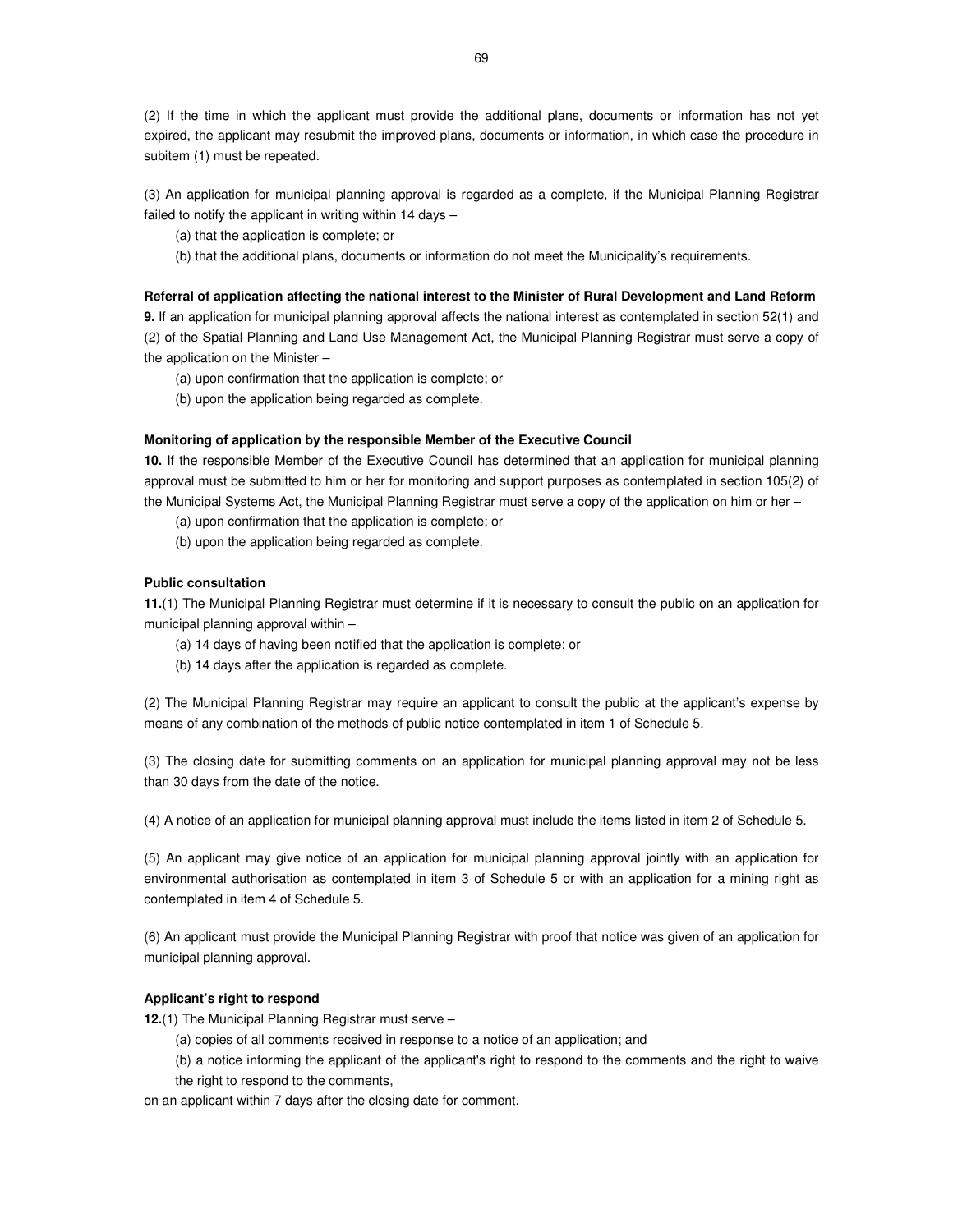(2) If the time in which the applicant must provide the additional plans, documents or information has not yet expired, the applicant may resubmit the improved plans, documents or information, in which case the procedure in subitem (1) must be repeated.

(3) An application for municipal planning approval is regarded as a complete, if the Municipal Planning Registrar failed to notify the applicant in writing within 14 days –

(a) that the application is complete; or

(b) that the additional plans, documents or information do not meet the Municipality's requirements.

**Referral of application affecting the national interest to the Minister of Rural Development and Land Reform**

**9.** If an application for municipal planning approval affects the national interest as contemplated in section 52(1) and (2) of the Spatial Planning and Land Use Management Act, the Municipal Planning Registrar must serve a copy of the application on the Minister –

(a) upon confirmation that the application is complete; or

(b) upon the application being regarded as complete.

**Monitoring of application by the responsible Member of the Executive Council**

**10.** If the responsible Member of the Executive Council has determined that an application for municipal planning approval must be submitted to him or her for monitoring and support purposes as contemplated in section 105(2) of the Municipal Systems Act, the Municipal Planning Registrar must serve a copy of the application on him or her –

(a) upon confirmation that the application is complete; or

(b) upon the application being regarded as complete.

**Public consultation**

**11.**(1) The Municipal Planning Registrar must determine if it is necessary to consult the public on an application for municipal planning approval within –

(a) 14 days of having been notified that the application is complete; or

(b) 14 days after the application is regarded as complete.

(2) The Municipal Planning Registrar may require an applicant to consult the public at the applicant's expense by means of any combination of the methods of public notice contemplated in item 1 of Schedule 5.

(3) The closing date for submitting comments on an application for municipal planning approval may not be less than 30 days from the date of the notice.

(4) A notice of an application for municipal planning approval must include the items listed in item 2 of Schedule 5.

(5) An applicant may give notice of an application for municipal planning approval jointly with an application for environmental authorisation as contemplated in item 3 of Schedule 5 or with an application for a mining right as contemplated in item 4 of Schedule 5.

(6) An applicant must provide the Municipal Planning Registrar with proof that notice was given of an application for municipal planning approval.

**Applicant's right to respond**

**12.**(1) The Municipal Planning Registrar must serve –

(a) copies of all comments received in response to a notice of an application; and

(b) a notice informing the applicant of the applicant's right to respond to the comments and the right to waive the right to respond to the comments,

on an applicant within 7 days after the closing date for comment.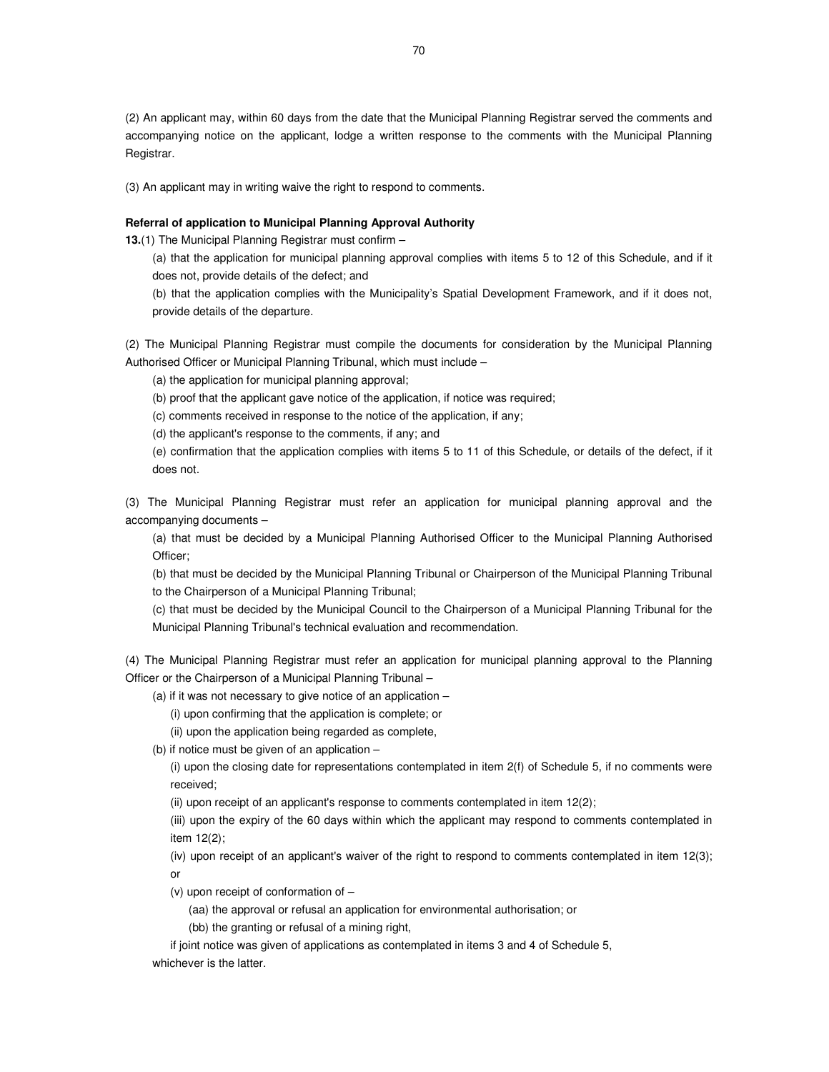(2) An applicant may, within 60 days from the date that the Municipal Planning Registrar served the comments and accompanying notice on the applicant, lodge a written response to the comments with the Municipal Planning Registrar.

(3) An applicant may in writing waive the right to respond to comments.

**Referral of application to Municipal Planning Approval Authority**

**13.**(1) The Municipal Planning Registrar must confirm –

(a) that the application for municipal planning approval complies with items 5 to 12 of this Schedule, and if it does not, provide details of the defect; and

(b) that the application complies with the Municipality's Spatial Development Framework, and if it does not, provide details of the departure.

(2) The Municipal Planning Registrar must compile the documents for consideration by the Municipal Planning Authorised Officer or Municipal Planning Tribunal, which must include –

(a) the application for municipal planning approval;

(b) proof that the applicant gave notice of the application, if notice was required;

(c) comments received in response to the notice of the application, if any;

(d) the applicant's response to the comments, if any; and

(e) confirmation that the application complies with items 5 to 11 of this Schedule, or details of the defect, if it does not.

(3) The Municipal Planning Registrar must refer an application for municipal planning approval and the accompanying documents –

(a) that must be decided by a Municipal Planning Authorised Officer to the Municipal Planning Authorised Officer;

(b) that must be decided by the Municipal Planning Tribunal or Chairperson of the Municipal Planning Tribunal to the Chairperson of a Municipal Planning Tribunal;

(c) that must be decided by the Municipal Council to the Chairperson of a Municipal Planning Tribunal for the Municipal Planning Tribunal's technical evaluation and recommendation.

(4) The Municipal Planning Registrar must refer an application for municipal planning approval to the Planning Officer or the Chairperson of a Municipal Planning Tribunal –

(a) if it was not necessary to give notice of an application –

(i) upon confirming that the application is complete; or

(ii) upon the application being regarded as complete,

(b) if notice must be given of an application –

(i) upon the closing date for representations contemplated in item 2(f) of Schedule 5, if no comments were received;

(ii) upon receipt of an applicant's response to comments contemplated in item 12(2);

(iii) upon the expiry of the 60 days within which the applicant may respond to comments contemplated in item 12(2);

(iv) upon receipt of an applicant's waiver of the right to respond to comments contemplated in item 12(3); or

(v) upon receipt of conformation of –

(aa) the approval or refusal an application for environmental authorisation; or

(bb) the granting or refusal of a mining right,

if joint notice was given of applications as contemplated in items 3 and 4 of Schedule 5,

whichever is the latter.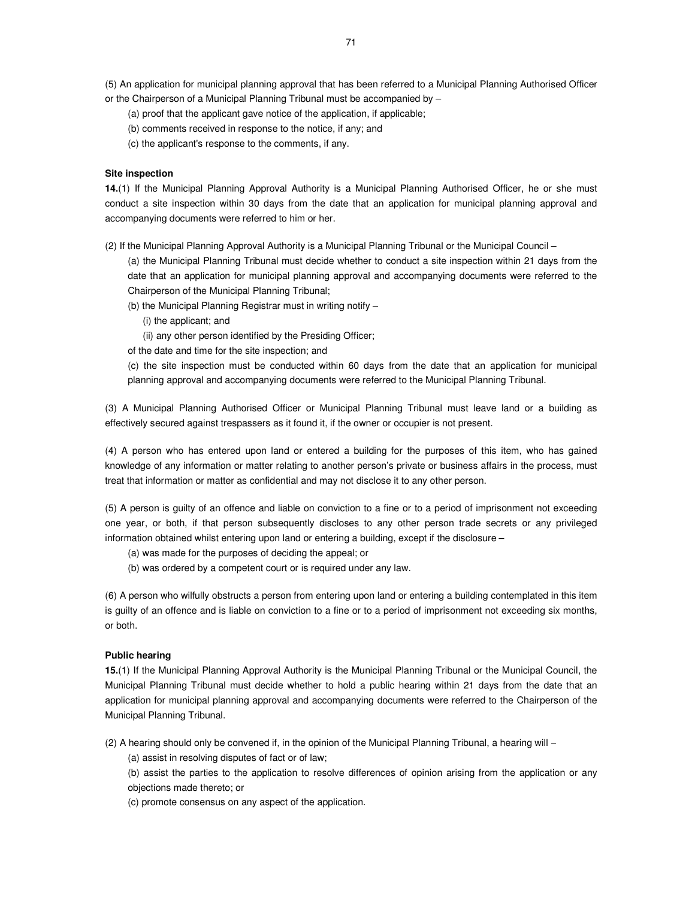(5) An application for municipal planning approval that has been referred to a Municipal Planning Authorised Officer or the Chairperson of a Municipal Planning Tribunal must be accompanied by –

(a) proof that the applicant gave notice of the application, if applicable;

(b) comments received in response to the notice, if any; and

(c) the applicant's response to the comments, if any.

**Site inspection**

**14.**(1) If the Municipal Planning Approval Authority is a Municipal Planning Authorised Officer, he or she must conduct a site inspection within 30 days from the date that an application for municipal planning approval and accompanying documents were referred to him or her.

(2) If the Municipal Planning Approval Authority is a Municipal Planning Tribunal or the Municipal Council –

(a) the Municipal Planning Tribunal must decide whether to conduct a site inspection within 21 days from the date that an application for municipal planning approval and accompanying documents were referred to the Chairperson of the Municipal Planning Tribunal;

(b) the Municipal Planning Registrar must in writing notify –

(i) the applicant; and

(ii) any other person identified by the Presiding Officer;

of the date and time for the site inspection; and

(c) the site inspection must be conducted within 60 days from the date that an application for municipal planning approval and accompanying documents were referred to the Municipal Planning Tribunal.

(3) A Municipal Planning Authorised Officer or Municipal Planning Tribunal must leave land or a building as effectively secured against trespassers as it found it, if the owner or occupier is not present.

(4) A person who has entered upon land or entered a building for the purposes of this item, who has gained knowledge of any information or matter relating to another person's private or business affairs in the process, must treat that information or matter as confidential and may not disclose it to any other person.

(5) A person is guilty of an offence and liable on conviction to a fine or to a period of imprisonment not exceeding one year, or both, if that person subsequently discloses to any other person trade secrets or any privileged information obtained whilst entering upon land or entering a building, except if the disclosure –

(a) was made for the purposes of deciding the appeal; or

(b) was ordered by a competent court or is required under any law.

(6) A person who wilfully obstructs a person from entering upon land or entering a building contemplated in this item is guilty of an offence and is liable on conviction to a fine or to a period of imprisonment not exceeding six months, or both.

**Public hearing**

**15.**(1) If the Municipal Planning Approval Authority is the Municipal Planning Tribunal or the Municipal Council, the Municipal Planning Tribunal must decide whether to hold a public hearing within 21 days from the date that an application for municipal planning approval and accompanying documents were referred to the Chairperson of the Municipal Planning Tribunal.

(2) A hearing should only be convened if, in the opinion of the Municipal Planning Tribunal, a hearing will –

(a) assist in resolving disputes of fact or of law;

(b) assist the parties to the application to resolve differences of opinion arising from the application or any objections made thereto; or

(c) promote consensus on any aspect of the application.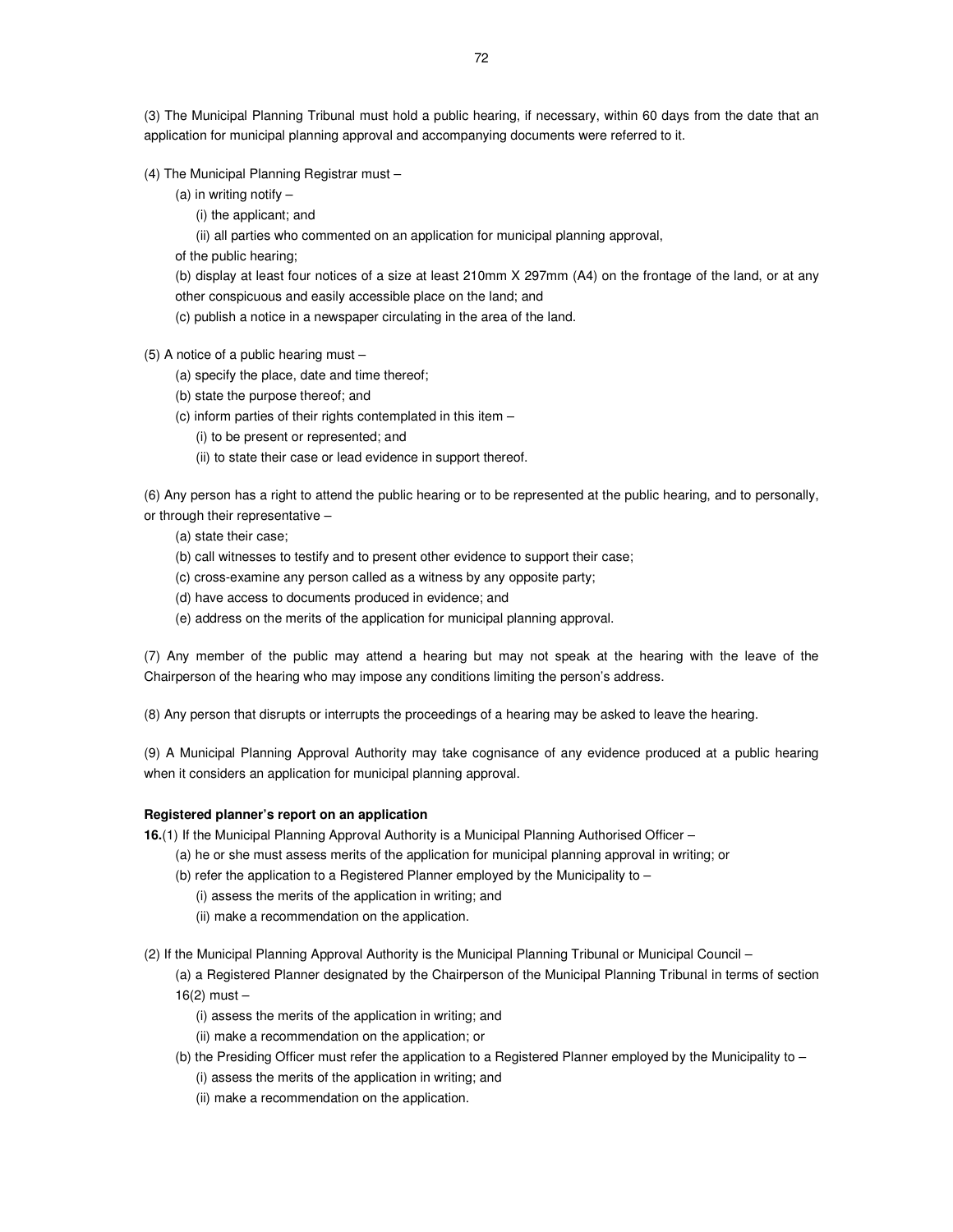(3) The Municipal Planning Tribunal must hold a public hearing, if necessary, within 60 days from the date that an application for municipal planning approval and accompanying documents were referred to it.

(4) The Municipal Planning Registrar must –

(a) in writing notify –

(i) the applicant; and

(ii) all parties who commented on an application for municipal planning approval,

of the public hearing;

(b) display at least four notices of a size at least 210mm X 297mm (A4) on the frontage of the land, or at any other conspicuous and easily accessible place on the land; and

(c) publish a notice in a newspaper circulating in the area of the land.

(5) A notice of a public hearing must –

(a) specify the place, date and time thereof;

(b) state the purpose thereof; and

(c) inform parties of their rights contemplated in this item –

(i) to be present or represented; and

(ii) to state their case or lead evidence in support thereof.

(6) Any person has a right to attend the public hearing or to be represented at the public hearing, and to personally, or through their representative –

(a) state their case;

(b) call witnesses to testify and to present other evidence to support their case;

(c) cross-examine any person called as a witness by any opposite party;

(d) have access to documents produced in evidence; and

(e) address on the merits of the application for municipal planning approval.

(7) Any member of the public may attend a hearing but may not speak at the hearing with the leave of the Chairperson of the hearing who may impose any conditions limiting the person's address.

(8) Any person that disrupts or interrupts the proceedings of a hearing may be asked to leave the hearing.

(9) A Municipal Planning Approval Authority may take cognisance of any evidence produced at a public hearing when it considers an application for municipal planning approval.

**Registered planner's report on an application**

**16.**(1) If the Municipal Planning Approval Authority is a Municipal Planning Authorised Officer –

(a) he or she must assess merits of the application for municipal planning approval in writing; or

(b) refer the application to a Registered Planner employed by the Municipality to –

(i) assess the merits of the application in writing; and

(ii) make a recommendation on the application.

(2) If the Municipal Planning Approval Authority is the Municipal Planning Tribunal or Municipal Council –

(a) a Registered Planner designated by the Chairperson of the Municipal Planning Tribunal in terms of section 16(2) must –

(i) assess the merits of the application in writing; and

(ii) make a recommendation on the application; or

(b) the Presiding Officer must refer the application to a Registered Planner employed by the Municipality to –

(i) assess the merits of the application in writing; and

(ii) make a recommendation on the application.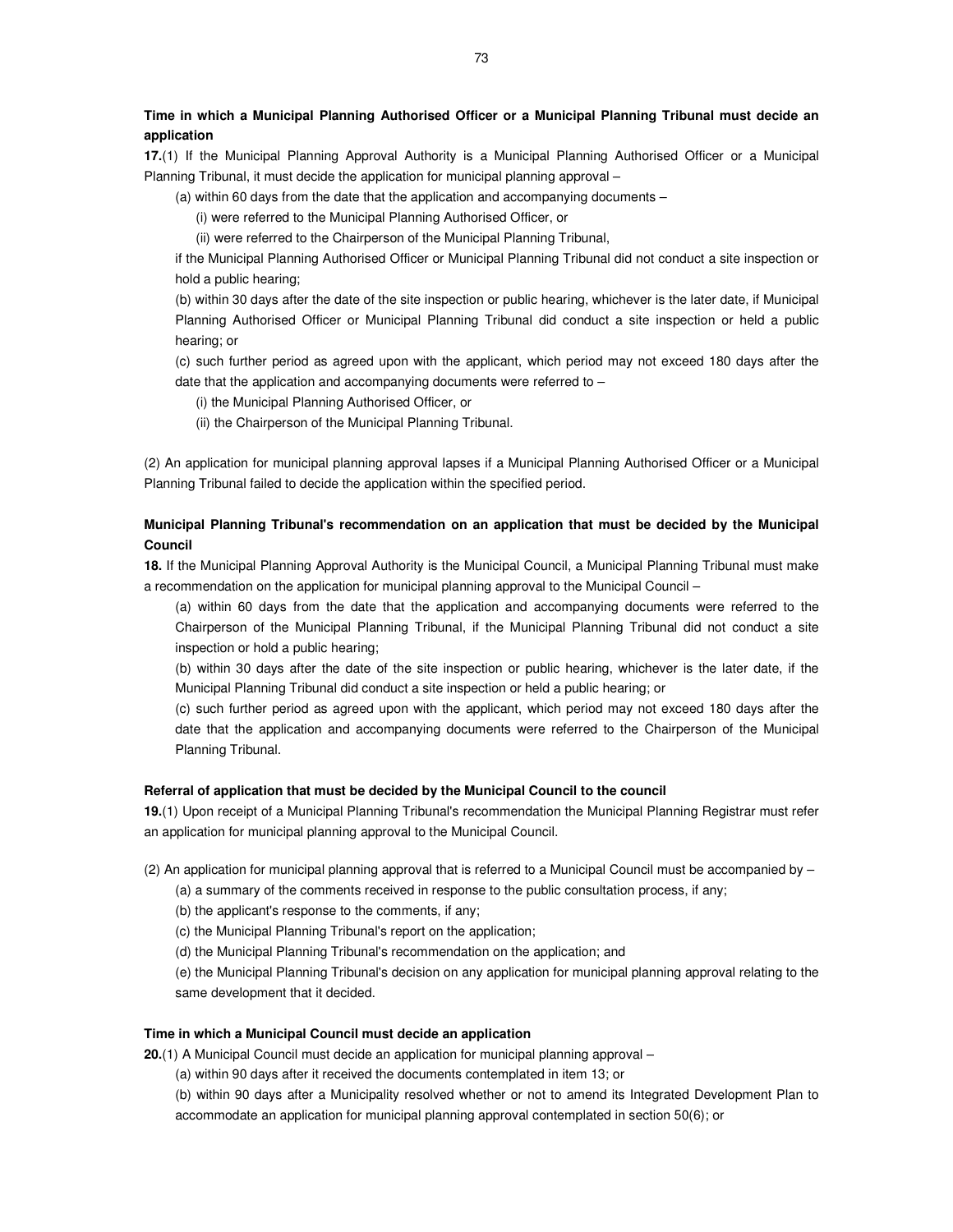**Time in which a Municipal Planning Authorised Officer or a Municipal Planning Tribunal must decide an application**

**17.**(1) If the Municipal Planning Approval Authority is a Municipal Planning Authorised Officer or a Municipal Planning Tribunal, it must decide the application for municipal planning approval –

(a) within 60 days from the date that the application and accompanying documents –

(i) were referred to the Municipal Planning Authorised Officer, or

(ii) were referred to the Chairperson of the Municipal Planning Tribunal,

if the Municipal Planning Authorised Officer or Municipal Planning Tribunal did not conduct a site inspection or hold a public hearing;

(b) within 30 days after the date of the site inspection or public hearing, whichever is the later date, if Municipal Planning Authorised Officer or Municipal Planning Tribunal did conduct a site inspection or held a public hearing; or

(c) such further period as agreed upon with the applicant, which period may not exceed 180 days after the date that the application and accompanying documents were referred to –

(i) the Municipal Planning Authorised Officer, or

(ii) the Chairperson of the Municipal Planning Tribunal.

(2) An application for municipal planning approval lapses if a Municipal Planning Authorised Officer or a Municipal Planning Tribunal failed to decide the application within the specified period.

**Municipal Planning Tribunal's recommendation on an application that must be decided by the Municipal Council**

**18.** If the Municipal Planning Approval Authority is the Municipal Council, a Municipal Planning Tribunal must make a recommendation on the application for municipal planning approval to the Municipal Council –

(a) within 60 days from the date that the application and accompanying documents were referred to the Chairperson of the Municipal Planning Tribunal, if the Municipal Planning Tribunal did not conduct a site inspection or hold a public hearing;

(b) within 30 days after the date of the site inspection or public hearing, whichever is the later date, if the Municipal Planning Tribunal did conduct a site inspection or held a public hearing; or

(c) such further period as agreed upon with the applicant, which period may not exceed 180 days after the date that the application and accompanying documents were referred to the Chairperson of the Municipal Planning Tribunal.

**Referral of application that must be decided by the Municipal Council to the council**

**19.**(1) Upon receipt of a Municipal Planning Tribunal's recommendation the Municipal Planning Registrar must refer an application for municipal planning approval to the Municipal Council.

(2) An application for municipal planning approval that is referred to a Municipal Council must be accompanied by –

(a) a summary of the comments received in response to the public consultation process, if any;

(b) the applicant's response to the comments, if any;

(c) the Municipal Planning Tribunal's report on the application;

(d) the Municipal Planning Tribunal's recommendation on the application; and

(e) the Municipal Planning Tribunal's decision on any application for municipal planning approval relating to the same development that it decided.

**Time in which a Municipal Council must decide an application**

**20.**(1) A Municipal Council must decide an application for municipal planning approval –

(a) within 90 days after it received the documents contemplated in item 13; or

(b) within 90 days after a Municipality resolved whether or not to amend its Integrated Development Plan to accommodate an application for municipal planning approval contemplated in section 50(6); or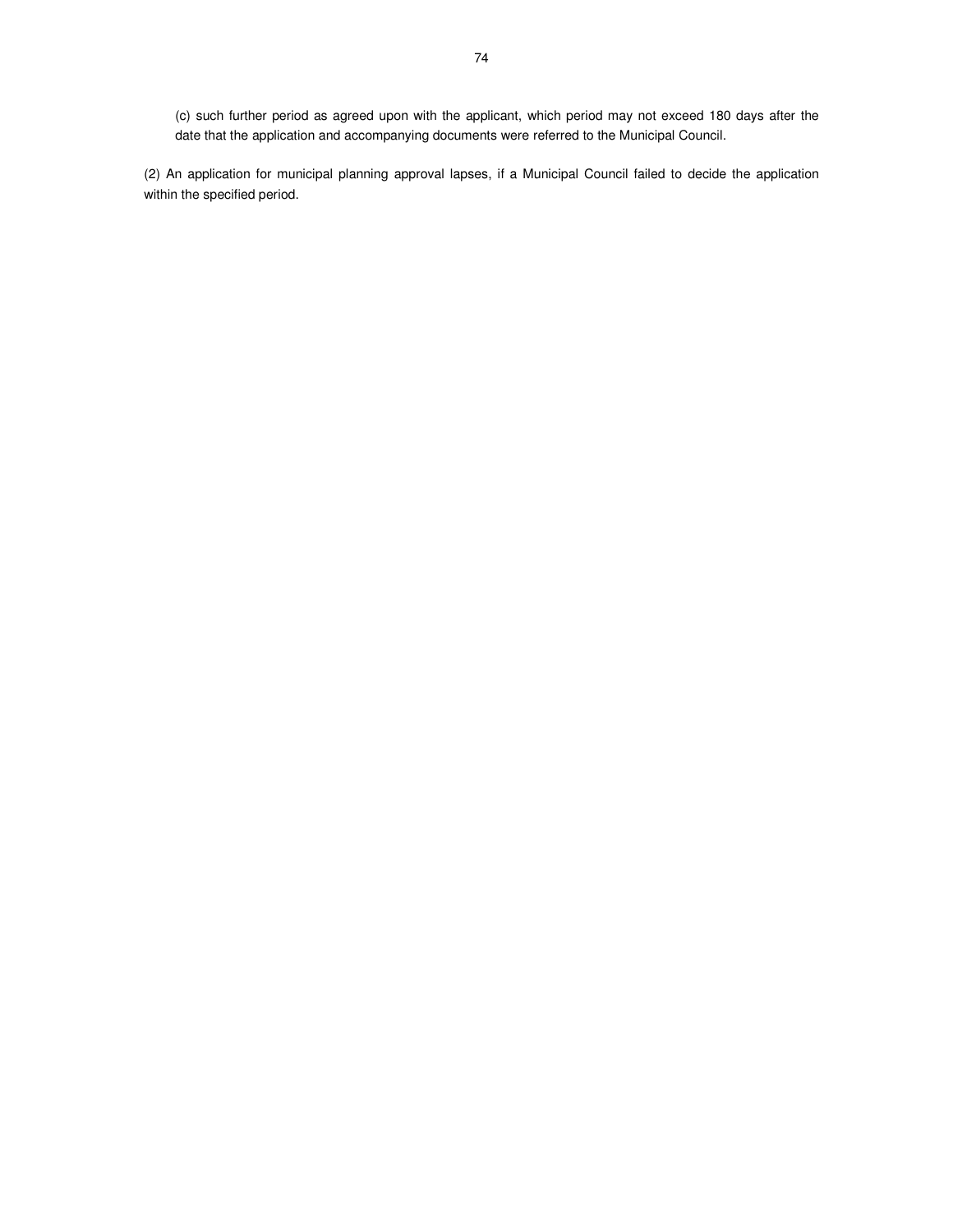(c) such further period as agreed upon with the applicant, which period may not exceed 180 days after the date that the application and accompanying documents were referred to the Municipal Council.

(2) An application for municipal planning approval lapses, if a Municipal Council failed to decide the application within the specified period.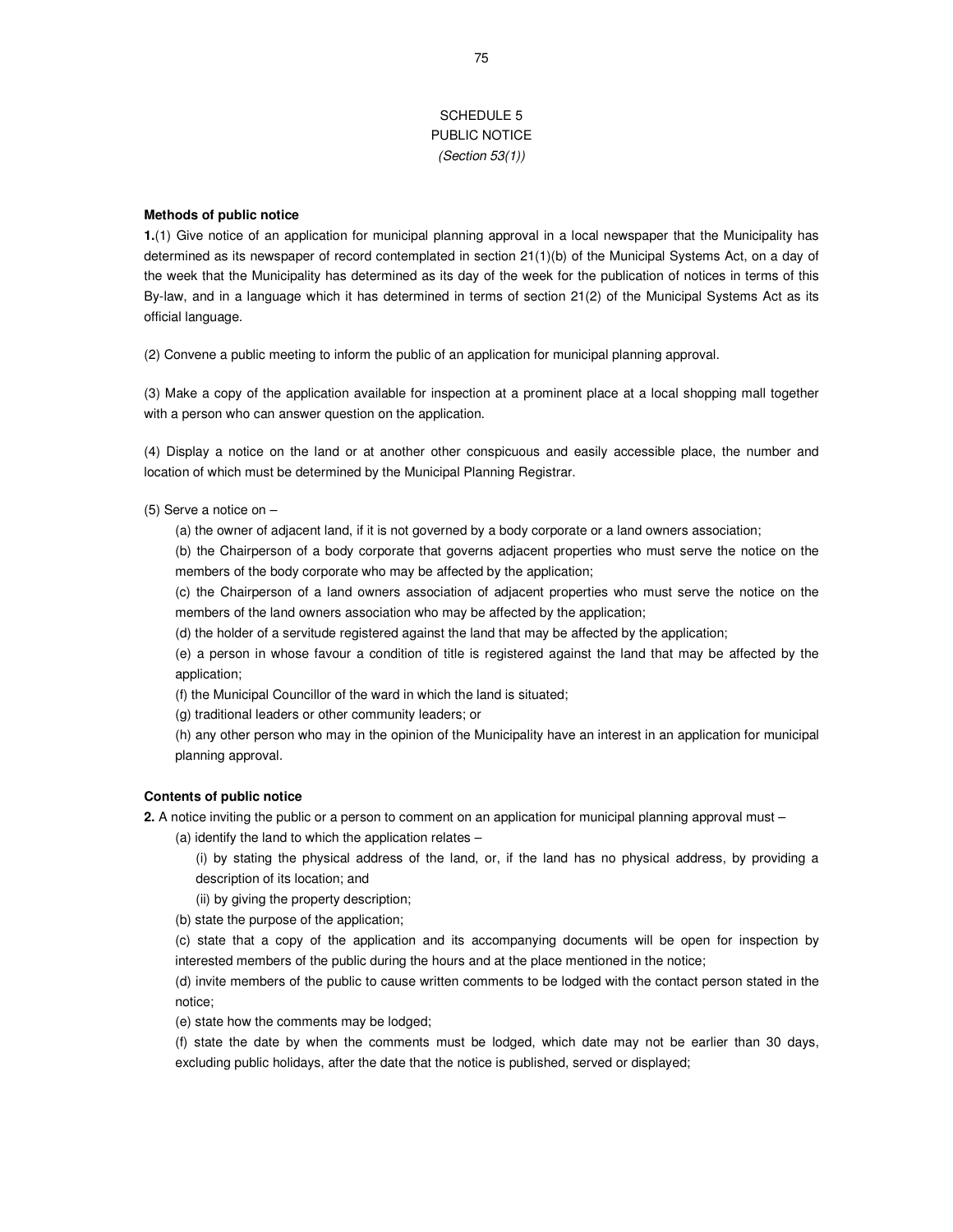SCHEDULE 5

PUBLIC NOTICE

*(Section 53(1))*

**Methods of public notice**

**1.**(1) Give notice of an application for municipal planning approval in a local newspaper that the Municipality has determined as its newspaper of record contemplated in section 21(1)(b) of the Municipal Systems Act, on a day of the week that the Municipality has determined as its day of the week for the publication of notices in terms of this By-law, and in a language which it has determined in terms of section 21(2) of the Municipal Systems Act as its official language.

(2) Convene a public meeting to inform the public of an application for municipal planning approval.

(3) Make a copy of the application available for inspection at a prominent place at a local shopping mall together with a person who can answer question on the application.

(4) Display a notice on the land or at another other conspicuous and easily accessible place, the number and location of which must be determined by the Municipal Planning Registrar.

(5) Serve a notice on –

(a) the owner of adjacent land, if it is not governed by a body corporate or a land owners association;

(b) the Chairperson of a body corporate that governs adjacent properties who must serve the notice on the members of the body corporate who may be affected by the application;

(c) the Chairperson of a land owners association of adjacent properties who must serve the notice on the members of the land owners association who may be affected by the application;

(d) the holder of a servitude registered against the land that may be affected by the application;

(e) a person in whose favour a condition of title is registered against the land that may be affected by the application;

(f) the Municipal Councillor of the ward in which the land is situated;

(g) traditional leaders or other community leaders; or

(h) any other person who may in the opinion of the Municipality have an interest in an application for municipal planning approval.

**Contents of public notice**

**2.** A notice inviting the public or a person to comment on an application for municipal planning approval must –

(a) identify the land to which the application relates –

(i) by stating the physical address of the land, or, if the land has no physical address, by providing a description of its location; and

(ii) by giving the property description;

(b) state the purpose of the application;

(c) state that a copy of the application and its accompanying documents will be open for inspection by interested members of the public during the hours and at the place mentioned in the notice;

(d) invite members of the public to cause written comments to be lodged with the contact person stated in the notice;

(e) state how the comments may be lodged;

(f) state the date by when the comments must be lodged, which date may not be earlier than 30 days, excluding public holidays, after the date that the notice is published, served or displayed;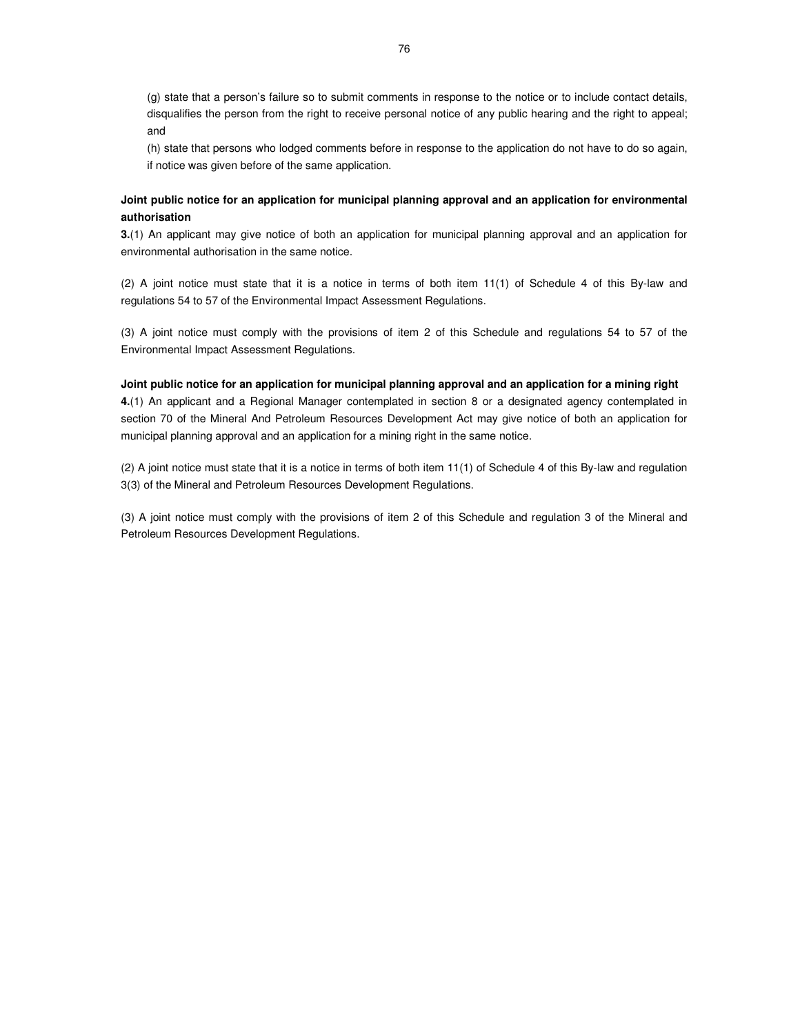(g) state that a person's failure so to submit comments in response to the notice or to include contact details, disqualifies the person from the right to receive personal notice of any public hearing and the right to appeal; and

(h) state that persons who lodged comments before in response to the application do not have to do so again, if notice was given before of the same application.

**Joint public notice for an application for municipal planning approval and an application for environmental authorisation**

**3.**(1) An applicant may give notice of both an application for municipal planning approval and an application for environmental authorisation in the same notice.

(2) A joint notice must state that it is a notice in terms of both item 11(1) of Schedule 4 of this By-law and regulations 54 to 57 of the Environmental Impact Assessment Regulations.

(3) A joint notice must comply with the provisions of item 2 of this Schedule and regulations 54 to 57 of the Environmental Impact Assessment Regulations.

**Joint public notice for an application for municipal planning approval and an application for a mining right**

**4.**(1) An applicant and a Regional Manager contemplated in section 8 or a designated agency contemplated in section 70 of the Mineral And Petroleum Resources Development Act may give notice of both an application for municipal planning approval and an application for a mining right in the same notice.

(2) A joint notice must state that it is a notice in terms of both item 11(1) of Schedule 4 of this By-law and regulation 3(3) of the Mineral and Petroleum Resources Development Regulations.

(3) A joint notice must comply with the provisions of item 2 of this Schedule and regulation 3 of the Mineral and Petroleum Resources Development Regulations.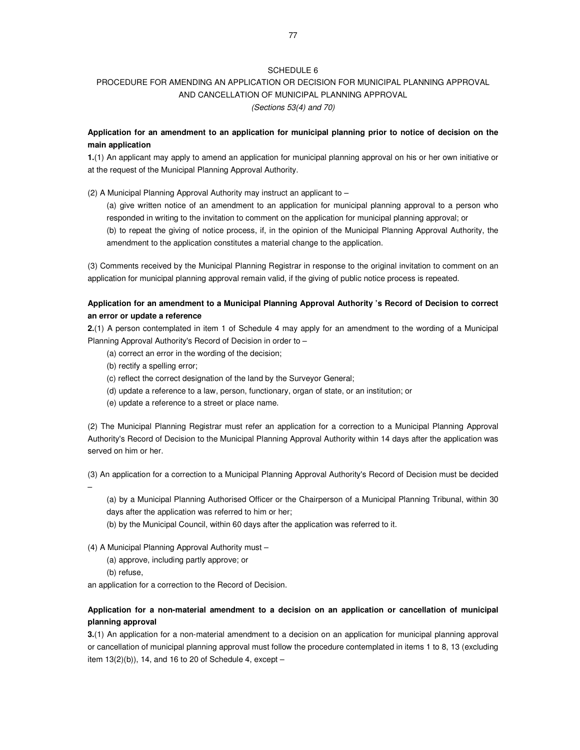# SCHEDULE 6

## PROCEDURE FOR AMENDING AN APPLICATION OR DECISION FOR MUNICIPAL PLANNING APPROVAL AND CANCELLATION OF MUNICIPAL PLANNING APPROVAL

*(Sections 53(4) and 70)*

**Application for an amendment to an application for municipal planning prior to notice of decision on the main application**

**1.**(1) An applicant may apply to amend an application for municipal planning approval on his or her own initiative or at the request of the Municipal Planning Approval Authority.

(2) A Municipal Planning Approval Authority may instruct an applicant to –

(a) give written notice of an amendment to an application for municipal planning approval to a person who responded in writing to the invitation to comment on the application for municipal planning approval; or

(b) to repeat the giving of notice process, if, in the opinion of the Municipal Planning Approval Authority, the amendment to the application constitutes a material change to the application.

(3) Comments received by the Municipal Planning Registrar in response to the original invitation to comment on an application for municipal planning approval remain valid, if the giving of public notice process is repeated.

**Application for an amendment to a Municipal Planning Approval Authority 's Record of Decision to correct an error or update a reference**

**2.**(1) A person contemplated in item 1 of Schedule 4 may apply for an amendment to the wording of a Municipal Planning Approval Authority's Record of Decision in order to –

(a) correct an error in the wording of the decision;

(b) rectify a spelling error;

(c) reflect the correct designation of the land by the Surveyor General;

(d) update a reference to a law, person, functionary, organ of state, or an institution; or

(e) update a reference to a street or place name.

(2) The Municipal Planning Registrar must refer an application for a correction to a Municipal Planning Approval Authority's Record of Decision to the Municipal Planning Approval Authority within 14 days after the application was served on him or her.

(3) An application for a correction to a Municipal Planning Approval Authority's Record of Decision must be decided –

(a) by a Municipal Planning Authorised Officer or the Chairperson of a Municipal Planning Tribunal, within 30 days after the application was referred to him or her;

(b) by the Municipal Council, within 60 days after the application was referred to it.

(4) A Municipal Planning Approval Authority must –

(a) approve, including partly approve; or

(b) refuse,

an application for a correction to the Record of Decision.

**Application for a non-material amendment to a decision on an application or cancellation of municipal planning approval**

**3.**(1) An application for a non-material amendment to a decision on an application for municipal planning approval or cancellation of municipal planning approval must follow the procedure contemplated in items 1 to 8, 13 (excluding item 13(2)(b)), 14, and 16 to 20 of Schedule 4, except –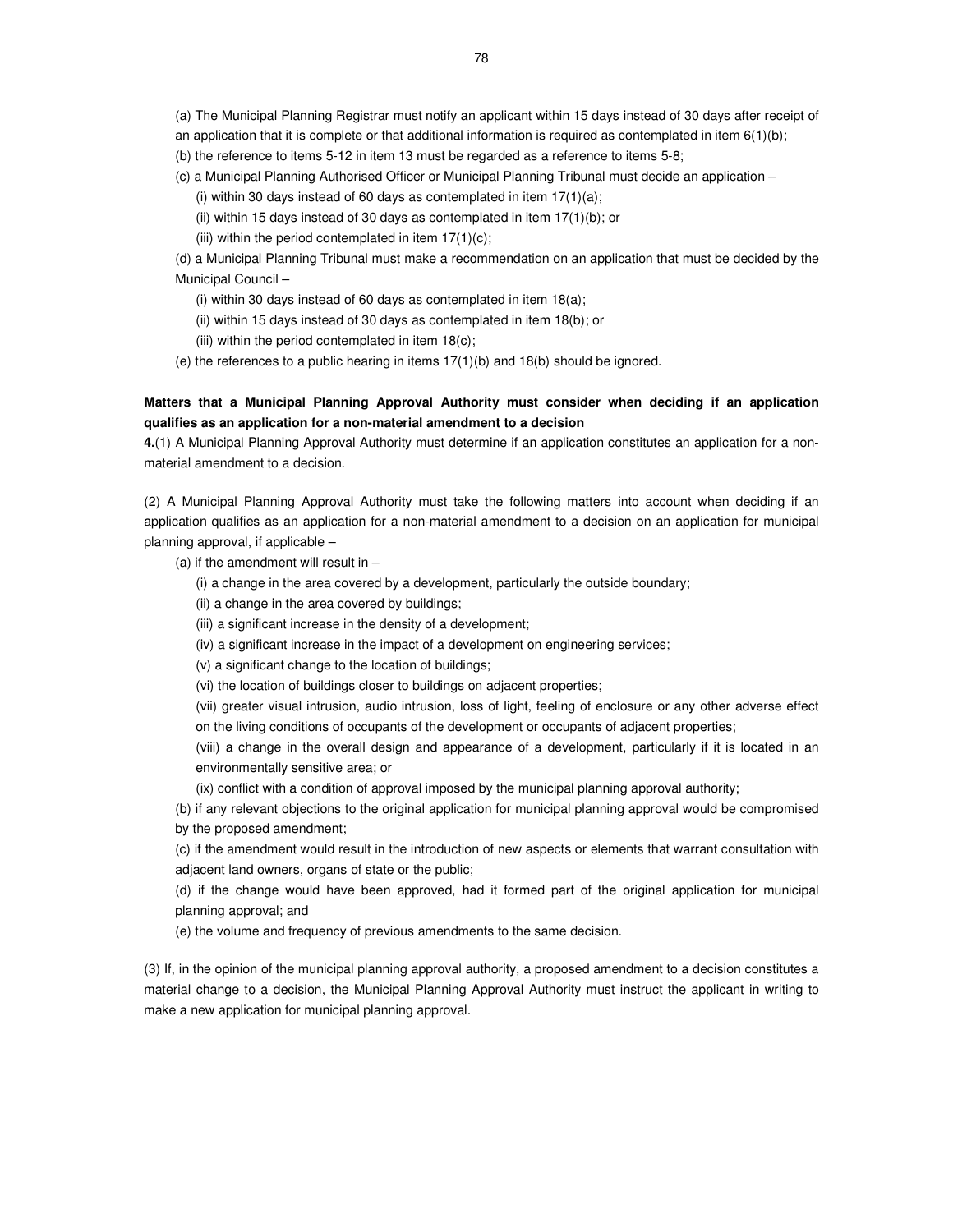(a) The Municipal Planning Registrar must notify an applicant within 15 days instead of 30 days after receipt of an application that it is complete or that additional information is required as contemplated in item 6(1)(b);

(b) the reference to items 5-12 in item 13 must be regarded as a reference to items 5-8;

(c) a Municipal Planning Authorised Officer or Municipal Planning Tribunal must decide an application –

(i) within 30 days instead of 60 days as contemplated in item 17(1)(a);

(ii) within 15 days instead of 30 days as contemplated in item 17(1)(b); or

(iii) within the period contemplated in item 17(1)(c);

(d) a Municipal Planning Tribunal must make a recommendation on an application that must be decided by the Municipal Council –

(i) within 30 days instead of 60 days as contemplated in item 18(a);

(ii) within 15 days instead of 30 days as contemplated in item 18(b); or

(iii) within the period contemplated in item 18(c);

(e) the references to a public hearing in items 17(1)(b) and 18(b) should be ignored.

**Matters that a Municipal Planning Approval Authority must consider when deciding if an application qualifies as an application for a non-material amendment to a decision**

**4.**(1) A Municipal Planning Approval Authority must determine if an application constitutes an application for a non-material amendment to a decision.

(2) A Municipal Planning Approval Authority must take the following matters into account when deciding if an application qualifies as an application for a non-material amendment to a decision on an application for municipal planning approval, if applicable –

(a) if the amendment will result in –

(i) a change in the area covered by a development, particularly the outside boundary;

(ii) a change in the area covered by buildings;

(iii) a significant increase in the density of a development;

(iv) a significant increase in the impact of a development on engineering services;

(v) a significant change to the location of buildings;

(vi) the location of buildings closer to buildings on adjacent properties;

(vii) greater visual intrusion, audio intrusion, loss of light, feeling of enclosure or any other adverse effect on the living conditions of occupants of the development or occupants of adjacent properties;

(viii) a change in the overall design and appearance of a development, particularly if it is located in an environmentally sensitive area; or

(ix) conflict with a condition of approval imposed by the municipal planning approval authority;

(b) if any relevant objections to the original application for municipal planning approval would be compromised by the proposed amendment;

(c) if the amendment would result in the introduction of new aspects or elements that warrant consultation with adjacent land owners, organs of state or the public;

(d) if the change would have been approved, had it formed part of the original application for municipal planning approval; and

(e) the volume and frequency of previous amendments to the same decision.

(3) If, in the opinion of the municipal planning approval authority, a proposed amendment to a decision constitutes a material change to a decision, the Municipal Planning Approval Authority must instruct the applicant in writing to make a new application for municipal planning approval.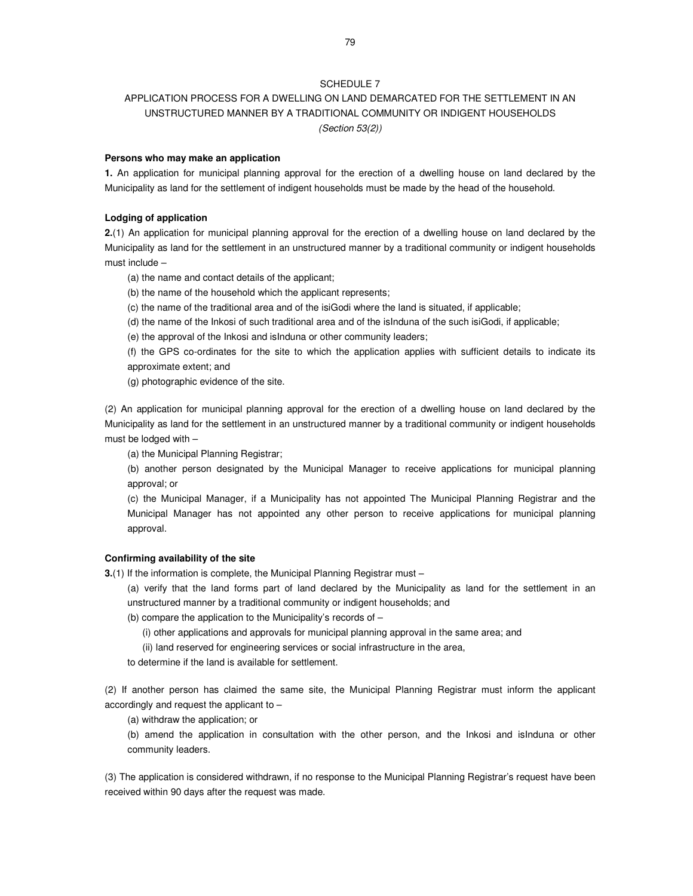## SCHEDULE 7

## APPLICATION PROCESS FOR A DWELLING ON LAND DEMARCATED FOR THE SETTLEMENT IN AN UNSTRUCTURED MANNER BY A TRADITIONAL COMMUNITY OR INDIGENT HOUSEHOLDS

*(Section 53(2))*

**Persons who may make an application**

**1.** An application for municipal planning approval for the erection of a dwelling house on land declared by the Municipality as land for the settlement of indigent households must be made by the head of the household.

**Lodging of application**

**2.**(1) An application for municipal planning approval for the erection of a dwelling house on land declared by the Municipality as land for the settlement in an unstructured manner by a traditional community or indigent households must include –

(a) the name and contact details of the applicant;

(b) the name of the household which the applicant represents;

(c) the name of the traditional area and of the isiGodi where the land is situated, if applicable;

(d) the name of the Inkosi of such traditional area and of the isInduna of the such isiGodi, if applicable;

(e) the approval of the Inkosi and isInduna or other community leaders;

(f) the GPS co-ordinates for the site to which the application applies with sufficient details to indicate its approximate extent; and

(g) photographic evidence of the site.

(2) An application for municipal planning approval for the erection of a dwelling house on land declared by the Municipality as land for the settlement in an unstructured manner by a traditional community or indigent households must be lodged with –

(a) the Municipal Planning Registrar;

(b) another person designated by the Municipal Manager to receive applications for municipal planning approval; or

(c) the Municipal Manager, if a Municipality has not appointed The Municipal Planning Registrar and the Municipal Manager has not appointed any other person to receive applications for municipal planning approval.

**Confirming availability of the site**

**3.**(1) If the information is complete, the Municipal Planning Registrar must –

(a) verify that the land forms part of land declared by the Municipality as land for the settlement in an unstructured manner by a traditional community or indigent households; and

(b) compare the application to the Municipality's records of –

(i) other applications and approvals for municipal planning approval in the same area; and

(ii) land reserved for engineering services or social infrastructure in the area,

to determine if the land is available for settlement.

(2) If another person has claimed the same site, the Municipal Planning Registrar must inform the applicant accordingly and request the applicant to –

(a) withdraw the application; or

(b) amend the application in consultation with the other person, and the Inkosi and isInduna or other community leaders.

(3) The application is considered withdrawn, if no response to the Municipal Planning Registrar's request have been received within 90 days after the request was made.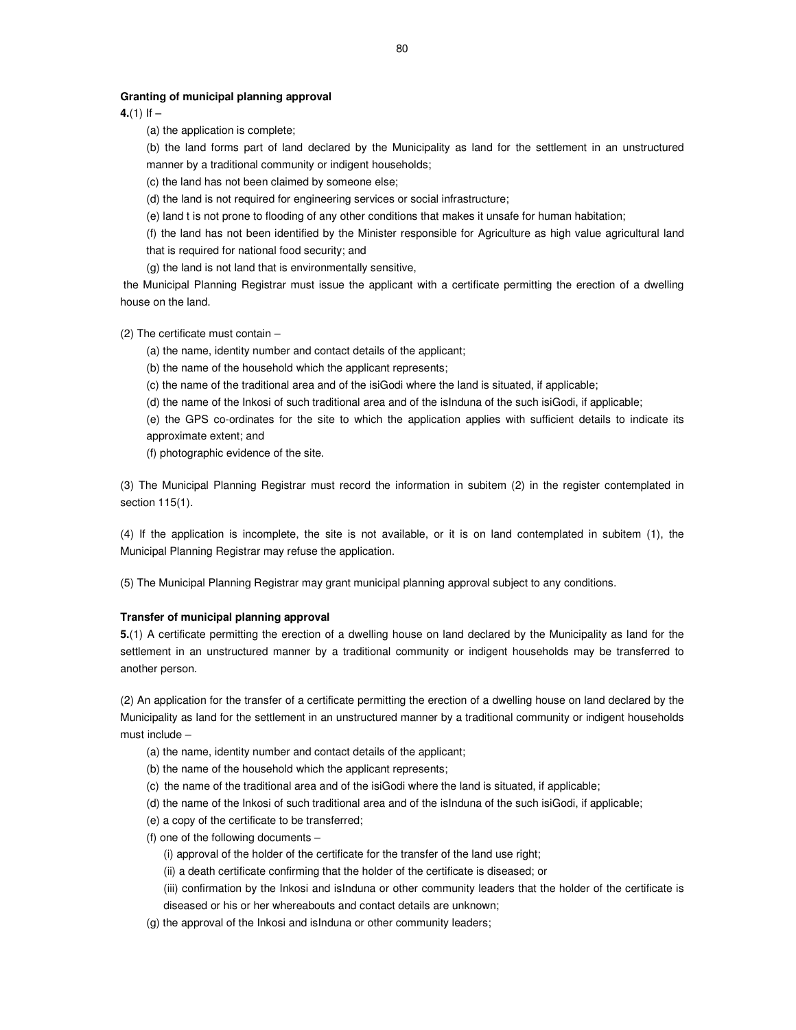**Granting of municipal planning approval**

**4.**(1) If –

(a) the application is complete;

(b) the land forms part of land declared by the Municipality as land for the settlement in an unstructured manner by a traditional community or indigent households;

(c) the land has not been claimed by someone else;

(d) the land is not required for engineering services or social infrastructure;

(e) land t is not prone to flooding of any other conditions that makes it unsafe for human habitation;

(f) the land has not been identified by the Minister responsible for Agriculture as high value agricultural land that is required for national food security; and

(g) the land is not land that is environmentally sensitive,

the Municipal Planning Registrar must issue the applicant with a certificate permitting the erection of a dwelling house on the land.

(2) The certificate must contain –

(a) the name, identity number and contact details of the applicant;

(b) the name of the household which the applicant represents;

(c) the name of the traditional area and of the isiGodi where the land is situated, if applicable;

(d) the name of the Inkosi of such traditional area and of the isInduna of the such isiGodi, if applicable;

(e) the GPS co-ordinates for the site to which the application applies with sufficient details to indicate its approximate extent; and

(f) photographic evidence of the site.

(3) The Municipal Planning Registrar must record the information in subitem (2) in the register contemplated in section 115(1).

(4) If the application is incomplete, the site is not available, or it is on land contemplated in subitem (1), the Municipal Planning Registrar may refuse the application.

(5) The Municipal Planning Registrar may grant municipal planning approval subject to any conditions.

**Transfer of municipal planning approval**

**5.**(1) A certificate permitting the erection of a dwelling house on land declared by the Municipality as land for the settlement in an unstructured manner by a traditional community or indigent households may be transferred to another person.

(2) An application for the transfer of a certificate permitting the erection of a dwelling house on land declared by the Municipality as land for the settlement in an unstructured manner by a traditional community or indigent households must include –

(a) the name, identity number and contact details of the applicant;

(b) the name of the household which the applicant represents;

(c) the name of the traditional area and of the isiGodi where the land is situated, if applicable;

(d) the name of the Inkosi of such traditional area and of the isInduna of the such isiGodi, if applicable;

(e) a copy of the certificate to be transferred;

(f) one of the following documents –

(i) approval of the holder of the certificate for the transfer of the land use right;

(ii) a death certificate confirming that the holder of the certificate is diseased; or

(iii) confirmation by the Inkosi and isInduna or other community leaders that the holder of the certificate is diseased or his or her whereabouts and contact details are unknown;

(g) the approval of the Inkosi and isInduna or other community leaders;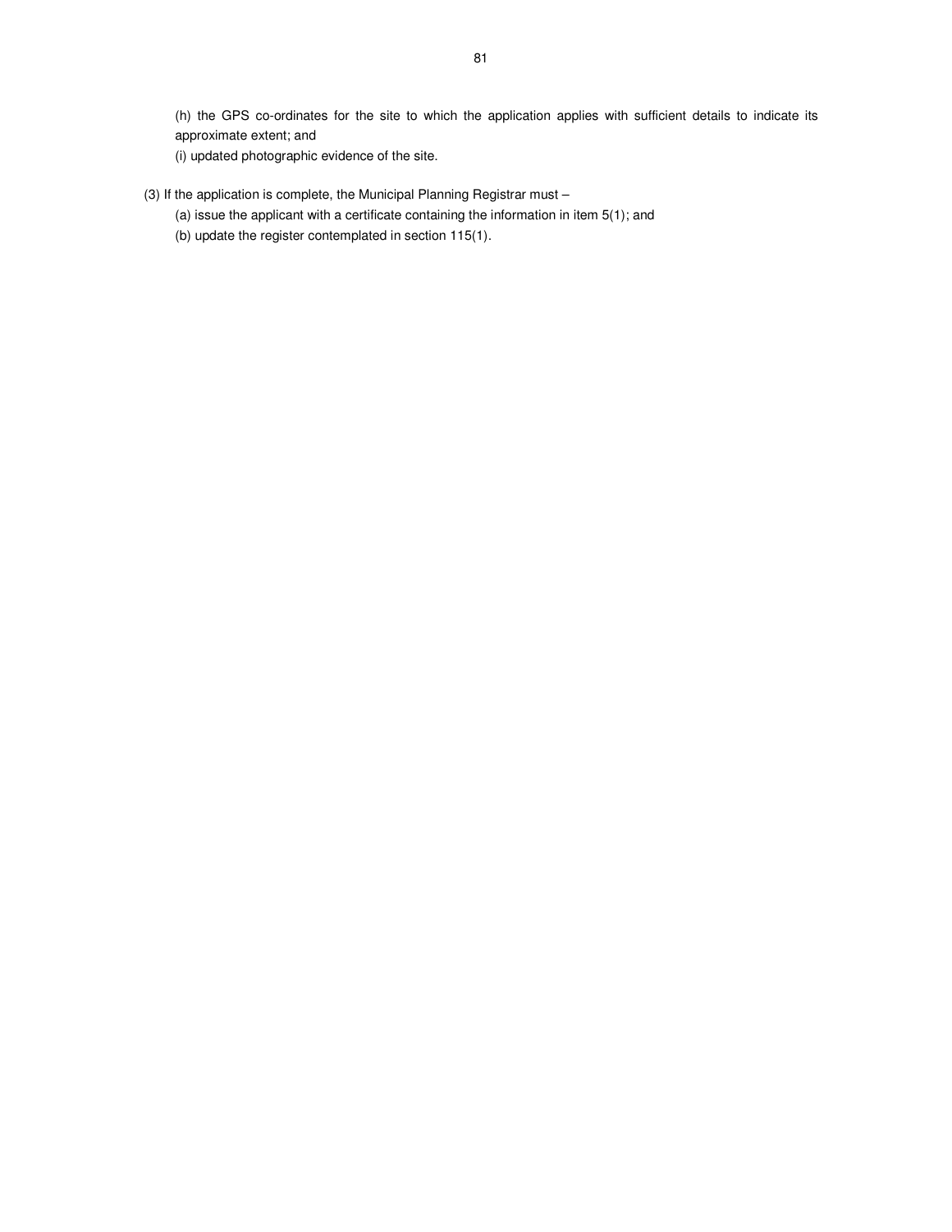(h) the GPS co-ordinates for the site to which the application applies with sufficient details to indicate its approximate extent; and

(i) updated photographic evidence of the site.

(3) If the application is complete, the Municipal Planning Registrar must –

(a) issue the applicant with a certificate containing the information in item 5(1); and

(b) update the register contemplated in section 115(1).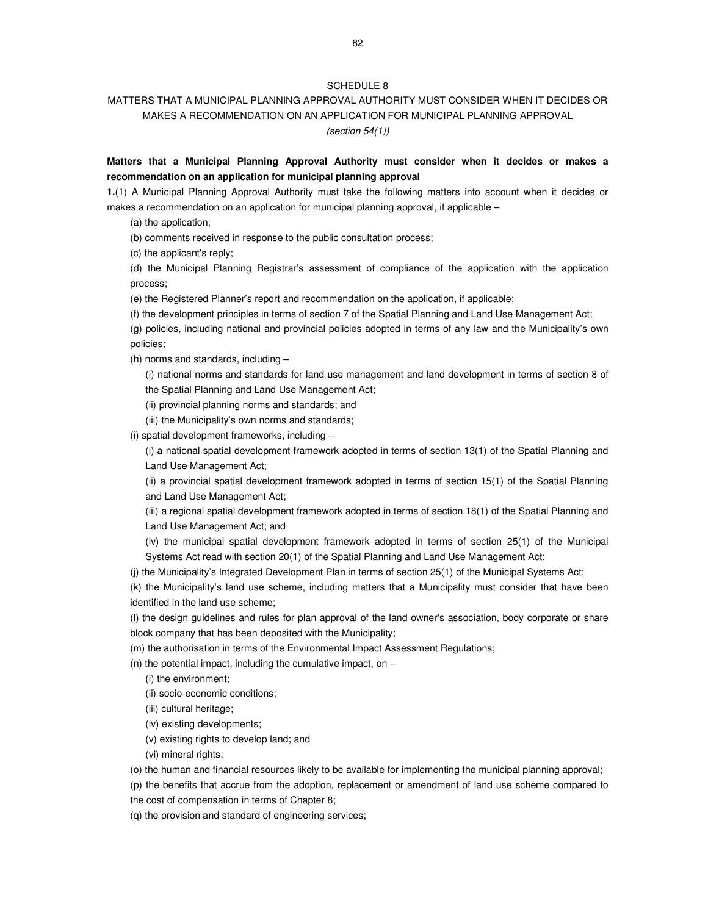# SCHEDULE 8

## MATTERS THAT A MUNICIPAL PLANNING APPROVAL AUTHORITY MUST CONSIDER WHEN IT DECIDES OR MAKES A RECOMMENDATION ON AN APPLICATION FOR MUNICIPAL PLANNING APPROVAL

*(section 54(1))*

**Matters that a Municipal Planning Approval Authority must consider when it decides or makes a recommendation on an application for municipal planning approval**

**1.**(1) A Municipal Planning Approval Authority must take the following matters into account when it decides or makes a recommendation on an application for municipal planning approval, if applicable –

(a) the application;

(b) comments received in response to the public consultation process;

(c) the applicant's reply;

(d) the Municipal Planning Registrar's assessment of compliance of the application with the application process;

(e) the Registered Planner's report and recommendation on the application, if applicable;

(f) the development principles in terms of section 7 of the Spatial Planning and Land Use Management Act;

(g) policies, including national and provincial policies adopted in terms of any law and the Municipality's own policies;

(h) norms and standards, including –

(i) national norms and standards for land use management and land development in terms of section 8 of the Spatial Planning and Land Use Management Act;

(ii) provincial planning norms and standards; and

(iii) the Municipality's own norms and standards;

(i) spatial development frameworks, including –

(i) a national spatial development framework adopted in terms of section 13(1) of the Spatial Planning and Land Use Management Act;

(ii) a provincial spatial development framework adopted in terms of section 15(1) of the Spatial Planning and Land Use Management Act;

(iii) a regional spatial development framework adopted in terms of section 18(1) of the Spatial Planning and Land Use Management Act; and

(iv) the municipal spatial development framework adopted in terms of section 25(1) of the Municipal Systems Act read with section 20(1) of the Spatial Planning and Land Use Management Act;

(j) the Municipality's Integrated Development Plan in terms of section 25(1) of the Municipal Systems Act;

(k) the Municipality's land use scheme, including matters that a Municipality must consider that have been identified in the land use scheme;

(l) the design guidelines and rules for plan approval of the land owner's association, body corporate or share block company that has been deposited with the Municipality;

(m) the authorisation in terms of the Environmental Impact Assessment Regulations;

(n) the potential impact, including the cumulative impact, on –

(i) the environment;

(ii) socio-economic conditions;

(iii) cultural heritage;

(iv) existing developments;

(v) existing rights to develop land; and

(vi) mineral rights;

(o) the human and financial resources likely to be available for implementing the municipal planning approval;

(p) the benefits that accrue from the adoption, replacement or amendment of land use scheme compared to the cost of compensation in terms of Chapter 8;

(q) the provision and standard of engineering services;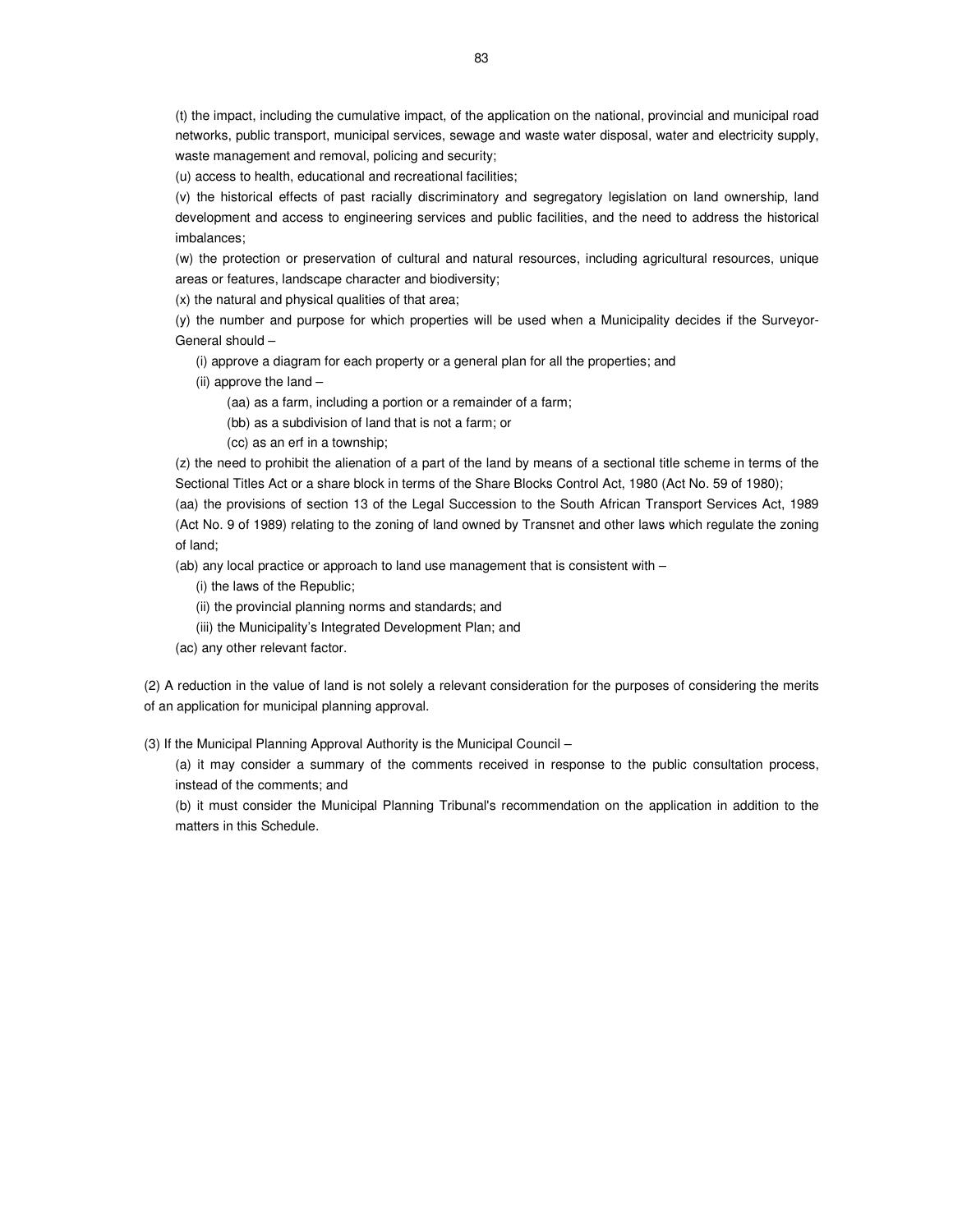(t) the impact, including the cumulative impact, of the application on the national, provincial and municipal road networks, public transport, municipal services, sewage and waste water disposal, water and electricity supply, waste management and removal, policing and security;

(u) access to health, educational and recreational facilities;

(v) the historical effects of past racially discriminatory and segregatory legislation on land ownership, land development and access to engineering services and public facilities, and the need to address the historical imbalances;

(w) the protection or preservation of cultural and natural resources, including agricultural resources, unique areas or features, landscape character and biodiversity;

(x) the natural and physical qualities of that area;

(y) the number and purpose for which properties will be used when a Municipality decides if the Surveyor-General should –

(i) approve a diagram for each property or a general plan for all the properties; and

(ii) approve the land –

(aa) as a farm, including a portion or a remainder of a farm;

(bb) as a subdivision of land that is not a farm; or

(cc) as an erf in a township;

(z) the need to prohibit the alienation of a part of the land by means of a sectional title scheme in terms of the Sectional Titles Act or a share block in terms of the Share Blocks Control Act, 1980 (Act No. 59 of 1980);

(aa) the provisions of section 13 of the Legal Succession to the South African Transport Services Act, 1989 (Act No. 9 of 1989) relating to the zoning of land owned by Transnet and other laws which regulate the zoning of land;

(ab) any local practice or approach to land use management that is consistent with –

(i) the laws of the Republic;

(ii) the provincial planning norms and standards; and

(iii) the Municipality's Integrated Development Plan; and

(ac) any other relevant factor.

(2) A reduction in the value of land is not solely a relevant consideration for the purposes of considering the merits of an application for municipal planning approval.

(3) If the Municipal Planning Approval Authority is the Municipal Council –

(a) it may consider a summary of the comments received in response to the public consultation process, instead of the comments; and

(b) it must consider the Municipal Planning Tribunal's recommendation on the application in addition to the matters in this Schedule.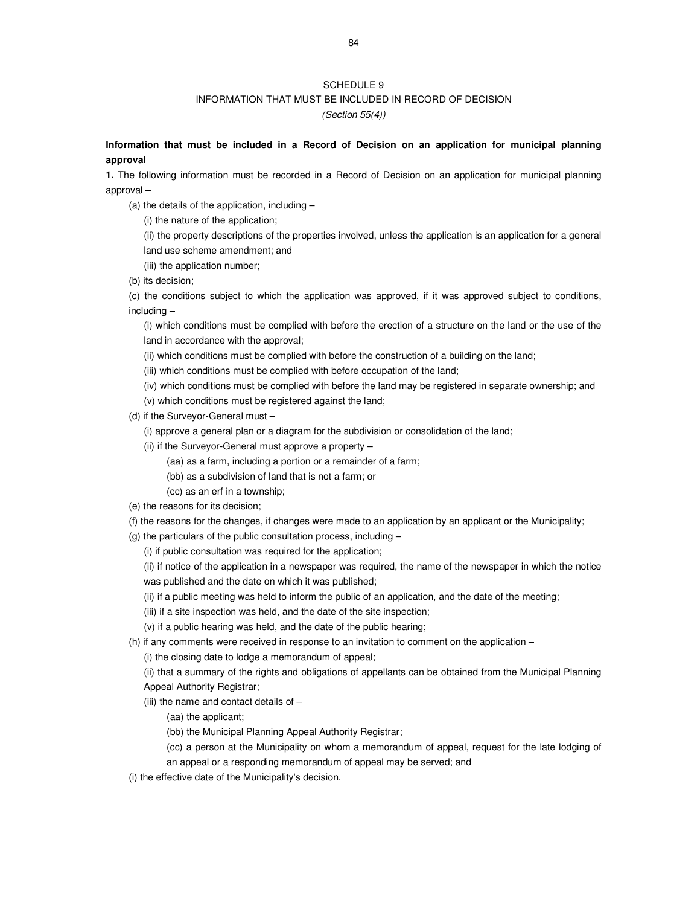SCHEDULE 9

INFORMATION THAT MUST BE INCLUDED IN RECORD OF DECISION

*(Section 55(4))*

**Information that must be included in a Record of Decision on an application for municipal planning approval**

**1.** The following information must be recorded in a Record of Decision on an application for municipal planning approval –

(a) the details of the application, including –

(i) the nature of the application;

(ii) the property descriptions of the properties involved, unless the application is an application for a general land use scheme amendment; and

(iii) the application number;

(b) its decision;

(c) the conditions subject to which the application was approved, if it was approved subject to conditions, including –

(i) which conditions must be complied with before the erection of a structure on the land or the use of the land in accordance with the approval;

(ii) which conditions must be complied with before the construction of a building on the land;

(iii) which conditions must be complied with before occupation of the land;

(iv) which conditions must be complied with before the land may be registered in separate ownership; and

(v) which conditions must be registered against the land;

(d) if the Surveyor-General must –

(i) approve a general plan or a diagram for the subdivision or consolidation of the land;

(ii) if the Surveyor-General must approve a property –

(aa) as a farm, including a portion or a remainder of a farm;

(bb) as a subdivision of land that is not a farm; or

(cc) as an erf in a township;

(e) the reasons for its decision;

(f) the reasons for the changes, if changes were made to an application by an applicant or the Municipality;

(g) the particulars of the public consultation process, including –

(i) if public consultation was required for the application;

(ii) if notice of the application in a newspaper was required, the name of the newspaper in which the notice was published and the date on which it was published;

(ii) if a public meeting was held to inform the public of an application, and the date of the meeting;

(iii) if a site inspection was held, and the date of the site inspection;

(v) if a public hearing was held, and the date of the public hearing;

(h) if any comments were received in response to an invitation to comment on the application –

(i) the closing date to lodge a memorandum of appeal;

(ii) that a summary of the rights and obligations of appellants can be obtained from the Municipal Planning Appeal Authority Registrar;

(iii) the name and contact details of –

(aa) the applicant;

(bb) the Municipal Planning Appeal Authority Registrar;

(cc) a person at the Municipality on whom a memorandum of appeal, request for the late lodging of an appeal or a responding memorandum of appeal may be served; and

(i) the effective date of the Municipality's decision.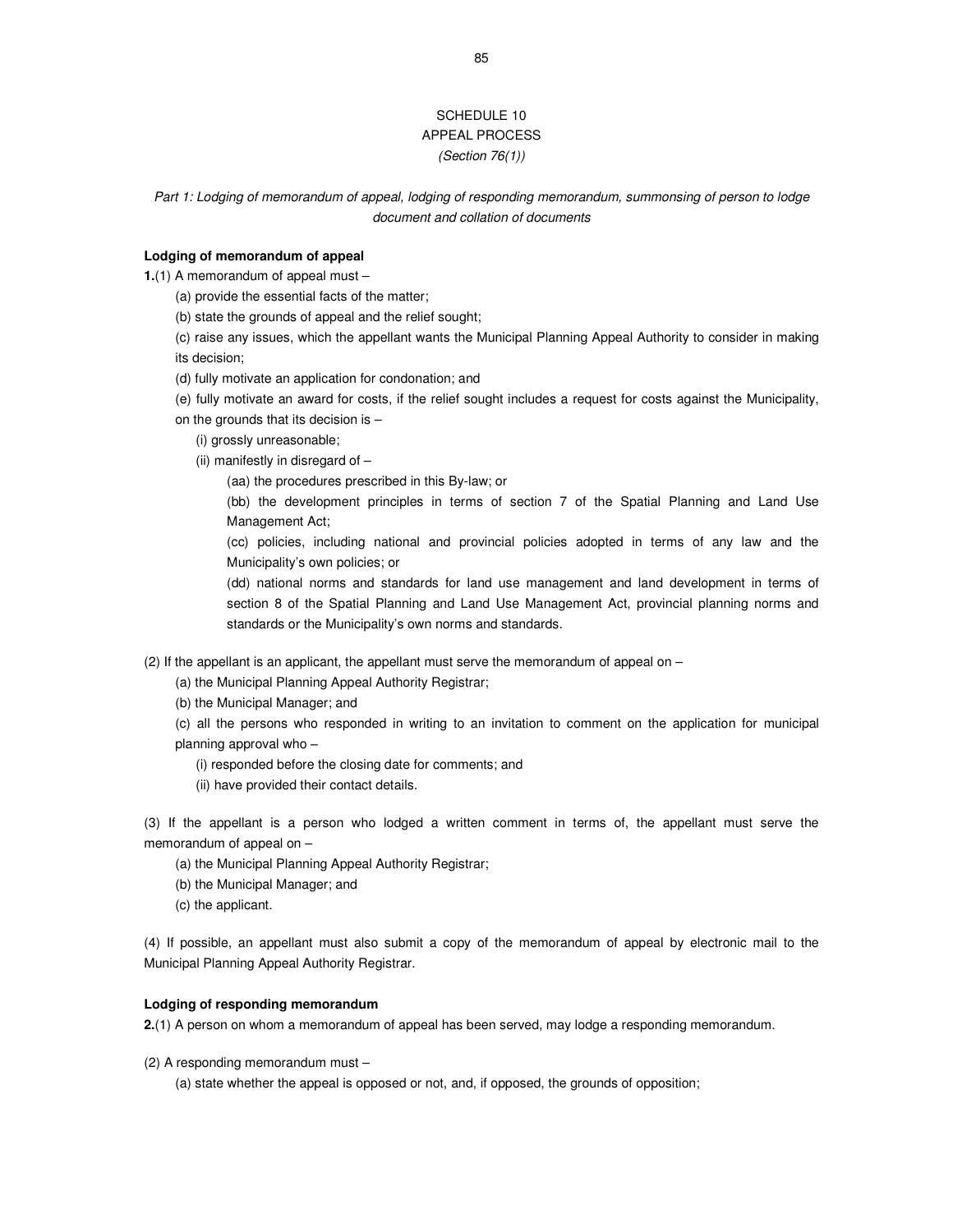# SCHEDULE 10
## APPEAL PROCESS
*(Section 76(1))*

*Part 1: Lodging of memorandum of appeal, lodging of responding memorandum, summonsing of person to lodge document and collation of documents*

**Lodging of memorandum of appeal**

**1.**(1) A memorandum of appeal must –

(a) provide the essential facts of the matter;

(b) state the grounds of appeal and the relief sought;

(c) raise any issues, which the appellant wants the Municipal Planning Appeal Authority to consider in making its decision;

(d) fully motivate an application for condonation; and

(e) fully motivate an award for costs, if the relief sought includes a request for costs against the Municipality, on the grounds that its decision is –

(i) grossly unreasonable;

(ii) manifestly in disregard of –

(aa) the procedures prescribed in this By-law; or

(bb) the development principles in terms of section 7 of the Spatial Planning and Land Use Management Act;

(cc) policies, including national and provincial policies adopted in terms of any law and the Municipality's own policies; or

(dd) national norms and standards for land use management and land development in terms of section 8 of the Spatial Planning and Land Use Management Act, provincial planning norms and standards or the Municipality's own norms and standards.

(2) If the appellant is an applicant, the appellant must serve the memorandum of appeal on –

(a) the Municipal Planning Appeal Authority Registrar;

(b) the Municipal Manager; and

(c) all the persons who responded in writing to an invitation to comment on the application for municipal planning approval who –

(i) responded before the closing date for comments; and

(ii) have provided their contact details.

(3) If the appellant is a person who lodged a written comment in terms of, the appellant must serve the memorandum of appeal on –

(a) the Municipal Planning Appeal Authority Registrar;

(b) the Municipal Manager; and

(c) the applicant.

(4) If possible, an appellant must also submit a copy of the memorandum of appeal by electronic mail to the Municipal Planning Appeal Authority Registrar.

**Lodging of responding memorandum**

**2.**(1) A person on whom a memorandum of appeal has been served, may lodge a responding memorandum.

(2) A responding memorandum must –

(a) state whether the appeal is opposed or not, and, if opposed, the grounds of opposition;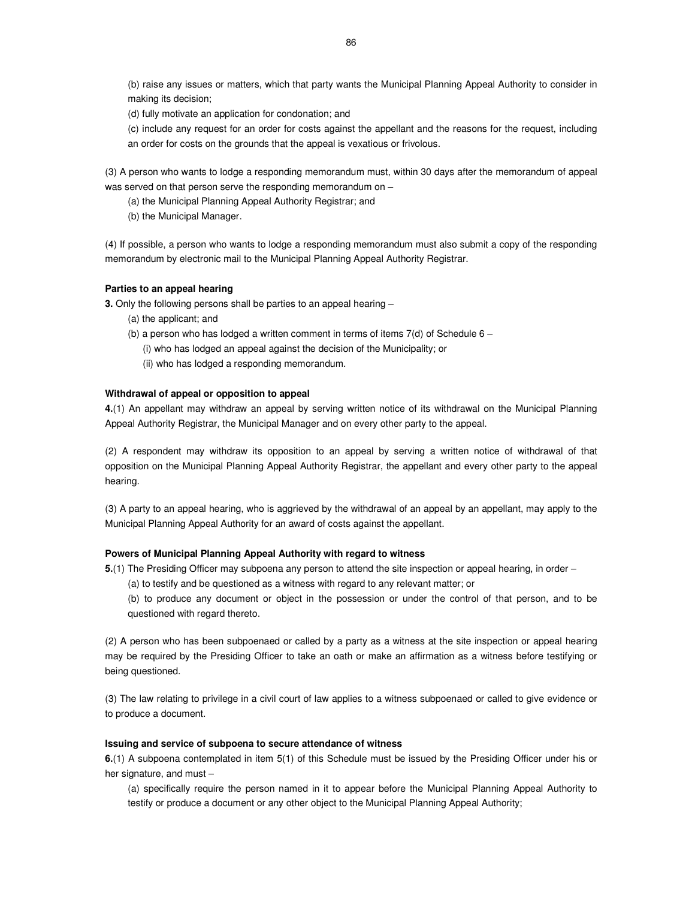(b) raise any issues or matters, which that party wants the Municipal Planning Appeal Authority to consider in making its decision;

(d) fully motivate an application for condonation; and

(c) include any request for an order for costs against the appellant and the reasons for the request, including an order for costs on the grounds that the appeal is vexatious or frivolous.

(3) A person who wants to lodge a responding memorandum must, within 30 days after the memorandum of appeal was served on that person serve the responding memorandum on –

(a) the Municipal Planning Appeal Authority Registrar; and

(b) the Municipal Manager.

(4) If possible, a person who wants to lodge a responding memorandum must also submit a copy of the responding memorandum by electronic mail to the Municipal Planning Appeal Authority Registrar.

**Parties to an appeal hearing**

**3.** Only the following persons shall be parties to an appeal hearing –

(a) the applicant; and

(b) a person who has lodged a written comment in terms of items 7(d) of Schedule 6 –

(i) who has lodged an appeal against the decision of the Municipality; or

(ii) who has lodged a responding memorandum.

**Withdrawal of appeal or opposition to appeal**

**4.**(1) An appellant may withdraw an appeal by serving written notice of its withdrawal on the Municipal Planning Appeal Authority Registrar, the Municipal Manager and on every other party to the appeal.

(2) A respondent may withdraw its opposition to an appeal by serving a written notice of withdrawal of that opposition on the Municipal Planning Appeal Authority Registrar, the appellant and every other party to the appeal hearing.

(3) A party to an appeal hearing, who is aggrieved by the withdrawal of an appeal by an appellant, may apply to the Municipal Planning Appeal Authority for an award of costs against the appellant.

**Powers of Municipal Planning Appeal Authority with regard to witness**

**5.**(1) The Presiding Officer may subpoena any person to attend the site inspection or appeal hearing, in order –

(a) to testify and be questioned as a witness with regard to any relevant matter; or

(b) to produce any document or object in the possession or under the control of that person, and to be questioned with regard thereto.

(2) A person who has been subpoenaed or called by a party as a witness at the site inspection or appeal hearing may be required by the Presiding Officer to take an oath or make an affirmation as a witness before testifying or being questioned.

(3) The law relating to privilege in a civil court of law applies to a witness subpoenaed or called to give evidence or to produce a document.

**Issuing and service of subpoena to secure attendance of witness**

**6.**(1) A subpoena contemplated in item 5(1) of this Schedule must be issued by the Presiding Officer under his or her signature, and must –

(a) specifically require the person named in it to appear before the Municipal Planning Appeal Authority to testify or produce a document or any other object to the Municipal Planning Appeal Authority;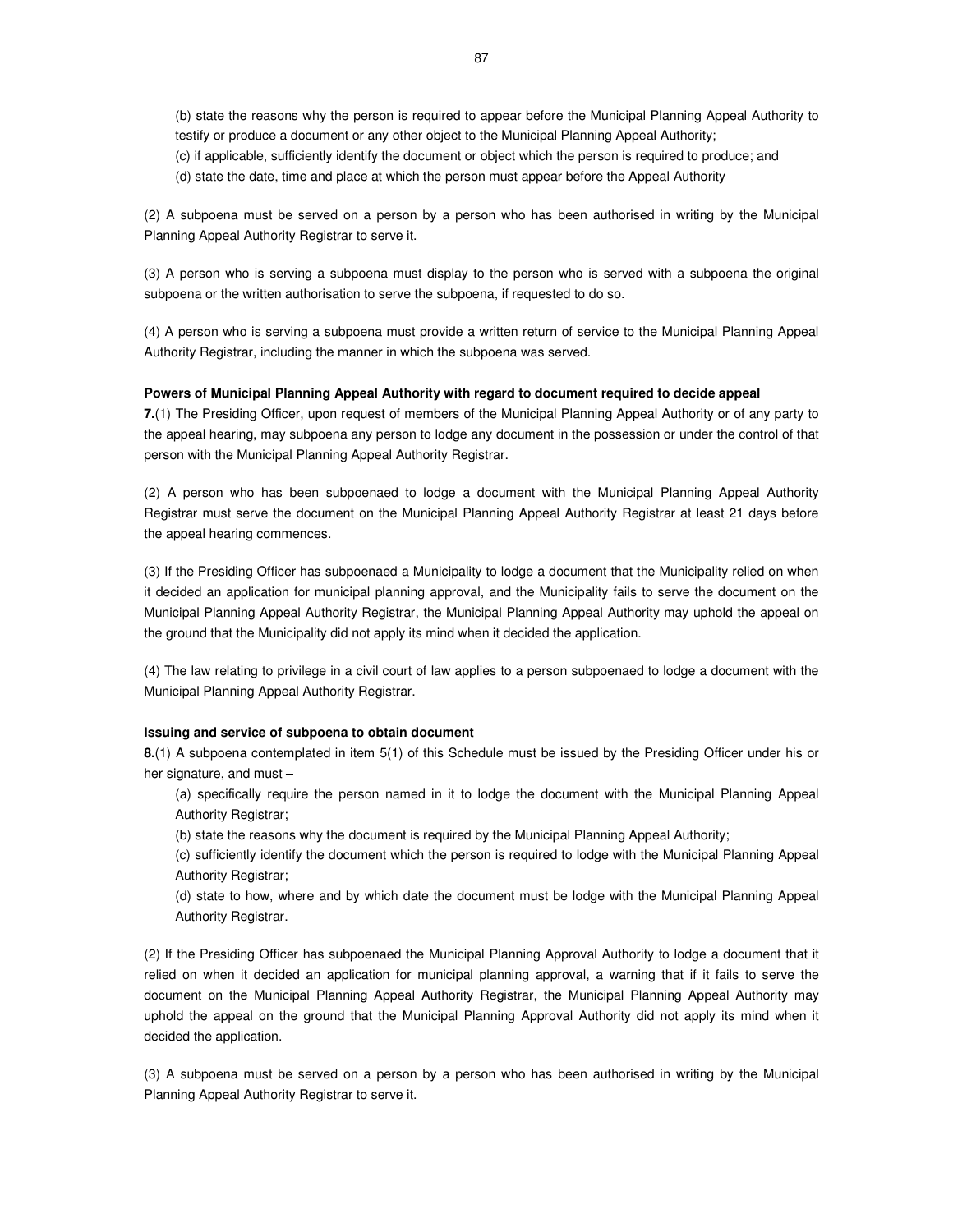(b) state the reasons why the person is required to appear before the Municipal Planning Appeal Authority to testify or produce a document or any other object to the Municipal Planning Appeal Authority;

(c) if applicable, sufficiently identify the document or object which the person is required to produce; and

(d) state the date, time and place at which the person must appear before the Appeal Authority

(2) A subpoena must be served on a person by a person who has been authorised in writing by the Municipal Planning Appeal Authority Registrar to serve it.

(3) A person who is serving a subpoena must display to the person who is served with a subpoena the original subpoena or the written authorisation to serve the subpoena, if requested to do so.

(4) A person who is serving a subpoena must provide a written return of service to the Municipal Planning Appeal Authority Registrar, including the manner in which the subpoena was served.

**Powers of Municipal Planning Appeal Authority with regard to document required to decide appeal**

**7.**(1) The Presiding Officer, upon request of members of the Municipal Planning Appeal Authority or of any party to the appeal hearing, may subpoena any person to lodge any document in the possession or under the control of that person with the Municipal Planning Appeal Authority Registrar.

(2) A person who has been subpoenaed to lodge a document with the Municipal Planning Appeal Authority Registrar must serve the document on the Municipal Planning Appeal Authority Registrar at least 21 days before the appeal hearing commences.

(3) If the Presiding Officer has subpoenaed a Municipality to lodge a document that the Municipality relied on when it decided an application for municipal planning approval, and the Municipality fails to serve the document on the Municipal Planning Appeal Authority Registrar, the Municipal Planning Appeal Authority may uphold the appeal on the ground that the Municipality did not apply its mind when it decided the application.

(4) The law relating to privilege in a civil court of law applies to a person subpoenaed to lodge a document with the Municipal Planning Appeal Authority Registrar.

**Issuing and service of subpoena to obtain document**

**8.**(1) A subpoena contemplated in item 5(1) of this Schedule must be issued by the Presiding Officer under his or her signature, and must –

(a) specifically require the person named in it to lodge the document with the Municipal Planning Appeal Authority Registrar;

(b) state the reasons why the document is required by the Municipal Planning Appeal Authority;

(c) sufficiently identify the document which the person is required to lodge with the Municipal Planning Appeal Authority Registrar;

(d) state to how, where and by which date the document must be lodge with the Municipal Planning Appeal Authority Registrar.

(2) If the Presiding Officer has subpoenaed the Municipal Planning Approval Authority to lodge a document that it relied on when it decided an application for municipal planning approval, a warning that if it fails to serve the document on the Municipal Planning Appeal Authority Registrar, the Municipal Planning Appeal Authority may uphold the appeal on the ground that the Municipal Planning Approval Authority did not apply its mind when it decided the application.

(3) A subpoena must be served on a person by a person who has been authorised in writing by the Municipal Planning Appeal Authority Registrar to serve it.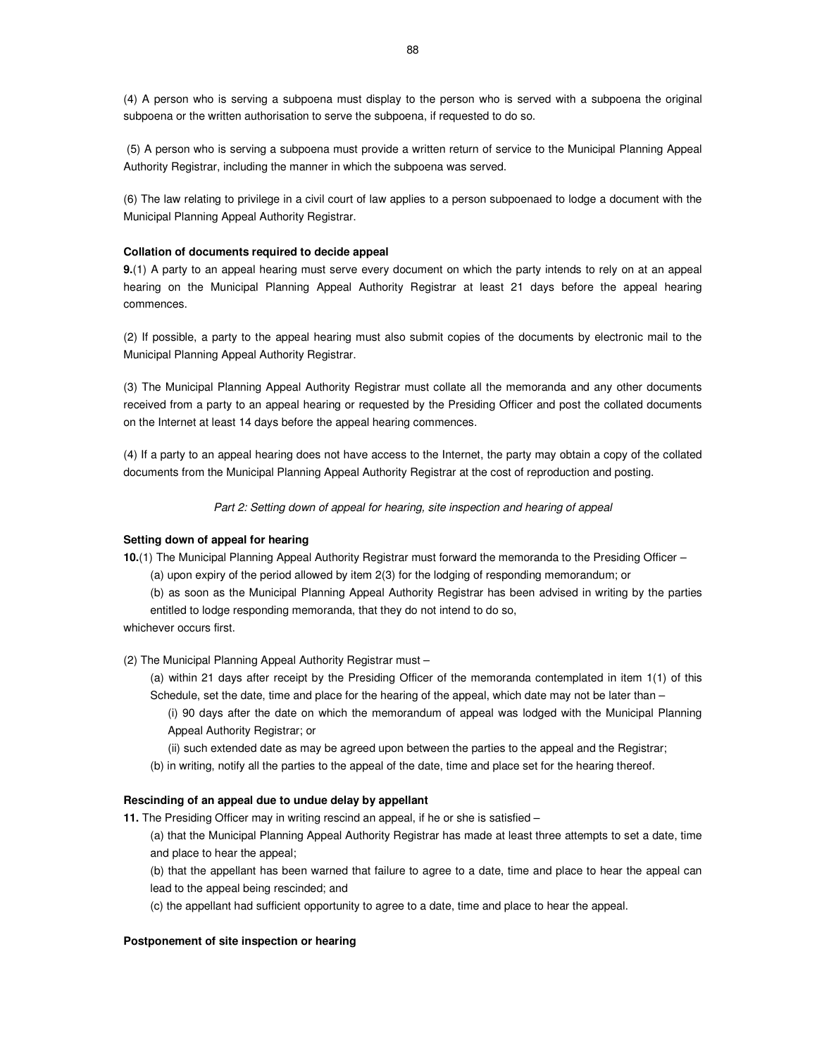(4) A person who is serving a subpoena must display to the person who is served with a subpoena the original subpoena or the written authorisation to serve the subpoena, if requested to do so.

(5) A person who is serving a subpoena must provide a written return of service to the Municipal Planning Appeal Authority Registrar, including the manner in which the subpoena was served.

(6) The law relating to privilege in a civil court of law applies to a person subpoenaed to lodge a document with the Municipal Planning Appeal Authority Registrar.

**Collation of documents required to decide appeal**

**9.**(1) A party to an appeal hearing must serve every document on which the party intends to rely on at an appeal hearing on the Municipal Planning Appeal Authority Registrar at least 21 days before the appeal hearing commences.

(2) If possible, a party to the appeal hearing must also submit copies of the documents by electronic mail to the Municipal Planning Appeal Authority Registrar.

(3) The Municipal Planning Appeal Authority Registrar must collate all the memoranda and any other documents received from a party to an appeal hearing or requested by the Presiding Officer and post the collated documents on the Internet at least 14 days before the appeal hearing commences.

(4) If a party to an appeal hearing does not have access to the Internet, the party may obtain a copy of the collated documents from the Municipal Planning Appeal Authority Registrar at the cost of reproduction and posting.

*Part 2: Setting down of appeal for hearing, site inspection and hearing of appeal*

**Setting down of appeal for hearing**

**10.**(1) The Municipal Planning Appeal Authority Registrar must forward the memoranda to the Presiding Officer –

(a) upon expiry of the period allowed by item 2(3) for the lodging of responding memorandum; or

(b) as soon as the Municipal Planning Appeal Authority Registrar has been advised in writing by the parties entitled to lodge responding memoranda, that they do not intend to do so,

whichever occurs first.

(2) The Municipal Planning Appeal Authority Registrar must –

(a) within 21 days after receipt by the Presiding Officer of the memoranda contemplated in item 1(1) of this Schedule, set the date, time and place for the hearing of the appeal, which date may not be later than –

(i) 90 days after the date on which the memorandum of appeal was lodged with the Municipal Planning Appeal Authority Registrar; or

(ii) such extended date as may be agreed upon between the parties to the appeal and the Registrar;

(b) in writing, notify all the parties to the appeal of the date, time and place set for the hearing thereof.

**Rescinding of an appeal due to undue delay by appellant**

**11.** The Presiding Officer may in writing rescind an appeal, if he or she is satisfied –

(a) that the Municipal Planning Appeal Authority Registrar has made at least three attempts to set a date, time and place to hear the appeal;

(b) that the appellant has been warned that failure to agree to a date, time and place to hear the appeal can lead to the appeal being rescinded; and

(c) the appellant had sufficient opportunity to agree to a date, time and place to hear the appeal.

**Postponement of site inspection or hearing**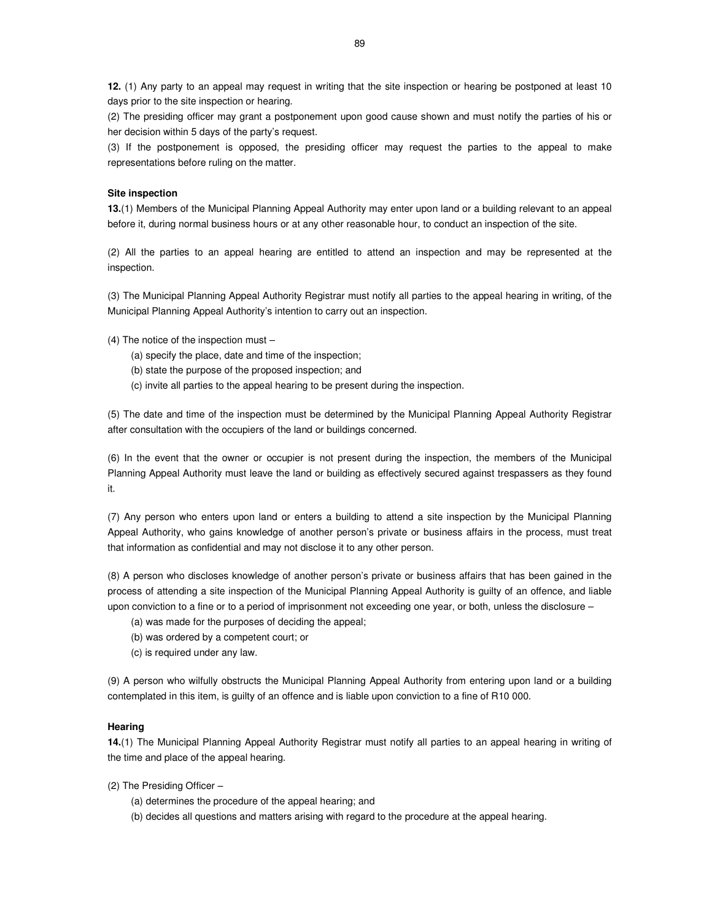**12.** (1) Any party to an appeal may request in writing that the site inspection or hearing be postponed at least 10 days prior to the site inspection or hearing.

(2) The presiding officer may grant a postponement upon good cause shown and must notify the parties of his or her decision within 5 days of the party's request.

(3) If the postponement is opposed, the presiding officer may request the parties to the appeal to make representations before ruling on the matter.

**Site inspection**

**13.**(1) Members of the Municipal Planning Appeal Authority may enter upon land or a building relevant to an appeal before it, during normal business hours or at any other reasonable hour, to conduct an inspection of the site.

(2) All the parties to an appeal hearing are entitled to attend an inspection and may be represented at the inspection.

(3) The Municipal Planning Appeal Authority Registrar must notify all parties to the appeal hearing in writing, of the Municipal Planning Appeal Authority's intention to carry out an inspection.

(4) The notice of the inspection must –

(a) specify the place, date and time of the inspection;

(b) state the purpose of the proposed inspection; and

(c) invite all parties to the appeal hearing to be present during the inspection.

(5) The date and time of the inspection must be determined by the Municipal Planning Appeal Authority Registrar after consultation with the occupiers of the land or buildings concerned.

(6) In the event that the owner or occupier is not present during the inspection, the members of the Municipal Planning Appeal Authority must leave the land or building as effectively secured against trespassers as they found it.

(7) Any person who enters upon land or enters a building to attend a site inspection by the Municipal Planning Appeal Authority, who gains knowledge of another person's private or business affairs in the process, must treat that information as confidential and may not disclose it to any other person.

(8) A person who discloses knowledge of another person's private or business affairs that has been gained in the process of attending a site inspection of the Municipal Planning Appeal Authority is guilty of an offence, and liable upon conviction to a fine or to a period of imprisonment not exceeding one year, or both, unless the disclosure –

(a) was made for the purposes of deciding the appeal;

(b) was ordered by a competent court; or

(c) is required under any law.

(9) A person who wilfully obstructs the Municipal Planning Appeal Authority from entering upon land or a building contemplated in this item, is guilty of an offence and is liable upon conviction to a fine of R10 000.

**Hearing**

**14.**(1) The Municipal Planning Appeal Authority Registrar must notify all parties to an appeal hearing in writing of the time and place of the appeal hearing.

(2) The Presiding Officer –

(a) determines the procedure of the appeal hearing; and

(b) decides all questions and matters arising with regard to the procedure at the appeal hearing.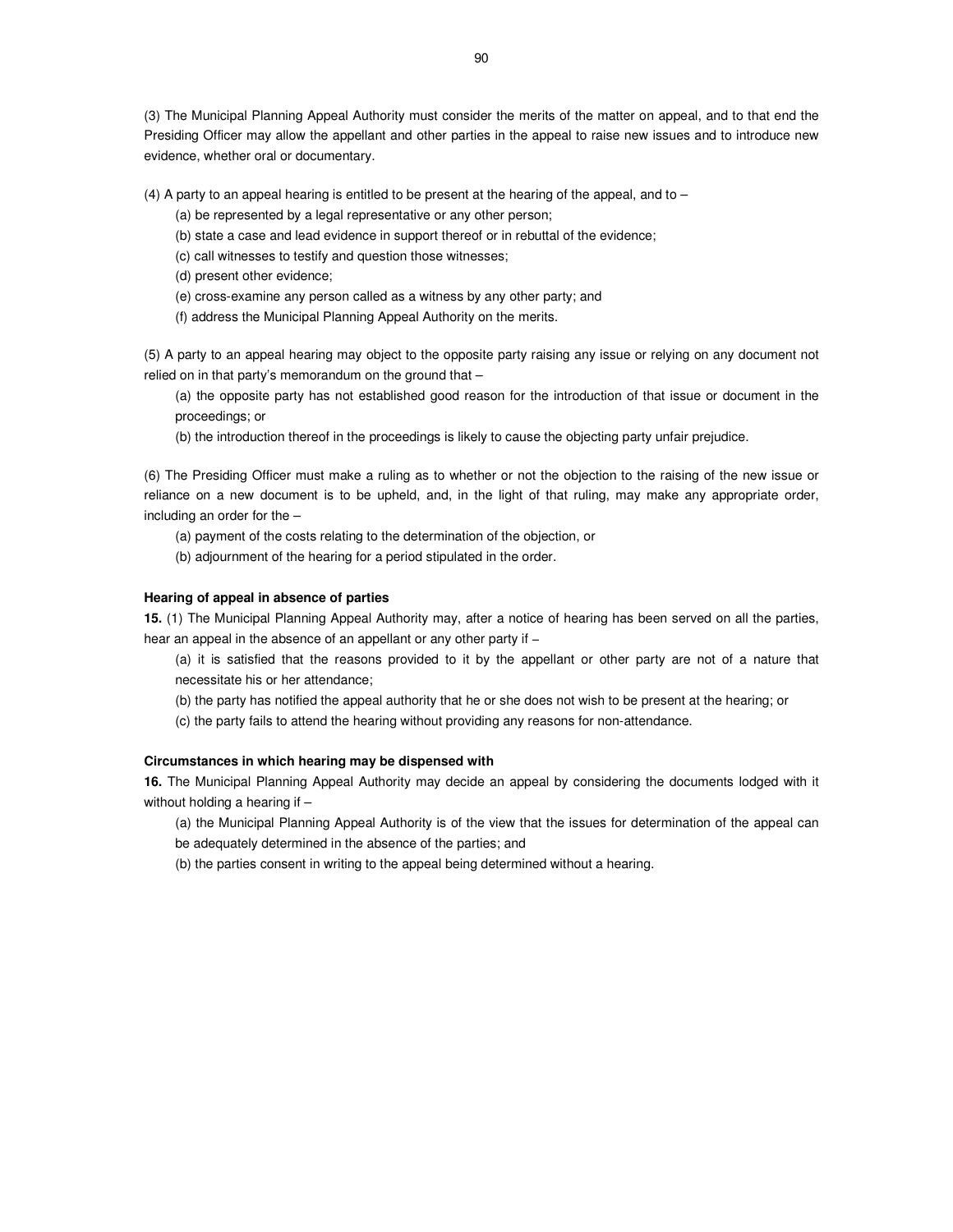(3) The Municipal Planning Appeal Authority must consider the merits of the matter on appeal, and to that end the Presiding Officer may allow the appellant and other parties in the appeal to raise new issues and to introduce new evidence, whether oral or documentary.

(4) A party to an appeal hearing is entitled to be present at the hearing of the appeal, and to –

(a) be represented by a legal representative or any other person;

(b) state a case and lead evidence in support thereof or in rebuttal of the evidence;

(c) call witnesses to testify and question those witnesses;

(d) present other evidence;

(e) cross-examine any person called as a witness by any other party; and

(f) address the Municipal Planning Appeal Authority on the merits.

(5) A party to an appeal hearing may object to the opposite party raising any issue or relying on any document not relied on in that party's memorandum on the ground that –

(a) the opposite party has not established good reason for the introduction of that issue or document in the proceedings; or

(b) the introduction thereof in the proceedings is likely to cause the objecting party unfair prejudice.

(6) The Presiding Officer must make a ruling as to whether or not the objection to the raising of the new issue or reliance on a new document is to be upheld, and, in the light of that ruling, may make any appropriate order, including an order for the –

(a) payment of the costs relating to the determination of the objection, or

(b) adjournment of the hearing for a period stipulated in the order.

**Hearing of appeal in absence of parties**

**15.** (1) The Municipal Planning Appeal Authority may, after a notice of hearing has been served on all the parties, hear an appeal in the absence of an appellant or any other party if –

(a) it is satisfied that the reasons provided to it by the appellant or other party are not of a nature that necessitate his or her attendance;

(b) the party has notified the appeal authority that he or she does not wish to be present at the hearing; or

(c) the party fails to attend the hearing without providing any reasons for non-attendance.

**Circumstances in which hearing may be dispensed with**

**16.** The Municipal Planning Appeal Authority may decide an appeal by considering the documents lodged with it without holding a hearing if –

(a) the Municipal Planning Appeal Authority is of the view that the issues for determination of the appeal can be adequately determined in the absence of the parties; and

(b) the parties consent in writing to the appeal being determined without a hearing.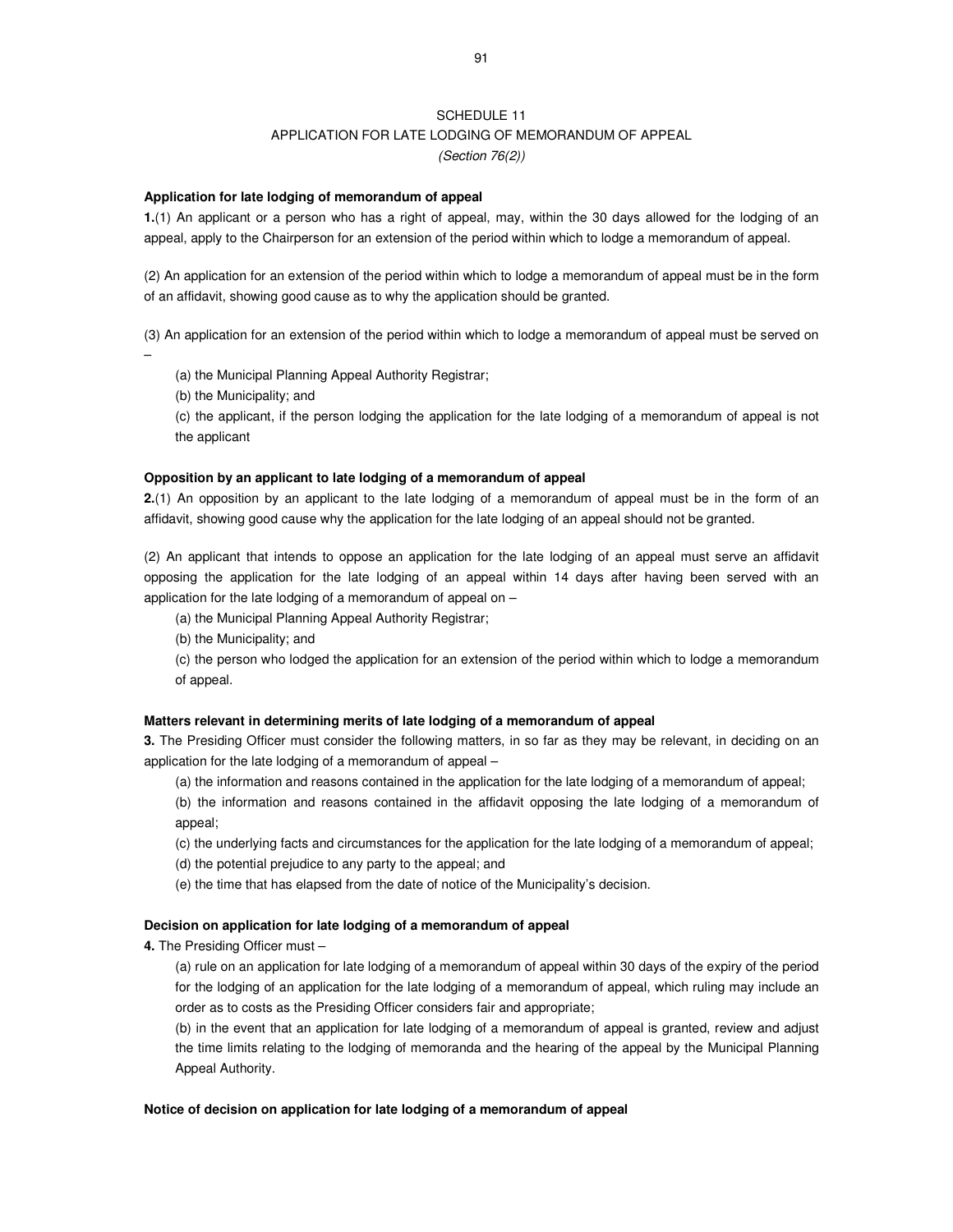## SCHEDULE 11
## APPLICATION FOR LATE LODGING OF MEMORANDUM OF APPEAL
*(Section 76(2))*

**Application for late lodging of memorandum of appeal**

**1.**(1) An applicant or a person who has a right of appeal, may, within the 30 days allowed for the lodging of an appeal, apply to the Chairperson for an extension of the period within which to lodge a memorandum of appeal.

(2) An application for an extension of the period within which to lodge a memorandum of appeal must be in the form of an affidavit, showing good cause as to why the application should be granted.

(3) An application for an extension of the period within which to lodge a memorandum of appeal must be served on –

(a) the Municipal Planning Appeal Authority Registrar;

(b) the Municipality; and

(c) the applicant, if the person lodging the application for the late lodging of a memorandum of appeal is not the applicant

**Opposition by an applicant to late lodging of a memorandum of appeal**

**2.**(1) An opposition by an applicant to the late lodging of a memorandum of appeal must be in the form of an affidavit, showing good cause why the application for the late lodging of an appeal should not be granted.

(2) An applicant that intends to oppose an application for the late lodging of an appeal must serve an affidavit opposing the application for the late lodging of an appeal within 14 days after having been served with an application for the late lodging of a memorandum of appeal on –

(a) the Municipal Planning Appeal Authority Registrar;

(b) the Municipality; and

(c) the person who lodged the application for an extension of the period within which to lodge a memorandum of appeal.

**Matters relevant in determining merits of late lodging of a memorandum of appeal**

**3.** The Presiding Officer must consider the following matters, in so far as they may be relevant, in deciding on an application for the late lodging of a memorandum of appeal –

(a) the information and reasons contained in the application for the late lodging of a memorandum of appeal;

(b) the information and reasons contained in the affidavit opposing the late lodging of a memorandum of appeal;

(c) the underlying facts and circumstances for the application for the late lodging of a memorandum of appeal;

(d) the potential prejudice to any party to the appeal; and

(e) the time that has elapsed from the date of notice of the Municipality's decision.

**Decision on application for late lodging of a memorandum of appeal**

**4.** The Presiding Officer must –

(a) rule on an application for late lodging of a memorandum of appeal within 30 days of the expiry of the period for the lodging of an application for the late lodging of a memorandum of appeal, which ruling may include an order as to costs as the Presiding Officer considers fair and appropriate;

(b) in the event that an application for late lodging of a memorandum of appeal is granted, review and adjust the time limits relating to the lodging of memoranda and the hearing of the appeal by the Municipal Planning Appeal Authority.

**Notice of decision on application for late lodging of a memorandum of appeal**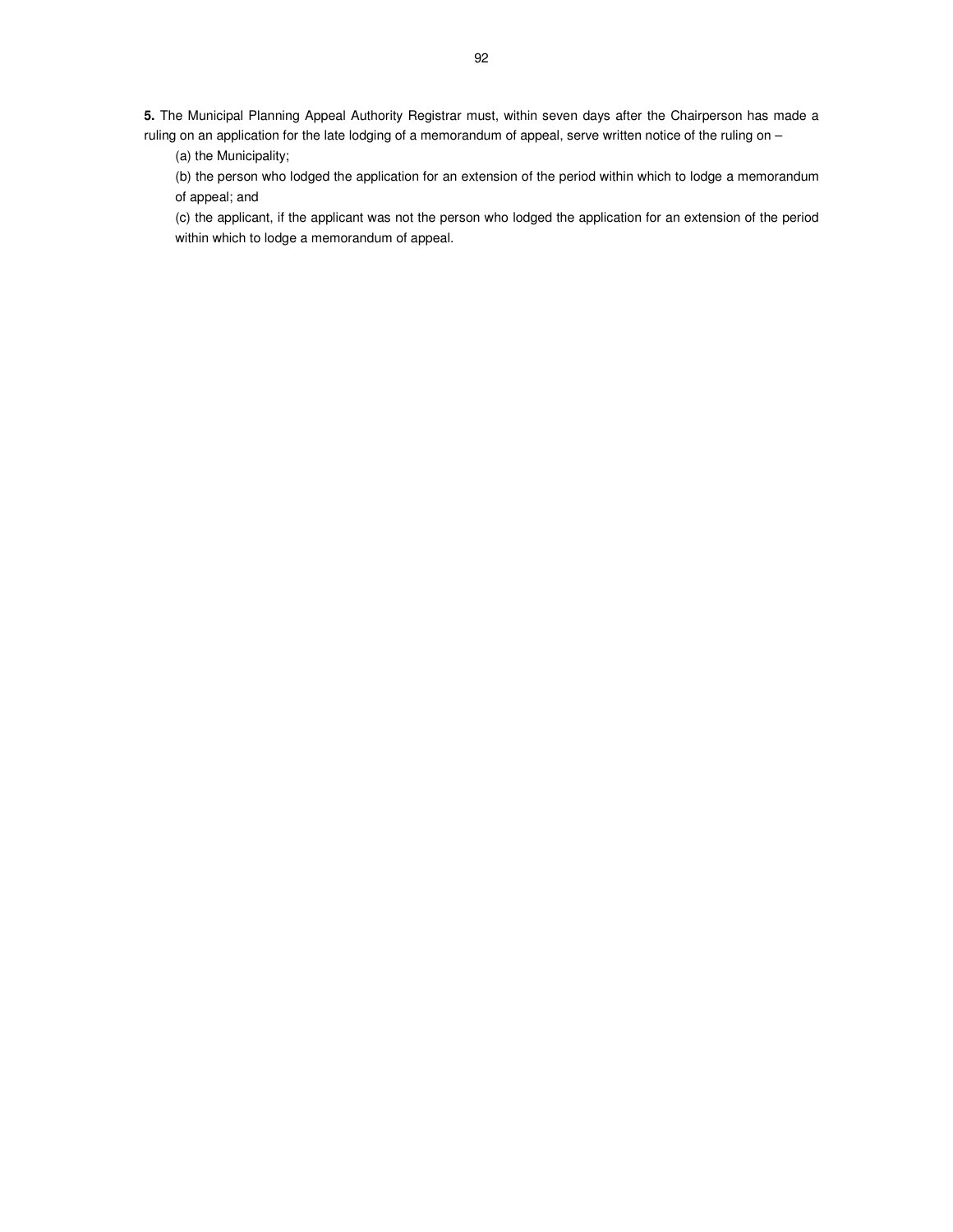**5.** The Municipal Planning Appeal Authority Registrar must, within seven days after the Chairperson has made a ruling on an application for the late lodging of a memorandum of appeal, serve written notice of the ruling on –

(a) the Municipality;

(b) the person who lodged the application for an extension of the period within which to lodge a memorandum of appeal; and

(c) the applicant, if the applicant was not the person who lodged the application for an extension of the period within which to lodge a memorandum of appeal.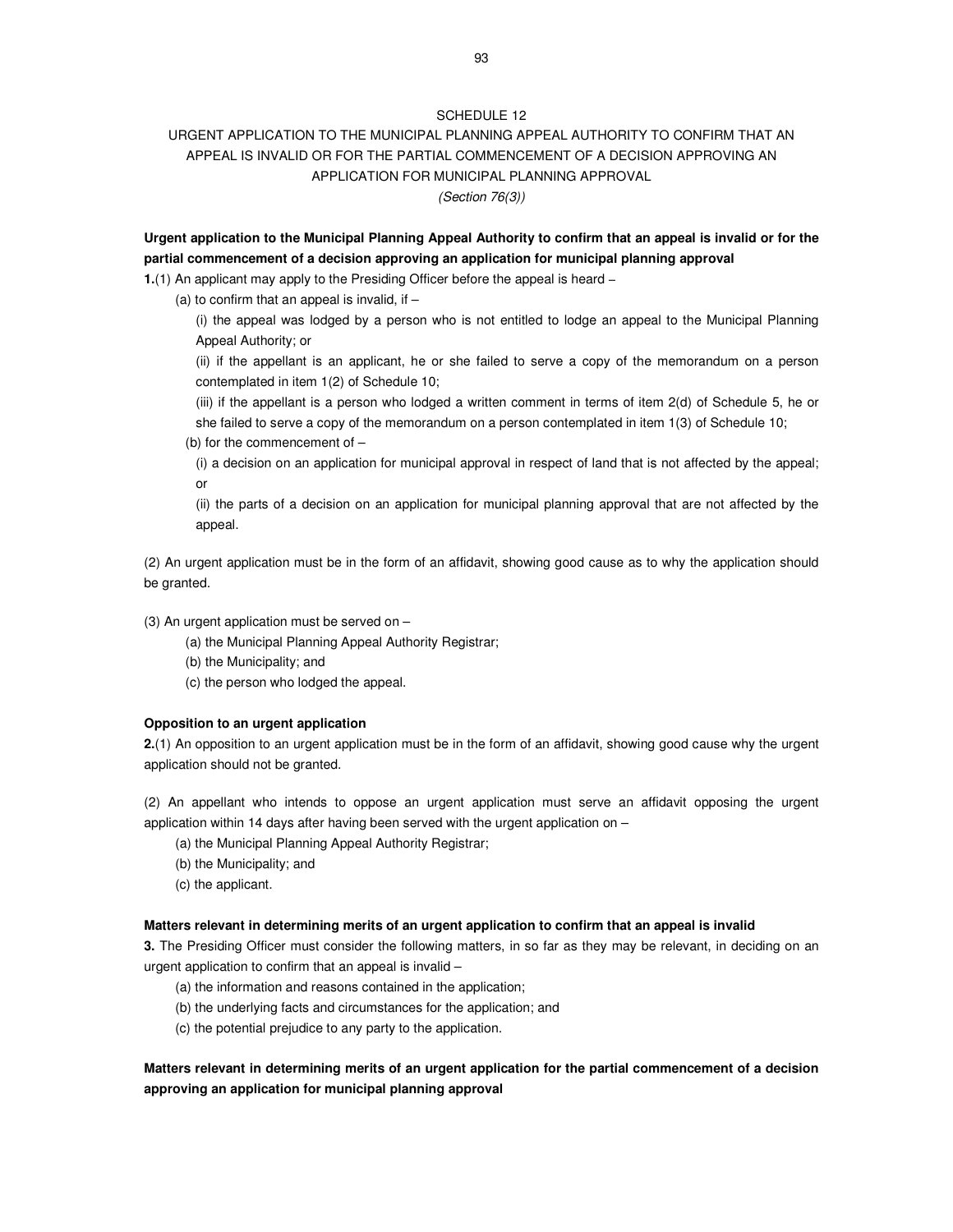## SCHEDULE 12

## URGENT APPLICATION TO THE MUNICIPAL PLANNING APPEAL AUTHORITY TO CONFIRM THAT AN APPEAL IS INVALID OR FOR THE PARTIAL COMMENCEMENT OF A DECISION APPROVING AN APPLICATION FOR MUNICIPAL PLANNING APPROVAL

*(Section 76(3))*

**Urgent application to the Municipal Planning Appeal Authority to confirm that an appeal is invalid or for the partial commencement of a decision approving an application for municipal planning approval**

**1.**(1) An applicant may apply to the Presiding Officer before the appeal is heard –

(a) to confirm that an appeal is invalid, if –

(i) the appeal was lodged by a person who is not entitled to lodge an appeal to the Municipal Planning Appeal Authority; or

(ii) if the appellant is an applicant, he or she failed to serve a copy of the memorandum on a person contemplated in item 1(2) of Schedule 10;

(iii) if the appellant is a person who lodged a written comment in terms of item 2(d) of Schedule 5, he or she failed to serve a copy of the memorandum on a person contemplated in item 1(3) of Schedule 10;

(b) for the commencement of –

(i) a decision on an application for municipal approval in respect of land that is not affected by the appeal; or

(ii) the parts of a decision on an application for municipal planning approval that are not affected by the appeal.

(2) An urgent application must be in the form of an affidavit, showing good cause as to why the application should be granted.

(3) An urgent application must be served on –

(a) the Municipal Planning Appeal Authority Registrar;

(b) the Municipality; and

(c) the person who lodged the appeal.

**Opposition to an urgent application**

**2.**(1) An opposition to an urgent application must be in the form of an affidavit, showing good cause why the urgent application should not be granted.

(2) An appellant who intends to oppose an urgent application must serve an affidavit opposing the urgent application within 14 days after having been served with the urgent application on –

(a) the Municipal Planning Appeal Authority Registrar;

(b) the Municipality; and

(c) the applicant.

**Matters relevant in determining merits of an urgent application to confirm that an appeal is invalid**

**3.** The Presiding Officer must consider the following matters, in so far as they may be relevant, in deciding on an urgent application to confirm that an appeal is invalid –

(a) the information and reasons contained in the application;

(b) the underlying facts and circumstances for the application; and

(c) the potential prejudice to any party to the application.

**Matters relevant in determining merits of an urgent application for the partial commencement of a decision approving an application for municipal planning approval**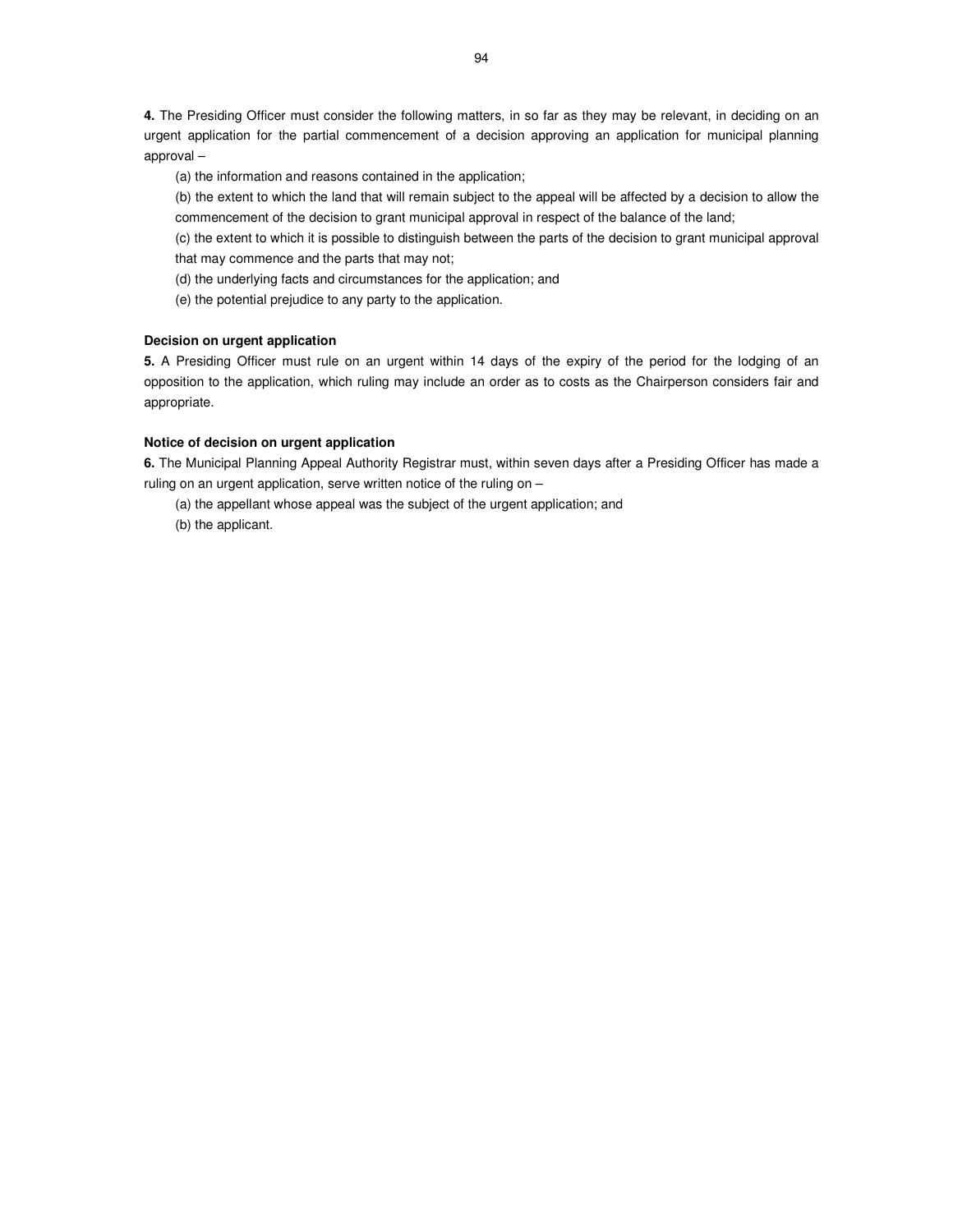**4.** The Presiding Officer must consider the following matters, in so far as they may be relevant, in deciding on an urgent application for the partial commencement of a decision approving an application for municipal planning approval –

(a) the information and reasons contained in the application;

(b) the extent to which the land that will remain subject to the appeal will be affected by a decision to allow the commencement of the decision to grant municipal approval in respect of the balance of the land;

(c) the extent to which it is possible to distinguish between the parts of the decision to grant municipal approval that may commence and the parts that may not;

(d) the underlying facts and circumstances for the application; and

(e) the potential prejudice to any party to the application.

**Decision on urgent application**

**5.** A Presiding Officer must rule on an urgent within 14 days of the expiry of the period for the lodging of an opposition to the application, which ruling may include an order as to costs as the Chairperson considers fair and appropriate.

**Notice of decision on urgent application**

**6.** The Municipal Planning Appeal Authority Registrar must, within seven days after a Presiding Officer has made a ruling on an urgent application, serve written notice of the ruling on –

(a) the appellant whose appeal was the subject of the urgent application; and

(b) the applicant.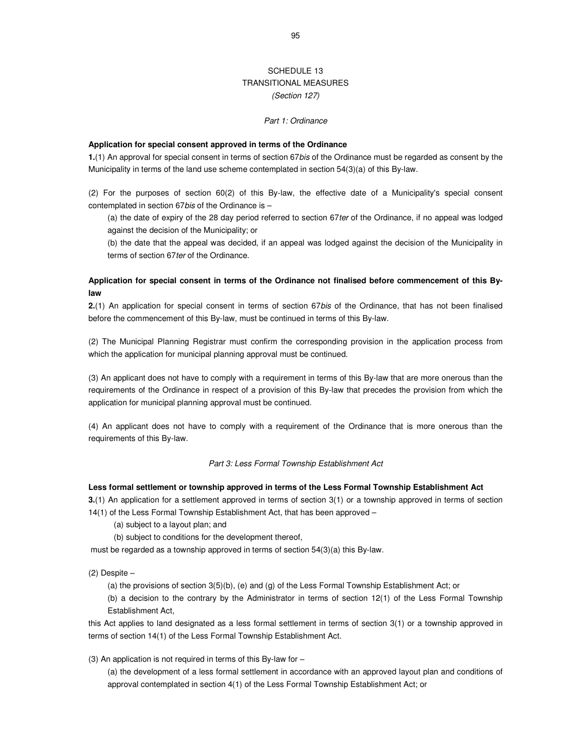# SCHEDULE 13
## TRANSITIONAL MEASURES
*(Section 127)*

### *Part 1: Ordinance*

**Application for special consent approved in terms of the Ordinance**

**1.**(1) An approval for special consent in terms of section 67*bis* of the Ordinance must be regarded as consent by the Municipality in terms of the land use scheme contemplated in section 54(3)(a) of this By-law.

(2) For the purposes of section 60(2) of this By-law, the effective date of a Municipality's special consent contemplated in section 67*bis* of the Ordinance is –

(a) the date of expiry of the 28 day period referred to section 67*ter* of the Ordinance, if no appeal was lodged against the decision of the Municipality; or

(b) the date that the appeal was decided, if an appeal was lodged against the decision of the Municipality in terms of section 67*ter* of the Ordinance.

**Application for special consent in terms of the Ordinance not finalised before commencement of this By-law**

**2.**(1) An application for special consent in terms of section 67*bis* of the Ordinance, that has not been finalised before the commencement of this By-law, must be continued in terms of this By-law.

(2) The Municipal Planning Registrar must confirm the corresponding provision in the application process from which the application for municipal planning approval must be continued.

(3) An applicant does not have to comply with a requirement in terms of this By-law that are more onerous than the requirements of the Ordinance in respect of a provision of this By-law that precedes the provision from which the application for municipal planning approval must be continued.

(4) An applicant does not have to comply with a requirement of the Ordinance that is more onerous than the requirements of this By-law.

### *Part 3: Less Formal Township Establishment Act*

**Less formal settlement or township approved in terms of the Less Formal Township Establishment Act**

**3.**(1) An application for a settlement approved in terms of section 3(1) or a township approved in terms of section 14(1) of the Less Formal Township Establishment Act, that has been approved –

(a) subject to a layout plan; and

(b) subject to conditions for the development thereof,

must be regarded as a township approved in terms of section 54(3)(a) this By-law.

(2) Despite –

(a) the provisions of section 3(5)(b), (e) and (g) of the Less Formal Township Establishment Act; or

(b) a decision to the contrary by the Administrator in terms of section 12(1) of the Less Formal Township Establishment Act,

this Act applies to land designated as a less formal settlement in terms of section 3(1) or a township approved in terms of section 14(1) of the Less Formal Township Establishment Act.

(3) An application is not required in terms of this By-law for –

(a) the development of a less formal settlement in accordance with an approved layout plan and conditions of approval contemplated in section 4(1) of the Less Formal Township Establishment Act; or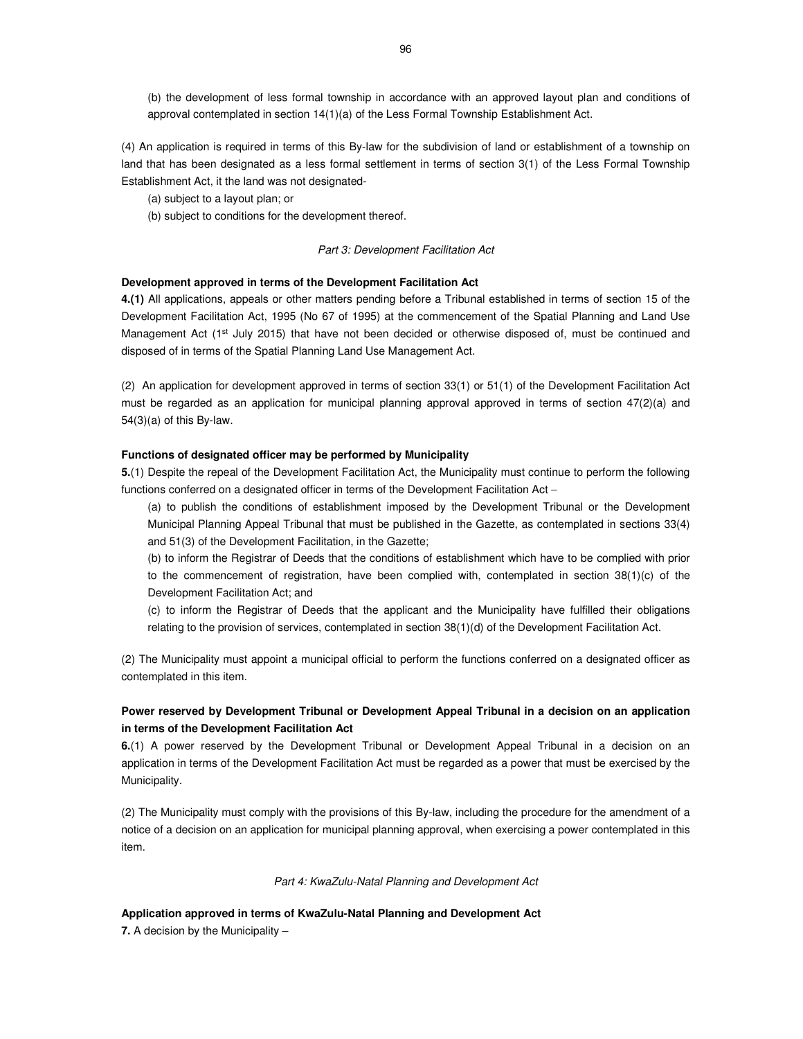(b) the development of less formal township in accordance with an approved layout plan and conditions of approval contemplated in section 14(1)(a) of the Less Formal Township Establishment Act.

(4) An application is required in terms of this By-law for the subdivision of land or establishment of a township on land that has been designated as a less formal settlement in terms of section 3(1) of the Less Formal Township Establishment Act, it the land was not designated-

(a) subject to a layout plan; or

(b) subject to conditions for the development thereof.

*Part 3: Development Facilitation Act*

**Development approved in terms of the Development Facilitation Act**

**4.(1)** All applications, appeals or other matters pending before a Tribunal established in terms of section 15 of the Development Facilitation Act, 1995 (No 67 of 1995) at the commencement of the Spatial Planning and Land Use Management Act (1st July 2015) that have not been decided or otherwise disposed of, must be continued and disposed of in terms of the Spatial Planning Land Use Management Act.

(2) An application for development approved in terms of section 33(1) or 51(1) of the Development Facilitation Act must be regarded as an application for municipal planning approval approved in terms of section 47(2)(a) and 54(3)(a) of this By-law.

**Functions of designated officer may be performed by Municipality**

**5.**(1) Despite the repeal of the Development Facilitation Act, the Municipality must continue to perform the following functions conferred on a designated officer in terms of the Development Facilitation Act –

(a) to publish the conditions of establishment imposed by the Development Tribunal or the Development Municipal Planning Appeal Tribunal that must be published in the Gazette, as contemplated in sections 33(4) and 51(3) of the Development Facilitation, in the Gazette;

(b) to inform the Registrar of Deeds that the conditions of establishment which have to be complied with prior to the commencement of registration, have been complied with, contemplated in section 38(1)(c) of the Development Facilitation Act; and

(c) to inform the Registrar of Deeds that the applicant and the Municipality have fulfilled their obligations relating to the provision of services, contemplated in section 38(1)(d) of the Development Facilitation Act.

(2) The Municipality must appoint a municipal official to perform the functions conferred on a designated officer as contemplated in this item.

**Power reserved by Development Tribunal or Development Appeal Tribunal in a decision on an application in terms of the Development Facilitation Act**

**6.**(1) A power reserved by the Development Tribunal or Development Appeal Tribunal in a decision on an application in terms of the Development Facilitation Act must be regarded as a power that must be exercised by the Municipality.

(2) The Municipality must comply with the provisions of this By-law, including the procedure for the amendment of a notice of a decision on an application for municipal planning approval, when exercising a power contemplated in this item.

*Part 4: KwaZulu-Natal Planning and Development Act*

**Application approved in terms of KwaZulu-Natal Planning and Development Act**

**7.** A decision by the Municipality –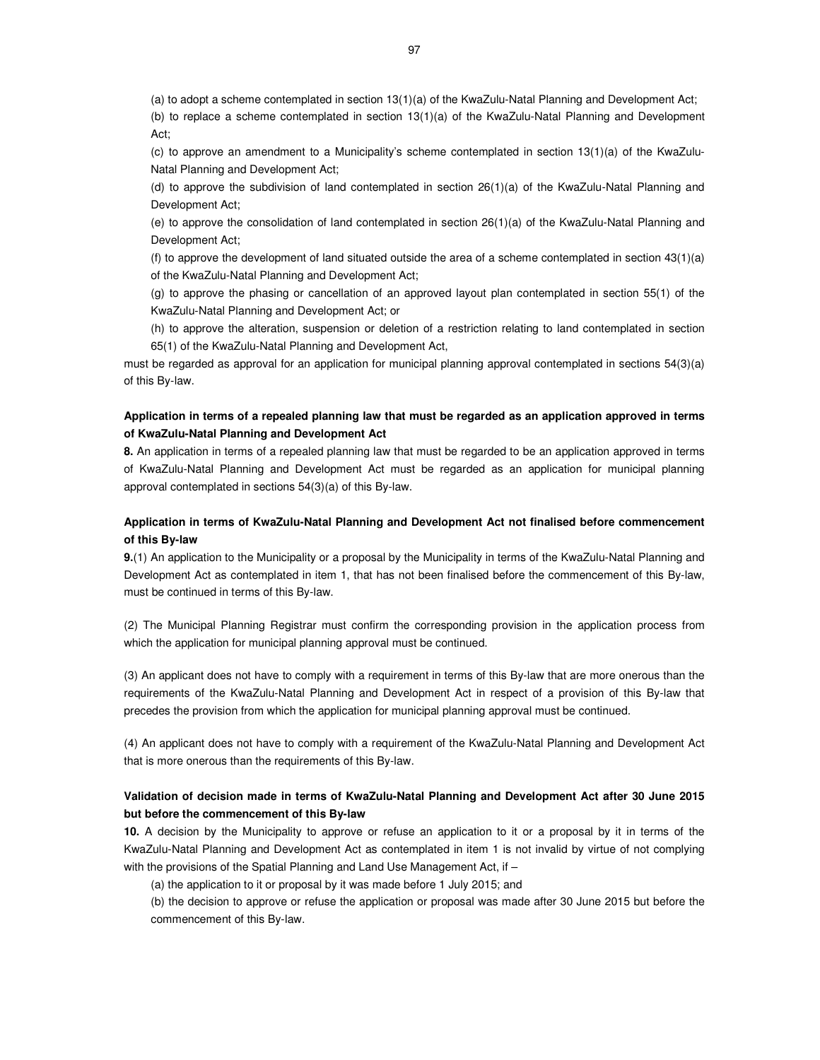(a) to adopt a scheme contemplated in section 13(1)(a) of the KwaZulu-Natal Planning and Development Act;

(b) to replace a scheme contemplated in section 13(1)(a) of the KwaZulu-Natal Planning and Development Act;

(c) to approve an amendment to a Municipality's scheme contemplated in section 13(1)(a) of the KwaZulu-Natal Planning and Development Act;

(d) to approve the subdivision of land contemplated in section 26(1)(a) of the KwaZulu-Natal Planning and Development Act;

(e) to approve the consolidation of land contemplated in section 26(1)(a) of the KwaZulu-Natal Planning and Development Act;

(f) to approve the development of land situated outside the area of a scheme contemplated in section 43(1)(a) of the KwaZulu-Natal Planning and Development Act;

(g) to approve the phasing or cancellation of an approved layout plan contemplated in section 55(1) of the KwaZulu-Natal Planning and Development Act; or

(h) to approve the alteration, suspension or deletion of a restriction relating to land contemplated in section 65(1) of the KwaZulu-Natal Planning and Development Act,

must be regarded as approval for an application for municipal planning approval contemplated in sections 54(3)(a) of this By-law.

**Application in terms of a repealed planning law that must be regarded as an application approved in terms of KwaZulu-Natal Planning and Development Act**

**8.** An application in terms of a repealed planning law that must be regarded to be an application approved in terms of KwaZulu-Natal Planning and Development Act must be regarded as an application for municipal planning approval contemplated in sections 54(3)(a) of this By-law.

**Application in terms of KwaZulu-Natal Planning and Development Act not finalised before commencement of this By-law**

**9.**(1) An application to the Municipality or a proposal by the Municipality in terms of the KwaZulu-Natal Planning and Development Act as contemplated in item 1, that has not been finalised before the commencement of this By-law, must be continued in terms of this By-law.

(2) The Municipal Planning Registrar must confirm the corresponding provision in the application process from which the application for municipal planning approval must be continued.

(3) An applicant does not have to comply with a requirement in terms of this By-law that are more onerous than the requirements of the KwaZulu-Natal Planning and Development Act in respect of a provision of this By-law that precedes the provision from which the application for municipal planning approval must be continued.

(4) An applicant does not have to comply with a requirement of the KwaZulu-Natal Planning and Development Act that is more onerous than the requirements of this By-law.

**Validation of decision made in terms of KwaZulu-Natal Planning and Development Act after 30 June 2015 but before the commencement of this By-law**

**10.** A decision by the Municipality to approve or refuse an application to it or a proposal by it in terms of the KwaZulu-Natal Planning and Development Act as contemplated in item 1 is not invalid by virtue of not complying with the provisions of the Spatial Planning and Land Use Management Act, if –

(a) the application to it or proposal by it was made before 1 July 2015; and

(b) the decision to approve or refuse the application or proposal was made after 30 June 2015 but before the commencement of this By-law.